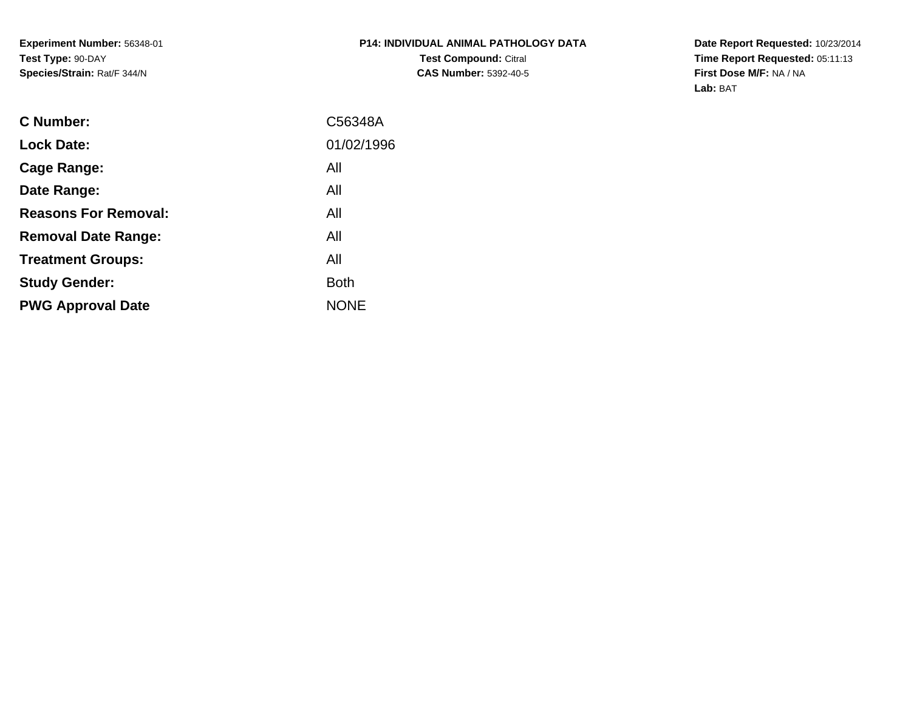**Experiment Number:** 56348-01
**Test Type:** 90-DAY
**Species/Strain:** Rat/F 344/N

**P14: INDIVIDUAL ANIMAL PATHOLOGY DATA**
**Test Compound:** Citral
**CAS Number:** 5392-40-5

**Date Report Requested:** 10/23/2014
**Time Report Requested:** 05:11:13
**First Dose M/F:** NA / NA
**Lab:** BAT

| | |
|---|---|
| **C Number:** | C56348A |
| **Lock Date:** | 01/02/1996 |
| **Cage Range:** | All |
| **Date Range:** | All |
| **Reasons For Removal:** | All |
| **Removal Date Range:** | All |
| **Treatment Groups:** | All |
| **Study Gender:** | Both |
| **PWG Approval Date** | NONE |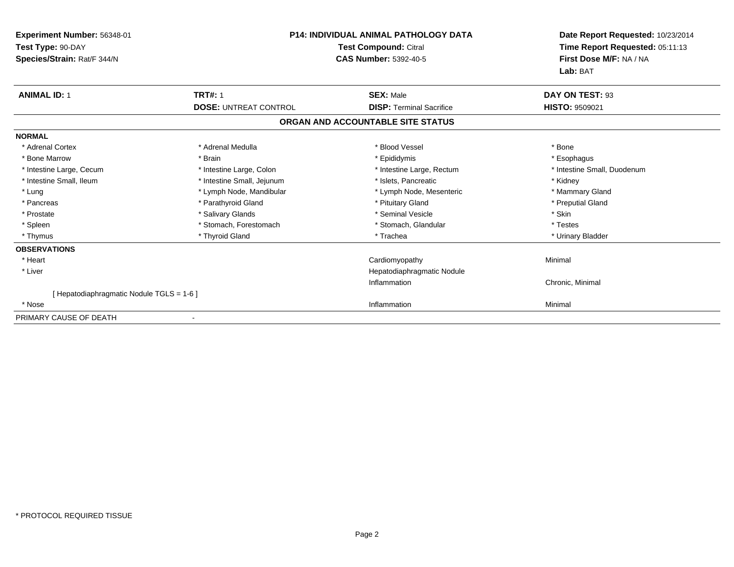**Experiment Number:** 56348-01
**Test Type:** 90-DAY
**Species/Strain:** Rat/F 344/N

**P14: INDIVIDUAL ANIMAL PATHOLOGY DATA**
**Test Compound:** Citral
**CAS Number:** 5392-40-5

**Date Report Requested:** 10/23/2014
**Time Report Requested:** 05:11:13
**First Dose M/F:** NA / NA
**Lab:** BAT

| **ANIMAL ID:** 1 | **TRT#:** 1 | **SEX:** Male | **DAY ON TEST:** 93 |
|---|---|---|---|
| | **DOSE:** UNTREAT CONTROL | **DISP:** Terminal Sacrifice | **HISTO:** 9509021 |

## ORGAN AND ACCOUNTABLE SITE STATUS

**NORMAL**

| | | | |
|---|---|---|---|
| * Adrenal Cortex | * Adrenal Medulla | * Blood Vessel | * Bone |
| * Bone Marrow | * Brain | * Epididymis | * Esophagus |
| * Intestine Large, Cecum | * Intestine Large, Colon | * Intestine Large, Rectum | * Intestine Small, Duodenum |
| * Intestine Small, Ileum | * Intestine Small, Jejunum | * Islets, Pancreatic | * Kidney |
| * Lung | * Lymph Node, Mandibular | * Lymph Node, Mesenteric | * Mammary Gland |
| * Pancreas | * Parathyroid Gland | * Pituitary Gland | * Preputial Gland |
| * Prostate | * Salivary Glands | * Seminal Vesicle | * Skin |
| * Spleen | * Stomach, Forestomach | * Stomach, Glandular | * Testes |
| * Thymus | * Thyroid Gland | * Trachea | * Urinary Bladder |

**OBSERVATIONS**

| | | |
|---|---|---|
| * Heart | Cardiomyopathy | Minimal |
| * Liver | Hepatodiaphragmatic Nodule | |
| | Inflammation | Chronic, Minimal |
| [ Hepatodiaphragmatic Nodule TGLS = 1-6 ] | | |
| * Nose | Inflammation | Minimal |

PRIMARY CAUSE OF DEATH -

* PROTOCOL REQUIRED TISSUE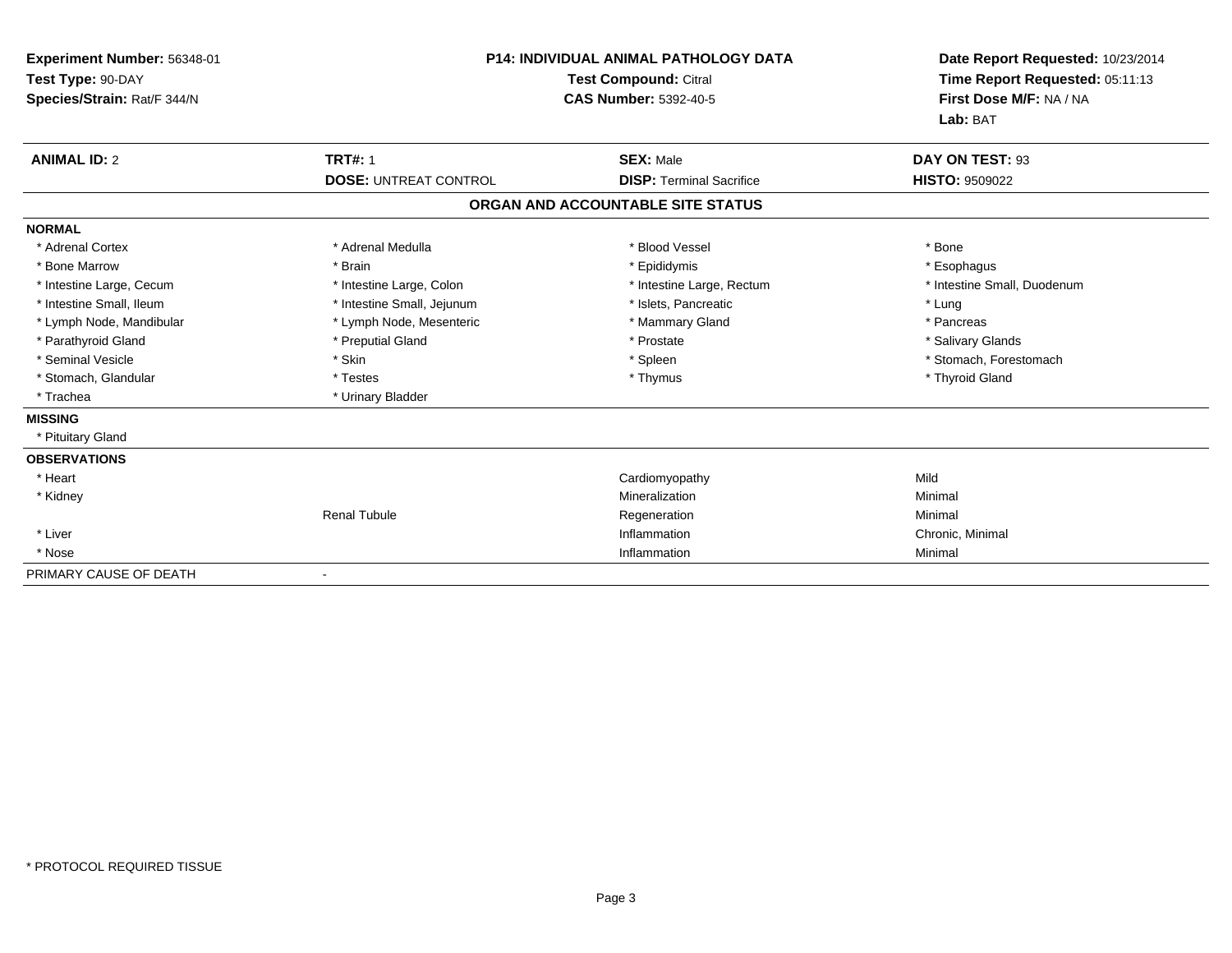**Experiment Number:** 56348-01
**Test Type:** 90-DAY
**Species/Strain:** Rat/F 344/N

**P14: INDIVIDUAL ANIMAL PATHOLOGY DATA**
**Test Compound:** Citral
**CAS Number:** 5392-40-5

**Date Report Requested:** 10/23/2014
**Time Report Requested:** 05:11:13
**First Dose M/F:** NA / NA
**Lab:** BAT

| **ANIMAL ID:** 2 | **TRT#:** 1 | **SEX:** Male | **DAY ON TEST:** 93 |
|---|---|---|---|
| | **DOSE:** UNTREAT CONTROL | **DISP:** Terminal Sacrifice | **HISTO:** 9509022 |

**ORGAN AND ACCOUNTABLE SITE STATUS**

| | | | |
|---|---|---|---|
| **NORMAL** | | | |
| * Adrenal Cortex | * Adrenal Medulla | * Blood Vessel | * Bone |
| * Bone Marrow | * Brain | * Epididymis | * Esophagus |
| * Intestine Large, Cecum | * Intestine Large, Colon | * Intestine Large, Rectum | * Intestine Small, Duodenum |
| * Intestine Small, Ileum | * Intestine Small, Jejunum | * Islets, Pancreatic | * Lung |
| * Lymph Node, Mandibular | * Lymph Node, Mesenteric | * Mammary Gland | * Pancreas |
| * Parathyroid Gland | * Preputial Gland | * Prostate | * Salivary Glands |
| * Seminal Vesicle | * Skin | * Spleen | * Stomach, Forestomach |
| * Stomach, Glandular | * Testes | * Thymus | * Thyroid Gland |
| * Trachea | * Urinary Bladder | | |
| **MISSING** | | | |
| * Pituitary Gland | | | |
| **OBSERVATIONS** | | | |
| * Heart | | Cardiomyopathy | Mild |
| * Kidney | | Mineralization | Minimal |
| | Renal Tubule | Regeneration | Minimal |
| * Liver | | Inflammation | Chronic, Minimal |
| * Nose | | Inflammation | Minimal |
| PRIMARY CAUSE OF DEATH | - | | |

* PROTOCOL REQUIRED TISSUE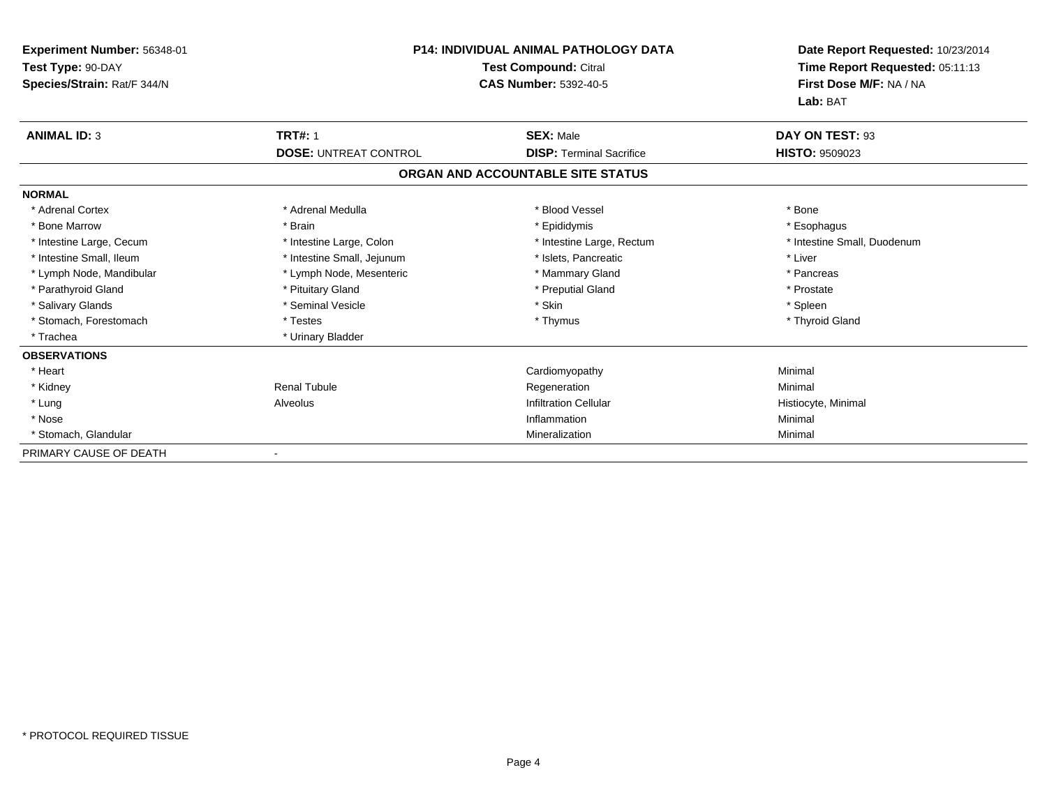**Experiment Number:** 56348-01
**Test Type:** 90-DAY
**Species/Strain:** Rat/F 344/N

**P14: INDIVIDUAL ANIMAL PATHOLOGY DATA**
**Test Compound:** Citral
**CAS Number:** 5392-40-5

**Date Report Requested:** 10/23/2014
**Time Report Requested:** 05:11:13
**First Dose M/F:** NA / NA
**Lab:** BAT

| **ANIMAL ID:** 3 | **TRT#:** 1 | **SEX:** Male | **DAY ON TEST:** 93 |
|---|---|---|---|
| | **DOSE:** UNTREAT CONTROL | **DISP:** Terminal Sacrifice | **HISTO:** 9509023 |

**ORGAN AND ACCOUNTABLE SITE STATUS**

| | | | |
|---|---|---|---|
| **NORMAL** | | | |
| * Adrenal Cortex | * Adrenal Medulla | * Blood Vessel | * Bone |
| * Bone Marrow | * Brain | * Epididymis | * Esophagus |
| * Intestine Large, Cecum | * Intestine Large, Colon | * Intestine Large, Rectum | * Intestine Small, Duodenum |
| * Intestine Small, Ileum | * Intestine Small, Jejunum | * Islets, Pancreatic | * Liver |
| * Lymph Node, Mandibular | * Lymph Node, Mesenteric | * Mammary Gland | * Pancreas |
| * Parathyroid Gland | * Pituitary Gland | * Preputial Gland | * Prostate |
| * Salivary Glands | * Seminal Vesicle | * Skin | * Spleen |
| * Stomach, Forestomach | * Testes | * Thymus | * Thyroid Gland |
| * Trachea | * Urinary Bladder | | |
| **OBSERVATIONS** | | | |
| * Heart | | Cardiomyopathy | Minimal |
| * Kidney | Renal Tubule | Regeneration | Minimal |
| * Lung | Alveolus | Infiltration Cellular | Histiocyte, Minimal |
| * Nose | | Inflammation | Minimal |
| * Stomach, Glandular | | Mineralization | Minimal |
| PRIMARY CAUSE OF DEATH | - | | |

* PROTOCOL REQUIRED TISSUE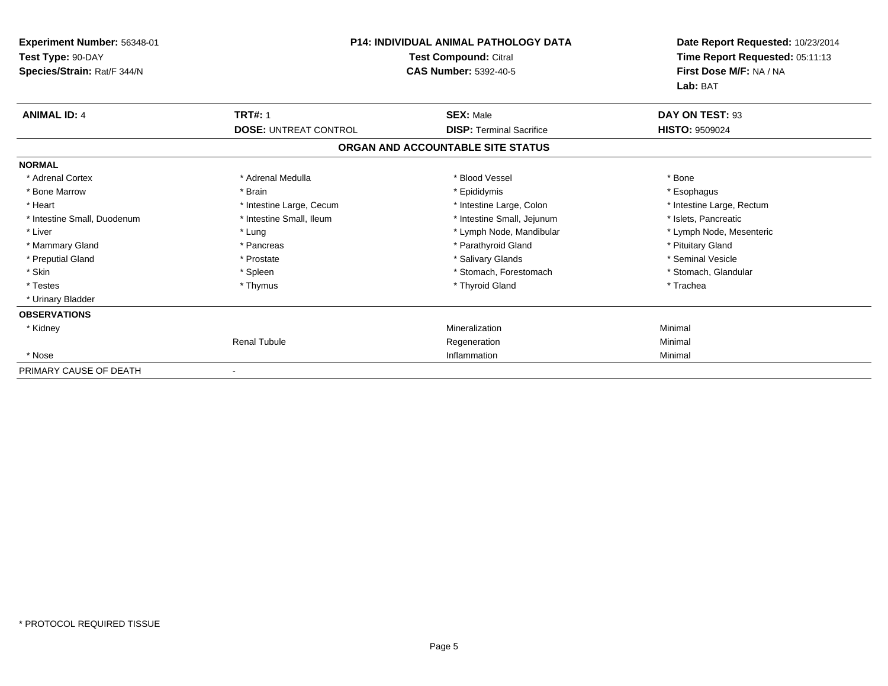**Experiment Number:** 56348-01
**Test Type:** 90-DAY
**Species/Strain:** Rat/F 344/N

**P14: INDIVIDUAL ANIMAL PATHOLOGY DATA**
**Test Compound:** Citral
**CAS Number:** 5392-40-5

**Date Report Requested:** 10/23/2014
**Time Report Requested:** 05:11:13
**First Dose M/F:** NA / NA
**Lab:** BAT

| **ANIMAL ID:** 4 | **TRT#:** 1 | **SEX:** Male | **DAY ON TEST:** 93 |
|---|---|---|---|
| | **DOSE:** UNTREAT CONTROL | **DISP:** Terminal Sacrifice | **HISTO:** 9509024 |

**ORGAN AND ACCOUNTABLE SITE STATUS**

| | | | |
|---|---|---|---|
| **NORMAL** | | | |
| * Adrenal Cortex | * Adrenal Medulla | * Blood Vessel | * Bone |
| * Bone Marrow | * Brain | * Epididymis | * Esophagus |
| * Heart | * Intestine Large, Cecum | * Intestine Large, Colon | * Intestine Large, Rectum |
| * Intestine Small, Duodenum | * Intestine Small, Ileum | * Intestine Small, Jejunum | * Islets, Pancreatic |
| * Liver | * Lung | * Lymph Node, Mandibular | * Lymph Node, Mesenteric |
| * Mammary Gland | * Pancreas | * Parathyroid Gland | * Pituitary Gland |
| * Preputial Gland | * Prostate | * Salivary Glands | * Seminal Vesicle |
| * Skin | * Spleen | * Stomach, Forestomach | * Stomach, Glandular |
| * Testes | * Thymus | * Thyroid Gland | * Trachea |
| * Urinary Bladder | | | |
| **OBSERVATIONS** | | | |
| * Kidney | | Mineralization | Minimal |
| | Renal Tubule | Regeneration | Minimal |
| * Nose | | Inflammation | Minimal |
| PRIMARY CAUSE OF DEATH | - | | |

\* PROTOCOL REQUIRED TISSUE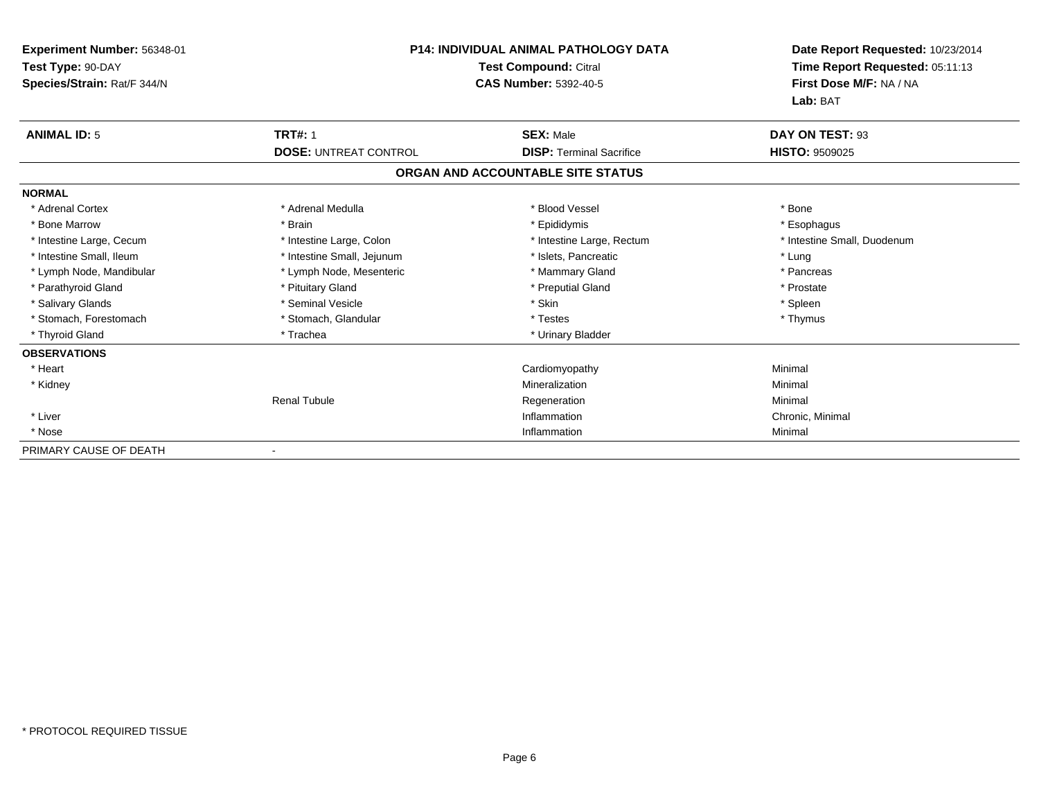**Experiment Number:** 56348-01
**Test Type:** 90-DAY
**Species/Strain:** Rat/F 344/N

**P14: INDIVIDUAL ANIMAL PATHOLOGY DATA**
**Test Compound:** Citral
**CAS Number:** 5392-40-5

**Date Report Requested:** 10/23/2014
**Time Report Requested:** 05:11:13
**First Dose M/F:** NA / NA
**Lab:** BAT

| **ANIMAL ID:** 5 | **TRT#:** 1 | **SEX:** Male | **DAY ON TEST:** 93 |
|---|---|---|---|
| | **DOSE:** UNTREAT CONTROL | **DISP:** Terminal Sacrifice | **HISTO:** 9509025 |

**ORGAN AND ACCOUNTABLE SITE STATUS**

| | | | |
|---|---|---|---|
| **NORMAL** | | | |
| * Adrenal Cortex | * Adrenal Medulla | * Blood Vessel | * Bone |
| * Bone Marrow | * Brain | * Epididymis | * Esophagus |
| * Intestine Large, Cecum | * Intestine Large, Colon | * Intestine Large, Rectum | * Intestine Small, Duodenum |
| * Intestine Small, Ileum | * Intestine Small, Jejunum | * Islets, Pancreatic | * Lung |
| * Lymph Node, Mandibular | * Lymph Node, Mesenteric | * Mammary Gland | * Pancreas |
| * Parathyroid Gland | * Pituitary Gland | * Preputial Gland | * Prostate |
| * Salivary Glands | * Seminal Vesicle | * Skin | * Spleen |
| * Stomach, Forestomach | * Stomach, Glandular | * Testes | * Thymus |
| * Thyroid Gland | * Trachea | * Urinary Bladder | |
| **OBSERVATIONS** | | | |
| * Heart | | Cardiomyopathy | Minimal |
| * Kidney | | Mineralization | Minimal |
| | Renal Tubule | Regeneration | Minimal |
| * Liver | | Inflammation | Chronic, Minimal |
| * Nose | | Inflammation | Minimal |
| PRIMARY CAUSE OF DEATH | - | | |

* PROTOCOL REQUIRED TISSUE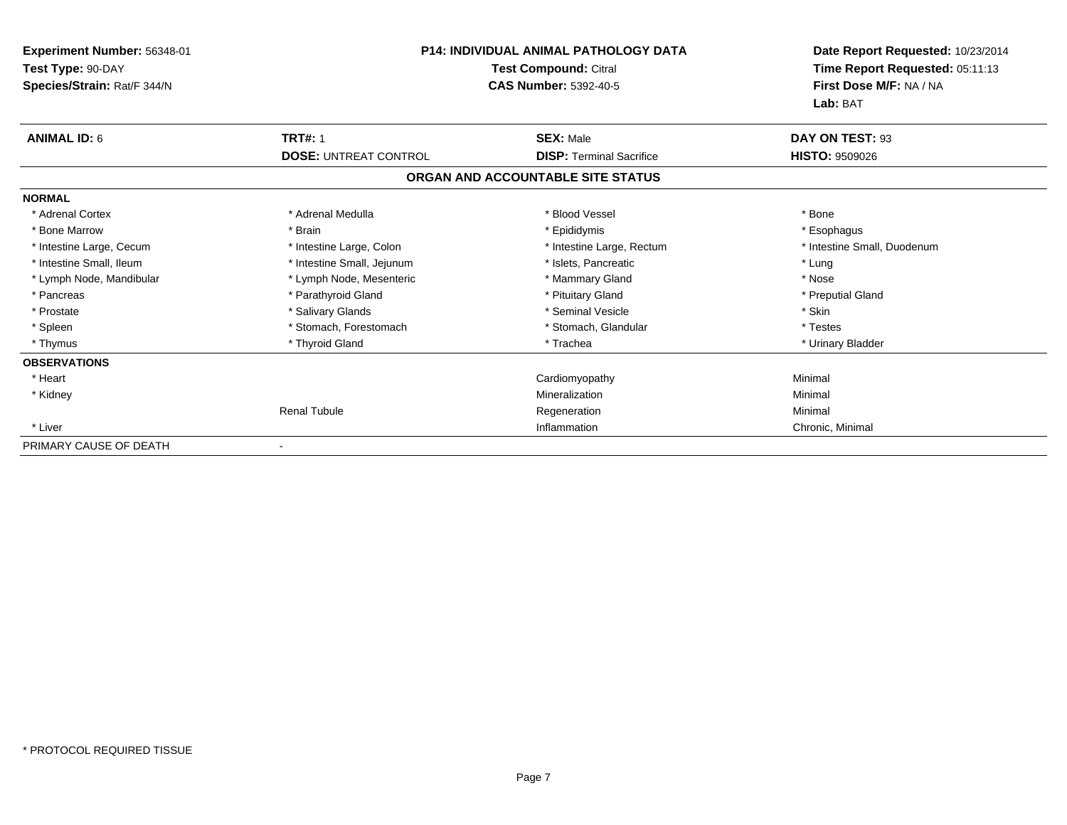**Experiment Number:** 56348-01
**Test Type:** 90-DAY
**Species/Strain:** Rat/F 344/N

**P14: INDIVIDUAL ANIMAL PATHOLOGY DATA**
**Test Compound:** Citral
**CAS Number:** 5392-40-5

**Date Report Requested:** 10/23/2014
**Time Report Requested:** 05:11:13
**First Dose M/F:** NA / NA
**Lab:** BAT

| **ANIMAL ID:** 6 | **TRT#:** 1 | **SEX:** Male | **DAY ON TEST:** 93 |
|---|---|---|---|
| | **DOSE:** UNTREAT CONTROL | **DISP:** Terminal Sacrifice | **HISTO:** 9509026 |

## ORGAN AND ACCOUNTABLE SITE STATUS

| | | | |
|---|---|---|---|
| **NORMAL** | | | |
| * Adrenal Cortex | * Adrenal Medulla | * Blood Vessel | * Bone |
| * Bone Marrow | * Brain | * Epididymis | * Esophagus |
| * Intestine Large, Cecum | * Intestine Large, Colon | * Intestine Large, Rectum | * Intestine Small, Duodenum |
| * Intestine Small, Ileum | * Intestine Small, Jejunum | * Islets, Pancreatic | * Lung |
| * Lymph Node, Mandibular | * Lymph Node, Mesenteric | * Mammary Gland | * Nose |
| * Pancreas | * Parathyroid Gland | * Pituitary Gland | * Preputial Gland |
| * Prostate | * Salivary Glands | * Seminal Vesicle | * Skin |
| * Spleen | * Stomach, Forestomach | * Stomach, Glandular | * Testes |
| * Thymus | * Thyroid Gland | * Trachea | * Urinary Bladder |
| **OBSERVATIONS** | | | |
| * Heart | | Cardiomyopathy | Minimal |
| * Kidney | | Mineralization | Minimal |
| | Renal Tubule | Regeneration | Minimal |
| * Liver | | Inflammation | Chronic, Minimal |
| PRIMARY CAUSE OF DEATH | - | | |

* PROTOCOL REQUIRED TISSUE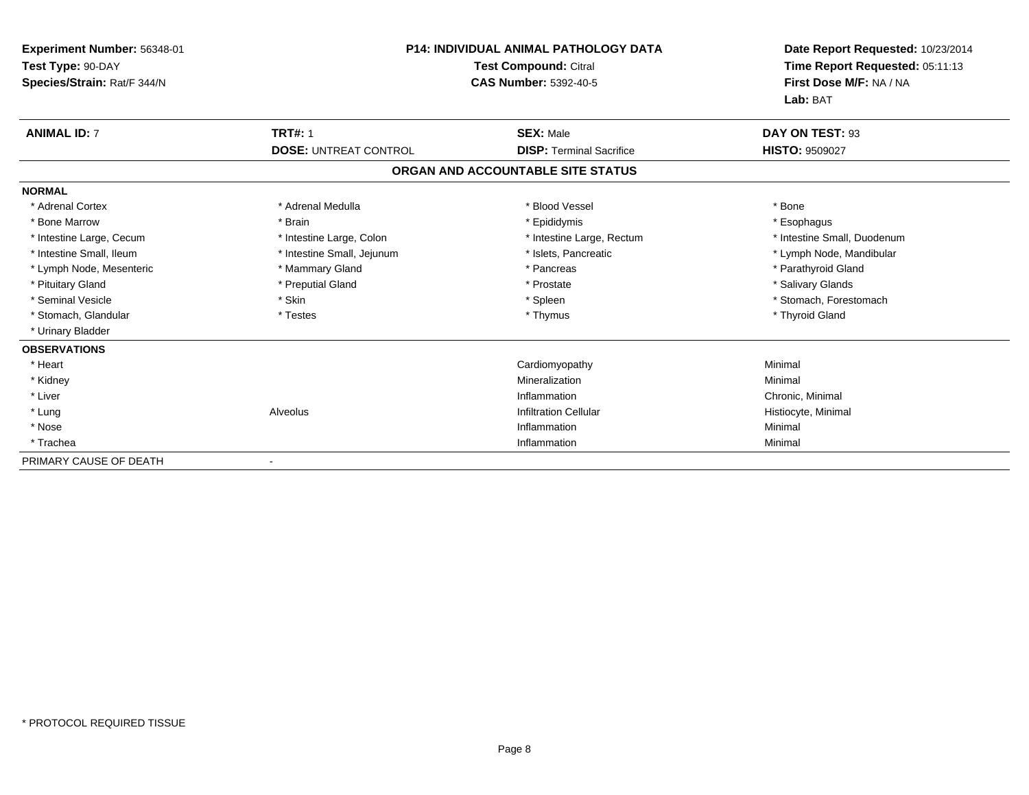**Experiment Number:** 56348-01
**Test Type:** 90-DAY
**Species/Strain:** Rat/F 344/N

**P14: INDIVIDUAL ANIMAL PATHOLOGY DATA**
**Test Compound:** Citral
**CAS Number:** 5392-40-5

**Date Report Requested:** 10/23/2014
**Time Report Requested:** 05:11:13
**First Dose M/F:** NA / NA
**Lab:** BAT

| **ANIMAL ID:** 7 | **TRT#:** 1 | **SEX:** Male | **DAY ON TEST:** 93 |
|---|---|---|---|
| | **DOSE:** UNTREAT CONTROL | **DISP:** Terminal Sacrifice | **HISTO:** 9509027 |

**ORGAN AND ACCOUNTABLE SITE STATUS**

| | | | |
|---|---|---|---|
| **NORMAL** | | | |
| * Adrenal Cortex | * Adrenal Medulla | * Blood Vessel | * Bone |
| * Bone Marrow | * Brain | * Epididymis | * Esophagus |
| * Intestine Large, Cecum | * Intestine Large, Colon | * Intestine Large, Rectum | * Intestine Small, Duodenum |
| * Intestine Small, Ileum | * Intestine Small, Jejunum | * Islets, Pancreatic | * Lymph Node, Mandibular |
| * Lymph Node, Mesenteric | * Mammary Gland | * Pancreas | * Parathyroid Gland |
| * Pituitary Gland | * Preputial Gland | * Prostate | * Salivary Glands |
| * Seminal Vesicle | * Skin | * Spleen | * Stomach, Forestomach |
| * Stomach, Glandular | * Testes | * Thymus | * Thyroid Gland |
| * Urinary Bladder | | | |
| **OBSERVATIONS** | | | |
| * Heart | | Cardiomyopathy | Minimal |
| * Kidney | | Mineralization | Minimal |
| * Liver | | Inflammation | Chronic, Minimal |
| * Lung | Alveolus | Infiltration Cellular | Histiocyte, Minimal |
| * Nose | | Inflammation | Minimal |
| * Trachea | | Inflammation | Minimal |
| PRIMARY CAUSE OF DEATH | - | | |

* PROTOCOL REQUIRED TISSUE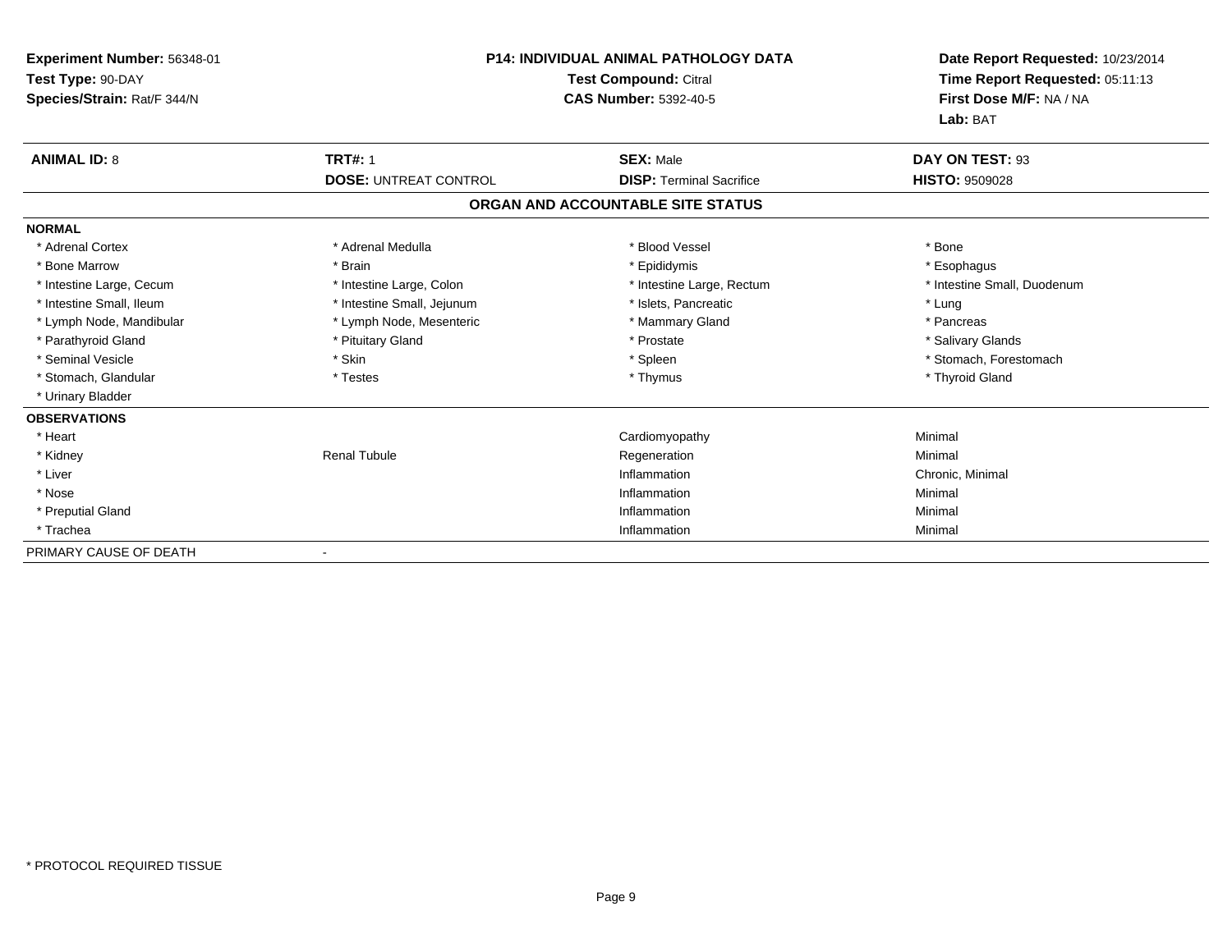**Experiment Number:** 56348-01
**Test Type:** 90-DAY
**Species/Strain:** Rat/F 344/N

**P14: INDIVIDUAL ANIMAL PATHOLOGY DATA**
**Test Compound:** Citral
**CAS Number:** 5392-40-5

**Date Report Requested:** 10/23/2014
**Time Report Requested:** 05:11:13
**First Dose M/F:** NA / NA
**Lab:** BAT

| **ANIMAL ID:** 8 | **TRT#:** 1 | **SEX:** Male | **DAY ON TEST:** 93 |
|---|---|---|---|
| | **DOSE:** UNTREAT CONTROL | **DISP:** Terminal Sacrifice | **HISTO:** 9509028 |

**ORGAN AND ACCOUNTABLE SITE STATUS**

**NORMAL**

| | | | |
|---|---|---|---|
| * Adrenal Cortex | * Adrenal Medulla | * Blood Vessel | * Bone |
| * Bone Marrow | * Brain | * Epididymis | * Esophagus |
| * Intestine Large, Cecum | * Intestine Large, Colon | * Intestine Large, Rectum | * Intestine Small, Duodenum |
| * Intestine Small, Ileum | * Intestine Small, Jejunum | * Islets, Pancreatic | * Lung |
| * Lymph Node, Mandibular | * Lymph Node, Mesenteric | * Mammary Gland | * Pancreas |
| * Parathyroid Gland | * Pituitary Gland | * Prostate | * Salivary Glands |
| * Seminal Vesicle | * Skin | * Spleen | * Stomach, Forestomach |
| * Stomach, Glandular | * Testes | * Thymus | * Thyroid Gland |
| * Urinary Bladder | | | |

**OBSERVATIONS**

| | | | |
|---|---|---|---|
| * Heart | | Cardiomyopathy | Minimal |
| * Kidney | Renal Tubule | Regeneration | Minimal |
| * Liver | | Inflammation | Chronic, Minimal |
| * Nose | | Inflammation | Minimal |
| * Preputial Gland | | Inflammation | Minimal |
| * Trachea | | Inflammation | Minimal |

PRIMARY CAUSE OF DEATH -

\* PROTOCOL REQUIRED TISSUE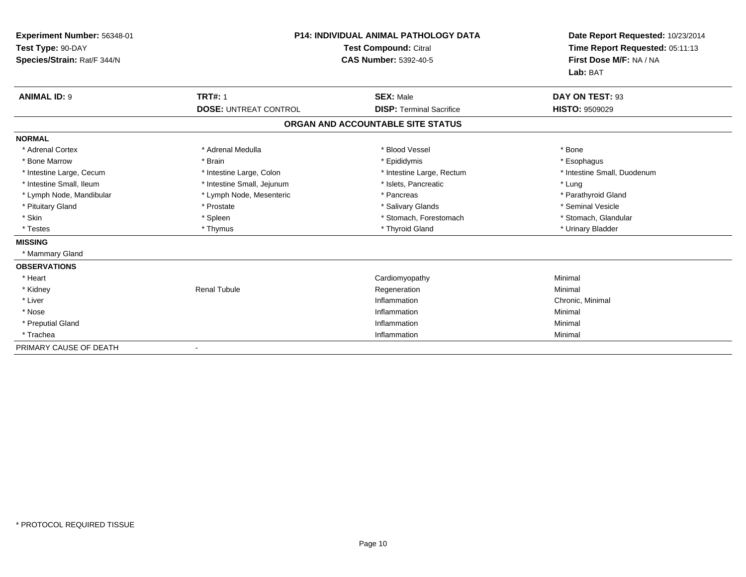**Experiment Number:** 56348-01
**Test Type:** 90-DAY
**Species/Strain:** Rat/F 344/N

**P14: INDIVIDUAL ANIMAL PATHOLOGY DATA**
**Test Compound:** Citral
**CAS Number:** 5392-40-5

**Date Report Requested:** 10/23/2014
**Time Report Requested:** 05:11:13
**First Dose M/F:** NA / NA
**Lab:** BAT

| **ANIMAL ID:** 9 | **TRT#:** 1 | **SEX:** Male | **DAY ON TEST:** 93 |
|---|---|---|---|
| | **DOSE:** UNTREAT CONTROL | **DISP:** Terminal Sacrifice | **HISTO:** 9509029 |

## ORGAN AND ACCOUNTABLE SITE STATUS

| | | | |
|---|---|---|---|
| **NORMAL** | | | |
| * Adrenal Cortex | * Adrenal Medulla | * Blood Vessel | * Bone |
| * Bone Marrow | * Brain | * Epididymis | * Esophagus |
| * Intestine Large, Cecum | * Intestine Large, Colon | * Intestine Large, Rectum | * Intestine Small, Duodenum |
| * Intestine Small, Ileum | * Intestine Small, Jejunum | * Islets, Pancreatic | * Lung |
| * Lymph Node, Mandibular | * Lymph Node, Mesenteric | * Pancreas | * Parathyroid Gland |
| * Pituitary Gland | * Prostate | * Salivary Glands | * Seminal Vesicle |
| * Skin | * Spleen | * Stomach, Forestomach | * Stomach, Glandular |
| * Testes | * Thymus | * Thyroid Gland | * Urinary Bladder |
| **MISSING** | | | |
| * Mammary Gland | | | |
| **OBSERVATIONS** | | | |
| * Heart | | Cardiomyopathy | Minimal |
| * Kidney | Renal Tubule | Regeneration | Minimal |
| * Liver | | Inflammation | Chronic, Minimal |
| * Nose | | Inflammation | Minimal |
| * Preputial Gland | | Inflammation | Minimal |
| * Trachea | | Inflammation | Minimal |
| PRIMARY CAUSE OF DEATH | - | | |

* PROTOCOL REQUIRED TISSUE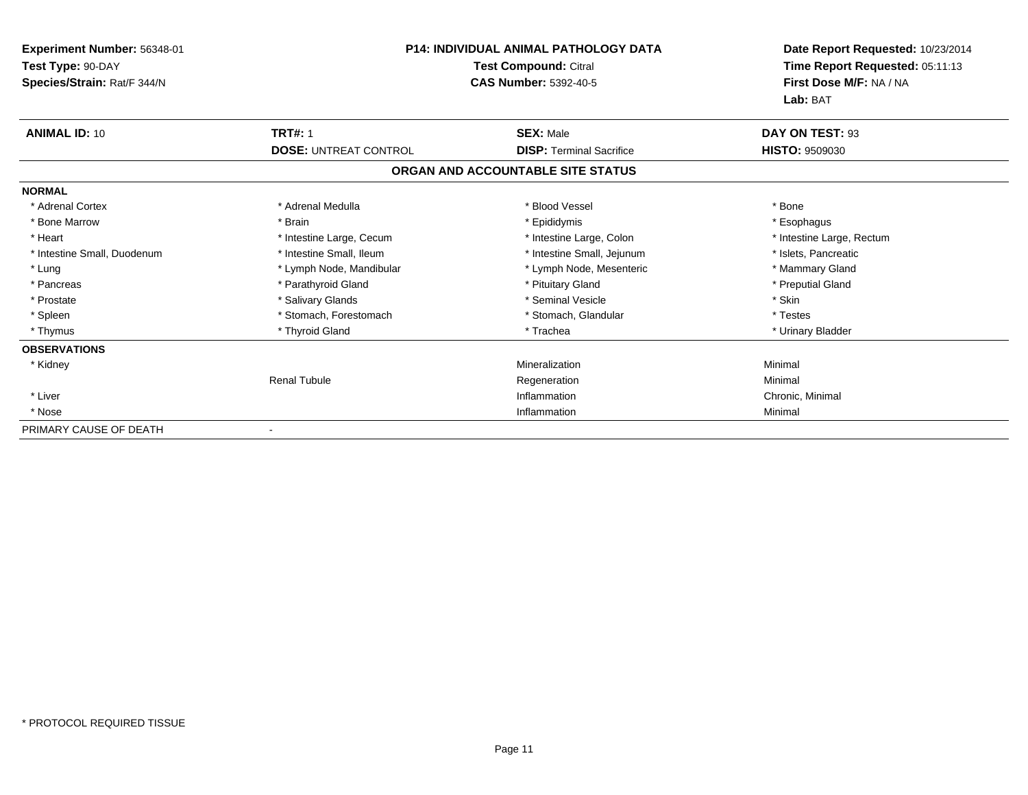**Experiment Number:** 56348-01
**Test Type:** 90-DAY
**Species/Strain:** Rat/F 344/N

**P14: INDIVIDUAL ANIMAL PATHOLOGY DATA**
**Test Compound:** Citral
**CAS Number:** 5392-40-5

**Date Report Requested:** 10/23/2014
**Time Report Requested:** 05:11:13
**First Dose M/F:** NA / NA
**Lab:** BAT

| **ANIMAL ID:** 10 | **TRT#:** 1 | **SEX:** Male | **DAY ON TEST:** 93 |
|---|---|---|---|
| | **DOSE:** UNTREAT CONTROL | **DISP:** Terminal Sacrifice | **HISTO:** 9509030 |

## ORGAN AND ACCOUNTABLE SITE STATUS

| **NORMAL** | | | |
|---|---|---|---|
| * Adrenal Cortex | * Adrenal Medulla | * Blood Vessel | * Bone |
| * Bone Marrow | * Brain | * Epididymis | * Esophagus |
| * Heart | * Intestine Large, Cecum | * Intestine Large, Colon | * Intestine Large, Rectum |
| * Intestine Small, Duodenum | * Intestine Small, Ileum | * Intestine Small, Jejunum | * Islets, Pancreatic |
| * Lung | * Lymph Node, Mandibular | * Lymph Node, Mesenteric | * Mammary Gland |
| * Pancreas | * Parathyroid Gland | * Pituitary Gland | * Preputial Gland |
| * Prostate | * Salivary Glands | * Seminal Vesicle | * Skin |
| * Spleen | * Stomach, Forestomach | * Stomach, Glandular | * Testes |
| * Thymus | * Thyroid Gland | * Trachea | * Urinary Bladder |

| **OBSERVATIONS** | | | |
|---|---|---|---|
| * Kidney | | Mineralization | Minimal |
| | Renal Tubule | Regeneration | Minimal |
| * Liver | | Inflammation | Chronic, Minimal |
| * Nose | | Inflammation | Minimal |

PRIMARY CAUSE OF DEATH -

* PROTOCOL REQUIRED TISSUE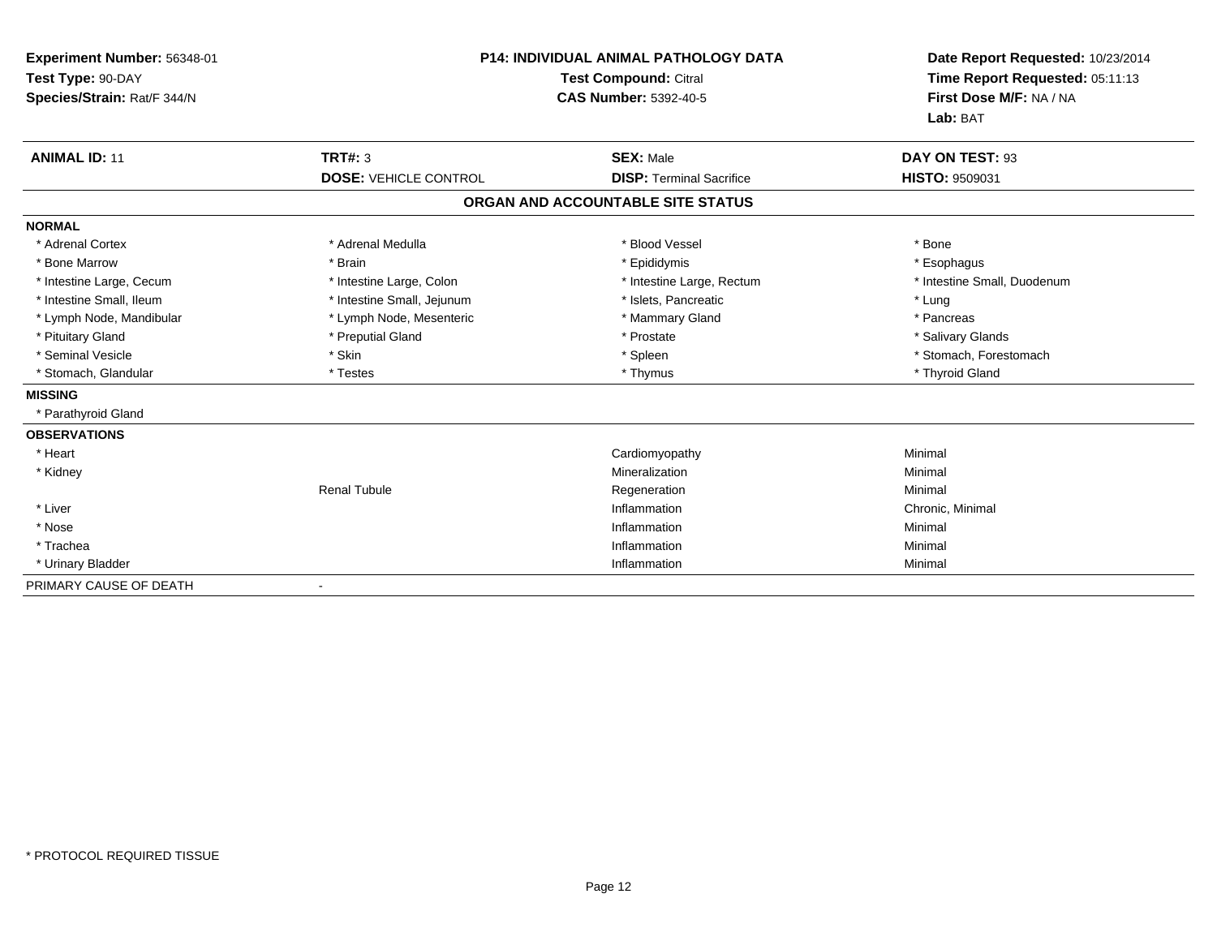**Experiment Number:** 56348-01
**Test Type:** 90-DAY
**Species/Strain:** Rat/F 344/N

**P14: INDIVIDUAL ANIMAL PATHOLOGY DATA**
**Test Compound:** Citral
**CAS Number:** 5392-40-5

**Date Report Requested:** 10/23/2014
**Time Report Requested:** 05:11:13
**First Dose M/F:** NA / NA
**Lab:** BAT

| **ANIMAL ID:** 11 | **TRT#:** 3 | **SEX:** Male | **DAY ON TEST:** 93 |
|---|---|---|---|
| | **DOSE:** VEHICLE CONTROL | **DISP:** Terminal Sacrifice | **HISTO:** 9509031 |

## ORGAN AND ACCOUNTABLE SITE STATUS

**NORMAL**

| | | | |
|---|---|---|---|
| * Adrenal Cortex | * Adrenal Medulla | * Blood Vessel | * Bone |
| * Bone Marrow | * Brain | * Epididymis | * Esophagus |
| * Intestine Large, Cecum | * Intestine Large, Colon | * Intestine Large, Rectum | * Intestine Small, Duodenum |
| * Intestine Small, Ileum | * Intestine Small, Jejunum | * Islets, Pancreatic | * Lung |
| * Lymph Node, Mandibular | * Lymph Node, Mesenteric | * Mammary Gland | * Pancreas |
| * Pituitary Gland | * Preputial Gland | * Prostate | * Salivary Glands |
| * Seminal Vesicle | * Skin | * Spleen | * Stomach, Forestomach |
| * Stomach, Glandular | * Testes | * Thymus | * Thyroid Gland |

**MISSING**

* Parathyroid Gland

**OBSERVATIONS**

| | | | |
|---|---|---|---|
| * Heart | | Cardiomyopathy | Minimal |
| * Kidney | | Mineralization | Minimal |
| | Renal Tubule | Regeneration | Minimal |
| * Liver | | Inflammation | Chronic, Minimal |
| * Nose | | Inflammation | Minimal |
| * Trachea | | Inflammation | Minimal |
| * Urinary Bladder | | Inflammation | Minimal |

PRIMARY CAUSE OF DEATH -

\* PROTOCOL REQUIRED TISSUE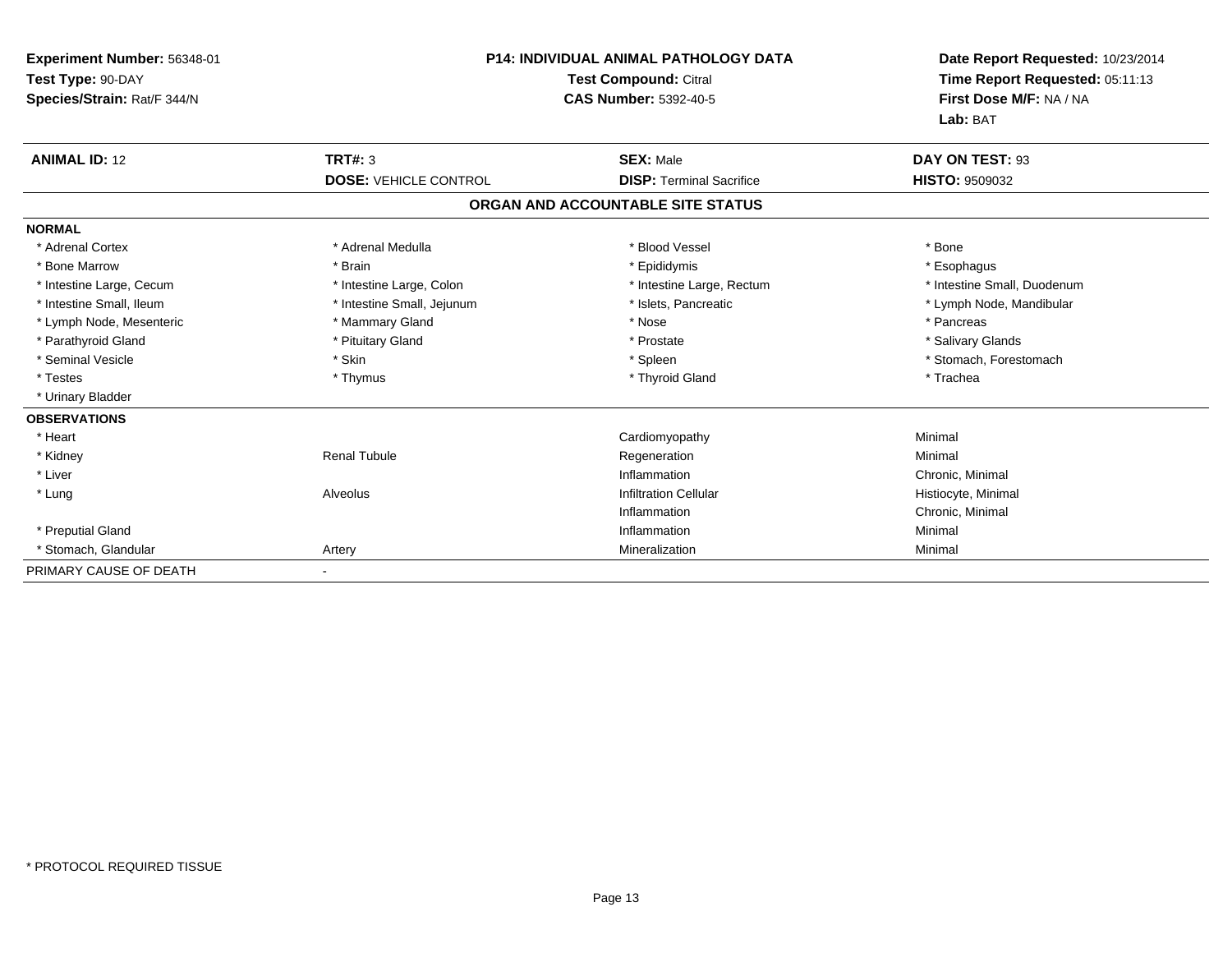**Experiment Number:** 56348-01
**Test Type:** 90-DAY
**Species/Strain:** Rat/F 344/N

**P14: INDIVIDUAL ANIMAL PATHOLOGY DATA**
**Test Compound:** Citral
**CAS Number:** 5392-40-5

**Date Report Requested:** 10/23/2014
**Time Report Requested:** 05:11:13
**First Dose M/F:** NA / NA
**Lab:** BAT

| **ANIMAL ID:** 12 | **TRT#:** 3 | **SEX:** Male | **DAY ON TEST:** 93 |
|---|---|---|---|
| | **DOSE:** VEHICLE CONTROL | **DISP:** Terminal Sacrifice | **HISTO:** 9509032 |

**ORGAN AND ACCOUNTABLE SITE STATUS**

**NORMAL**

| | | | |
|---|---|---|---|
| * Adrenal Cortex | * Adrenal Medulla | * Blood Vessel | * Bone |
| * Bone Marrow | * Brain | * Epididymis | * Esophagus |
| * Intestine Large, Cecum | * Intestine Large, Colon | * Intestine Large, Rectum | * Intestine Small, Duodenum |
| * Intestine Small, Ileum | * Intestine Small, Jejunum | * Islets, Pancreatic | * Lymph Node, Mandibular |
| * Lymph Node, Mesenteric | * Mammary Gland | * Nose | * Pancreas |
| * Parathyroid Gland | * Pituitary Gland | * Prostate | * Salivary Glands |
| * Seminal Vesicle | * Skin | * Spleen | * Stomach, Forestomach |
| * Testes | * Thymus | * Thyroid Gland | * Trachea |
| * Urinary Bladder | | | |

**OBSERVATIONS**

| | | | |
|---|---|---|---|
| * Heart | | Cardiomyopathy | Minimal |
| * Kidney | Renal Tubule | Regeneration | Minimal |
| * Liver | | Inflammation | Chronic, Minimal |
| * Lung | Alveolus | Infiltration Cellular | Histiocyte, Minimal |
| | | Inflammation | Chronic, Minimal |
| * Preputial Gland | | Inflammation | Minimal |
| * Stomach, Glandular | Artery | Mineralization | Minimal |

PRIMARY CAUSE OF DEATH -

* PROTOCOL REQUIRED TISSUE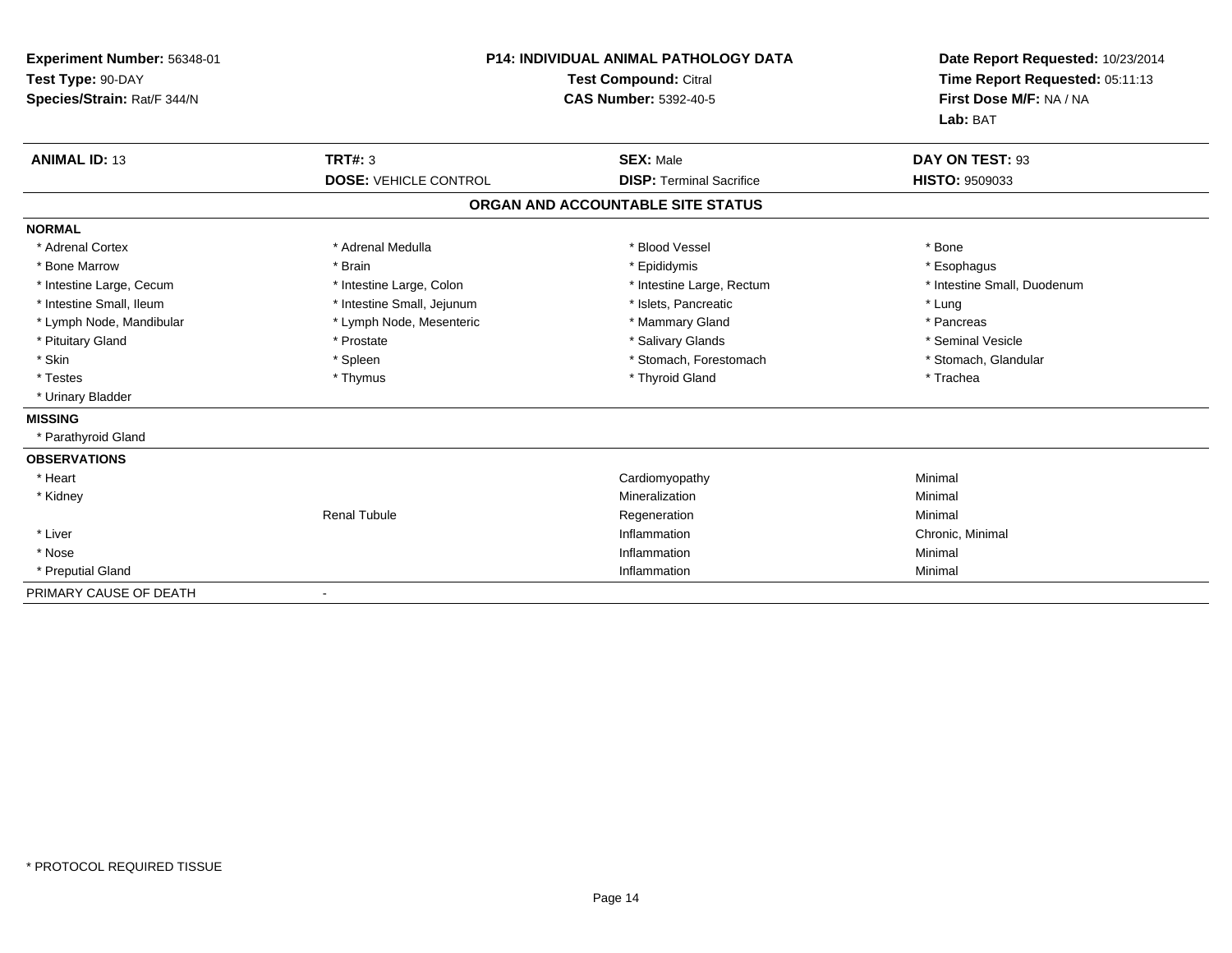**Experiment Number:** 56348-01
**Test Type:** 90-DAY
**Species/Strain:** Rat/F 344/N

**P14: INDIVIDUAL ANIMAL PATHOLOGY DATA**
**Test Compound:** Citral
**CAS Number:** 5392-40-5

**Date Report Requested:** 10/23/2014
**Time Report Requested:** 05:11:13
**First Dose M/F:** NA / NA
**Lab:** BAT

| **ANIMAL ID:** 13 | **TRT#:** 3 | **SEX:** Male | **DAY ON TEST:** 93 |
|---|---|---|---|
| | **DOSE:** VEHICLE CONTROL | **DISP:** Terminal Sacrifice | **HISTO:** 9509033 |

**ORGAN AND ACCOUNTABLE SITE STATUS**

| | | | |
|---|---|---|---|
| **NORMAL** | | | |
| * Adrenal Cortex | * Adrenal Medulla | * Blood Vessel | * Bone |
| * Bone Marrow | * Brain | * Epididymis | * Esophagus |
| * Intestine Large, Cecum | * Intestine Large, Colon | * Intestine Large, Rectum | * Intestine Small, Duodenum |
| * Intestine Small, Ileum | * Intestine Small, Jejunum | * Islets, Pancreatic | * Lung |
| * Lymph Node, Mandibular | * Lymph Node, Mesenteric | * Mammary Gland | * Pancreas |
| * Pituitary Gland | * Prostate | * Salivary Glands | * Seminal Vesicle |
| * Skin | * Spleen | * Stomach, Forestomach | * Stomach, Glandular |
| * Testes | * Thymus | * Thyroid Gland | * Trachea |
| * Urinary Bladder | | | |
| **MISSING** | | | |
| * Parathyroid Gland | | | |
| **OBSERVATIONS** | | | |
| * Heart | | Cardiomyopathy | Minimal |
| * Kidney | | Mineralization | Minimal |
| | Renal Tubule | Regeneration | Minimal |
| * Liver | | Inflammation | Chronic, Minimal |
| * Nose | | Inflammation | Minimal |
| * Preputial Gland | | Inflammation | Minimal |
| PRIMARY CAUSE OF DEATH | - | | |

* PROTOCOL REQUIRED TISSUE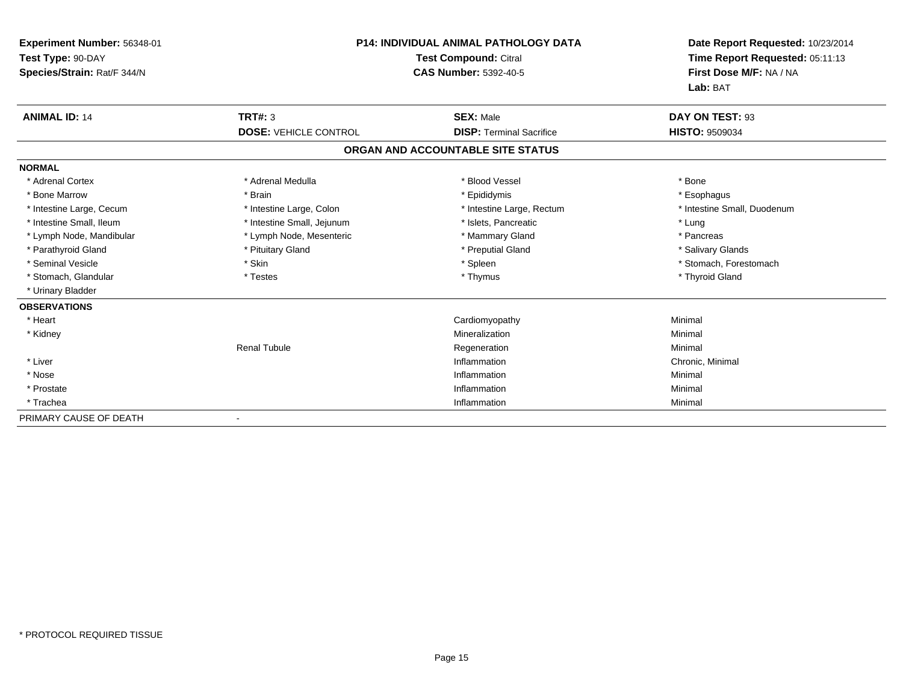**Experiment Number:** 56348-01
**Test Type:** 90-DAY
**Species/Strain:** Rat/F 344/N

**P14: INDIVIDUAL ANIMAL PATHOLOGY DATA**
**Test Compound:** Citral
**CAS Number:** 5392-40-5

**Date Report Requested:** 10/23/2014
**Time Report Requested:** 05:11:13
**First Dose M/F:** NA / NA
**Lab:** BAT

| **ANIMAL ID:** 14 | **TRT#:** 3 | **SEX:** Male | **DAY ON TEST:** 93 |
|---|---|---|---|
| | **DOSE:** VEHICLE CONTROL | **DISP:** Terminal Sacrifice | **HISTO:** 9509034 |

## ORGAN AND ACCOUNTABLE SITE STATUS

**NORMAL**

| | | | |
|---|---|---|---|
| * Adrenal Cortex | * Adrenal Medulla | * Blood Vessel | * Bone |
| * Bone Marrow | * Brain | * Epididymis | * Esophagus |
| * Intestine Large, Cecum | * Intestine Large, Colon | * Intestine Large, Rectum | * Intestine Small, Duodenum |
| * Intestine Small, Ileum | * Intestine Small, Jejunum | * Islets, Pancreatic | * Lung |
| * Lymph Node, Mandibular | * Lymph Node, Mesenteric | * Mammary Gland | * Pancreas |
| * Parathyroid Gland | * Pituitary Gland | * Preputial Gland | * Salivary Glands |
| * Seminal Vesicle | * Skin | * Spleen | * Stomach, Forestomach |
| * Stomach, Glandular | * Testes | * Thymus | * Thyroid Gland |
| * Urinary Bladder | | | |

**OBSERVATIONS**

| | | | |
|---|---|---|---|
| * Heart | | Cardiomyopathy | Minimal |
| * Kidney | | Mineralization | Minimal |
| | Renal Tubule | Regeneration | Minimal |
| * Liver | | Inflammation | Chronic, Minimal |
| * Nose | | Inflammation | Minimal |
| * Prostate | | Inflammation | Minimal |
| * Trachea | | Inflammation | Minimal |

PRIMARY CAUSE OF DEATH -

* PROTOCOL REQUIRED TISSUE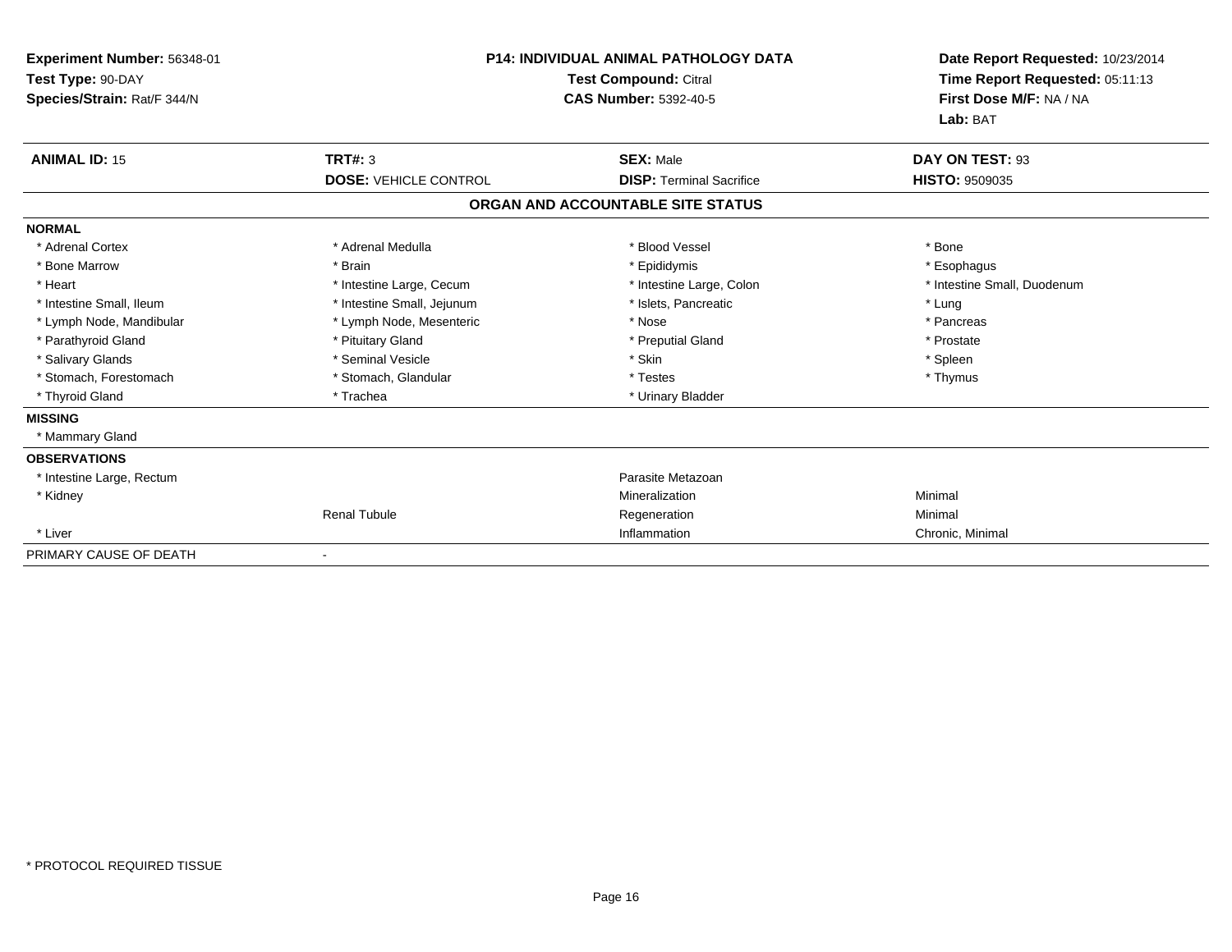**Experiment Number:** 56348-01
**Test Type:** 90-DAY
**Species/Strain:** Rat/F 344/N

**P14: INDIVIDUAL ANIMAL PATHOLOGY DATA**
**Test Compound:** Citral
**CAS Number:** 5392-40-5

**Date Report Requested:** 10/23/2014
**Time Report Requested:** 05:11:13
**First Dose M/F:** NA / NA
**Lab:** BAT

| **ANIMAL ID:** 15 | **TRT#:** 3 | **SEX:** Male | **DAY ON TEST:** 93 |
|---|---|---|---|
| | **DOSE:** VEHICLE CONTROL | **DISP:** Terminal Sacrifice | **HISTO:** 9509035 |

## ORGAN AND ACCOUNTABLE SITE STATUS

| | | | |
|---|---|---|---|
| **NORMAL** | | | |
| * Adrenal Cortex | * Adrenal Medulla | * Blood Vessel | * Bone |
| * Bone Marrow | * Brain | * Epididymis | * Esophagus |
| * Heart | * Intestine Large, Cecum | * Intestine Large, Colon | * Intestine Small, Duodenum |
| * Intestine Small, Ileum | * Intestine Small, Jejunum | * Islets, Pancreatic | * Lung |
| * Lymph Node, Mandibular | * Lymph Node, Mesenteric | * Nose | * Pancreas |
| * Parathyroid Gland | * Pituitary Gland | * Preputial Gland | * Prostate |
| * Salivary Glands | * Seminal Vesicle | * Skin | * Spleen |
| * Stomach, Forestomach | * Stomach, Glandular | * Testes | * Thymus |
| * Thyroid Gland | * Trachea | * Urinary Bladder | |
| **MISSING** | | | |
| * Mammary Gland | | | |
| **OBSERVATIONS** | | | |
| * Intestine Large, Rectum | | Parasite Metazoan | |
| * Kidney | | Mineralization | Minimal |
| | Renal Tubule | Regeneration | Minimal |
| * Liver | | Inflammation | Chronic, Minimal |
| PRIMARY CAUSE OF DEATH | - | | |

\* PROTOCOL REQUIRED TISSUE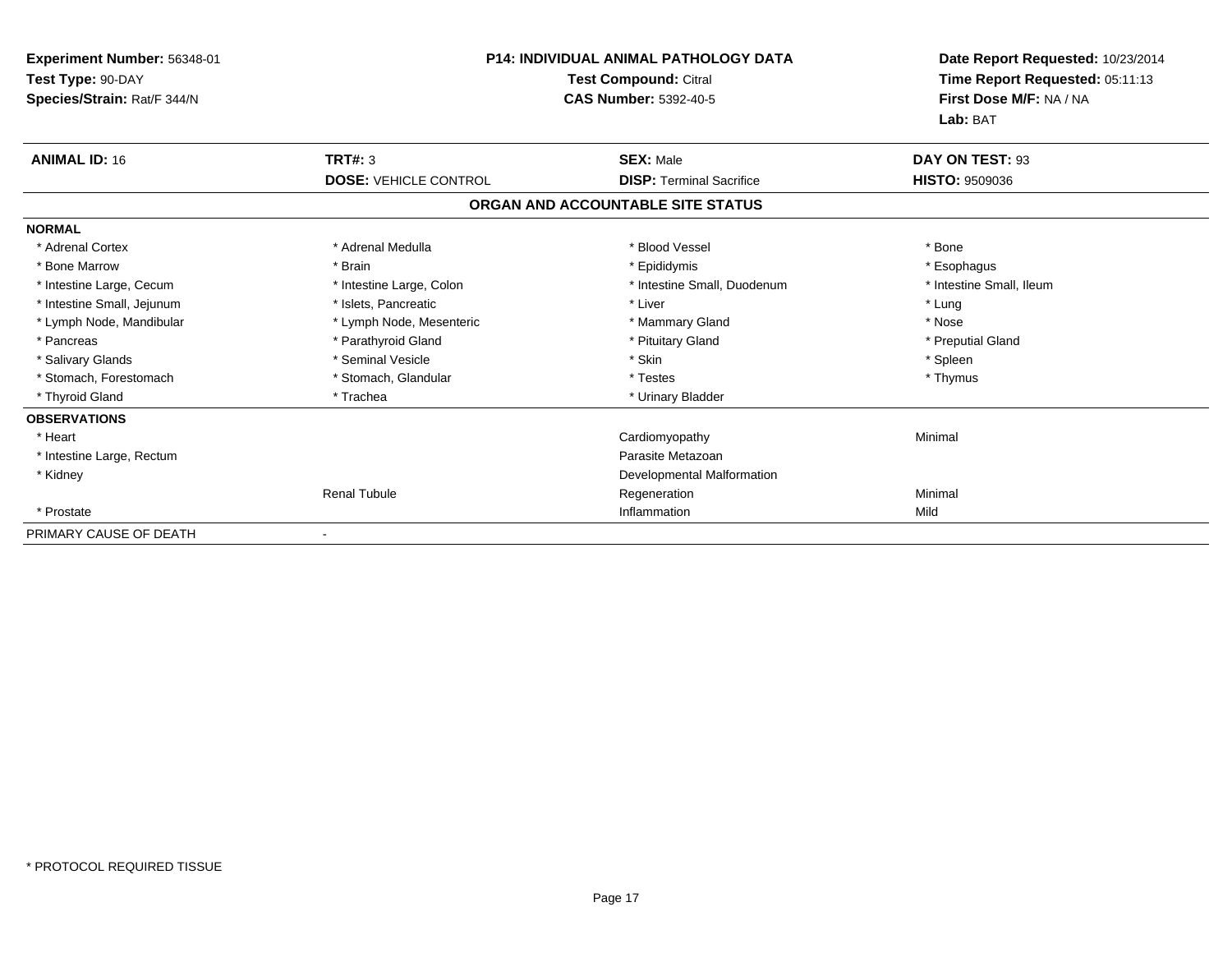**Experiment Number:** 56348-01
**Test Type:** 90-DAY
**Species/Strain:** Rat/F 344/N

**P14: INDIVIDUAL ANIMAL PATHOLOGY DATA**
**Test Compound:** Citral
**CAS Number:** 5392-40-5

**Date Report Requested:** 10/23/2014
**Time Report Requested:** 05:11:13
**First Dose M/F:** NA / NA
**Lab:** BAT

| **ANIMAL ID:** 16 | **TRT#:** 3 | **SEX:** Male | **DAY ON TEST:** 93 |
|---|---|---|---|
| | **DOSE:** VEHICLE CONTROL | **DISP:** Terminal Sacrifice | **HISTO:** 9509036 |

## ORGAN AND ACCOUNTABLE SITE STATUS

| | | | |
|---|---|---|---|
| **NORMAL** | | | |
| * Adrenal Cortex | * Adrenal Medulla | * Blood Vessel | * Bone |
| * Bone Marrow | * Brain | * Epididymis | * Esophagus |
| * Intestine Large, Cecum | * Intestine Large, Colon | * Intestine Small, Duodenum | * Intestine Small, Ileum |
| * Intestine Small, Jejunum | * Islets, Pancreatic | * Liver | * Lung |
| * Lymph Node, Mandibular | * Lymph Node, Mesenteric | * Mammary Gland | * Nose |
| * Pancreas | * Parathyroid Gland | * Pituitary Gland | * Preputial Gland |
| * Salivary Glands | * Seminal Vesicle | * Skin | * Spleen |
| * Stomach, Forestomach | * Stomach, Glandular | * Testes | * Thymus |
| * Thyroid Gland | * Trachea | * Urinary Bladder | |
| **OBSERVATIONS** | | | |
| * Heart | | Cardiomyopathy | Minimal |
| * Intestine Large, Rectum | | Parasite Metazoan | |
| * Kidney | | Developmental Malformation | |
| | Renal Tubule | Regeneration | Minimal |
| * Prostate | | Inflammation | Mild |
| PRIMARY CAUSE OF DEATH | - | | |

* PROTOCOL REQUIRED TISSUE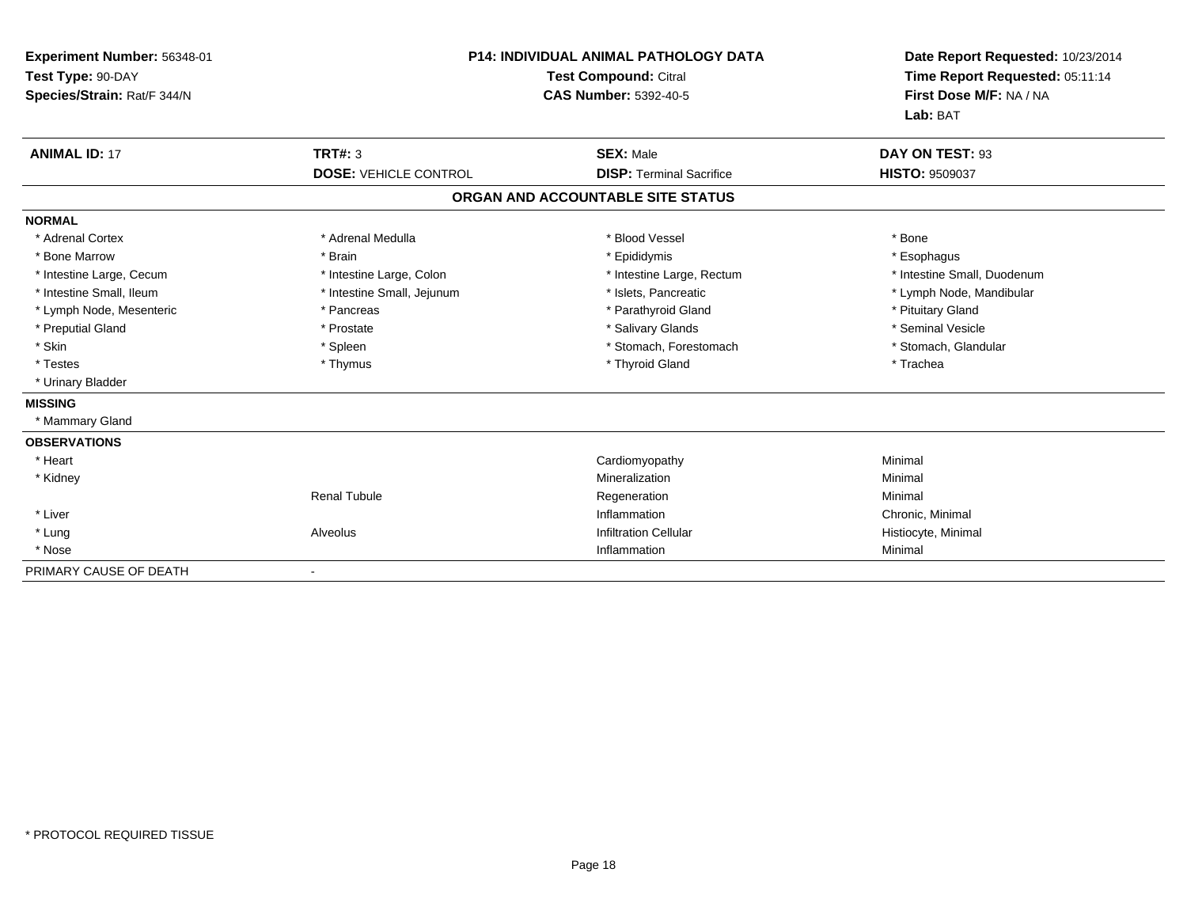**Experiment Number:** 56348-01
**Test Type:** 90-DAY
**Species/Strain:** Rat/F 344/N

**P14: INDIVIDUAL ANIMAL PATHOLOGY DATA**
**Test Compound:** Citral
**CAS Number:** 5392-40-5

**Date Report Requested:** 10/23/2014
**Time Report Requested:** 05:11:14
**First Dose M/F:** NA / NA
**Lab:** BAT

| **ANIMAL ID:** 17 | **TRT#:** 3 | **SEX:** Male | **DAY ON TEST:** 93 |
|---|---|---|---|
| | **DOSE:** VEHICLE CONTROL | **DISP:** Terminal Sacrifice | **HISTO:** 9509037 |

## ORGAN AND ACCOUNTABLE SITE STATUS

**NORMAL**

| | | | |
|---|---|---|---|
| * Adrenal Cortex | * Adrenal Medulla | * Blood Vessel | * Bone |
| * Bone Marrow | * Brain | * Epididymis | * Esophagus |
| * Intestine Large, Cecum | * Intestine Large, Colon | * Intestine Large, Rectum | * Intestine Small, Duodenum |
| * Intestine Small, Ileum | * Intestine Small, Jejunum | * Islets, Pancreatic | * Lymph Node, Mandibular |
| * Lymph Node, Mesenteric | * Pancreas | * Parathyroid Gland | * Pituitary Gland |
| * Preputial Gland | * Prostate | * Salivary Glands | * Seminal Vesicle |
| * Skin | * Spleen | * Stomach, Forestomach | * Stomach, Glandular |
| * Testes | * Thymus | * Thyroid Gland | * Trachea |
| * Urinary Bladder | | | |

**MISSING**

* Mammary Gland

**OBSERVATIONS**

| | | | |
|---|---|---|---|
| * Heart | | Cardiomyopathy | Minimal |
| * Kidney | | Mineralization | Minimal |
| | Renal Tubule | Regeneration | Minimal |
| * Liver | | Inflammation | Chronic, Minimal |
| * Lung | Alveolus | Infiltration Cellular | Histiocyte, Minimal |
| * Nose | | Inflammation | Minimal |

PRIMARY CAUSE OF DEATH -

* PROTOCOL REQUIRED TISSUE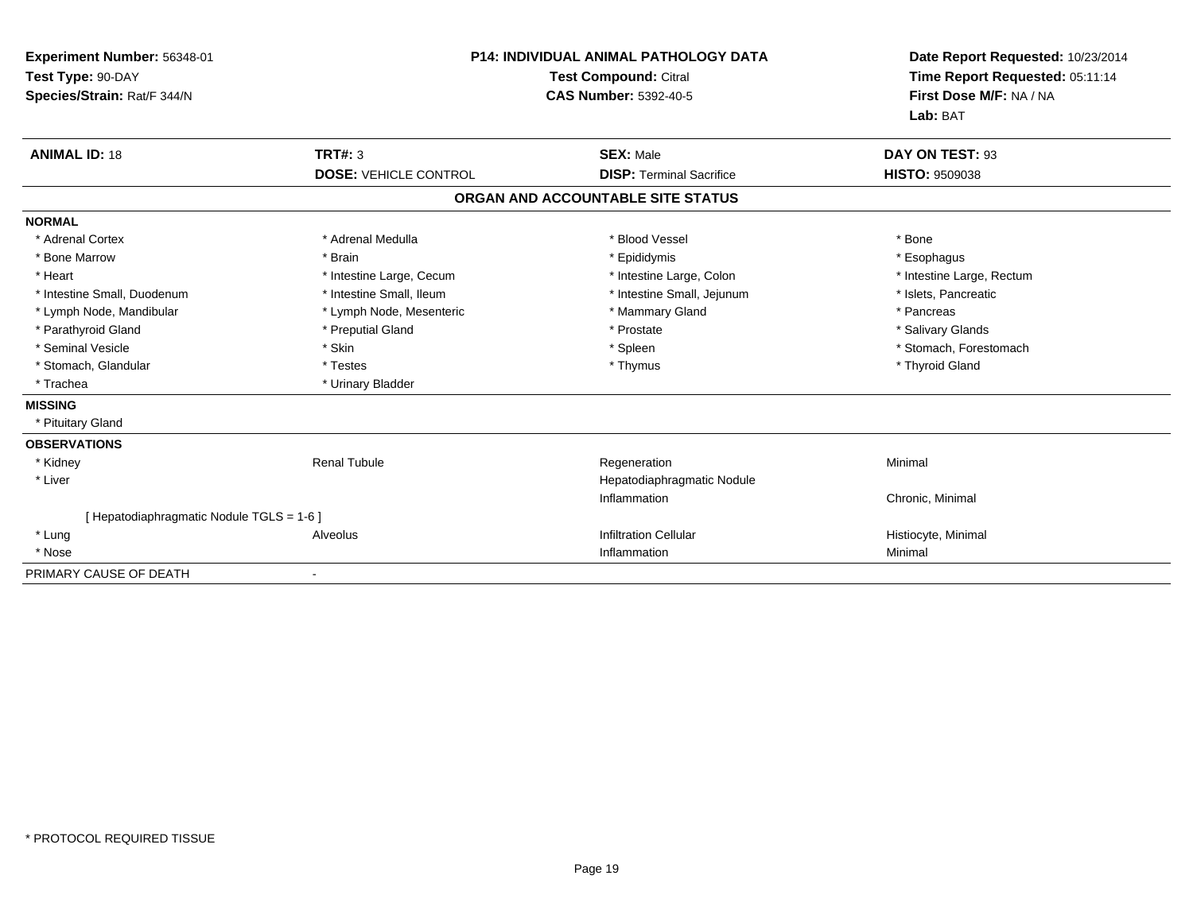**Experiment Number:** 56348-01
**Test Type:** 90-DAY
**Species/Strain:** Rat/F 344/N

**P14: INDIVIDUAL ANIMAL PATHOLOGY DATA**
**Test Compound:** Citral
**CAS Number:** 5392-40-5

**Date Report Requested:** 10/23/2014
**Time Report Requested:** 05:11:14
**First Dose M/F:** NA / NA
**Lab:** BAT

| **ANIMAL ID:** 18 | **TRT#:** 3 | **SEX:** Male | **DAY ON TEST:** 93 |
|---|---|---|---|
| | **DOSE:** VEHICLE CONTROL | **DISP:** Terminal Sacrifice | **HISTO:** 9509038 |

## ORGAN AND ACCOUNTABLE SITE STATUS

**NORMAL**

| | | | |
|---|---|---|---|
| * Adrenal Cortex | * Adrenal Medulla | * Blood Vessel | * Bone |
| * Bone Marrow | * Brain | * Epididymis | * Esophagus |
| * Heart | * Intestine Large, Cecum | * Intestine Large, Colon | * Intestine Large, Rectum |
| * Intestine Small, Duodenum | * Intestine Small, Ileum | * Intestine Small, Jejunum | * Islets, Pancreatic |
| * Lymph Node, Mandibular | * Lymph Node, Mesenteric | * Mammary Gland | * Pancreas |
| * Parathyroid Gland | * Preputial Gland | * Prostate | * Salivary Glands |
| * Seminal Vesicle | * Skin | * Spleen | * Stomach, Forestomach |
| * Stomach, Glandular | * Testes | * Thymus | * Thyroid Gland |
| * Trachea | * Urinary Bladder | | |

**MISSING**

* Pituitary Gland

**OBSERVATIONS**

| | | | |
|---|---|---|---|
| * Kidney | Renal Tubule | Regeneration | Minimal |
| * Liver | | Hepatodiaphragmatic Nodule | |
| | | Inflammation | Chronic, Minimal |
| [ Hepatodiaphragmatic Nodule TGLS = 1-6 ] | | | |
| * Lung | Alveolus | Infiltration Cellular | Histiocyte, Minimal |
| * Nose | | Inflammation | Minimal |

PRIMARY CAUSE OF DEATH -

* PROTOCOL REQUIRED TISSUE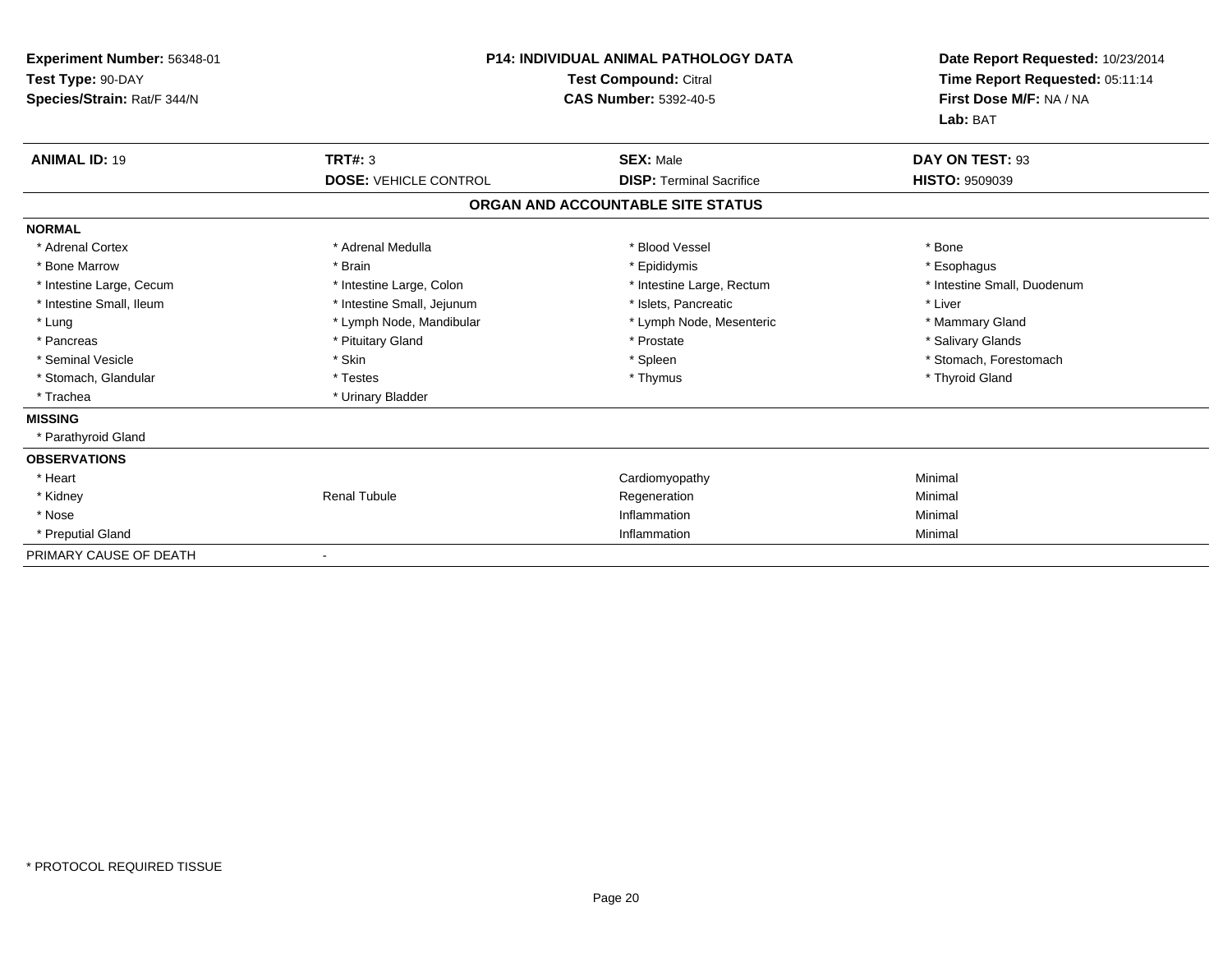**Experiment Number:** 56348-01
**Test Type:** 90-DAY
**Species/Strain:** Rat/F 344/N

**P14: INDIVIDUAL ANIMAL PATHOLOGY DATA**
**Test Compound:** Citral
**CAS Number:** 5392-40-5

**Date Report Requested:** 10/23/2014
**Time Report Requested:** 05:11:14
**First Dose M/F:** NA / NA
**Lab:** BAT

| **ANIMAL ID:** 19 | **TRT#:** 3 | **SEX:** Male | **DAY ON TEST:** 93 |
|---|---|---|---|
| | **DOSE:** VEHICLE CONTROL | **DISP:** Terminal Sacrifice | **HISTO:** 9509039 |

## ORGAN AND ACCOUNTABLE SITE STATUS

| | | | |
|---|---|---|---|
| **NORMAL** | | | |
| * Adrenal Cortex | * Adrenal Medulla | * Blood Vessel | * Bone |
| * Bone Marrow | * Brain | * Epididymis | * Esophagus |
| * Intestine Large, Cecum | * Intestine Large, Colon | * Intestine Large, Rectum | * Intestine Small, Duodenum |
| * Intestine Small, Ileum | * Intestine Small, Jejunum | * Islets, Pancreatic | * Liver |
| * Lung | * Lymph Node, Mandibular | * Lymph Node, Mesenteric | * Mammary Gland |
| * Pancreas | * Pituitary Gland | * Prostate | * Salivary Glands |
| * Seminal Vesicle | * Skin | * Spleen | * Stomach, Forestomach |
| * Stomach, Glandular | * Testes | * Thymus | * Thyroid Gland |
| * Trachea | * Urinary Bladder | | |
| **MISSING** | | | |
| * Parathyroid Gland | | | |
| **OBSERVATIONS** | | | |
| * Heart | | Cardiomyopathy | Minimal |
| * Kidney | Renal Tubule | Regeneration | Minimal |
| * Nose | | Inflammation | Minimal |
| * Preputial Gland | | Inflammation | Minimal |
| PRIMARY CAUSE OF DEATH | - | | |

* PROTOCOL REQUIRED TISSUE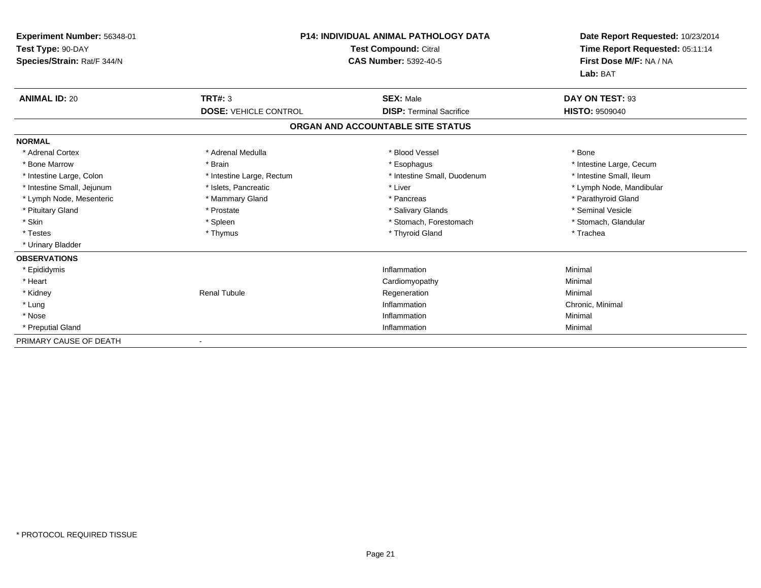**Experiment Number:** 56348-01
**Test Type:** 90-DAY
**Species/Strain:** Rat/F 344/N

**P14: INDIVIDUAL ANIMAL PATHOLOGY DATA**
**Test Compound:** Citral
**CAS Number:** 5392-40-5

**Date Report Requested:** 10/23/2014
**Time Report Requested:** 05:11:14
**First Dose M/F:** NA / NA
**Lab:** BAT

| **ANIMAL ID:** 20 | **TRT#:** 3 | **SEX:** Male | **DAY ON TEST:** 93 |
|---|---|---|---|
| | **DOSE:** VEHICLE CONTROL | **DISP:** Terminal Sacrifice | **HISTO:** 9509040 |

**ORGAN AND ACCOUNTABLE SITE STATUS**

| | | | |
|---|---|---|---|
| **NORMAL** | | | |
| * Adrenal Cortex | * Adrenal Medulla | * Blood Vessel | * Bone |
| * Bone Marrow | * Brain | * Esophagus | * Intestine Large, Cecum |
| * Intestine Large, Colon | * Intestine Large, Rectum | * Intestine Small, Duodenum | * Intestine Small, Ileum |
| * Intestine Small, Jejunum | * Islets, Pancreatic | * Liver | * Lymph Node, Mandibular |
| * Lymph Node, Mesenteric | * Mammary Gland | * Pancreas | * Parathyroid Gland |
| * Pituitary Gland | * Prostate | * Salivary Glands | * Seminal Vesicle |
| * Skin | * Spleen | * Stomach, Forestomach | * Stomach, Glandular |
| * Testes | * Thymus | * Thyroid Gland | * Trachea |
| * Urinary Bladder | | | |
| **OBSERVATIONS** | | | |
| * Epididymis | | Inflammation | Minimal |
| * Heart | | Cardiomyopathy | Minimal |
| * Kidney | Renal Tubule | Regeneration | Minimal |
| * Lung | | Inflammation | Chronic, Minimal |
| * Nose | | Inflammation | Minimal |
| * Preputial Gland | | Inflammation | Minimal |
| PRIMARY CAUSE OF DEATH | - | | |

* PROTOCOL REQUIRED TISSUE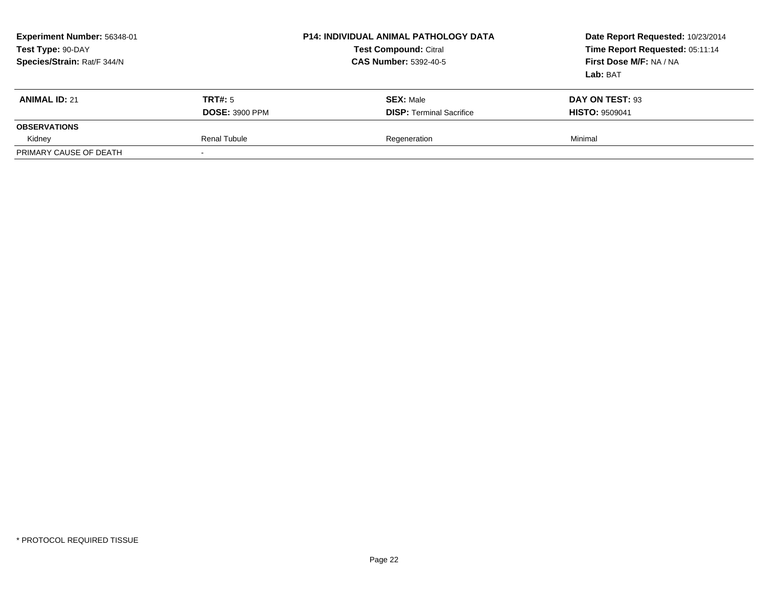**Experiment Number:** 56348-01
**Test Type:** 90-DAY
**Species/Strain:** Rat/F 344/N

**P14: INDIVIDUAL ANIMAL PATHOLOGY DATA**
**Test Compound:** Citral
**CAS Number:** 5392-40-5

**Date Report Requested:** 10/23/2014
**Time Report Requested:** 05:11:14
**First Dose M/F:** NA / NA
**Lab:** BAT

| **ANIMAL ID:** 21 | **TRT#:** 5 | **SEX:** Male | **DAY ON TEST:** 93 |
|---|---|---|---|
| | **DOSE:** 3900 PPM | **DISP:** Terminal Sacrifice | **HISTO:** 9509041 |
| **OBSERVATIONS** | | | |
| Kidney | Renal Tubule | Regeneration | Minimal |
| PRIMARY CAUSE OF DEATH | - | | |

\* PROTOCOL REQUIRED TISSUE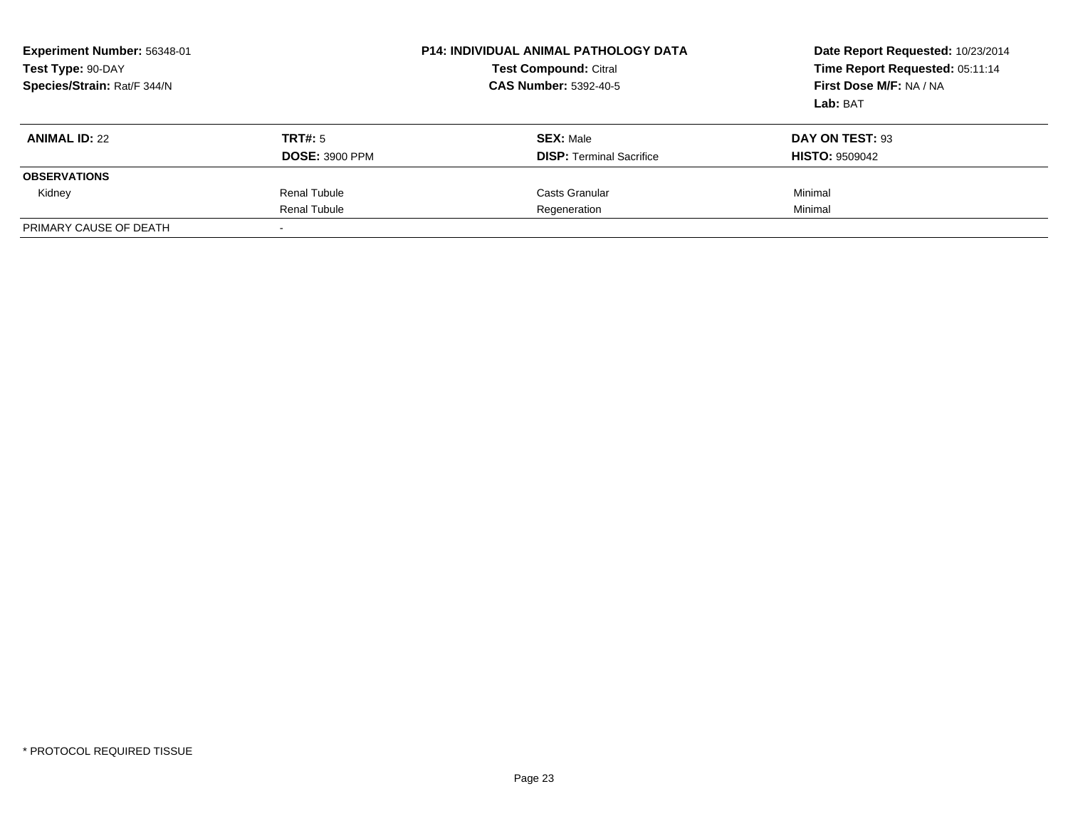**Experiment Number:** 56348-01
**Test Type:** 90-DAY
**Species/Strain:** Rat/F 344/N

**P14: INDIVIDUAL ANIMAL PATHOLOGY DATA**
**Test Compound:** Citral
**CAS Number:** 5392-40-5

**Date Report Requested:** 10/23/2014
**Time Report Requested:** 05:11:14
**First Dose M/F:** NA / NA
**Lab:** BAT

| **ANIMAL ID:** 22 | **TRT#:** 5 | **SEX:** Male | **DAY ON TEST:** 93 |
|---|---|---|---|
| | **DOSE:** 3900 PPM | **DISP:** Terminal Sacrifice | **HISTO:** 9509042 |
| **OBSERVATIONS** | | | |
| Kidney | Renal Tubule | Casts Granular | Minimal |
| | Renal Tubule | Regeneration | Minimal |
| PRIMARY CAUSE OF DEATH | - | | |

\* PROTOCOL REQUIRED TISSUE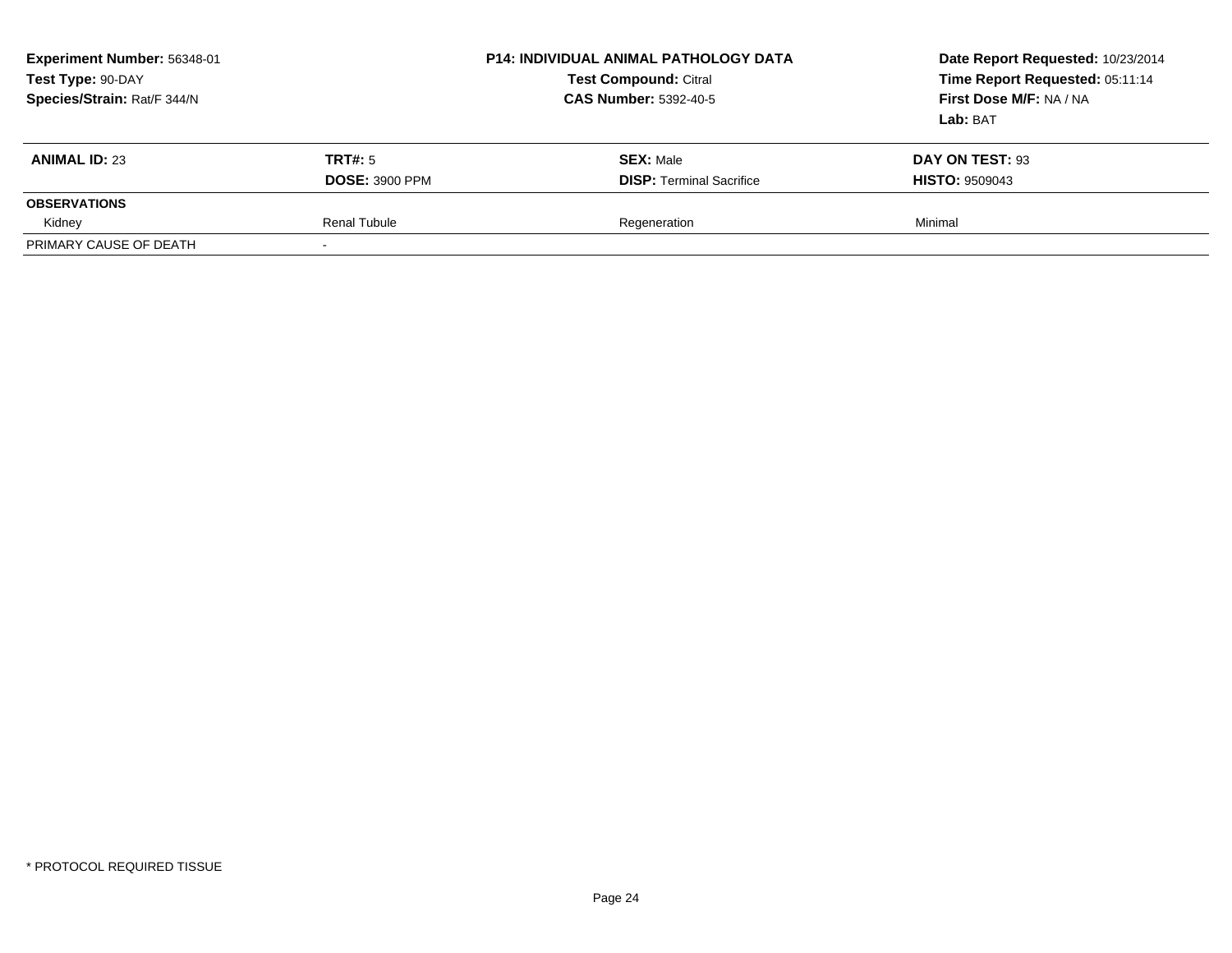**Experiment Number:** 56348-01
**Test Type:** 90-DAY
**Species/Strain:** Rat/F 344/N

**P14: INDIVIDUAL ANIMAL PATHOLOGY DATA**
**Test Compound:** Citral
**CAS Number:** 5392-40-5

**Date Report Requested:** 10/23/2014
**Time Report Requested:** 05:11:14
**First Dose M/F:** NA / NA
**Lab:** BAT

| **ANIMAL ID:** 23 | **TRT#:** 5 | **SEX:** Male | **DAY ON TEST:** 93 |
|---|---|---|---|
| | **DOSE:** 3900 PPM | **DISP:** Terminal Sacrifice | **HISTO:** 9509043 |
| **OBSERVATIONS** | | | |
| Kidney | Renal Tubule | Regeneration | Minimal |
| PRIMARY CAUSE OF DEATH | - | | |

* PROTOCOL REQUIRED TISSUE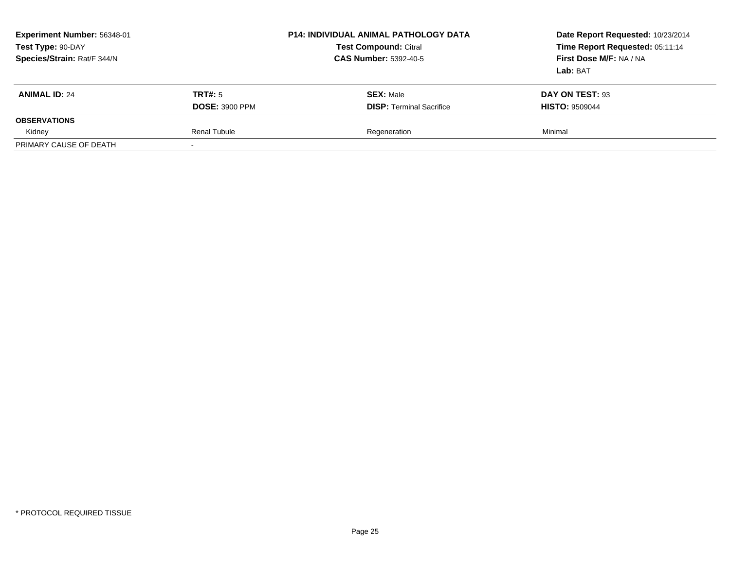**Experiment Number:** 56348-01
**Test Type:** 90-DAY
**Species/Strain:** Rat/F 344/N

**P14: INDIVIDUAL ANIMAL PATHOLOGY DATA**
**Test Compound:** Citral
**CAS Number:** 5392-40-5

**Date Report Requested:** 10/23/2014
**Time Report Requested:** 05:11:14
**First Dose M/F:** NA / NA
**Lab:** BAT

| **ANIMAL ID:** 24 | **TRT#:** 5 | **SEX:** Male | **DAY ON TEST:** 93 |
|---|---|---|---|
| | **DOSE:** 3900 PPM | **DISP:** Terminal Sacrifice | **HISTO:** 9509044 |
| **OBSERVATIONS** | | | |
| Kidney | Renal Tubule | Regeneration | Minimal |
| PRIMARY CAUSE OF DEATH | - | | |

\* PROTOCOL REQUIRED TISSUE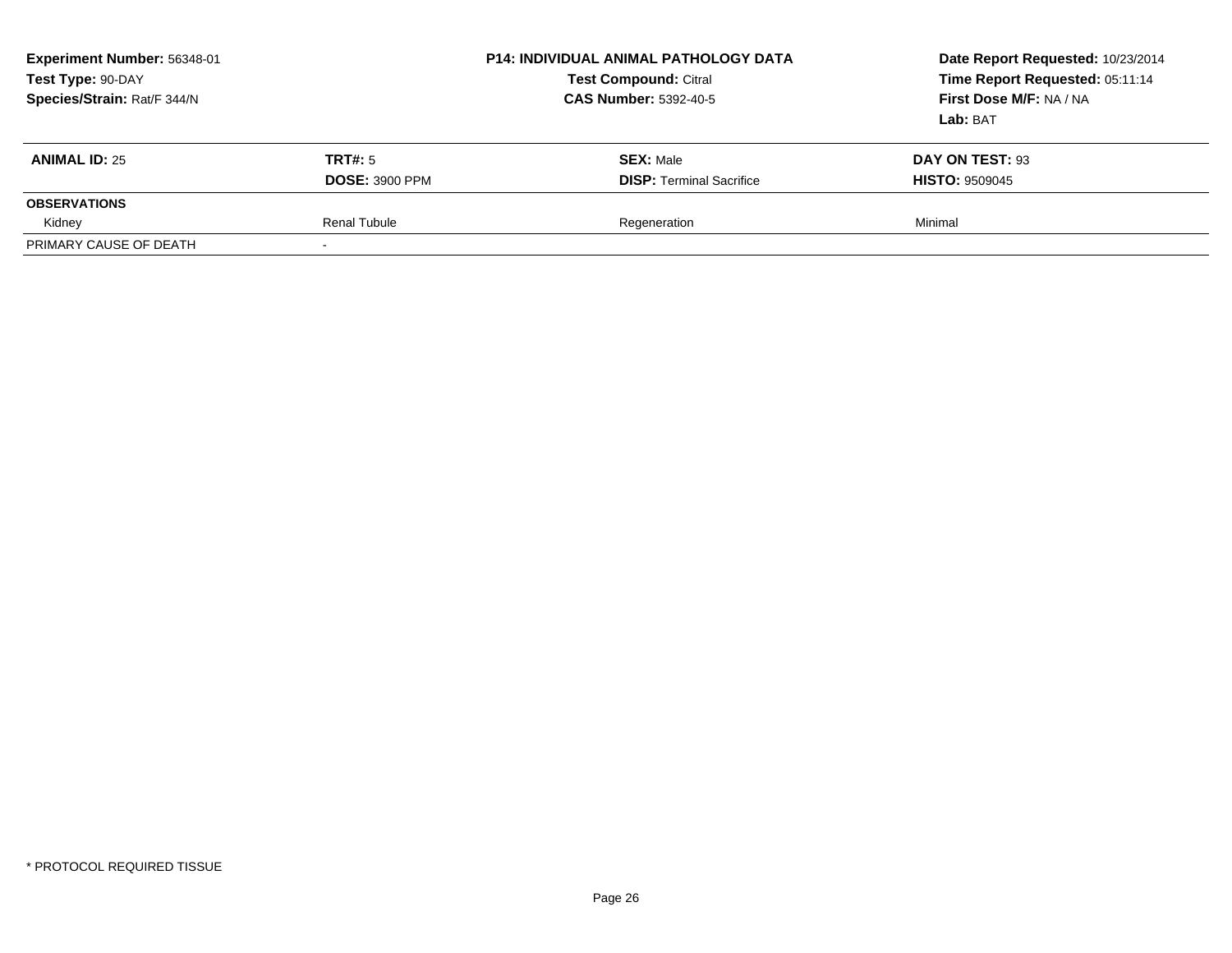| **Experiment Number:** 56348-01 | **P14: INDIVIDUAL ANIMAL PATHOLOGY DATA** | **Date Report Requested:** 10/23/2014 |
|---|---|---|
| **Test Type:** 90-DAY | **Test Compound:** Citral | **Time Report Requested:** 05:11:14 |
| **Species/Strain:** Rat/F 344/N | **CAS Number:** 5392-40-5 | **First Dose M/F:** NA / NA |
| | | **Lab:** BAT |

| **ANIMAL ID:** 25 | **TRT#:** 5 | **SEX:** Male | **DAY ON TEST:** 93 |
|---|---|---|---|
| | **DOSE:** 3900 PPM | **DISP:** Terminal Sacrifice | **HISTO:** 9509045 |
| **OBSERVATIONS** | | | |
| Kidney | Renal Tubule | Regeneration | Minimal |
| PRIMARY CAUSE OF DEATH | - | | |

* PROTOCOL REQUIRED TISSUE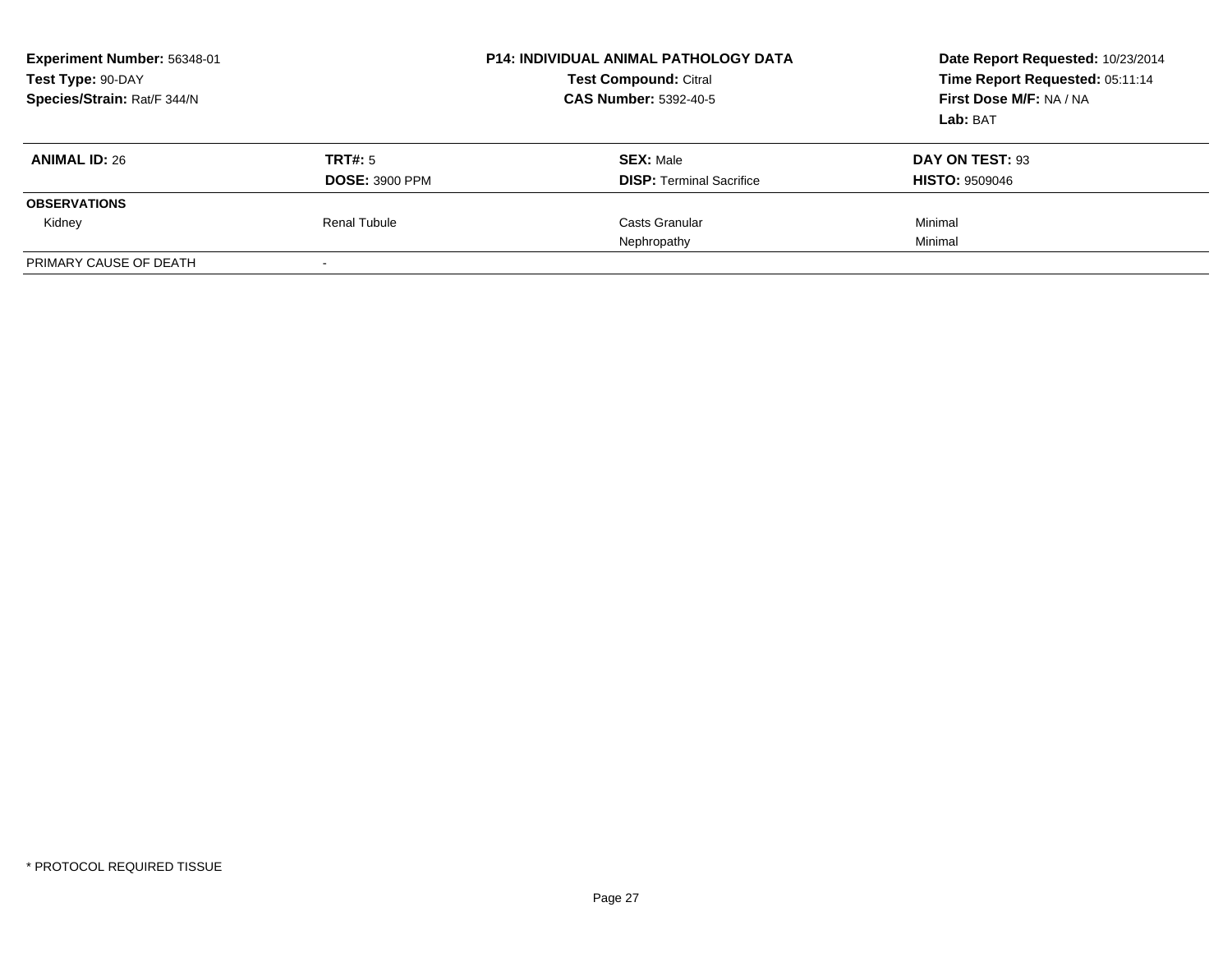**Experiment Number:** 56348-01
**Test Type:** 90-DAY
**Species/Strain:** Rat/F 344/N

**P14: INDIVIDUAL ANIMAL PATHOLOGY DATA**
**Test Compound:** Citral
**CAS Number:** 5392-40-5

**Date Report Requested:** 10/23/2014
**Time Report Requested:** 05:11:14
**First Dose M/F:** NA / NA
**Lab:** BAT

| **ANIMAL ID:** 26 | **TRT#:** 5 | **SEX:** Male | **DAY ON TEST:** 93 |
|---|---|---|---|
| | **DOSE:** 3900 PPM | **DISP:** Terminal Sacrifice | **HISTO:** 9509046 |
| **OBSERVATIONS** | | | |
| Kidney | Renal Tubule | Casts Granular | Minimal |
| | | Nephropathy | Minimal |
| PRIMARY CAUSE OF DEATH | - | | |

* PROTOCOL REQUIRED TISSUE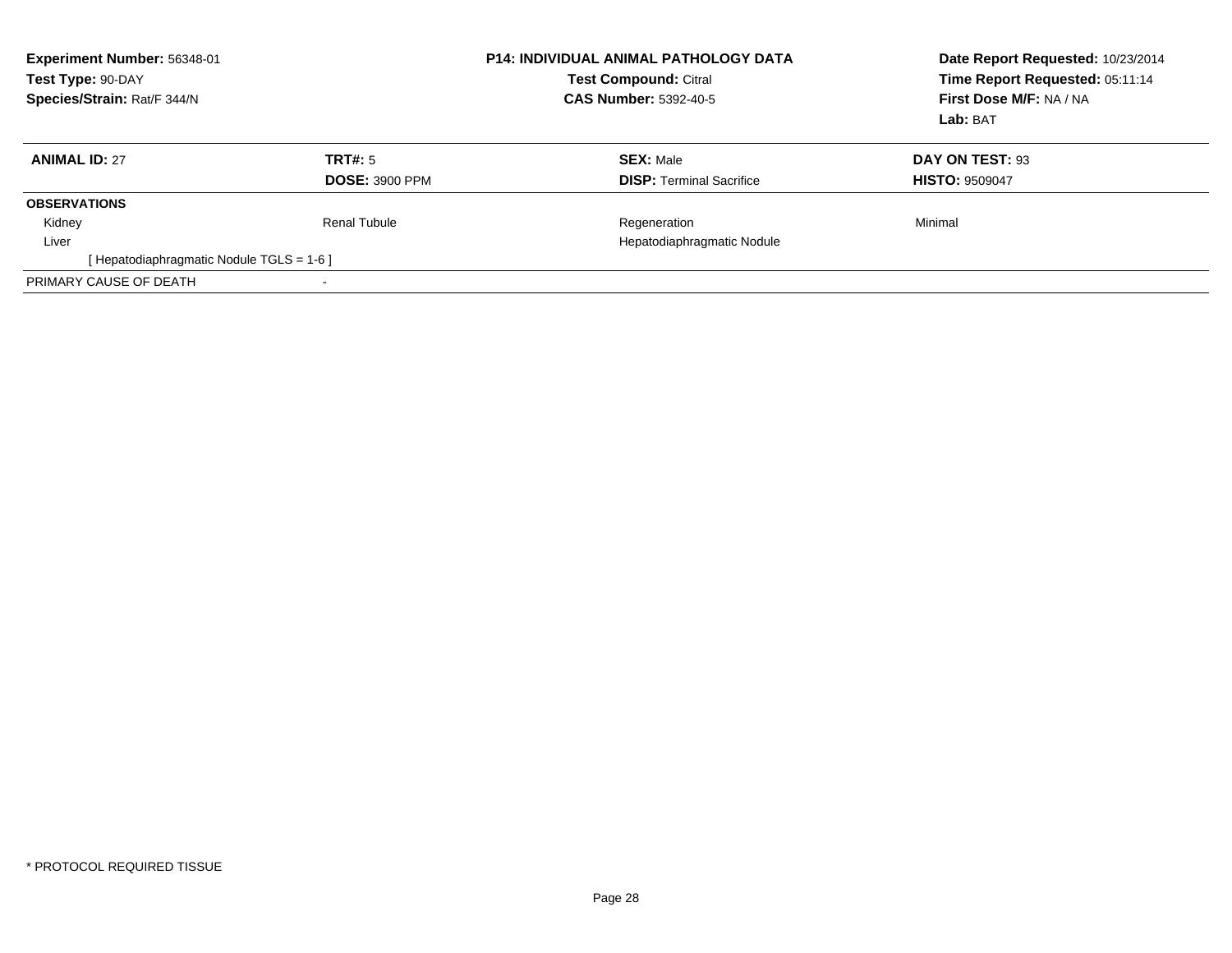**Experiment Number:** 56348-01
**Test Type:** 90-DAY
**Species/Strain:** Rat/F 344/N

**P14: INDIVIDUAL ANIMAL PATHOLOGY DATA**
**Test Compound:** Citral
**CAS Number:** 5392-40-5

**Date Report Requested:** 10/23/2014
**Time Report Requested:** 05:11:14
**First Dose M/F:** NA / NA
**Lab:** BAT

| **ANIMAL ID:** 27 | **TRT#:** 5 | **SEX:** Male | **DAY ON TEST:** 93 |
|---|---|---|---|
| | **DOSE:** 3900 PPM | **DISP:** Terminal Sacrifice | **HISTO:** 9509047 |
| **OBSERVATIONS** | | | |
| Kidney | Renal Tubule | Regeneration | Minimal |
| Liver | | Hepatodiaphragmatic Nodule | |
| [ Hepatodiaphragmatic Nodule TGLS = 1-6 ] | | | |
| PRIMARY CAUSE OF DEATH | - | | |

* PROTOCOL REQUIRED TISSUE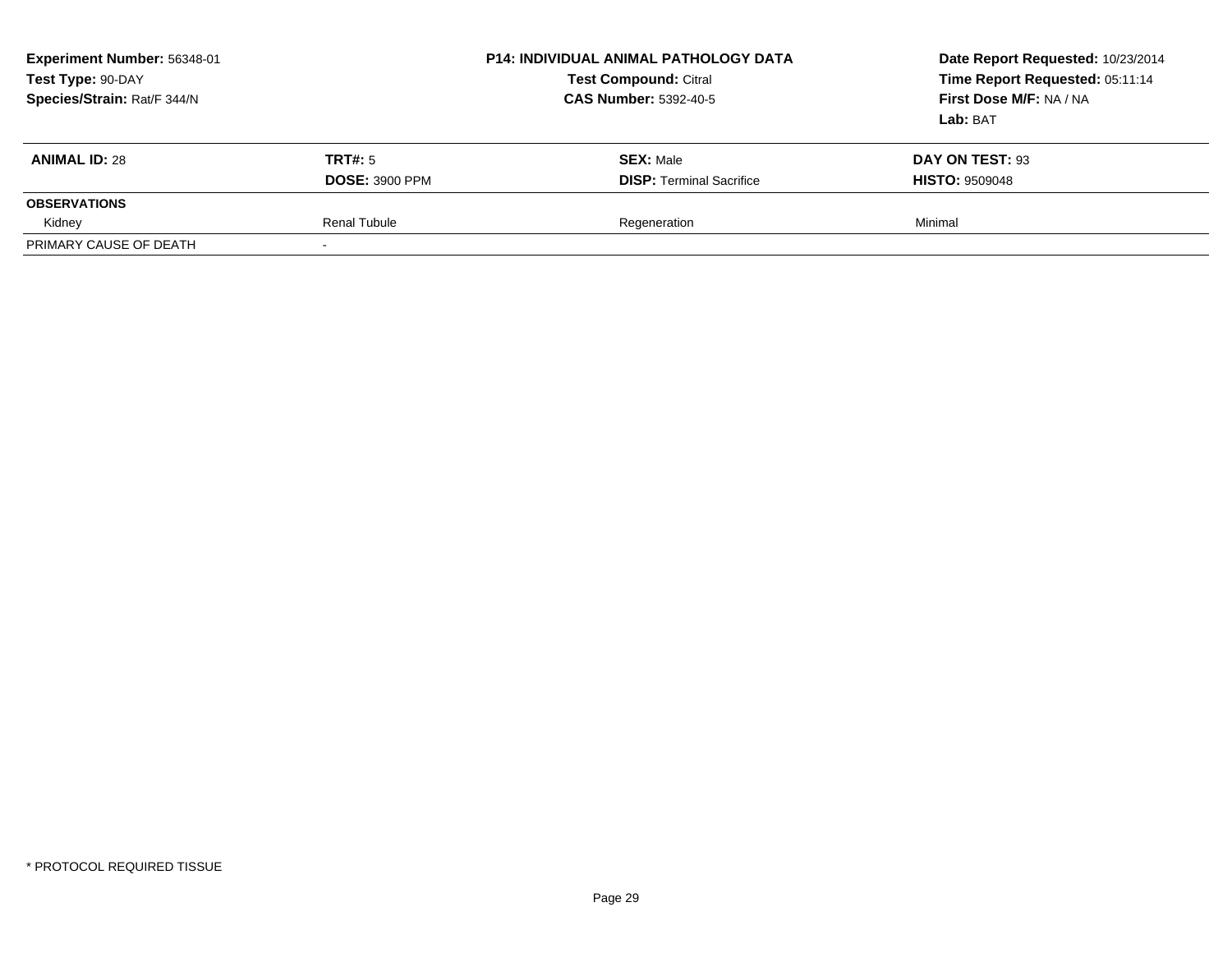| **Experiment Number:** 56348-01 | **P14: INDIVIDUAL ANIMAL PATHOLOGY DATA** | **Date Report Requested:** 10/23/2014 |
|---|---|---|
| **Test Type:** 90-DAY | **Test Compound:** Citral | **Time Report Requested:** 05:11:14 |
| **Species/Strain:** Rat/F 344/N | **CAS Number:** 5392-40-5 | **First Dose M/F:** NA / NA |
| | | **Lab:** BAT |

| **ANIMAL ID:** 28 | **TRT#:** 5 | **SEX:** Male | **DAY ON TEST:** 93 |
|---|---|---|---|
| | **DOSE:** 3900 PPM | **DISP:** Terminal Sacrifice | **HISTO:** 9509048 |
| **OBSERVATIONS** | | | |
| Kidney | Renal Tubule | Regeneration | Minimal |
| PRIMARY CAUSE OF DEATH | - | | |

\* PROTOCOL REQUIRED TISSUE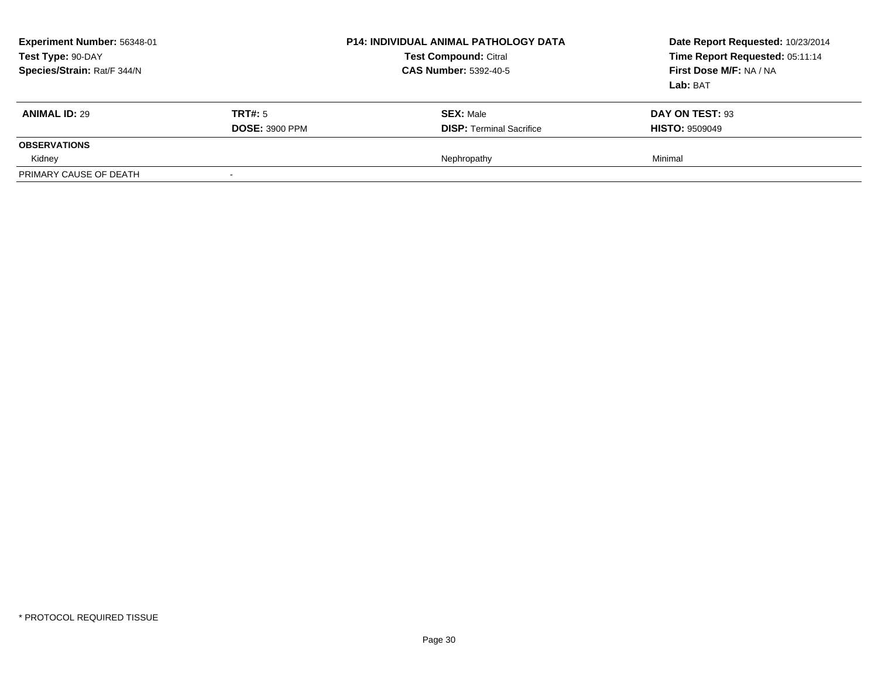| **Experiment Number:** 56348-01 | **P14: INDIVIDUAL ANIMAL PATHOLOGY DATA** | **Date Report Requested:** 10/23/2014 |
|---|---|---|
| **Test Type:** 90-DAY | **Test Compound:** Citral | **Time Report Requested:** 05:11:14 |
| **Species/Strain:** Rat/F 344/N | **CAS Number:** 5392-40-5 | **First Dose M/F:** NA / NA |
| | | **Lab:** BAT |

| **ANIMAL ID:** 29 | **TRT#:** 5 | **SEX:** Male | **DAY ON TEST:** 93 |
|---|---|---|---|
| | **DOSE:** 3900 PPM | **DISP:** Terminal Sacrifice | **HISTO:** 9509049 |
| **OBSERVATIONS** | | | |
| Kidney | | Nephropathy | Minimal |
| PRIMARY CAUSE OF DEATH | - | | |

\* PROTOCOL REQUIRED TISSUE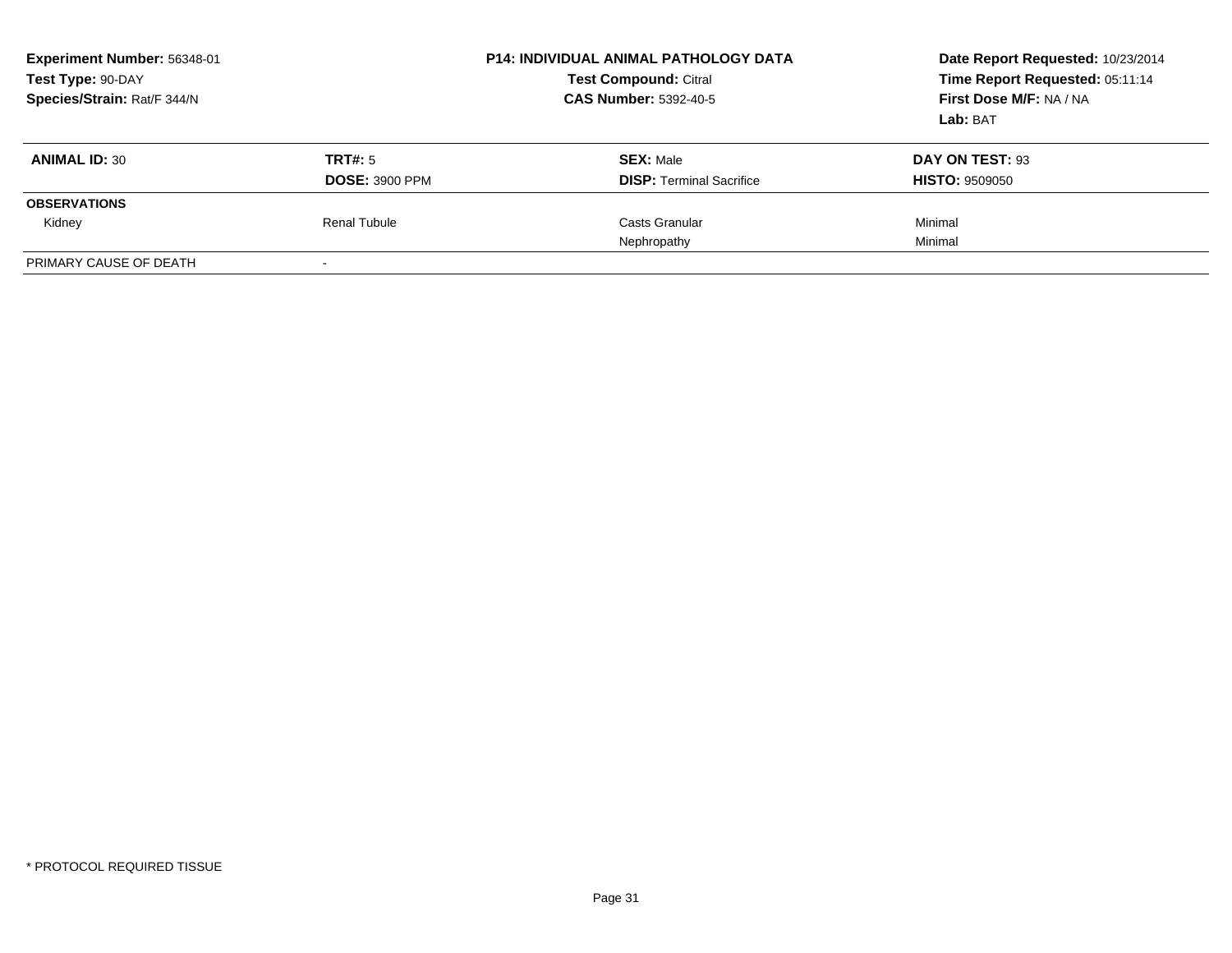**Experiment Number:** 56348-01
**Test Type:** 90-DAY
**Species/Strain:** Rat/F 344/N

**P14: INDIVIDUAL ANIMAL PATHOLOGY DATA**
**Test Compound:** Citral
**CAS Number:** 5392-40-5

**Date Report Requested:** 10/23/2014
**Time Report Requested:** 05:11:14
**First Dose M/F:** NA / NA
**Lab:** BAT

| **ANIMAL ID:** 30 | **TRT#:** 5 | **SEX:** Male | **DAY ON TEST:** 93 |
|---|---|---|---|
| | **DOSE:** 3900 PPM | **DISP:** Terminal Sacrifice | **HISTO:** 9509050 |
| **OBSERVATIONS** | | | |
| Kidney | Renal Tubule | Casts Granular | Minimal |
| | | Nephropathy | Minimal |
| PRIMARY CAUSE OF DEATH | - | | |

* PROTOCOL REQUIRED TISSUE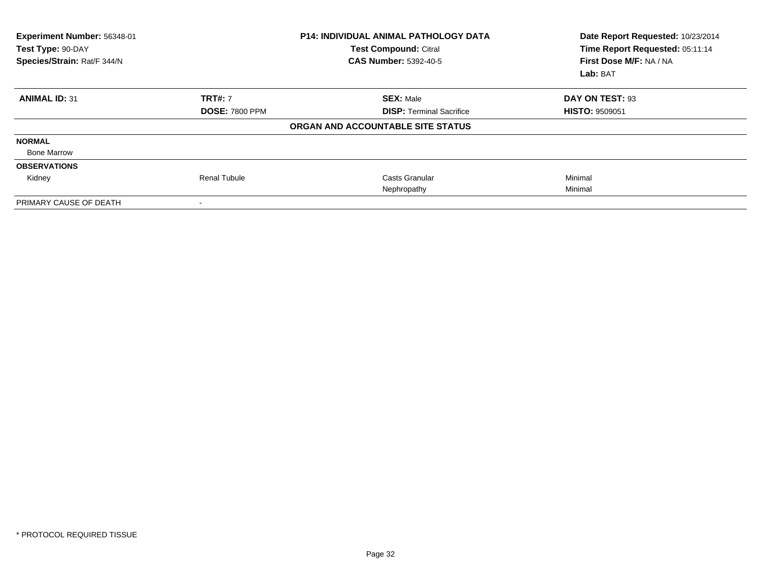| Experiment Number: 56348-01 | P14: INDIVIDUAL ANIMAL PATHOLOGY DATA | Date Report Requested: 10/23/2014 |
|---|---|---|
| Test Type: 90-DAY | Test Compound: Citral | Time Report Requested: 05:11:14 |
| Species/Strain: Rat/F 344/N | CAS Number: 5392-40-5 | First Dose M/F: NA / NA |
| | | Lab: BAT |

| **ANIMAL ID:** 31 | **TRT#:** 7 | **SEX:** Male | **DAY ON TEST:** 93 |
|---|---|---|---|
| | **DOSE:** 7800 PPM | **DISP:** Terminal Sacrifice | **HISTO:** 9509051 |
| | | **ORGAN AND ACCOUNTABLE SITE STATUS** | |
| **NORMAL** | | | |
| Bone Marrow | | | |
| **OBSERVATIONS** | | | |
| Kidney | Renal Tubule | Casts Granular | Minimal |
| | | Nephropathy | Minimal |
| PRIMARY CAUSE OF DEATH | - | | |

\* PROTOCOL REQUIRED TISSUE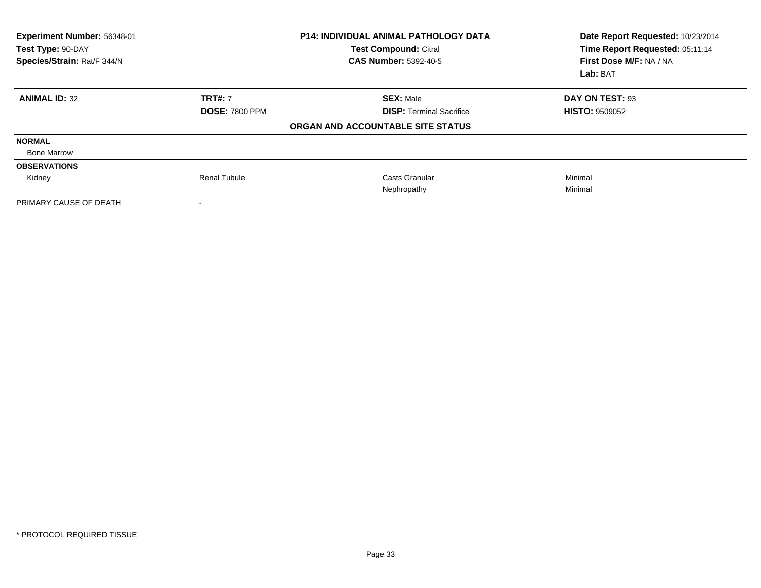| **Experiment Number:** 56348-01 | **P14: INDIVIDUAL ANIMAL PATHOLOGY DATA** | **Date Report Requested:** 10/23/2014 |
|---|---|---|
| **Test Type:** 90-DAY | **Test Compound:** Citral | **Time Report Requested:** 05:11:14 |
| **Species/Strain:** Rat/F 344/N | **CAS Number:** 5392-40-5 | **First Dose M/F:** NA / NA |
| | | **Lab:** BAT |

| **ANIMAL ID:** 32 | **TRT#:** 7 | **SEX:** Male | **DAY ON TEST:** 93 |
|---|---|---|---|
| | **DOSE:** 7800 PPM | **DISP:** Terminal Sacrifice | **HISTO:** 9509052 |
| | | **ORGAN AND ACCOUNTABLE SITE STATUS** | |
| **NORMAL** | | | |
| Bone Marrow | | | |
| **OBSERVATIONS** | | | |
| Kidney | Renal Tubule | Casts Granular | Minimal |
| | | Nephropathy | Minimal |
| PRIMARY CAUSE OF DEATH | - | | |

\* PROTOCOL REQUIRED TISSUE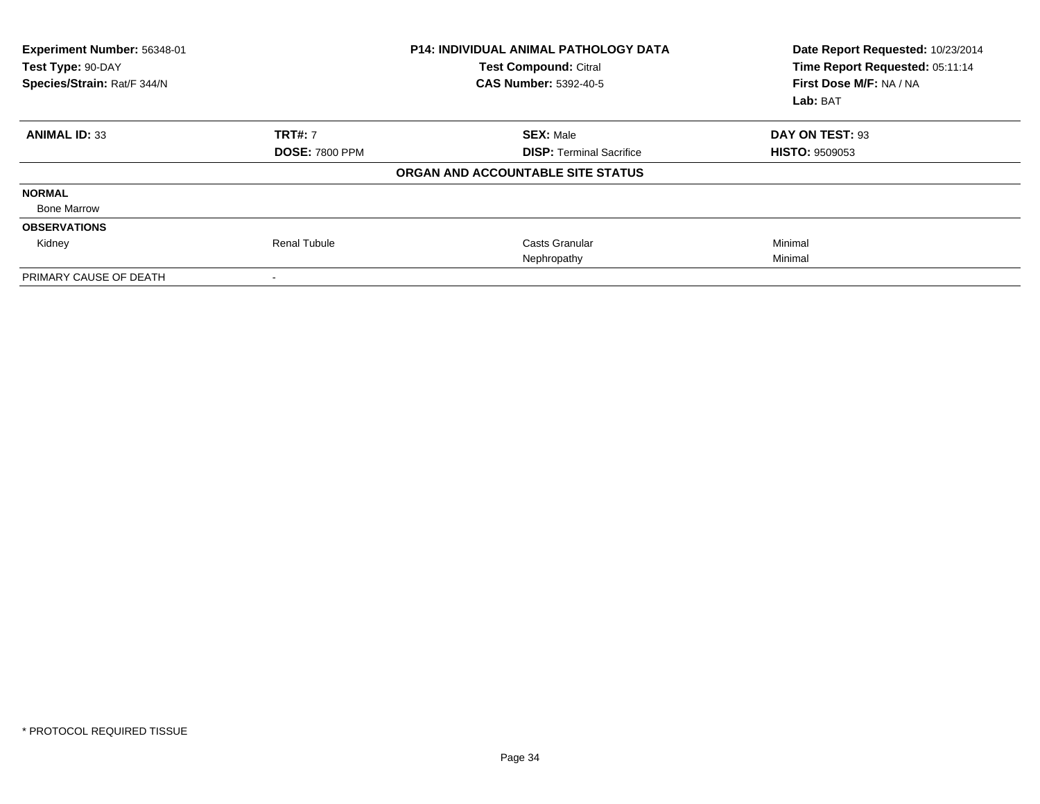| Experiment Number: 56348-01 | P14: INDIVIDUAL ANIMAL PATHOLOGY DATA | Date Report Requested: 10/23/2014 |
|---|---|---|
| Test Type: 90-DAY | Test Compound: Citral | Time Report Requested: 05:11:14 |
| Species/Strain: Rat/F 344/N | CAS Number: 5392-40-5 | First Dose M/F: NA / NA |
| | | Lab: BAT |

| ANIMAL ID: 33 | TRT#: 7 | SEX: Male | DAY ON TEST: 93 |
|---|---|---|---|
| | DOSE: 7800 PPM | DISP: Terminal Sacrifice | HISTO: 9509053 |
| **ORGAN AND ACCOUNTABLE SITE STATUS** | | | |
| **NORMAL** | | | |
| Bone Marrow | | | |
| **OBSERVATIONS** | | | |
| Kidney | Renal Tubule | Casts Granular | Minimal |
| | | Nephropathy | Minimal |
| PRIMARY CAUSE OF DEATH | - | | |

* PROTOCOL REQUIRED TISSUE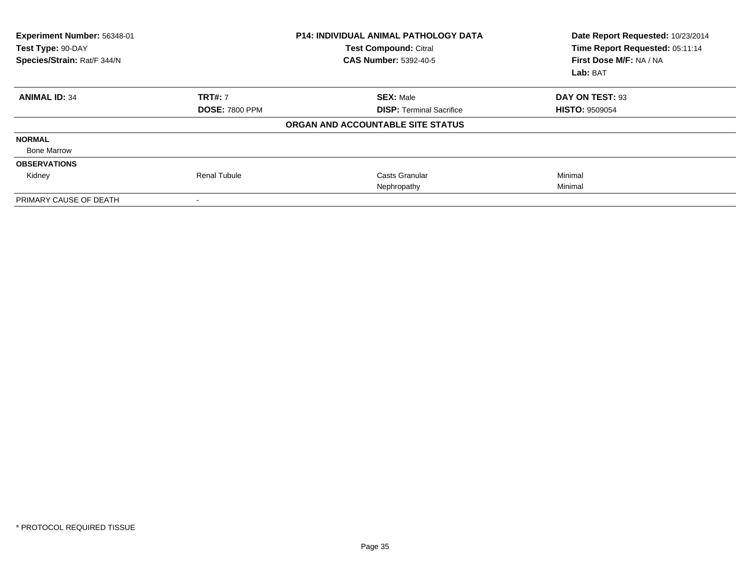**Experiment Number:** 56348-01
**Test Type:** 90-DAY
**Species/Strain:** Rat/F 344/N

**P14: INDIVIDUAL ANIMAL PATHOLOGY DATA**
**Test Compound:** Citral
**CAS Number:** 5392-40-5

**Date Report Requested:** 10/23/2014
**Time Report Requested:** 05:11:14
**First Dose M/F:** NA / NA
**Lab:** BAT

| **ANIMAL ID:** 34 | **TRT#:** 7 | **SEX:** Male | **DAY ON TEST:** 93 |
|---|---|---|---|
| | **DOSE:** 7800 PPM | **DISP:** Terminal Sacrifice | **HISTO:** 9509054 |

**ORGAN AND ACCOUNTABLE SITE STATUS**

| | | | |
|---|---|---|---|
| **NORMAL** | | | |
| Bone Marrow | | | |
| **OBSERVATIONS** | | | |
| Kidney | Renal Tubule | Casts Granular | Minimal |
| | | Nephropathy | Minimal |
| PRIMARY CAUSE OF DEATH | - | | |

\* PROTOCOL REQUIRED TISSUE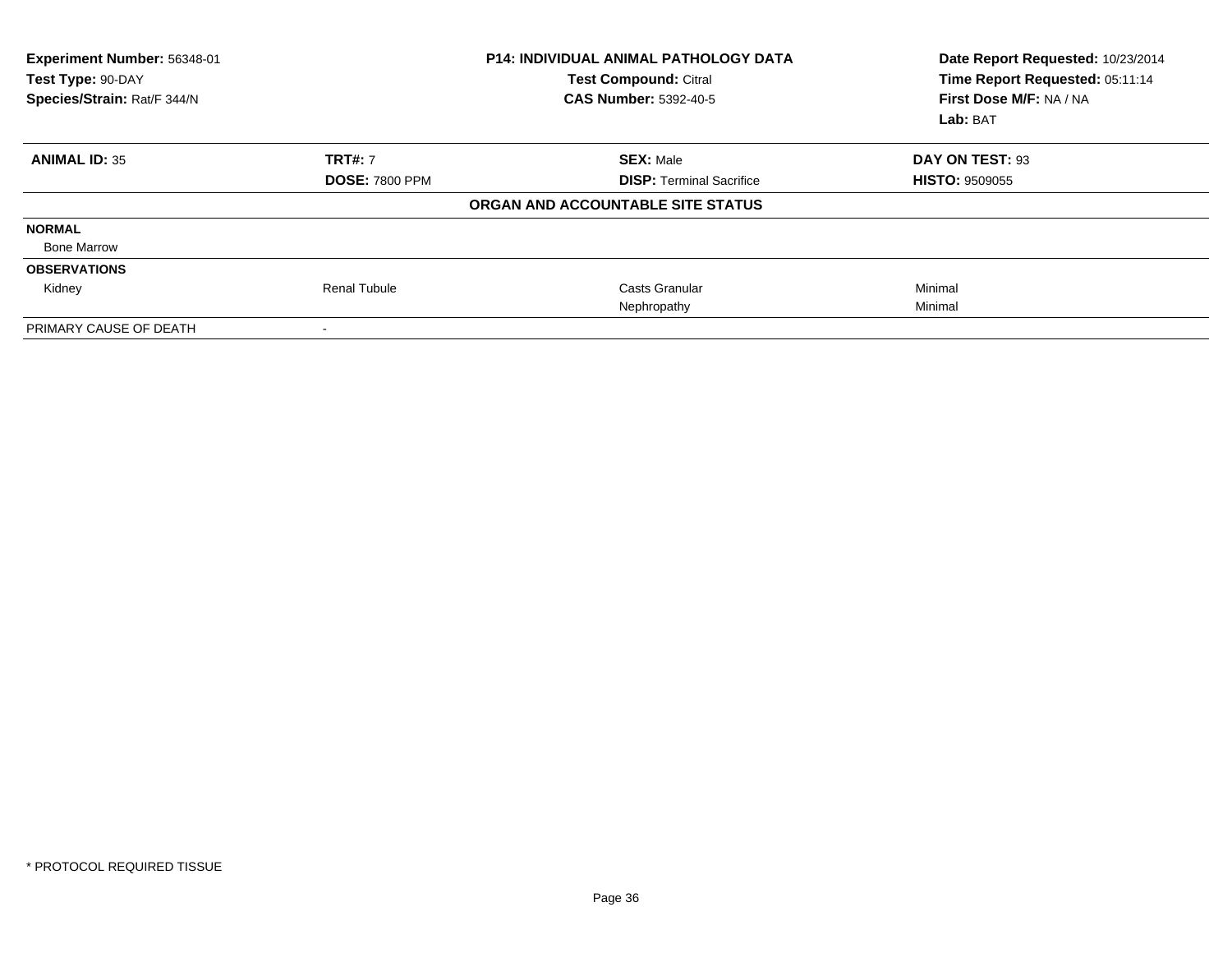**Experiment Number:** 56348-01
**Test Type:** 90-DAY
**Species/Strain:** Rat/F 344/N

**P14: INDIVIDUAL ANIMAL PATHOLOGY DATA**
**Test Compound:** Citral
**CAS Number:** 5392-40-5

**Date Report Requested:** 10/23/2014
**Time Report Requested:** 05:11:14
**First Dose M/F:** NA / NA
**Lab:** BAT

| **ANIMAL ID:** 35 | **TRT#:** 7 | **SEX:** Male | **DAY ON TEST:** 93 |
|---|---|---|---|
| | **DOSE:** 7800 PPM | **DISP:** Terminal Sacrifice | **HISTO:** 9509055 |

**ORGAN AND ACCOUNTABLE SITE STATUS**

| | | | |
|---|---|---|---|
| **NORMAL** | | | |
| Bone Marrow | | | |
| **OBSERVATIONS** | | | |
| Kidney | Renal Tubule | Casts Granular | Minimal |
| | | Nephropathy | Minimal |
| PRIMARY CAUSE OF DEATH | - | | |

\* PROTOCOL REQUIRED TISSUE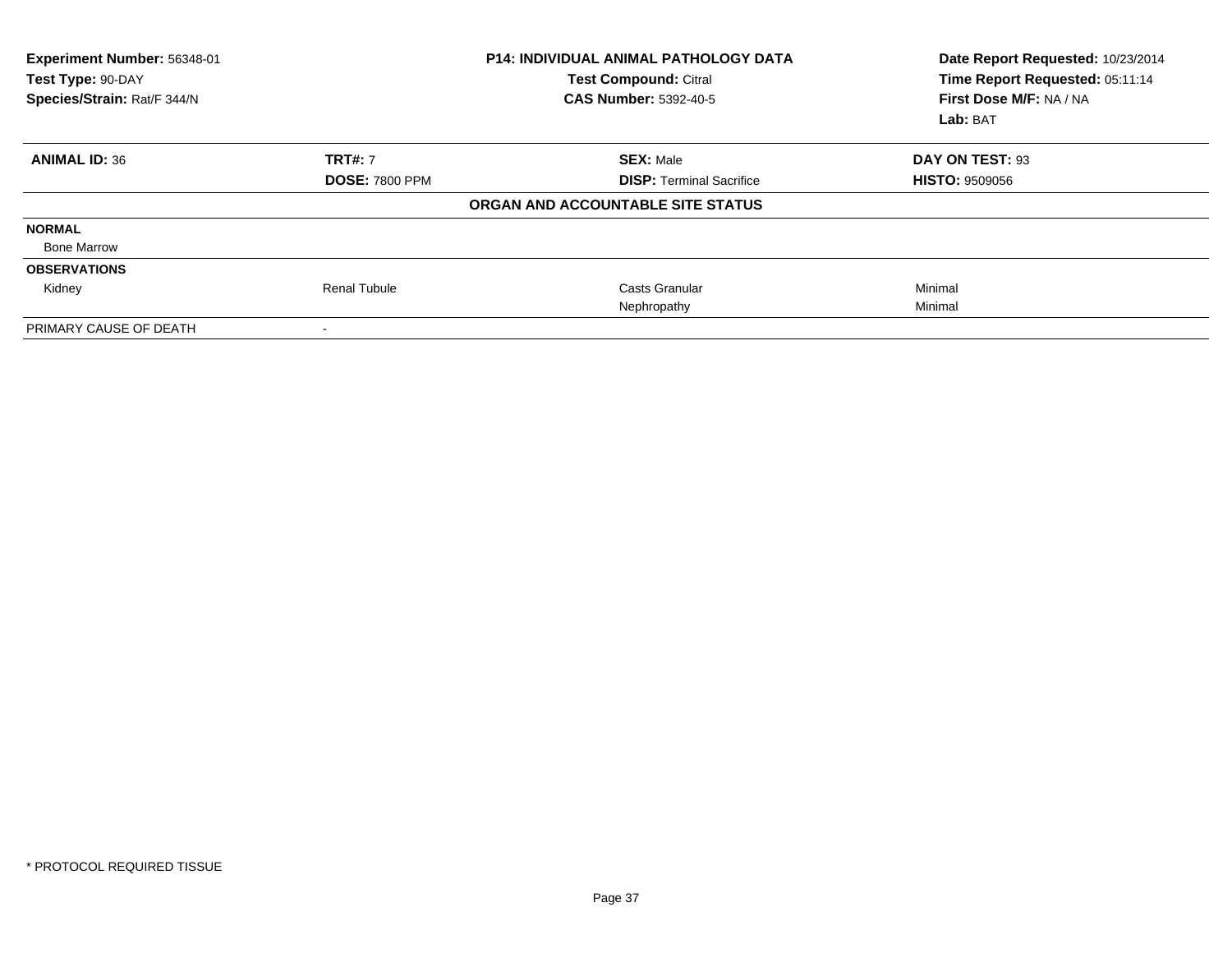**Experiment Number:** 56348-01
**Test Type:** 90-DAY
**Species/Strain:** Rat/F 344/N

**P14: INDIVIDUAL ANIMAL PATHOLOGY DATA**
**Test Compound:** Citral
**CAS Number:** 5392-40-5

**Date Report Requested:** 10/23/2014
**Time Report Requested:** 05:11:14
**First Dose M/F:** NA / NA
**Lab:** BAT

| **ANIMAL ID:** 36 | **TRT#:** 7 | **SEX:** Male | **DAY ON TEST:** 93 |
|---|---|---|---|
| | **DOSE:** 7800 PPM | **DISP:** Terminal Sacrifice | **HISTO:** 9509056 |
| | | **ORGAN AND ACCOUNTABLE SITE STATUS** | |
| **NORMAL** | | | |
| Bone Marrow | | | |
| **OBSERVATIONS** | | | |
| Kidney | Renal Tubule | Casts Granular | Minimal |
| | | Nephropathy | Minimal |
| PRIMARY CAUSE OF DEATH | - | | |

\* PROTOCOL REQUIRED TISSUE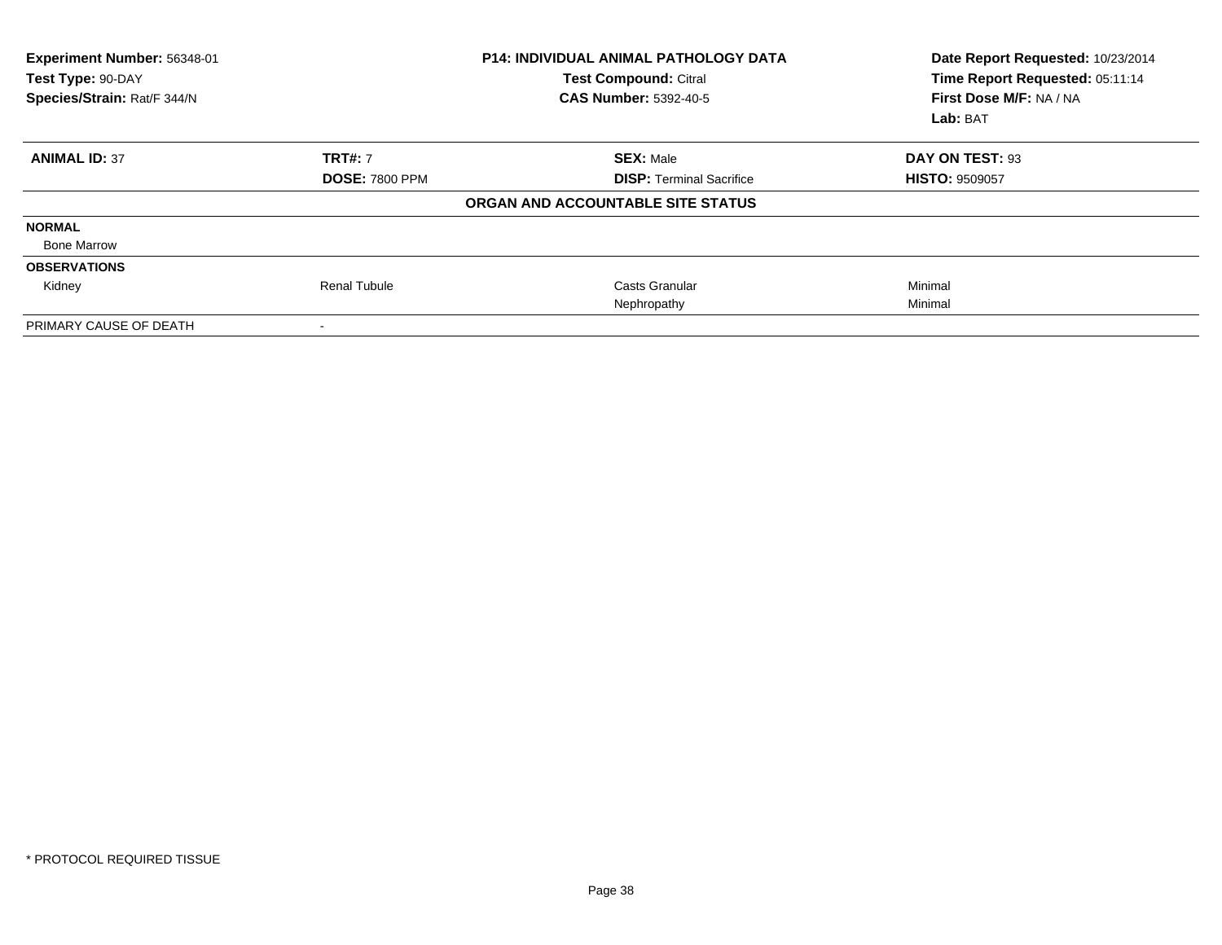| **Experiment Number:** 56348-01 | **P14: INDIVIDUAL ANIMAL PATHOLOGY DATA** | **Date Report Requested:** 10/23/2014 |
|---|---|---|
| **Test Type:** 90-DAY | **Test Compound:** Citral | **Time Report Requested:** 05:11:14 |
| **Species/Strain:** Rat/F 344/N | **CAS Number:** 5392-40-5 | **First Dose M/F:** NA / NA |
| | | **Lab:** BAT |

| **ANIMAL ID:** 37 | **TRT#:** 7 | **SEX:** Male | **DAY ON TEST:** 93 |
|---|---|---|---|
| | **DOSE:** 7800 PPM | **DISP:** Terminal Sacrifice | **HISTO:** 9509057 |
| | | **ORGAN AND ACCOUNTABLE SITE STATUS** | |
| **NORMAL** | | | |
| Bone Marrow | | | |
| **OBSERVATIONS** | | | |
| Kidney | Renal Tubule | Casts Granular | Minimal |
| | | Nephropathy | Minimal |
| PRIMARY CAUSE OF DEATH | - | | |

* PROTOCOL REQUIRED TISSUE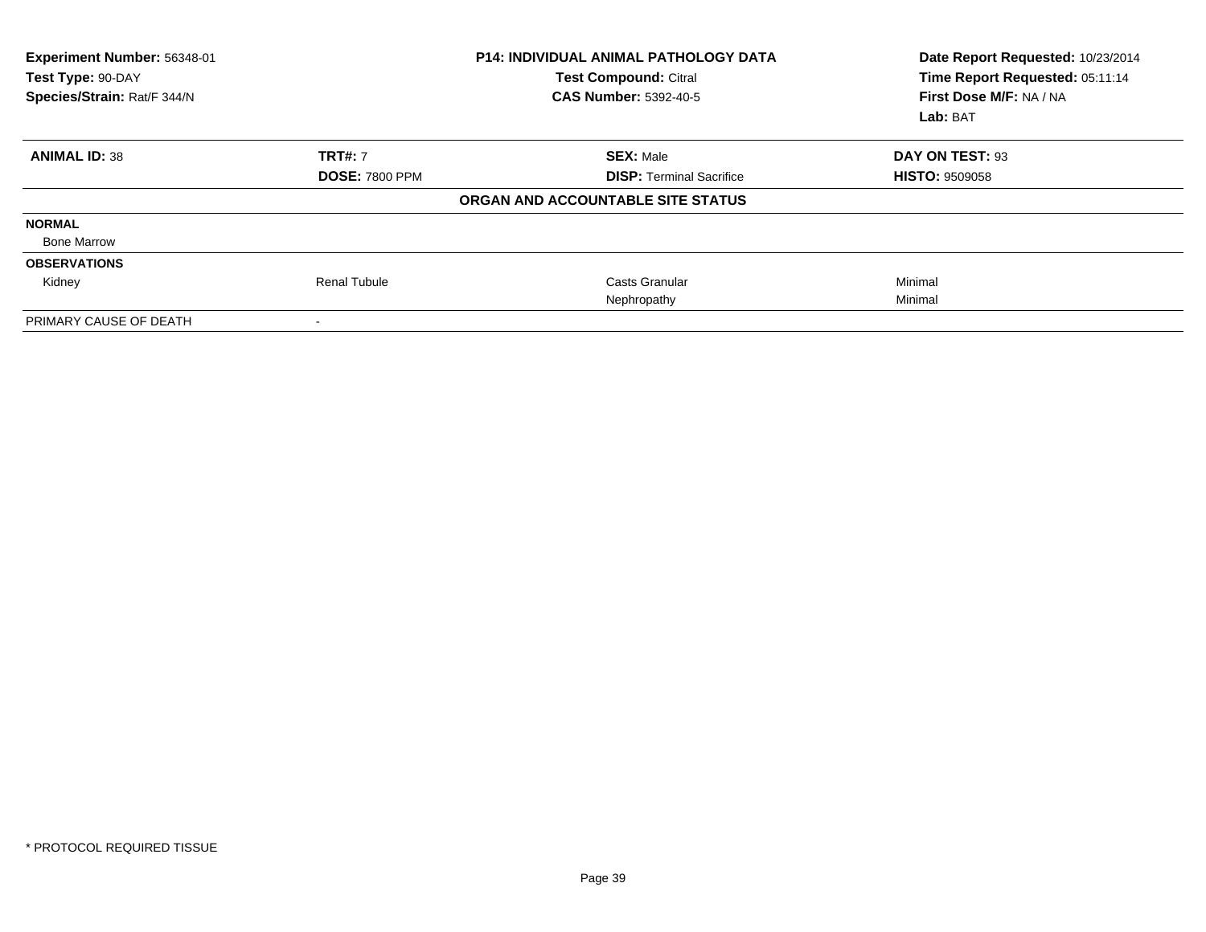**Experiment Number:** 56348-01
**Test Type:** 90-DAY
**Species/Strain:** Rat/F 344/N

**P14: INDIVIDUAL ANIMAL PATHOLOGY DATA**
**Test Compound:** Citral
**CAS Number:** 5392-40-5

**Date Report Requested:** 10/23/2014
**Time Report Requested:** 05:11:14
**First Dose M/F:** NA / NA
**Lab:** BAT

| **ANIMAL ID:** 38 | **TRT#:** 7 | **SEX:** Male | **DAY ON TEST:** 93 |
|---|---|---|---|
| | **DOSE:** 7800 PPM | **DISP:** Terminal Sacrifice | **HISTO:** 9509058 |

**ORGAN AND ACCOUNTABLE SITE STATUS**

| | | | |
|---|---|---|---|
| **NORMAL** | | | |
| Bone Marrow | | | |
| **OBSERVATIONS** | | | |
| Kidney | Renal Tubule | Casts Granular | Minimal |
| | | Nephropathy | Minimal |
| PRIMARY CAUSE OF DEATH | - | | |

\* PROTOCOL REQUIRED TISSUE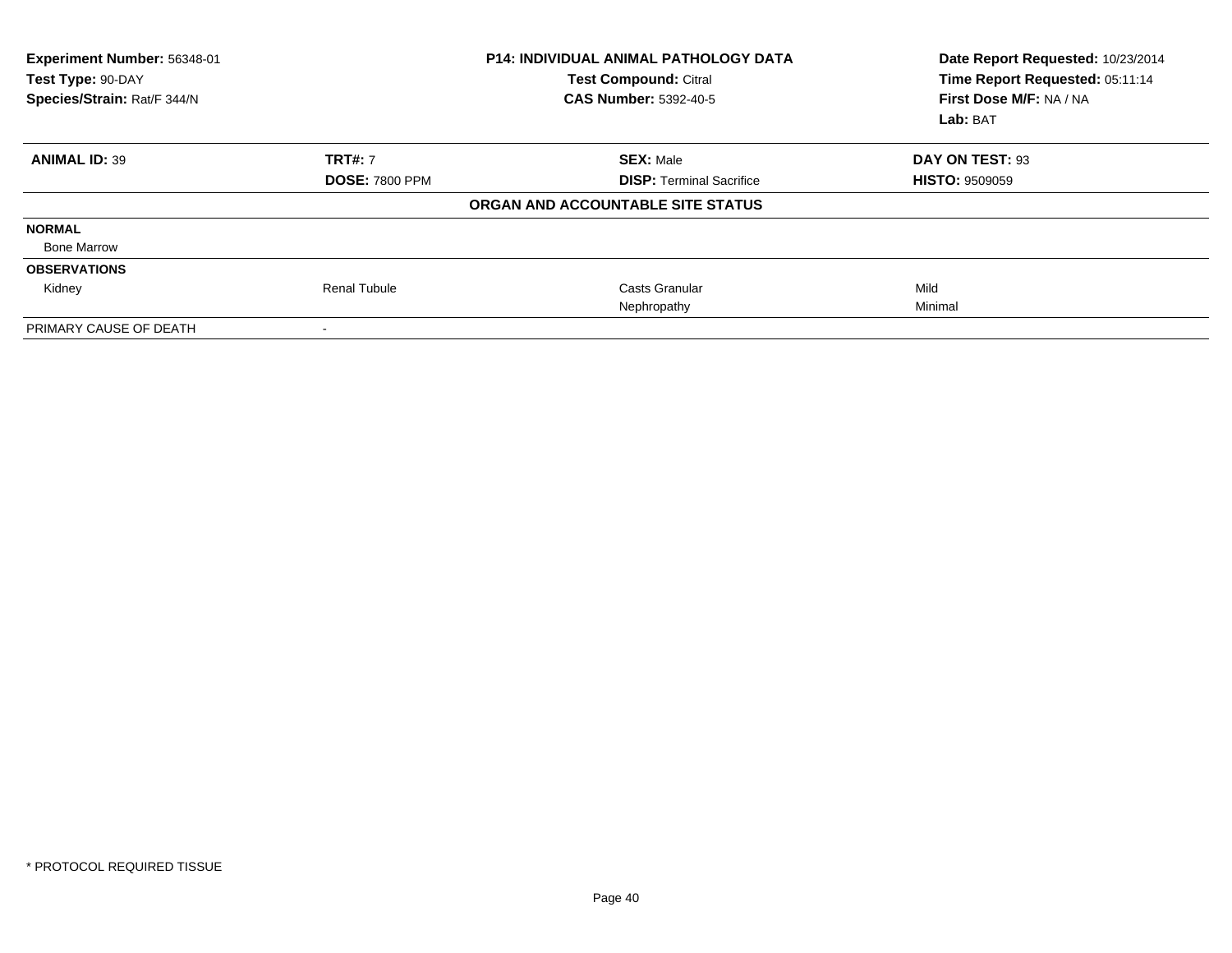| **Experiment Number:** 56348-01 | **P14: INDIVIDUAL ANIMAL PATHOLOGY DATA** | **Date Report Requested:** 10/23/2014 |
|---|---|---|
| **Test Type:** 90-DAY | **Test Compound:** Citral | **Time Report Requested:** 05:11:14 |
| **Species/Strain:** Rat/F 344/N | **CAS Number:** 5392-40-5 | **First Dose M/F:** NA / NA |
| | | **Lab:** BAT |

| **ANIMAL ID:** 39 | **TRT#:** 7 | **SEX:** Male | **DAY ON TEST:** 93 |
|---|---|---|---|
| | **DOSE:** 7800 PPM | **DISP:** Terminal Sacrifice | **HISTO:** 9509059 |
| | | **ORGAN AND ACCOUNTABLE SITE STATUS** | |
| **NORMAL** | | | |
| Bone Marrow | | | |
| **OBSERVATIONS** | | | |
| Kidney | Renal Tubule | Casts Granular | Mild |
| | | Nephropathy | Minimal |
| PRIMARY CAUSE OF DEATH | - | | |

\* PROTOCOL REQUIRED TISSUE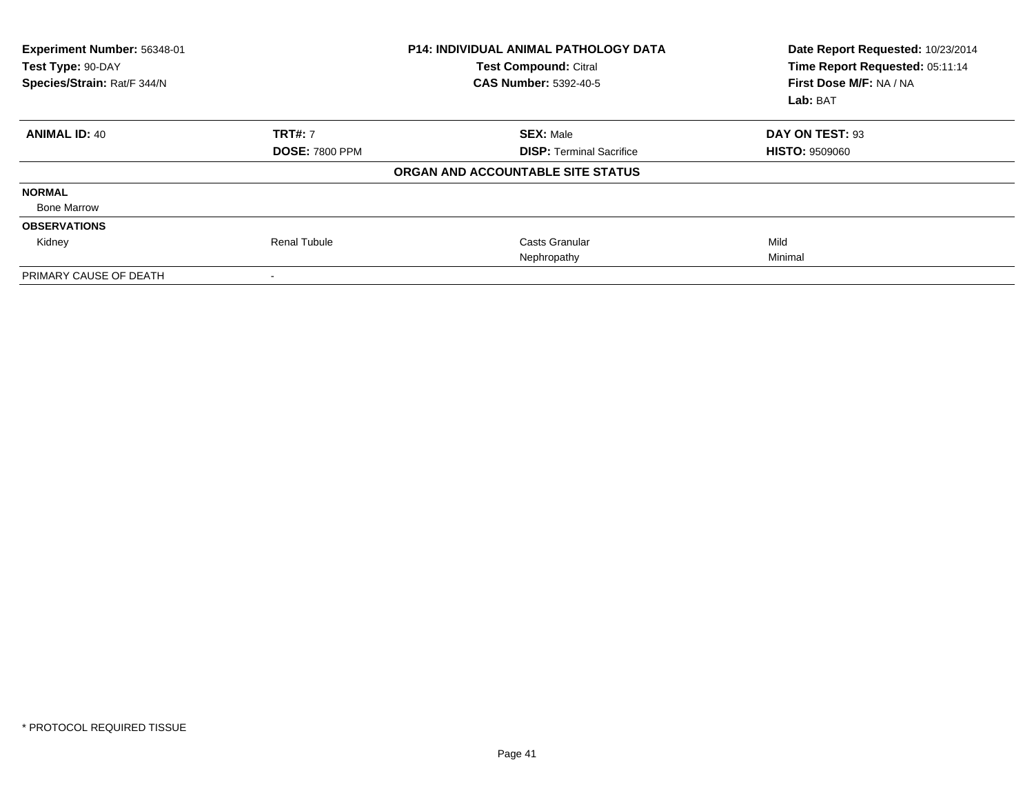| Experiment Number: 56348-01 | P14: INDIVIDUAL ANIMAL PATHOLOGY DATA | Date Report Requested: 10/23/2014 |
|---|---|---|
| Test Type: 90-DAY | Test Compound: Citral | Time Report Requested: 05:11:14 |
| Species/Strain: Rat/F 344/N | CAS Number: 5392-40-5 | First Dose M/F: NA / NA |
| | | Lab: BAT |

| **ANIMAL ID:** 40 | **TRT#:** 7 | **SEX:** Male | **DAY ON TEST:** 93 |
|---|---|---|---|
| | **DOSE:** 7800 PPM | **DISP:** Terminal Sacrifice | **HISTO:** 9509060 |

**ORGAN AND ACCOUNTABLE SITE STATUS**

| | | | |
|---|---|---|---|
| **NORMAL** | | | |
| Bone Marrow | | | |
| **OBSERVATIONS** | | | |
| Kidney | Renal Tubule | Casts Granular | Mild |
| | | Nephropathy | Minimal |
| PRIMARY CAUSE OF DEATH | - | | |

* PROTOCOL REQUIRED TISSUE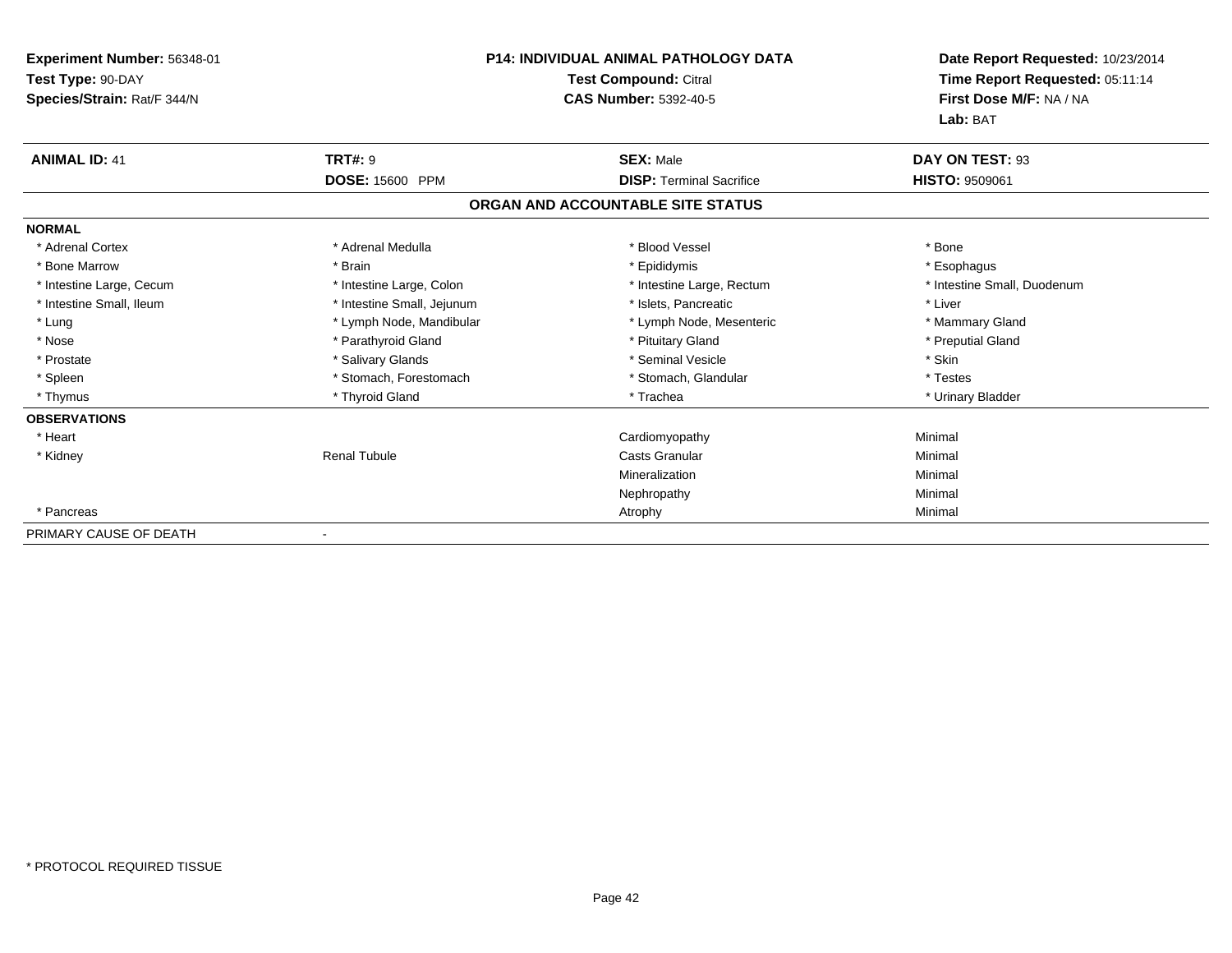**Experiment Number:** 56348-01
**Test Type:** 90-DAY
**Species/Strain:** Rat/F 344/N

**P14: INDIVIDUAL ANIMAL PATHOLOGY DATA**
**Test Compound:** Citral
**CAS Number:** 5392-40-5

**Date Report Requested:** 10/23/2014
**Time Report Requested:** 05:11:14
**First Dose M/F:** NA / NA
**Lab:** BAT

| **ANIMAL ID:** 41 | **TRT#:** 9 | **SEX:** Male | **DAY ON TEST:** 93 |
|---|---|---|---|
| | **DOSE:** 15600 PPM | **DISP:** Terminal Sacrifice | **HISTO:** 9509061 |

## ORGAN AND ACCOUNTABLE SITE STATUS

| | | | |
|---|---|---|---|
| **NORMAL** | | | |
| * Adrenal Cortex | * Adrenal Medulla | * Blood Vessel | * Bone |
| * Bone Marrow | * Brain | * Epididymis | * Esophagus |
| * Intestine Large, Cecum | * Intestine Large, Colon | * Intestine Large, Rectum | * Intestine Small, Duodenum |
| * Intestine Small, Ileum | * Intestine Small, Jejunum | * Islets, Pancreatic | * Liver |
| * Lung | * Lymph Node, Mandibular | * Lymph Node, Mesenteric | * Mammary Gland |
| * Nose | * Parathyroid Gland | * Pituitary Gland | * Preputial Gland |
| * Prostate | * Salivary Glands | * Seminal Vesicle | * Skin |
| * Spleen | * Stomach, Forestomach | * Stomach, Glandular | * Testes |
| * Thymus | * Thyroid Gland | * Trachea | * Urinary Bladder |
| **OBSERVATIONS** | | | |
| * Heart | | Cardiomyopathy | Minimal |
| * Kidney | Renal Tubule | Casts Granular | Minimal |
| | | Mineralization | Minimal |
| | | Nephropathy | Minimal |
| * Pancreas | | Atrophy | Minimal |
| PRIMARY CAUSE OF DEATH | - | | |

\* PROTOCOL REQUIRED TISSUE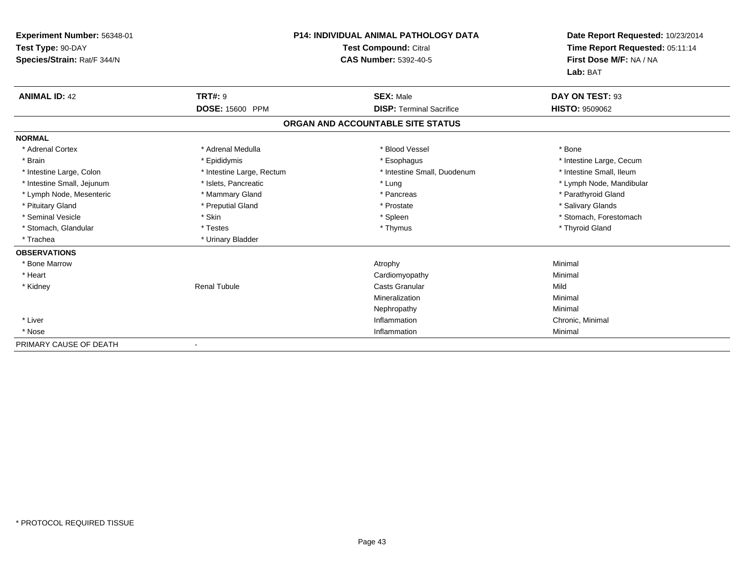**Experiment Number:** 56348-01
**Test Type:** 90-DAY
**Species/Strain:** Rat/F 344/N

**P14: INDIVIDUAL ANIMAL PATHOLOGY DATA**
**Test Compound:** Citral
**CAS Number:** 5392-40-5

**Date Report Requested:** 10/23/2014
**Time Report Requested:** 05:11:14
**First Dose M/F:** NA / NA
**Lab:** BAT

| **ANIMAL ID:** 42 | **TRT#:** 9 | **SEX:** Male | **DAY ON TEST:** 93 |
|---|---|---|---|
| | **DOSE:** 15600 PPM | **DISP:** Terminal Sacrifice | **HISTO:** 9509062 |

## ORGAN AND ACCOUNTABLE SITE STATUS

**NORMAL**

| | | | |
|---|---|---|---|
| * Adrenal Cortex | * Adrenal Medulla | * Blood Vessel | * Bone |
| * Brain | * Epididymis | * Esophagus | * Intestine Large, Cecum |
| * Intestine Large, Colon | * Intestine Large, Rectum | * Intestine Small, Duodenum | * Intestine Small, Ileum |
| * Intestine Small, Jejunum | * Islets, Pancreatic | * Lung | * Lymph Node, Mandibular |
| * Lymph Node, Mesenteric | * Mammary Gland | * Pancreas | * Parathyroid Gland |
| * Pituitary Gland | * Preputial Gland | * Prostate | * Salivary Glands |
| * Seminal Vesicle | * Skin | * Spleen | * Stomach, Forestomach |
| * Stomach, Glandular | * Testes | * Thymus | * Thyroid Gland |
| * Trachea | * Urinary Bladder | | |

**OBSERVATIONS**

| | | | |
|---|---|---|---|
| * Bone Marrow | | Atrophy | Minimal |
| * Heart | | Cardiomyopathy | Minimal |
| * Kidney | Renal Tubule | Casts Granular | Mild |
| | | Mineralization | Minimal |
| | | Nephropathy | Minimal |
| * Liver | | Inflammation | Chronic, Minimal |
| * Nose | | Inflammation | Minimal |

PRIMARY CAUSE OF DEATH -

* PROTOCOL REQUIRED TISSUE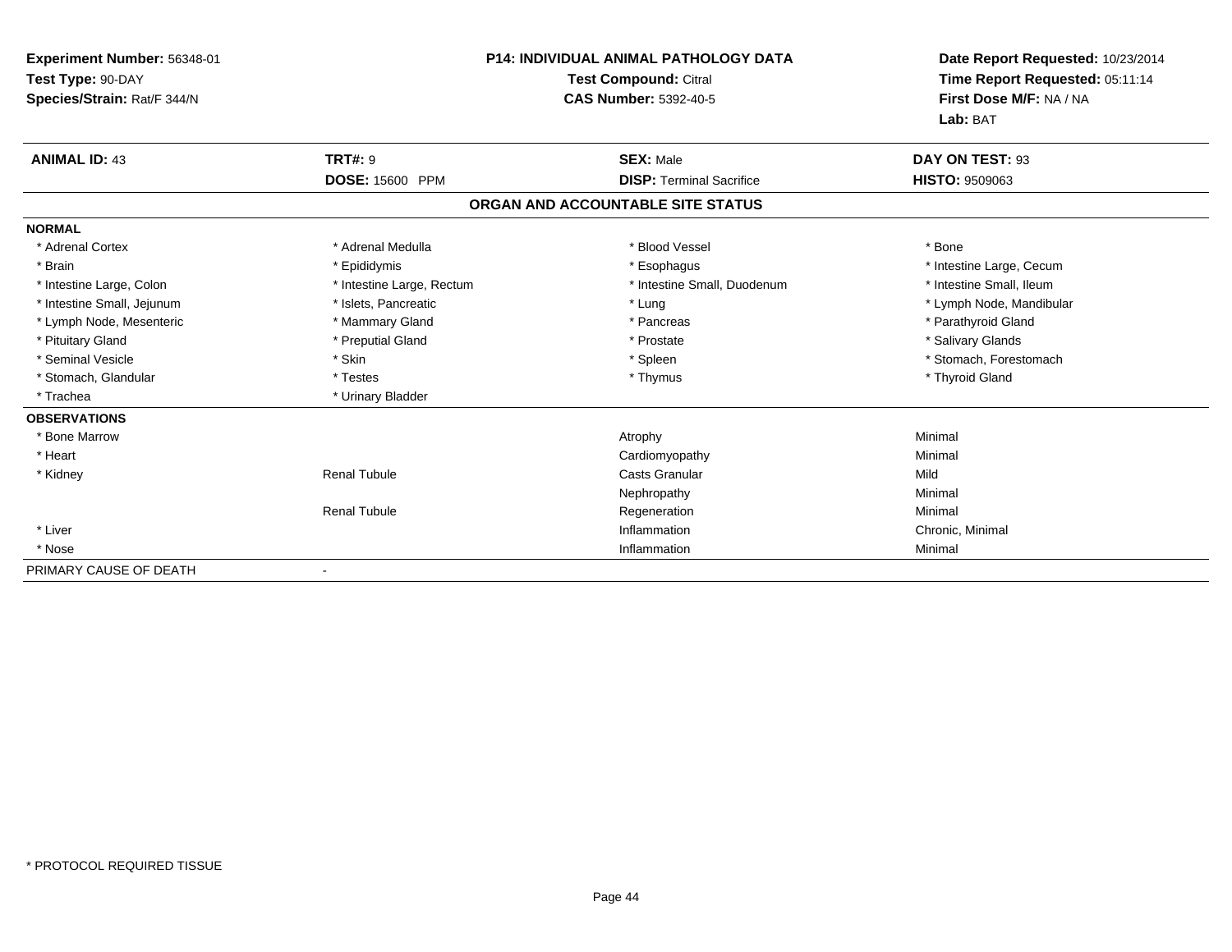**Experiment Number:** 56348-01
**Test Type:** 90-DAY
**Species/Strain:** Rat/F 344/N

**P14: INDIVIDUAL ANIMAL PATHOLOGY DATA**
**Test Compound:** Citral
**CAS Number:** 5392-40-5

**Date Report Requested:** 10/23/2014
**Time Report Requested:** 05:11:14
**First Dose M/F:** NA / NA
**Lab:** BAT

| **ANIMAL ID:** 43 | **TRT#:** 9 | **SEX:** Male | **DAY ON TEST:** 93 |
|---|---|---|---|
| | **DOSE:** 15600 PPM | **DISP:** Terminal Sacrifice | **HISTO:** 9509063 |

## ORGAN AND ACCOUNTABLE SITE STATUS

**NORMAL**

| | | | |
|---|---|---|---|
| * Adrenal Cortex | * Adrenal Medulla | * Blood Vessel | * Bone |
| * Brain | * Epididymis | * Esophagus | * Intestine Large, Cecum |
| * Intestine Large, Colon | * Intestine Large, Rectum | * Intestine Small, Duodenum | * Intestine Small, Ileum |
| * Intestine Small, Jejunum | * Islets, Pancreatic | * Lung | * Lymph Node, Mandibular |
| * Lymph Node, Mesenteric | * Mammary Gland | * Pancreas | * Parathyroid Gland |
| * Pituitary Gland | * Preputial Gland | * Prostate | * Salivary Glands |
| * Seminal Vesicle | * Skin | * Spleen | * Stomach, Forestomach |
| * Stomach, Glandular | * Testes | * Thymus | * Thyroid Gland |
| * Trachea | * Urinary Bladder | | |

**OBSERVATIONS**

| | | | |
|---|---|---|---|
| * Bone Marrow | | Atrophy | Minimal |
| * Heart | | Cardiomyopathy | Minimal |
| * Kidney | Renal Tubule | Casts Granular | Mild |
| | | Nephropathy | Minimal |
| | Renal Tubule | Regeneration | Minimal |
| * Liver | | Inflammation | Chronic, Minimal |
| * Nose | | Inflammation | Minimal |

PRIMARY CAUSE OF DEATH -

* PROTOCOL REQUIRED TISSUE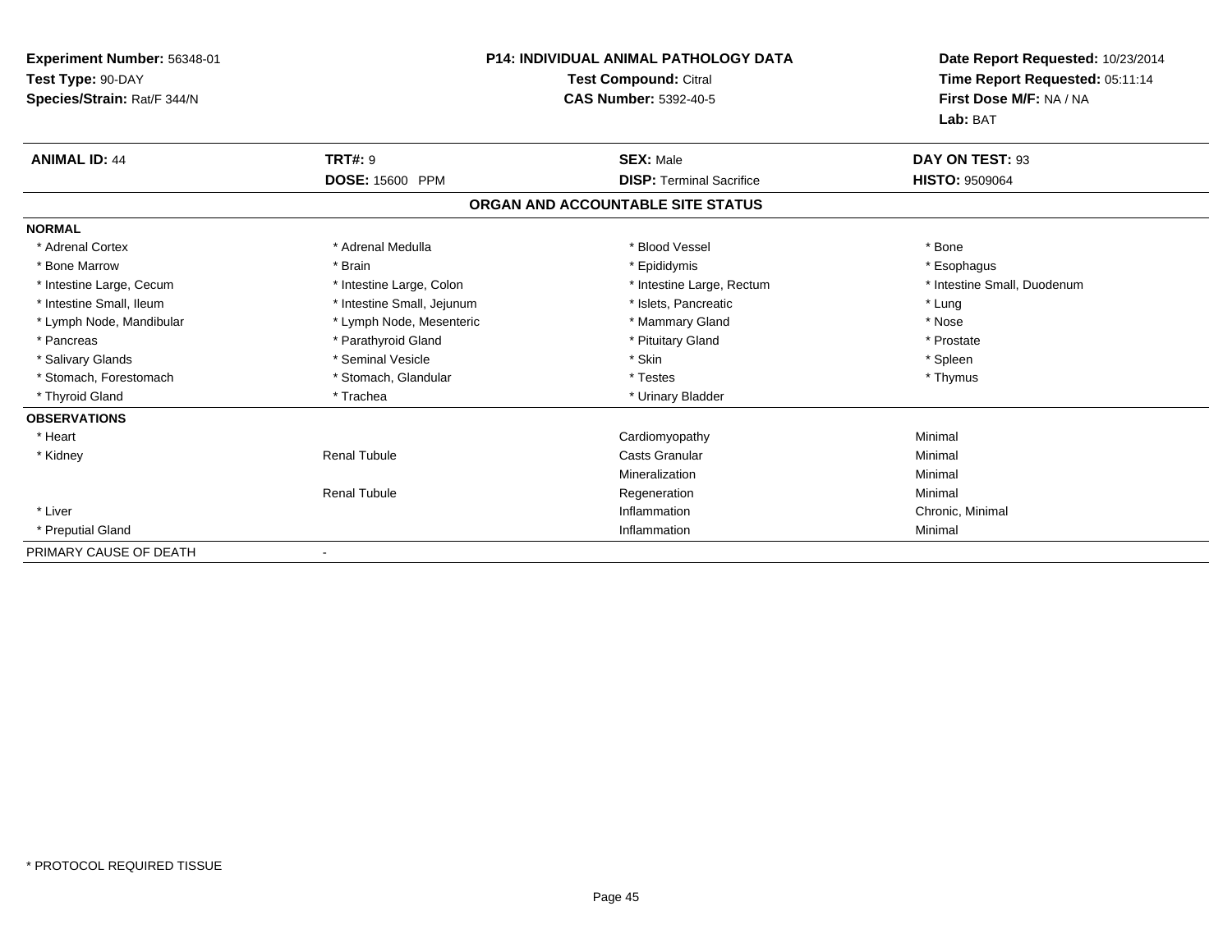**Experiment Number:** 56348-01
**Test Type:** 90-DAY
**Species/Strain:** Rat/F 344/N

**P14: INDIVIDUAL ANIMAL PATHOLOGY DATA**
**Test Compound:** Citral
**CAS Number:** 5392-40-5

**Date Report Requested:** 10/23/2014
**Time Report Requested:** 05:11:14
**First Dose M/F:** NA / NA
**Lab:** BAT

| **ANIMAL ID:** 44 | **TRT#:** 9 | **SEX:** Male | **DAY ON TEST:** 93 |
|---|---|---|---|
| | **DOSE:** 15600 PPM | **DISP:** Terminal Sacrifice | **HISTO:** 9509064 |

## ORGAN AND ACCOUNTABLE SITE STATUS

**NORMAL**

| | | | |
|---|---|---|---|
| * Adrenal Cortex | * Adrenal Medulla | * Blood Vessel | * Bone |
| * Bone Marrow | * Brain | * Epididymis | * Esophagus |
| * Intestine Large, Cecum | * Intestine Large, Colon | * Intestine Large, Rectum | * Intestine Small, Duodenum |
| * Intestine Small, Ileum | * Intestine Small, Jejunum | * Islets, Pancreatic | * Lung |
| * Lymph Node, Mandibular | * Lymph Node, Mesenteric | * Mammary Gland | * Nose |
| * Pancreas | * Parathyroid Gland | * Pituitary Gland | * Prostate |
| * Salivary Glands | * Seminal Vesicle | * Skin | * Spleen |
| * Stomach, Forestomach | * Stomach, Glandular | * Testes | * Thymus |
| * Thyroid Gland | * Trachea | * Urinary Bladder | |

**OBSERVATIONS**

| | | | |
|---|---|---|---|
| * Heart | | Cardiomyopathy | Minimal |
| * Kidney | Renal Tubule | Casts Granular | Minimal |
| | | Mineralization | Minimal |
| | Renal Tubule | Regeneration | Minimal |
| * Liver | | Inflammation | Chronic, Minimal |
| * Preputial Gland | | Inflammation | Minimal |

PRIMARY CAUSE OF DEATH -

* PROTOCOL REQUIRED TISSUE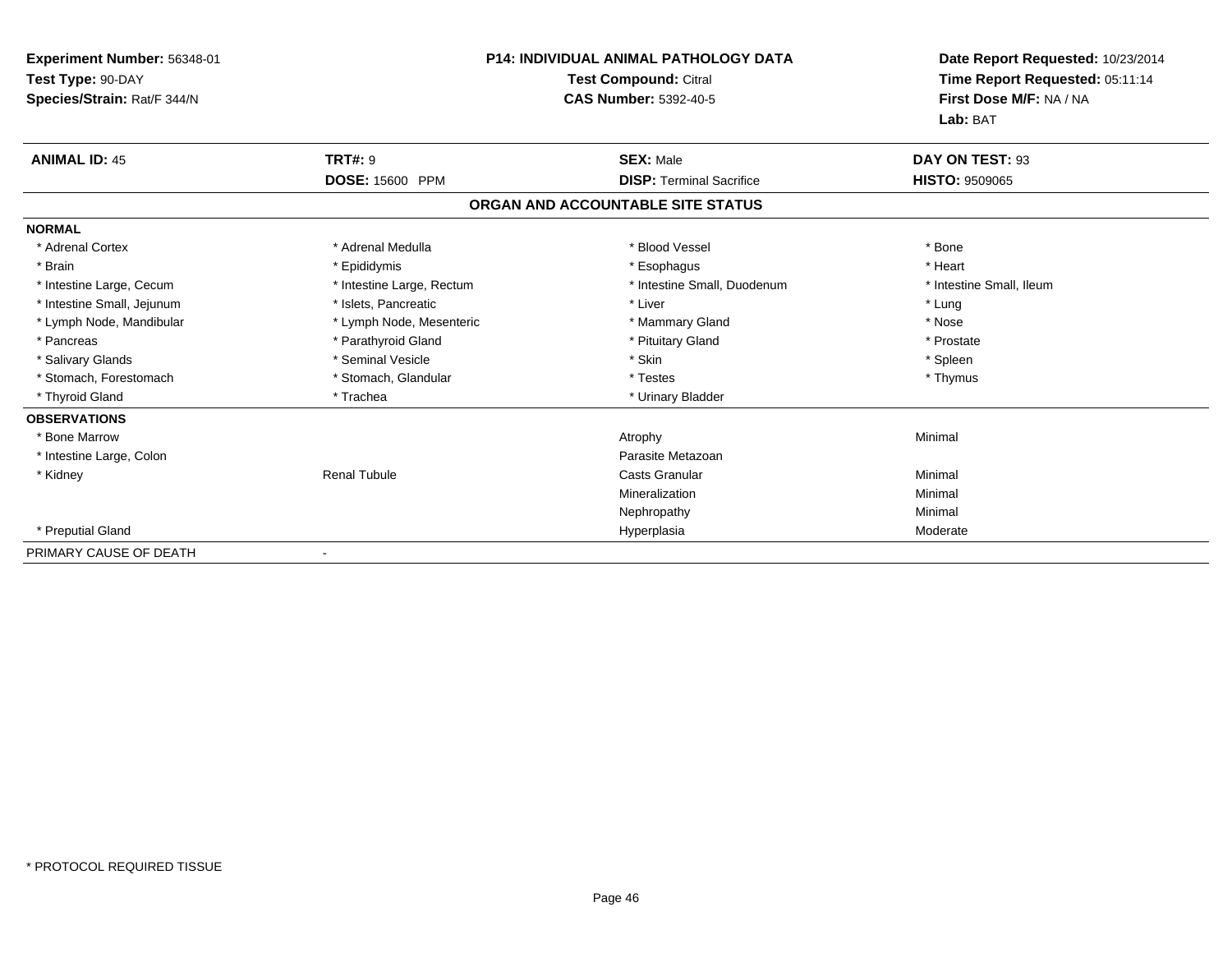**Experiment Number:** 56348-01
**Test Type:** 90-DAY
**Species/Strain:** Rat/F 344/N

**P14: INDIVIDUAL ANIMAL PATHOLOGY DATA**
**Test Compound:** Citral
**CAS Number:** 5392-40-5

**Date Report Requested:** 10/23/2014
**Time Report Requested:** 05:11:14
**First Dose M/F:** NA / NA
**Lab:** BAT

| **ANIMAL ID:** 45 | **TRT#:** 9 | **SEX:** Male | **DAY ON TEST:** 93 |
|---|---|---|---|
| | **DOSE:** 15600 PPM | **DISP:** Terminal Sacrifice | **HISTO:** 9509065 |

**ORGAN AND ACCOUNTABLE SITE STATUS**

| | | | |
|---|---|---|---|
| **NORMAL** | | | |
| * Adrenal Cortex | * Adrenal Medulla | * Blood Vessel | * Bone |
| * Brain | * Epididymis | * Esophagus | * Heart |
| * Intestine Large, Cecum | * Intestine Large, Rectum | * Intestine Small, Duodenum | * Intestine Small, Ileum |
| * Intestine Small, Jejunum | * Islets, Pancreatic | * Liver | * Lung |
| * Lymph Node, Mandibular | * Lymph Node, Mesenteric | * Mammary Gland | * Nose |
| * Pancreas | * Parathyroid Gland | * Pituitary Gland | * Prostate |
| * Salivary Glands | * Seminal Vesicle | * Skin | * Spleen |
| * Stomach, Forestomach | * Stomach, Glandular | * Testes | * Thymus |
| * Thyroid Gland | * Trachea | * Urinary Bladder | |
| **OBSERVATIONS** | | | |
| * Bone Marrow | | Atrophy | Minimal |
| * Intestine Large, Colon | | Parasite Metazoan | |
| * Kidney | Renal Tubule | Casts Granular | Minimal |
| | | Mineralization | Minimal |
| | | Nephropathy | Minimal |
| * Preputial Gland | | Hyperplasia | Moderate |
| PRIMARY CAUSE OF DEATH | - | | |

* PROTOCOL REQUIRED TISSUE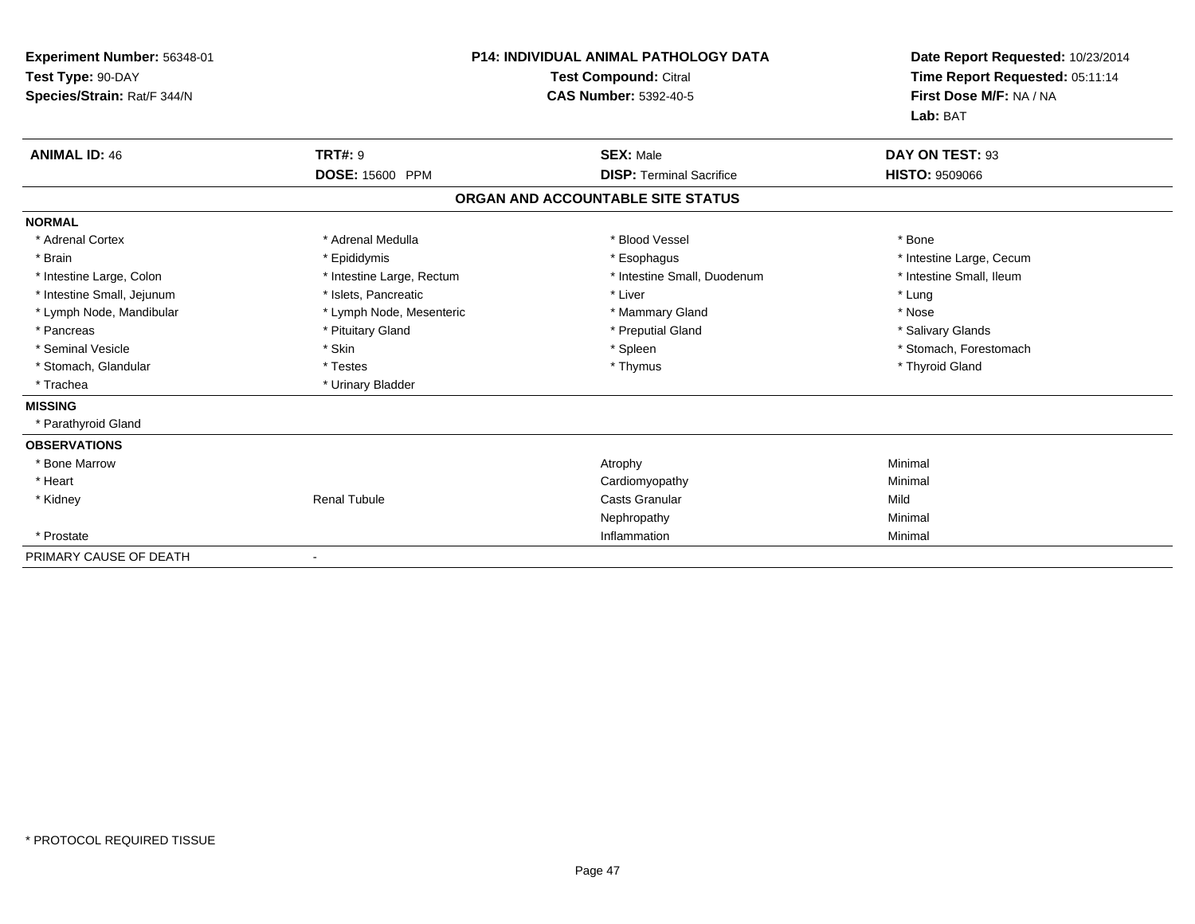**Experiment Number:** 56348-01
**Test Type:** 90-DAY
**Species/Strain:** Rat/F 344/N

**P14: INDIVIDUAL ANIMAL PATHOLOGY DATA**
**Test Compound:** Citral
**CAS Number:** 5392-40-5

**Date Report Requested:** 10/23/2014
**Time Report Requested:** 05:11:14
**First Dose M/F:** NA / NA
**Lab:** BAT

| **ANIMAL ID:** 46 | **TRT#:** 9 | **SEX:** Male | **DAY ON TEST:** 93 |
|---|---|---|---|
| | **DOSE:** 15600 PPM | **DISP:** Terminal Sacrifice | **HISTO:** 9509066 |

## ORGAN AND ACCOUNTABLE SITE STATUS

**NORMAL**

| | | | |
|---|---|---|---|
| * Adrenal Cortex | * Adrenal Medulla | * Blood Vessel | * Bone |
| * Brain | * Epididymis | * Esophagus | * Intestine Large, Cecum |
| * Intestine Large, Colon | * Intestine Large, Rectum | * Intestine Small, Duodenum | * Intestine Small, Ileum |
| * Intestine Small, Jejunum | * Islets, Pancreatic | * Liver | * Lung |
| * Lymph Node, Mandibular | * Lymph Node, Mesenteric | * Mammary Gland | * Nose |
| * Pancreas | * Pituitary Gland | * Preputial Gland | * Salivary Glands |
| * Seminal Vesicle | * Skin | * Spleen | * Stomach, Forestomach |
| * Stomach, Glandular | * Testes | * Thymus | * Thyroid Gland |
| * Trachea | * Urinary Bladder | | |

**MISSING**

* Parathyroid Gland

**OBSERVATIONS**

| | | | |
|---|---|---|---|
| * Bone Marrow | | Atrophy | Minimal |
| * Heart | | Cardiomyopathy | Minimal |
| * Kidney | Renal Tubule | Casts Granular | Mild |
| | | Nephropathy | Minimal |
| * Prostate | | Inflammation | Minimal |

PRIMARY CAUSE OF DEATH -

* PROTOCOL REQUIRED TISSUE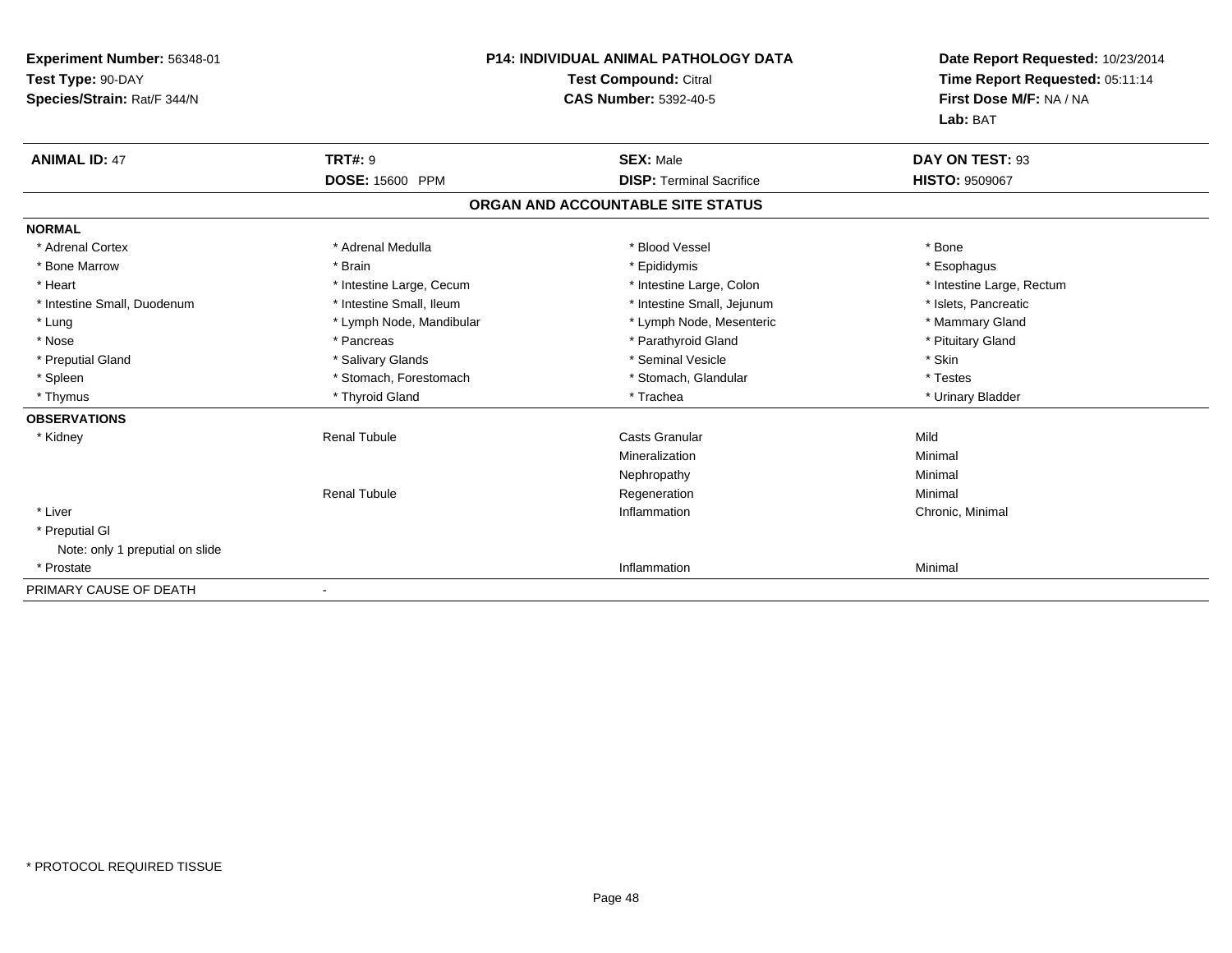**Experiment Number:** 56348-01
**Test Type:** 90-DAY
**Species/Strain:** Rat/F 344/N

**P14: INDIVIDUAL ANIMAL PATHOLOGY DATA**
**Test Compound:** Citral
**CAS Number:** 5392-40-5

**Date Report Requested:** 10/23/2014
**Time Report Requested:** 05:11:14
**First Dose M/F:** NA / NA
**Lab:** BAT

| **ANIMAL ID:** 47 | **TRT#:** 9 | **SEX:** Male | **DAY ON TEST:** 93 |
|---|---|---|---|
| | **DOSE:** 15600 PPM | **DISP:** Terminal Sacrifice | **HISTO:** 9509067 |

**ORGAN AND ACCOUNTABLE SITE STATUS**

**NORMAL**

| | | | |
|---|---|---|---|
| * Adrenal Cortex | * Adrenal Medulla | * Blood Vessel | * Bone |
| * Bone Marrow | * Brain | * Epididymis | * Esophagus |
| * Heart | * Intestine Large, Cecum | * Intestine Large, Colon | * Intestine Large, Rectum |
| * Intestine Small, Duodenum | * Intestine Small, Ileum | * Intestine Small, Jejunum | * Islets, Pancreatic |
| * Lung | * Lymph Node, Mandibular | * Lymph Node, Mesenteric | * Mammary Gland |
| * Nose | * Pancreas | * Parathyroid Gland | * Pituitary Gland |
| * Preputial Gland | * Salivary Glands | * Seminal Vesicle | * Skin |
| * Spleen | * Stomach, Forestomach | * Stomach, Glandular | * Testes |
| * Thymus | * Thyroid Gland | * Trachea | * Urinary Bladder |

**OBSERVATIONS**

| | | | |
|---|---|---|---|
| * Kidney | Renal Tubule | Casts Granular | Mild |
| | | Mineralization | Minimal |
| | | Nephropathy | Minimal |
| | Renal Tubule | Regeneration | Minimal |
| * Liver | | Inflammation | Chronic, Minimal |
| * Preputial Gl | | | |
| Note: only 1 preputial on slide | | | |
| * Prostate | | Inflammation | Minimal |

PRIMARY CAUSE OF DEATH -

\* PROTOCOL REQUIRED TISSUE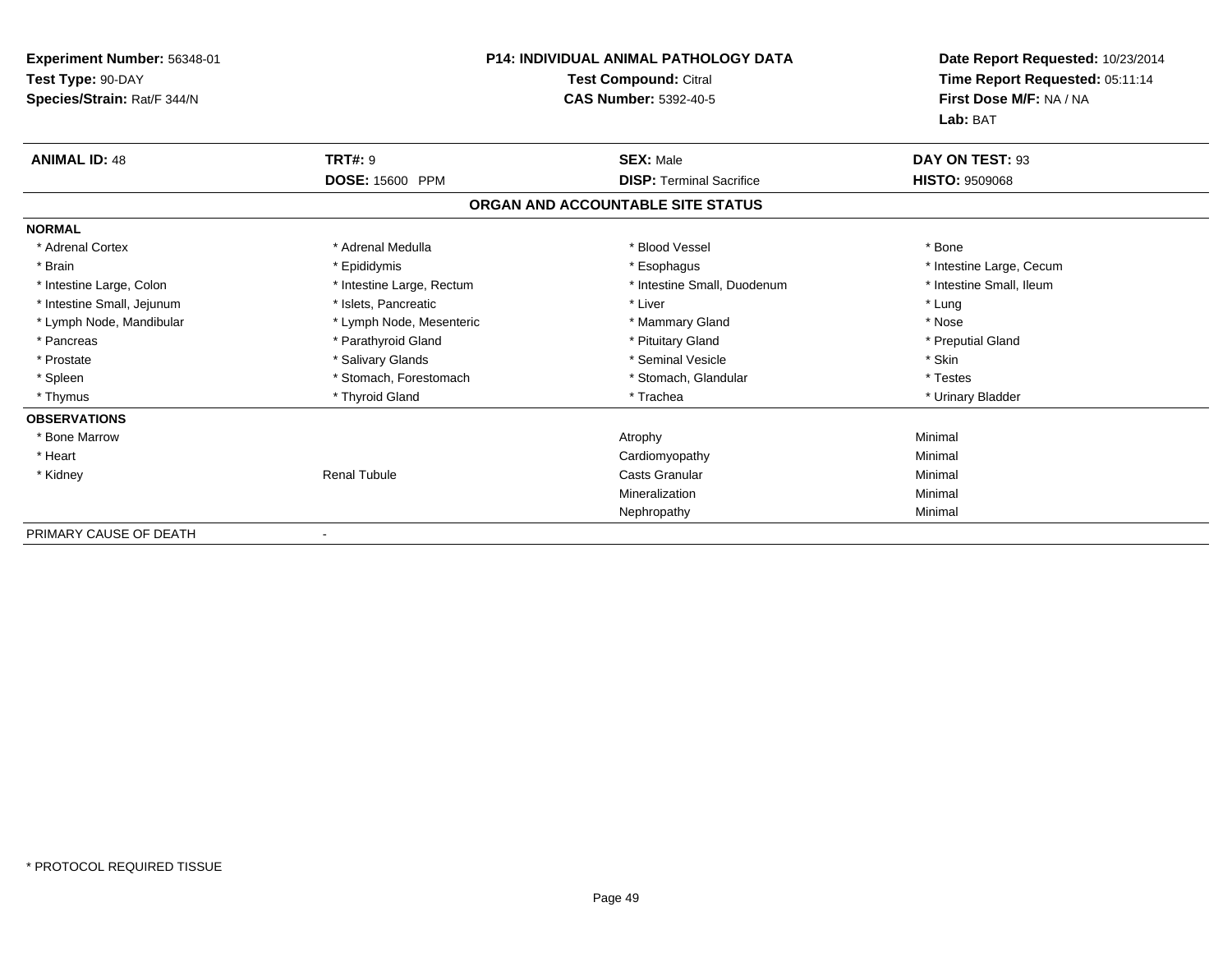**Experiment Number:** 56348-01
**Test Type:** 90-DAY
**Species/Strain:** Rat/F 344/N

**P14: INDIVIDUAL ANIMAL PATHOLOGY DATA**
**Test Compound:** Citral
**CAS Number:** 5392-40-5

**Date Report Requested:** 10/23/2014
**Time Report Requested:** 05:11:14
**First Dose M/F:** NA / NA
**Lab:** BAT

| **ANIMAL ID:** 48 | **TRT#:** 9 | **SEX:** Male | **DAY ON TEST:** 93 |
|---|---|---|---|
| | **DOSE:** 15600 PPM | **DISP:** Terminal Sacrifice | **HISTO:** 9509068 |

## ORGAN AND ACCOUNTABLE SITE STATUS

| | | | |
|---|---|---|---|
| **NORMAL** | | | |
| * Adrenal Cortex | * Adrenal Medulla | * Blood Vessel | * Bone |
| * Brain | * Epididymis | * Esophagus | * Intestine Large, Cecum |
| * Intestine Large, Colon | * Intestine Large, Rectum | * Intestine Small, Duodenum | * Intestine Small, Ileum |
| * Intestine Small, Jejunum | * Islets, Pancreatic | * Liver | * Lung |
| * Lymph Node, Mandibular | * Lymph Node, Mesenteric | * Mammary Gland | * Nose |
| * Pancreas | * Parathyroid Gland | * Pituitary Gland | * Preputial Gland |
| * Prostate | * Salivary Glands | * Seminal Vesicle | * Skin |
| * Spleen | * Stomach, Forestomach | * Stomach, Glandular | * Testes |
| * Thymus | * Thyroid Gland | * Trachea | * Urinary Bladder |
| **OBSERVATIONS** | | | |
| * Bone Marrow | | Atrophy | Minimal |
| * Heart | | Cardiomyopathy | Minimal |
| * Kidney | Renal Tubule | Casts Granular | Minimal |
| | | Mineralization | Minimal |
| | | Nephropathy | Minimal |
| PRIMARY CAUSE OF DEATH | - | | |

\* PROTOCOL REQUIRED TISSUE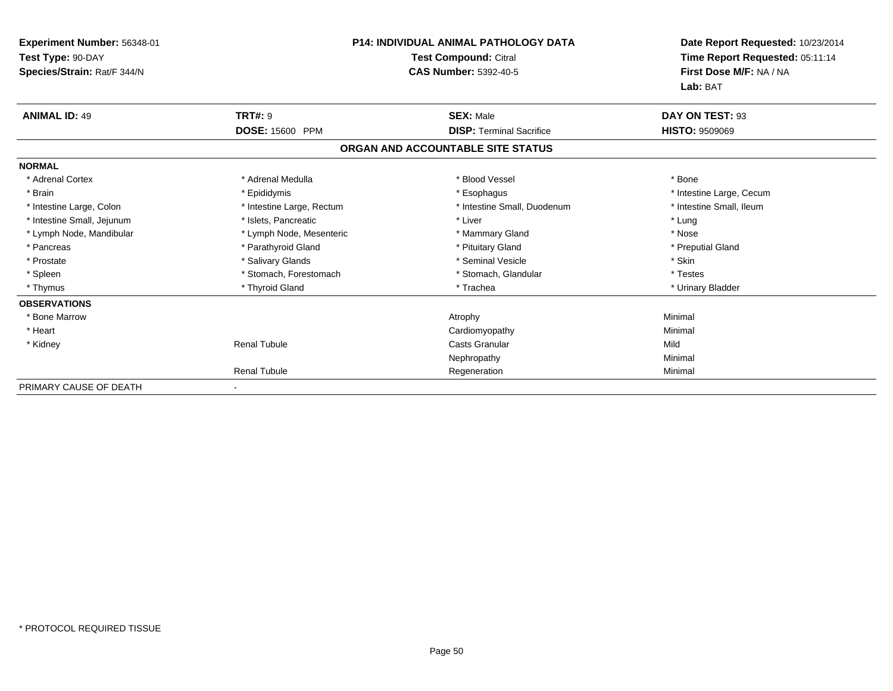**Experiment Number:** 56348-01
**Test Type:** 90-DAY
**Species/Strain:** Rat/F 344/N

**P14: INDIVIDUAL ANIMAL PATHOLOGY DATA**
**Test Compound:** Citral
**CAS Number:** 5392-40-5

**Date Report Requested:** 10/23/2014
**Time Report Requested:** 05:11:14
**First Dose M/F:** NA / NA
**Lab:** BAT

| **ANIMAL ID:** 49 | **TRT#:** 9 | **SEX:** Male | **DAY ON TEST:** 93 |
|---|---|---|---|
| | **DOSE:** 15600 PPM | **DISP:** Terminal Sacrifice | **HISTO:** 9509069 |

**ORGAN AND ACCOUNTABLE SITE STATUS**

**NORMAL**

| | | | |
|---|---|---|---|
| * Adrenal Cortex | * Adrenal Medulla | * Blood Vessel | * Bone |
| * Brain | * Epididymis | * Esophagus | * Intestine Large, Cecum |
| * Intestine Large, Colon | * Intestine Large, Rectum | * Intestine Small, Duodenum | * Intestine Small, Ileum |
| * Intestine Small, Jejunum | * Islets, Pancreatic | * Liver | * Lung |
| * Lymph Node, Mandibular | * Lymph Node, Mesenteric | * Mammary Gland | * Nose |
| * Pancreas | * Parathyroid Gland | * Pituitary Gland | * Preputial Gland |
| * Prostate | * Salivary Glands | * Seminal Vesicle | * Skin |
| * Spleen | * Stomach, Forestomach | * Stomach, Glandular | * Testes |
| * Thymus | * Thyroid Gland | * Trachea | * Urinary Bladder |

**OBSERVATIONS**

| | | | |
|---|---|---|---|
| * Bone Marrow | | Atrophy | Minimal |
| * Heart | | Cardiomyopathy | Minimal |
| * Kidney | Renal Tubule | Casts Granular | Mild |
| | | Nephropathy | Minimal |
| | Renal Tubule | Regeneration | Minimal |

PRIMARY CAUSE OF DEATH -

* PROTOCOL REQUIRED TISSUE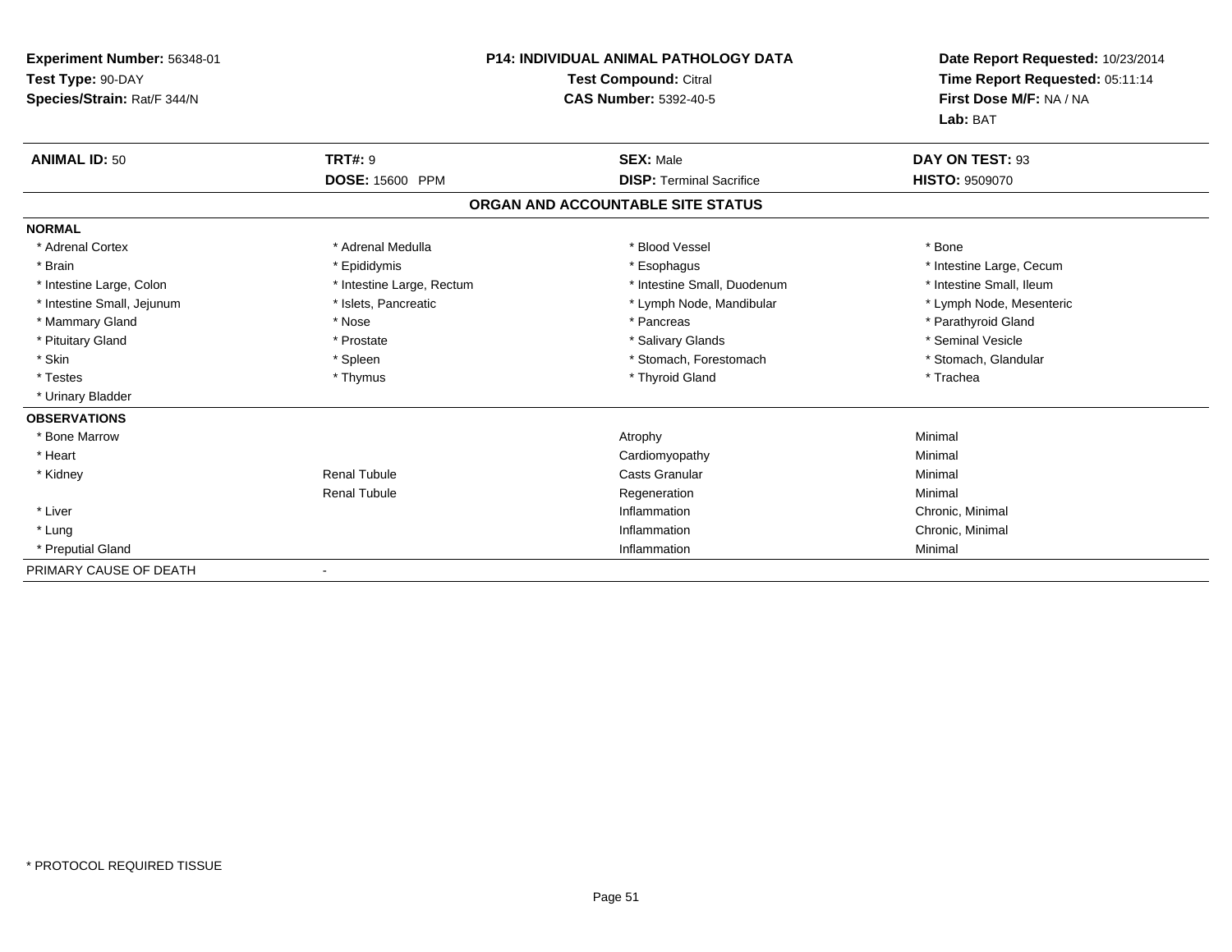**Experiment Number:** 56348-01
**Test Type:** 90-DAY
**Species/Strain:** Rat/F 344/N

**P14: INDIVIDUAL ANIMAL PATHOLOGY DATA**
**Test Compound:** Citral
**CAS Number:** 5392-40-5

**Date Report Requested:** 10/23/2014
**Time Report Requested:** 05:11:14
**First Dose M/F:** NA / NA
**Lab:** BAT

| **ANIMAL ID:** 50 | **TRT#:** 9 | **SEX:** Male | **DAY ON TEST:** 93 |
|---|---|---|---|
| | **DOSE:** 15600 PPM | **DISP:** Terminal Sacrifice | **HISTO:** 9509070 |

**ORGAN AND ACCOUNTABLE SITE STATUS**

**NORMAL**

| | | | |
|---|---|---|---|
| * Adrenal Cortex | * Adrenal Medulla | * Blood Vessel | * Bone |
| * Brain | * Epididymis | * Esophagus | * Intestine Large, Cecum |
| * Intestine Large, Colon | * Intestine Large, Rectum | * Intestine Small, Duodenum | * Intestine Small, Ileum |
| * Intestine Small, Jejunum | * Islets, Pancreatic | * Lymph Node, Mandibular | * Lymph Node, Mesenteric |
| * Mammary Gland | * Nose | * Pancreas | * Parathyroid Gland |
| * Pituitary Gland | * Prostate | * Salivary Glands | * Seminal Vesicle |
| * Skin | * Spleen | * Stomach, Forestomach | * Stomach, Glandular |
| * Testes | * Thymus | * Thyroid Gland | * Trachea |
| * Urinary Bladder | | | |

**OBSERVATIONS**

| | | | |
|---|---|---|---|
| * Bone Marrow | | Atrophy | Minimal |
| * Heart | | Cardiomyopathy | Minimal |
| * Kidney | Renal Tubule | Casts Granular | Minimal |
| | Renal Tubule | Regeneration | Minimal |
| * Liver | | Inflammation | Chronic, Minimal |
| * Lung | | Inflammation | Chronic, Minimal |
| * Preputial Gland | | Inflammation | Minimal |

PRIMARY CAUSE OF DEATH -

* PROTOCOL REQUIRED TISSUE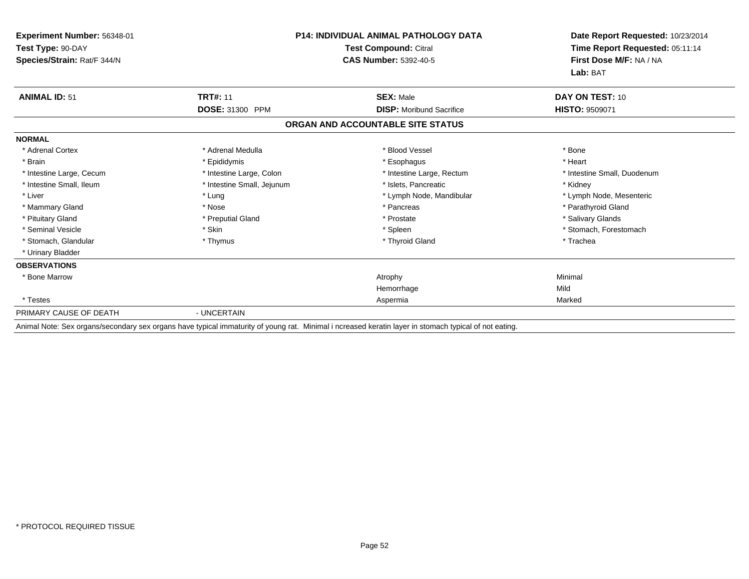**Experiment Number:** 56348-01
**Test Type:** 90-DAY
**Species/Strain:** Rat/F 344/N

**P14: INDIVIDUAL ANIMAL PATHOLOGY DATA**
**Test Compound:** Citral
**CAS Number:** 5392-40-5

**Date Report Requested:** 10/23/2014
**Time Report Requested:** 05:11:14
**First Dose M/F:** NA / NA
**Lab:** BAT

| **ANIMAL ID:** 51 | **TRT#:** 11 | **SEX:** Male | **DAY ON TEST:** 10 |
|---|---|---|---|
| | **DOSE:** 31300 PPM | **DISP:** Moribund Sacrifice | **HISTO:** 9509071 |

**ORGAN AND ACCOUNTABLE SITE STATUS**

**NORMAL**

| | | | |
|---|---|---|---|
| * Adrenal Cortex | * Adrenal Medulla | * Blood Vessel | * Bone |
| * Brain | * Epididymis | * Esophagus | * Heart |
| * Intestine Large, Cecum | * Intestine Large, Colon | * Intestine Large, Rectum | * Intestine Small, Duodenum |
| * Intestine Small, Ileum | * Intestine Small, Jejunum | * Islets, Pancreatic | * Kidney |
| * Liver | * Lung | * Lymph Node, Mandibular | * Lymph Node, Mesenteric |
| * Mammary Gland | * Nose | * Pancreas | * Parathyroid Gland |
| * Pituitary Gland | * Preputial Gland | * Prostate | * Salivary Glands |
| * Seminal Vesicle | * Skin | * Spleen | * Stomach, Forestomach |
| * Stomach, Glandular | * Thymus | * Thyroid Gland | * Trachea |
| * Urinary Bladder | | | |

**OBSERVATIONS**

| | | |
|---|---|---|
| * Bone Marrow | Atrophy | Minimal |
| | Hemorrhage | Mild |
| * Testes | Aspermia | Marked |

PRIMARY CAUSE OF DEATH - UNCERTAIN

Animal Note: Sex organs/secondary sex organs have typical immaturity of young rat. Minimal i ncreased keratin layer in stomach typical of not eating.

* PROTOCOL REQUIRED TISSUE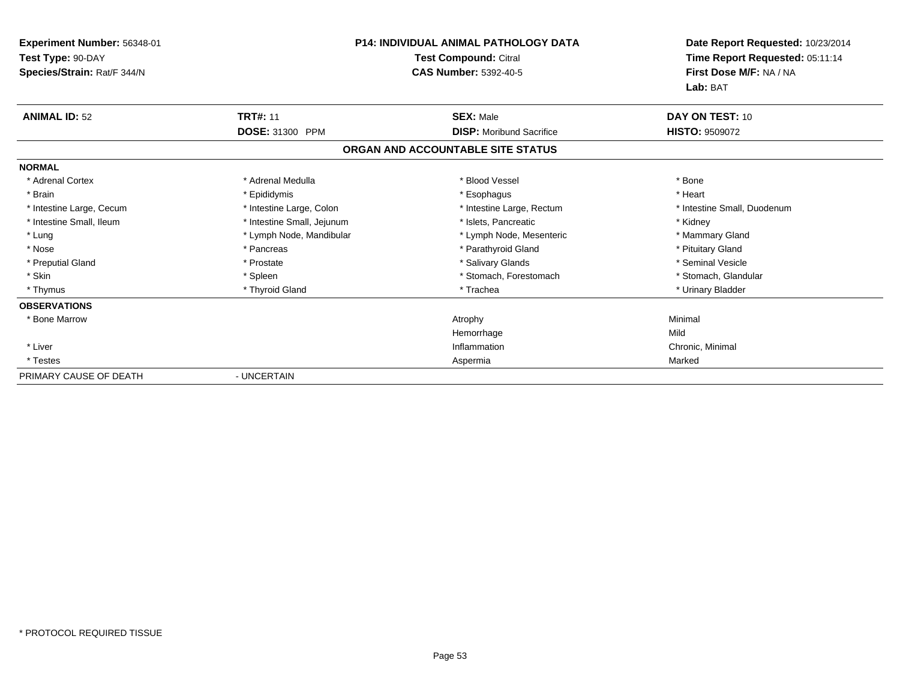**Experiment Number:** 56348-01
**Test Type:** 90-DAY
**Species/Strain:** Rat/F 344/N

**P14: INDIVIDUAL ANIMAL PATHOLOGY DATA**
**Test Compound:** Citral
**CAS Number:** 5392-40-5

**Date Report Requested:** 10/23/2014
**Time Report Requested:** 05:11:14
**First Dose M/F:** NA / NA
**Lab:** BAT

| **ANIMAL ID:** 52 | **TRT#:** 11 | **SEX:** Male | **DAY ON TEST:** 10 |
|---|---|---|---|
| | **DOSE:** 31300 PPM | **DISP:** Moribund Sacrifice | **HISTO:** 9509072 |

**ORGAN AND ACCOUNTABLE SITE STATUS**

| | | | |
|---|---|---|---|
| **NORMAL** | | | |
| * Adrenal Cortex | * Adrenal Medulla | * Blood Vessel | * Bone |
| * Brain | * Epididymis | * Esophagus | * Heart |
| * Intestine Large, Cecum | * Intestine Large, Colon | * Intestine Large, Rectum | * Intestine Small, Duodenum |
| * Intestine Small, Ileum | * Intestine Small, Jejunum | * Islets, Pancreatic | * Kidney |
| * Lung | * Lymph Node, Mandibular | * Lymph Node, Mesenteric | * Mammary Gland |
| * Nose | * Pancreas | * Parathyroid Gland | * Pituitary Gland |
| * Preputial Gland | * Prostate | * Salivary Glands | * Seminal Vesicle |
| * Skin | * Spleen | * Stomach, Forestomach | * Stomach, Glandular |
| * Thymus | * Thyroid Gland | * Trachea | * Urinary Bladder |
| **OBSERVATIONS** | | | |
| * Bone Marrow | | Atrophy | Minimal |
| | | Hemorrhage | Mild |
| * Liver | | Inflammation | Chronic, Minimal |
| * Testes | | Aspermia | Marked |
| PRIMARY CAUSE OF DEATH | - UNCERTAIN | | |

* PROTOCOL REQUIRED TISSUE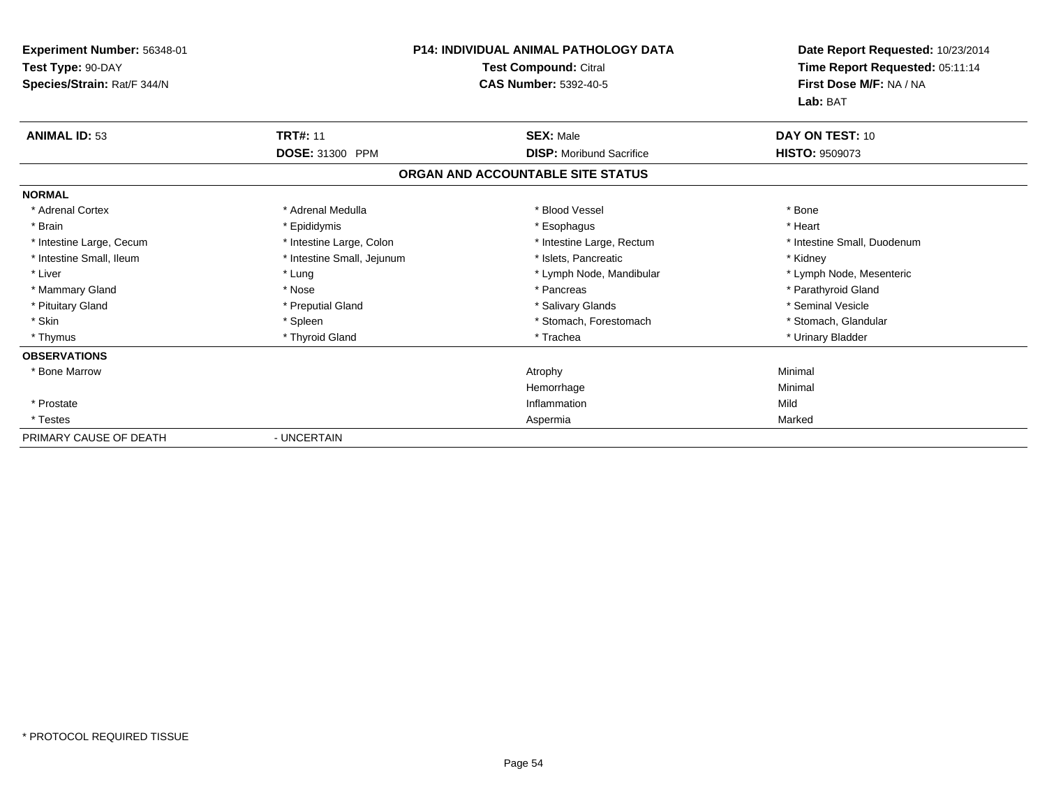**Experiment Number:** 56348-01
**Test Type:** 90-DAY
**Species/Strain:** Rat/F 344/N

**P14: INDIVIDUAL ANIMAL PATHOLOGY DATA**
**Test Compound:** Citral
**CAS Number:** 5392-40-5

**Date Report Requested:** 10/23/2014
**Time Report Requested:** 05:11:14
**First Dose M/F:** NA / NA
**Lab:** BAT

| **ANIMAL ID:** 53 | **TRT#:** 11 | **SEX:** Male | **DAY ON TEST:** 10 |
|---|---|---|---|
| | **DOSE:** 31300 PPM | **DISP:** Moribund Sacrifice | **HISTO:** 9509073 |

## ORGAN AND ACCOUNTABLE SITE STATUS

| | | | |
|---|---|---|---|
| **NORMAL** | | | |
| * Adrenal Cortex | * Adrenal Medulla | * Blood Vessel | * Bone |
| * Brain | * Epididymis | * Esophagus | * Heart |
| * Intestine Large, Cecum | * Intestine Large, Colon | * Intestine Large, Rectum | * Intestine Small, Duodenum |
| * Intestine Small, Ileum | * Intestine Small, Jejunum | * Islets, Pancreatic | * Kidney |
| * Liver | * Lung | * Lymph Node, Mandibular | * Lymph Node, Mesenteric |
| * Mammary Gland | * Nose | * Pancreas | * Parathyroid Gland |
| * Pituitary Gland | * Preputial Gland | * Salivary Glands | * Seminal Vesicle |
| * Skin | * Spleen | * Stomach, Forestomach | * Stomach, Glandular |
| * Thymus | * Thyroid Gland | * Trachea | * Urinary Bladder |
| **OBSERVATIONS** | | | |
| * Bone Marrow | | Atrophy | Minimal |
| | | Hemorrhage | Minimal |
| * Prostate | | Inflammation | Mild |
| * Testes | | Aspermia | Marked |
| PRIMARY CAUSE OF DEATH | - UNCERTAIN | | |

* PROTOCOL REQUIRED TISSUE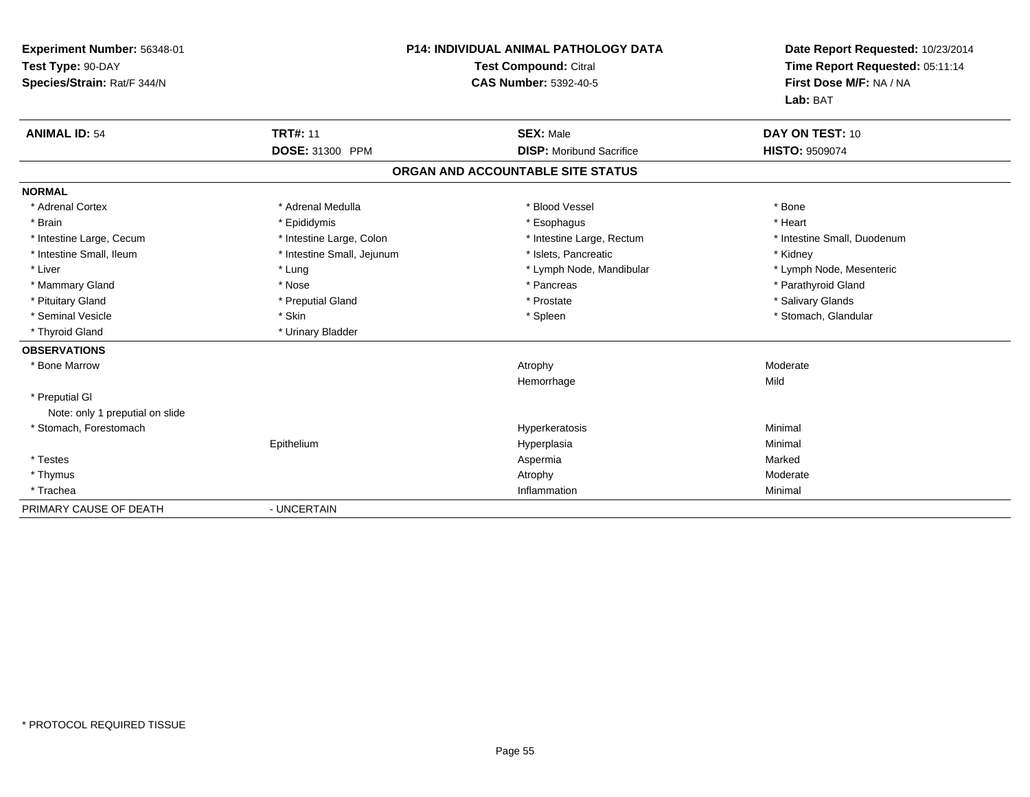**Experiment Number:** 56348-01
**Test Type:** 90-DAY
**Species/Strain:** Rat/F 344/N

**P14: INDIVIDUAL ANIMAL PATHOLOGY DATA**
**Test Compound:** Citral
**CAS Number:** 5392-40-5

**Date Report Requested:** 10/23/2014
**Time Report Requested:** 05:11:14
**First Dose M/F:** NA / NA
**Lab:** BAT

| **ANIMAL ID:** 54 | **TRT#:** 11 | **SEX:** Male | **DAY ON TEST:** 10 |
|---|---|---|---|
| | **DOSE:** 31300 PPM | **DISP:** Moribund Sacrifice | **HISTO:** 9509074 |

**ORGAN AND ACCOUNTABLE SITE STATUS**

**NORMAL**

| | | | |
|---|---|---|---|
| * Adrenal Cortex | * Adrenal Medulla | * Blood Vessel | * Bone |
| * Brain | * Epididymis | * Esophagus | * Heart |
| * Intestine Large, Cecum | * Intestine Large, Colon | * Intestine Large, Rectum | * Intestine Small, Duodenum |
| * Intestine Small, Ileum | * Intestine Small, Jejunum | * Islets, Pancreatic | * Kidney |
| * Liver | * Lung | * Lymph Node, Mandibular | * Lymph Node, Mesenteric |
| * Mammary Gland | * Nose | * Pancreas | * Parathyroid Gland |
| * Pituitary Gland | * Preputial Gland | * Prostate | * Salivary Glands |
| * Seminal Vesicle | * Skin | * Spleen | * Stomach, Glandular |
| * Thyroid Gland | * Urinary Bladder | | |

**OBSERVATIONS**

| | | | |
|---|---|---|---|
| * Bone Marrow | | Atrophy | Moderate |
| | | Hemorrhage | Mild |
| * Preputial Gl | | | |
| Note: only 1 preputial on slide | | | |
| * Stomach, Forestomach | | Hyperkeratosis | Minimal |
| | Epithelium | Hyperplasia | Minimal |
| * Testes | | Aspermia | Marked |
| * Thymus | | Atrophy | Moderate |
| * Trachea | | Inflammation | Minimal |

PRIMARY CAUSE OF DEATH - UNCERTAIN

\* PROTOCOL REQUIRED TISSUE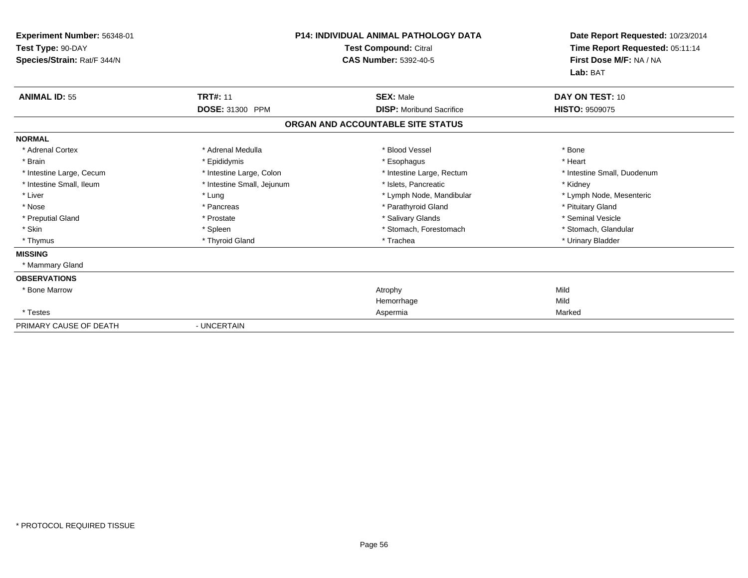**Experiment Number:** 56348-01
**Test Type:** 90-DAY
**Species/Strain:** Rat/F 344/N

**P14: INDIVIDUAL ANIMAL PATHOLOGY DATA**
**Test Compound:** Citral
**CAS Number:** 5392-40-5

**Date Report Requested:** 10/23/2014
**Time Report Requested:** 05:11:14
**First Dose M/F:** NA / NA
**Lab:** BAT

| **ANIMAL ID:** 55 | **TRT#:** 11 | **SEX:** Male | **DAY ON TEST:** 10 |
|---|---|---|---|
| | **DOSE:** 31300 PPM | **DISP:** Moribund Sacrifice | **HISTO:** 9509075 |

## ORGAN AND ACCOUNTABLE SITE STATUS

**NORMAL**

| | | | |
|---|---|---|---|
| * Adrenal Cortex | * Adrenal Medulla | * Blood Vessel | * Bone |
| * Brain | * Epididymis | * Esophagus | * Heart |
| * Intestine Large, Cecum | * Intestine Large, Colon | * Intestine Large, Rectum | * Intestine Small, Duodenum |
| * Intestine Small, Ileum | * Intestine Small, Jejunum | * Islets, Pancreatic | * Kidney |
| * Liver | * Lung | * Lymph Node, Mandibular | * Lymph Node, Mesenteric |
| * Nose | * Pancreas | * Parathyroid Gland | * Pituitary Gland |
| * Preputial Gland | * Prostate | * Salivary Glands | * Seminal Vesicle |
| * Skin | * Spleen | * Stomach, Forestomach | * Stomach, Glandular |
| * Thymus | * Thyroid Gland | * Trachea | * Urinary Bladder |

**MISSING**

* Mammary Gland

**OBSERVATIONS**

| | | | |
|---|---|---|---|
| * Bone Marrow | | Atrophy | Mild |
| | | Hemorrhage | Mild |
| * Testes | | Aspermia | Marked |

PRIMARY CAUSE OF DEATH - UNCERTAIN

* PROTOCOL REQUIRED TISSUE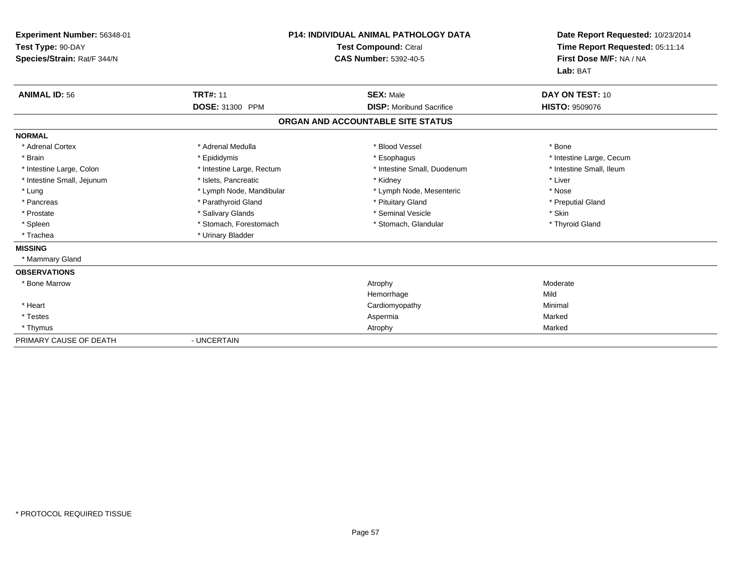**Experiment Number:** 56348-01
**Test Type:** 90-DAY
**Species/Strain:** Rat/F 344/N

**P14: INDIVIDUAL ANIMAL PATHOLOGY DATA**
**Test Compound:** Citral
**CAS Number:** 5392-40-5

**Date Report Requested:** 10/23/2014
**Time Report Requested:** 05:11:14
**First Dose M/F:** NA / NA
**Lab:** BAT

| **ANIMAL ID:** 56 | **TRT#:** 11 | **SEX:** Male | **DAY ON TEST:** 10 |
|---|---|---|---|
| | **DOSE:** 31300 PPM | **DISP:** Moribund Sacrifice | **HISTO:** 9509076 |

**ORGAN AND ACCOUNTABLE SITE STATUS**

**NORMAL**

| | | | |
|---|---|---|---|
| * Adrenal Cortex | * Adrenal Medulla | * Blood Vessel | * Bone |
| * Brain | * Epididymis | * Esophagus | * Intestine Large, Cecum |
| * Intestine Large, Colon | * Intestine Large, Rectum | * Intestine Small, Duodenum | * Intestine Small, Ileum |
| * Intestine Small, Jejunum | * Islets, Pancreatic | * Kidney | * Liver |
| * Lung | * Lymph Node, Mandibular | * Lymph Node, Mesenteric | * Nose |
| * Pancreas | * Parathyroid Gland | * Pituitary Gland | * Preputial Gland |
| * Prostate | * Salivary Glands | * Seminal Vesicle | * Skin |
| * Spleen | * Stomach, Forestomach | * Stomach, Glandular | * Thyroid Gland |
| * Trachea | * Urinary Bladder | | |

**MISSING**

* Mammary Gland

**OBSERVATIONS**

| | | |
|---|---|---|
| * Bone Marrow | Atrophy | Moderate |
| | Hemorrhage | Mild |
| * Heart | Cardiomyopathy | Minimal |
| * Testes | Aspermia | Marked |
| * Thymus | Atrophy | Marked |

PRIMARY CAUSE OF DEATH - UNCERTAIN

* PROTOCOL REQUIRED TISSUE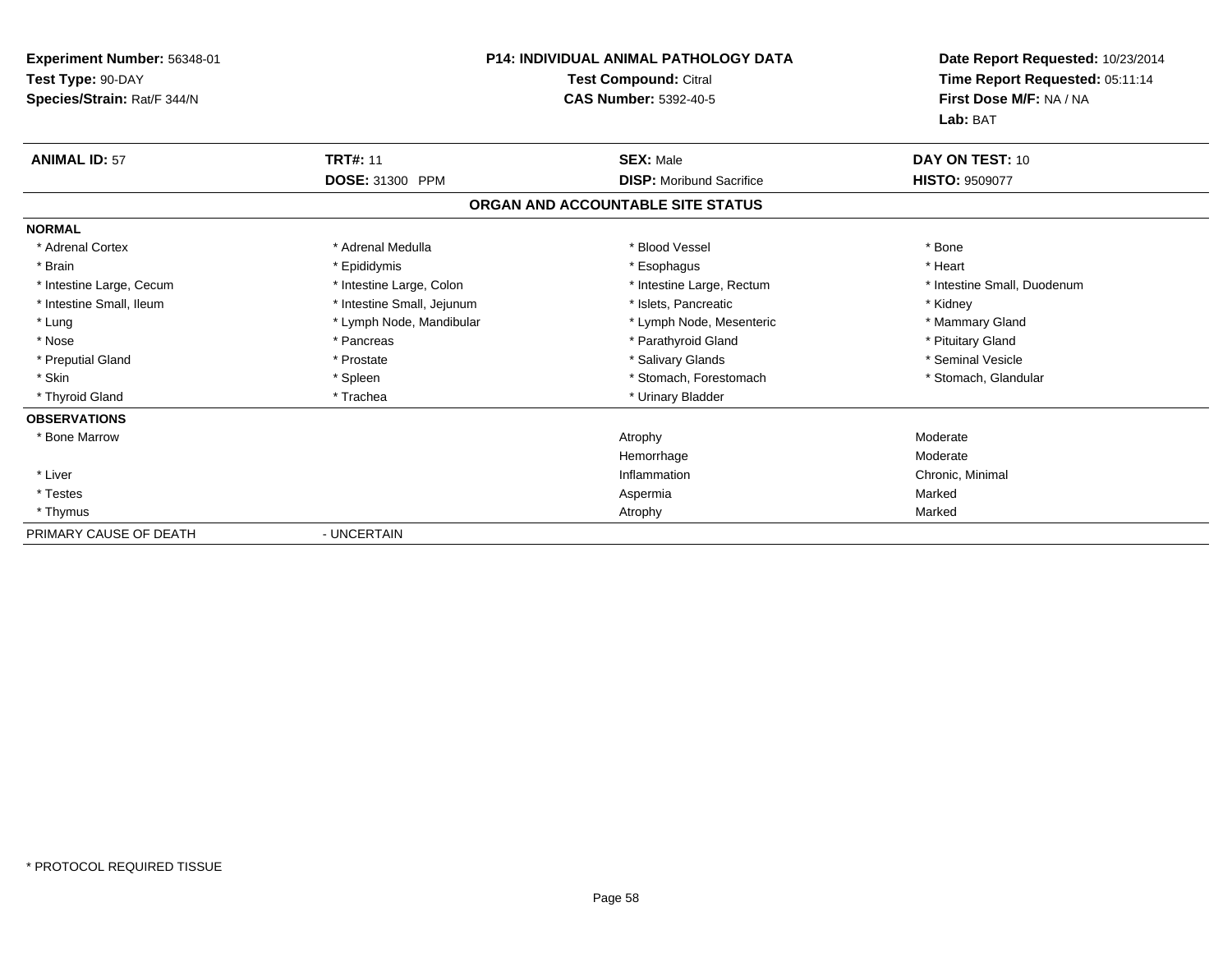**Experiment Number:** 56348-01
**Test Type:** 90-DAY
**Species/Strain:** Rat/F 344/N

**P14: INDIVIDUAL ANIMAL PATHOLOGY DATA**
**Test Compound:** Citral
**CAS Number:** 5392-40-5

**Date Report Requested:** 10/23/2014
**Time Report Requested:** 05:11:14
**First Dose M/F:** NA / NA
**Lab:** BAT

| **ANIMAL ID:** 57 | **TRT#:** 11 | **SEX:** Male | **DAY ON TEST:** 10 |
|---|---|---|---|
| | **DOSE:** 31300 PPM | **DISP:** Moribund Sacrifice | **HISTO:** 9509077 |

**ORGAN AND ACCOUNTABLE SITE STATUS**

**NORMAL**

| | | | |
|---|---|---|---|
| * Adrenal Cortex | * Adrenal Medulla | * Blood Vessel | * Bone |
| * Brain | * Epididymis | * Esophagus | * Heart |
| * Intestine Large, Cecum | * Intestine Large, Colon | * Intestine Large, Rectum | * Intestine Small, Duodenum |
| * Intestine Small, Ileum | * Intestine Small, Jejunum | * Islets, Pancreatic | * Kidney |
| * Lung | * Lymph Node, Mandibular | * Lymph Node, Mesenteric | * Mammary Gland |
| * Nose | * Pancreas | * Parathyroid Gland | * Pituitary Gland |
| * Preputial Gland | * Prostate | * Salivary Glands | * Seminal Vesicle |
| * Skin | * Spleen | * Stomach, Forestomach | * Stomach, Glandular |
| * Thyroid Gland | * Trachea | * Urinary Bladder | |

**OBSERVATIONS**

| | | |
|---|---|---|
| * Bone Marrow | Atrophy | Moderate |
| | Hemorrhage | Moderate |
| * Liver | Inflammation | Chronic, Minimal |
| * Testes | Aspermia | Marked |
| * Thymus | Atrophy | Marked |

PRIMARY CAUSE OF DEATH - UNCERTAIN

\* PROTOCOL REQUIRED TISSUE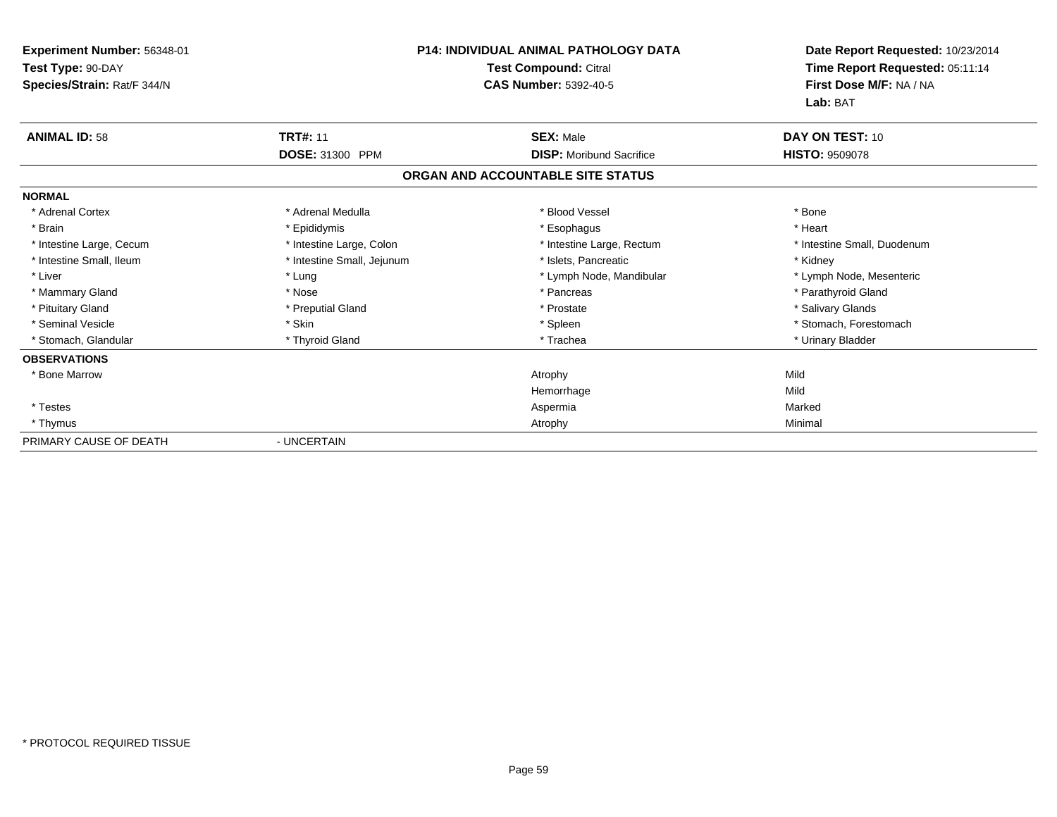**Experiment Number:** 56348-01
**Test Type:** 90-DAY
**Species/Strain:** Rat/F 344/N

**P14: INDIVIDUAL ANIMAL PATHOLOGY DATA**
**Test Compound:** Citral
**CAS Number:** 5392-40-5

**Date Report Requested:** 10/23/2014
**Time Report Requested:** 05:11:14
**First Dose M/F:** NA / NA
**Lab:** BAT

| **ANIMAL ID:** 58 | **TRT#:** 11 | **SEX:** Male | **DAY ON TEST:** 10 |
|---|---|---|---|
| | **DOSE:** 31300 PPM | **DISP:** Moribund Sacrifice | **HISTO:** 9509078 |

## ORGAN AND ACCOUNTABLE SITE STATUS

**NORMAL**

| | | | |
|---|---|---|---|
| * Adrenal Cortex | * Adrenal Medulla | * Blood Vessel | * Bone |
| * Brain | * Epididymis | * Esophagus | * Heart |
| * Intestine Large, Cecum | * Intestine Large, Colon | * Intestine Large, Rectum | * Intestine Small, Duodenum |
| * Intestine Small, Ileum | * Intestine Small, Jejunum | * Islets, Pancreatic | * Kidney |
| * Liver | * Lung | * Lymph Node, Mandibular | * Lymph Node, Mesenteric |
| * Mammary Gland | * Nose | * Pancreas | * Parathyroid Gland |
| * Pituitary Gland | * Preputial Gland | * Prostate | * Salivary Glands |
| * Seminal Vesicle | * Skin | * Spleen | * Stomach, Forestomach |
| * Stomach, Glandular | * Thyroid Gland | * Trachea | * Urinary Bladder |

**OBSERVATIONS**

| | | | |
|---|---|---|---|
| * Bone Marrow | | Atrophy | Mild |
| | | Hemorrhage | Mild |
| * Testes | | Aspermia | Marked |
| * Thymus | | Atrophy | Minimal |

PRIMARY CAUSE OF DEATH - UNCERTAIN

\* PROTOCOL REQUIRED TISSUE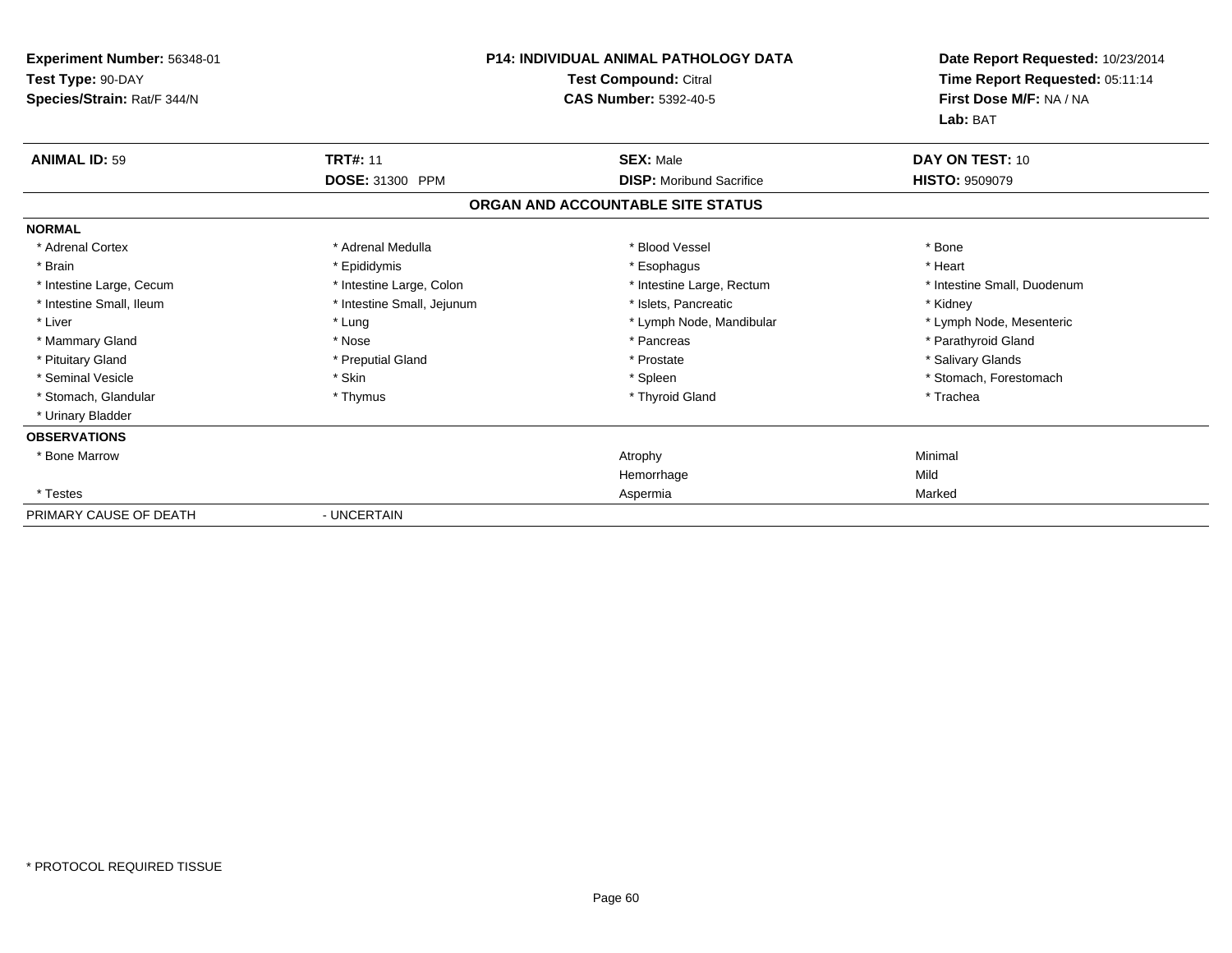**Experiment Number:** 56348-01
**Test Type:** 90-DAY
**Species/Strain:** Rat/F 344/N

**P14: INDIVIDUAL ANIMAL PATHOLOGY DATA**
**Test Compound:** Citral
**CAS Number:** 5392-40-5

**Date Report Requested:** 10/23/2014
**Time Report Requested:** 05:11:14
**First Dose M/F:** NA / NA
**Lab:** BAT

| **ANIMAL ID:** 59 | **TRT#:** 11 | **SEX:** Male | **DAY ON TEST:** 10 |
|---|---|---|---|
| | **DOSE:** 31300 PPM | **DISP:** Moribund Sacrifice | **HISTO:** 9509079 |

**ORGAN AND ACCOUNTABLE SITE STATUS**

**NORMAL**

| | | | |
|---|---|---|---|
| * Adrenal Cortex | * Adrenal Medulla | * Blood Vessel | * Bone |
| * Brain | * Epididymis | * Esophagus | * Heart |
| * Intestine Large, Cecum | * Intestine Large, Colon | * Intestine Large, Rectum | * Intestine Small, Duodenum |
| * Intestine Small, Ileum | * Intestine Small, Jejunum | * Islets, Pancreatic | * Kidney |
| * Liver | * Lung | * Lymph Node, Mandibular | * Lymph Node, Mesenteric |
| * Mammary Gland | * Nose | * Pancreas | * Parathyroid Gland |
| * Pituitary Gland | * Preputial Gland | * Prostate | * Salivary Glands |
| * Seminal Vesicle | * Skin | * Spleen | * Stomach, Forestomach |
| * Stomach, Glandular | * Thymus | * Thyroid Gland | * Trachea |
| * Urinary Bladder | | | |

**OBSERVATIONS**

| | | | |
|---|---|---|---|
| * Bone Marrow | | Atrophy | Minimal |
| | | Hemorrhage | Mild |
| * Testes | | Aspermia | Marked |

PRIMARY CAUSE OF DEATH - UNCERTAIN

\* PROTOCOL REQUIRED TISSUE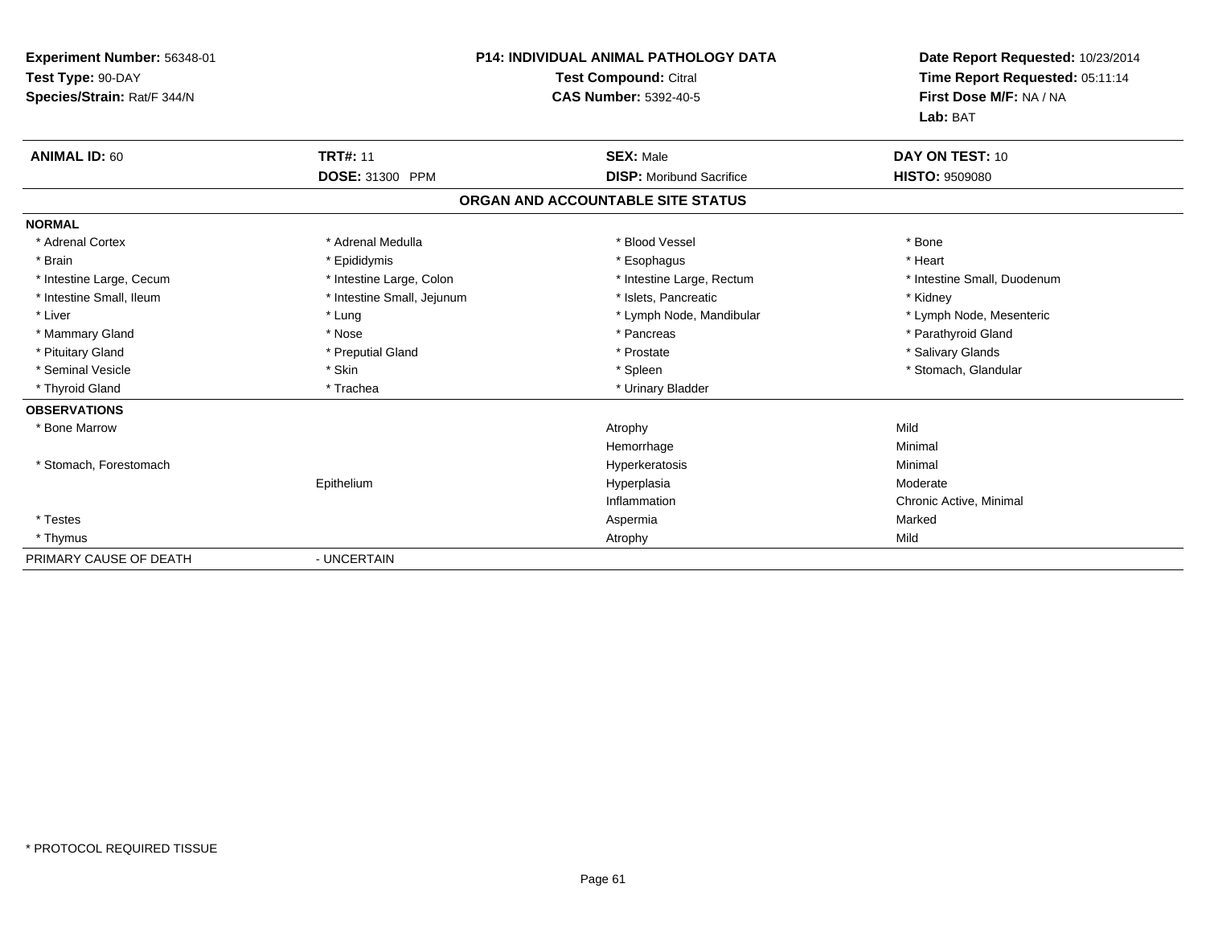**Experiment Number:** 56348-01
**Test Type:** 90-DAY
**Species/Strain:** Rat/F 344/N

**P14: INDIVIDUAL ANIMAL PATHOLOGY DATA**
**Test Compound:** Citral
**CAS Number:** 5392-40-5

**Date Report Requested:** 10/23/2014
**Time Report Requested:** 05:11:14
**First Dose M/F:** NA / NA
**Lab:** BAT

| **ANIMAL ID:** 60 | **TRT#:** 11 | **SEX:** Male | **DAY ON TEST:** 10 |
|---|---|---|---|
| | **DOSE:** 31300 PPM | **DISP:** Moribund Sacrifice | **HISTO:** 9509080 |

## ORGAN AND ACCOUNTABLE SITE STATUS

**NORMAL**

| | | | |
|---|---|---|---|
| * Adrenal Cortex | * Adrenal Medulla | * Blood Vessel | * Bone |
| * Brain | * Epididymis | * Esophagus | * Heart |
| * Intestine Large, Cecum | * Intestine Large, Colon | * Intestine Large, Rectum | * Intestine Small, Duodenum |
| * Intestine Small, Ileum | * Intestine Small, Jejunum | * Islets, Pancreatic | * Kidney |
| * Liver | * Lung | * Lymph Node, Mandibular | * Lymph Node, Mesenteric |
| * Mammary Gland | * Nose | * Pancreas | * Parathyroid Gland |
| * Pituitary Gland | * Preputial Gland | * Prostate | * Salivary Glands |
| * Seminal Vesicle | * Skin | * Spleen | * Stomach, Glandular |
| * Thyroid Gland | * Trachea | * Urinary Bladder | |

**OBSERVATIONS**

| | | | |
|---|---|---|---|
| * Bone Marrow | | Atrophy | Mild |
| | | Hemorrhage | Minimal |
| * Stomach, Forestomach | | Hyperkeratosis | Minimal |
| | Epithelium | Hyperplasia | Moderate |
| | | Inflammation | Chronic Active, Minimal |
| * Testes | | Aspermia | Marked |
| * Thymus | | Atrophy | Mild |

PRIMARY CAUSE OF DEATH - UNCERTAIN

* PROTOCOL REQUIRED TISSUE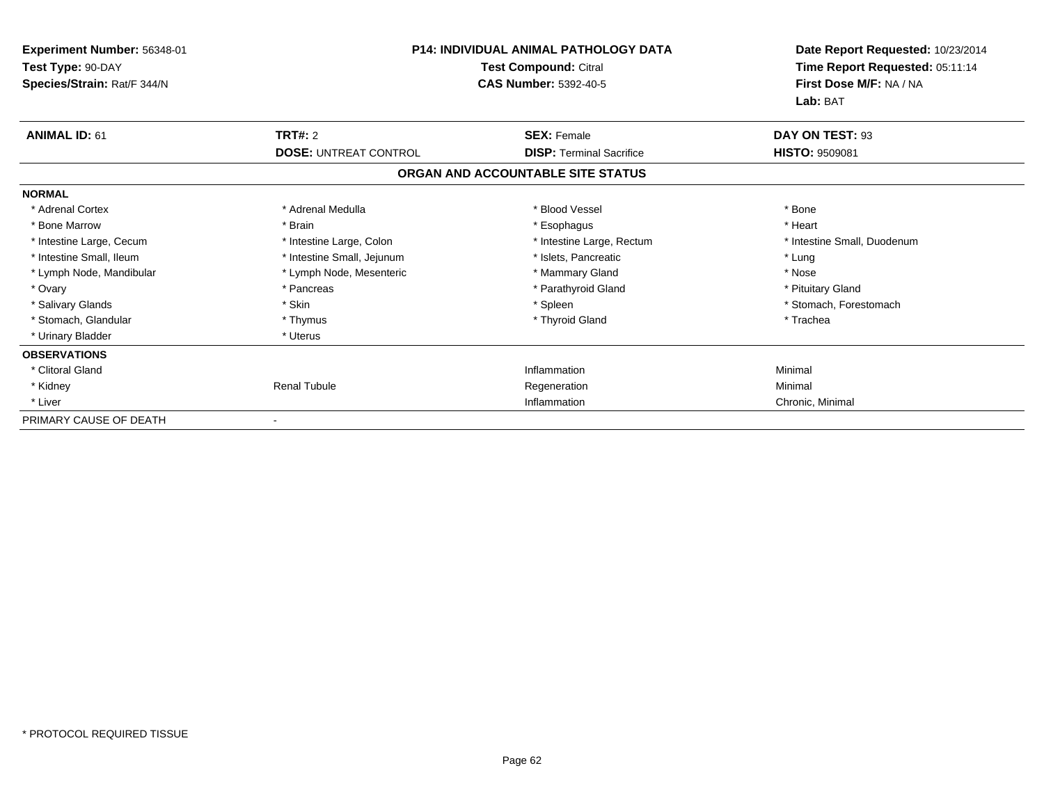**Experiment Number:** 56348-01
**Test Type:** 90-DAY
**Species/Strain:** Rat/F 344/N

**P14: INDIVIDUAL ANIMAL PATHOLOGY DATA**
**Test Compound:** Citral
**CAS Number:** 5392-40-5

**Date Report Requested:** 10/23/2014
**Time Report Requested:** 05:11:14
**First Dose M/F:** NA / NA
**Lab:** BAT

| **ANIMAL ID:** 61 | **TRT#:** 2 | **SEX:** Female | **DAY ON TEST:** 93 |
|---|---|---|---|
| | **DOSE:** UNTREAT CONTROL | **DISP:** Terminal Sacrifice | **HISTO:** 9509081 |

**ORGAN AND ACCOUNTABLE SITE STATUS**

| | | | |
|---|---|---|---|
| **NORMAL** | | | |
| * Adrenal Cortex | * Adrenal Medulla | * Blood Vessel | * Bone |
| * Bone Marrow | * Brain | * Esophagus | * Heart |
| * Intestine Large, Cecum | * Intestine Large, Colon | * Intestine Large, Rectum | * Intestine Small, Duodenum |
| * Intestine Small, Ileum | * Intestine Small, Jejunum | * Islets, Pancreatic | * Lung |
| * Lymph Node, Mandibular | * Lymph Node, Mesenteric | * Mammary Gland | * Nose |
| * Ovary | * Pancreas | * Parathyroid Gland | * Pituitary Gland |
| * Salivary Glands | * Skin | * Spleen | * Stomach, Forestomach |
| * Stomach, Glandular | * Thymus | * Thyroid Gland | * Trachea |
| * Urinary Bladder | * Uterus | | |
| **OBSERVATIONS** | | | |
| * Clitoral Gland | | Inflammation | Minimal |
| * Kidney | Renal Tubule | Regeneration | Minimal |
| * Liver | | Inflammation | Chronic, Minimal |
| PRIMARY CAUSE OF DEATH | - | | |

* PROTOCOL REQUIRED TISSUE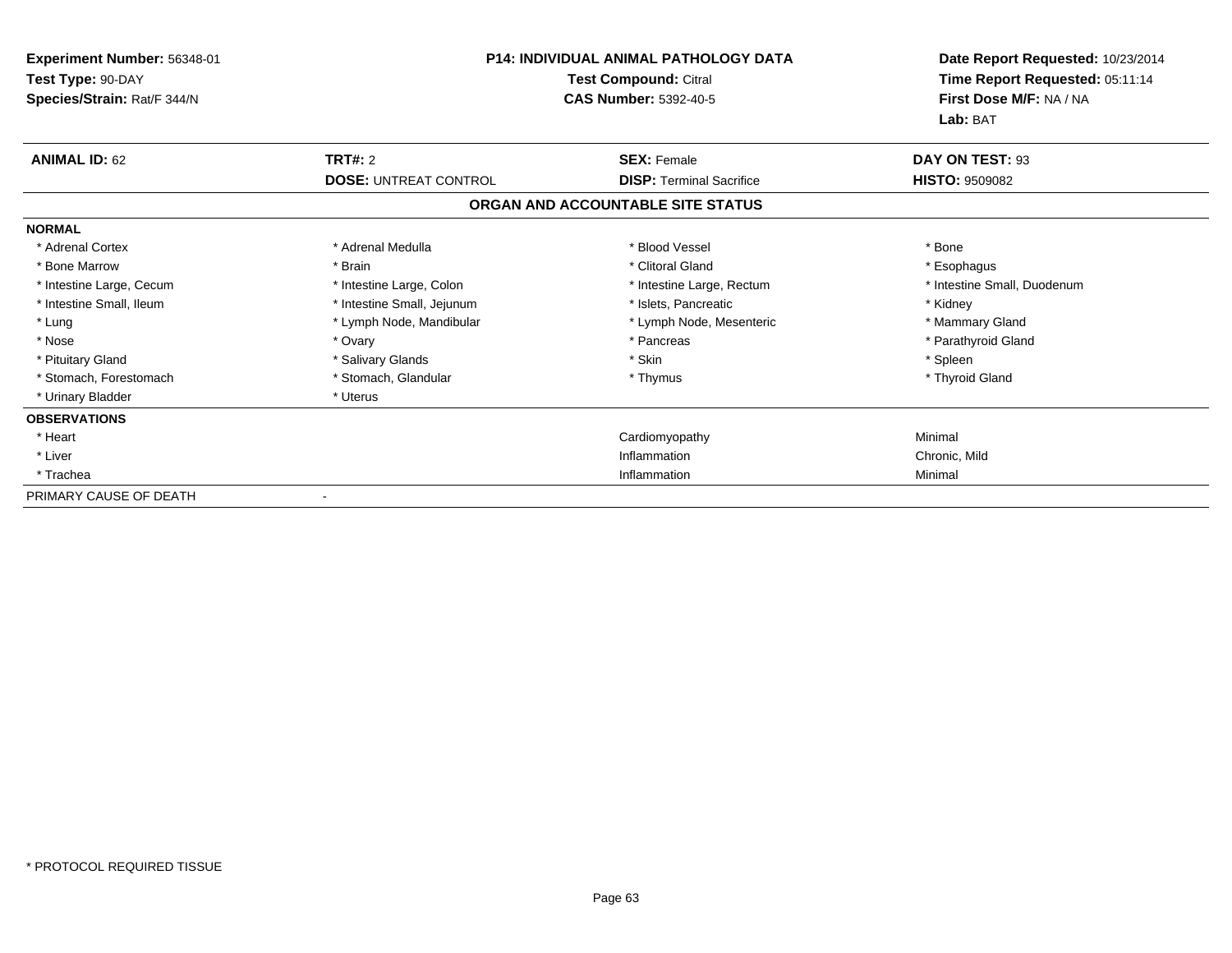**Experiment Number:** 56348-01
**Test Type:** 90-DAY
**Species/Strain:** Rat/F 344/N

**P14: INDIVIDUAL ANIMAL PATHOLOGY DATA**
**Test Compound:** Citral
**CAS Number:** 5392-40-5

**Date Report Requested:** 10/23/2014
**Time Report Requested:** 05:11:14
**First Dose M/F:** NA / NA
**Lab:** BAT

| **ANIMAL ID:** 62 | **TRT#:** 2 | **SEX:** Female | **DAY ON TEST:** 93 |
|---|---|---|---|
| | **DOSE:** UNTREAT CONTROL | **DISP:** Terminal Sacrifice | **HISTO:** 9509082 |

## ORGAN AND ACCOUNTABLE SITE STATUS

| | | | |
|---|---|---|---|
| **NORMAL** | | | |
| * Adrenal Cortex | * Adrenal Medulla | * Blood Vessel | * Bone |
| * Bone Marrow | * Brain | * Clitoral Gland | * Esophagus |
| * Intestine Large, Cecum | * Intestine Large, Colon | * Intestine Large, Rectum | * Intestine Small, Duodenum |
| * Intestine Small, Ileum | * Intestine Small, Jejunum | * Islets, Pancreatic | * Kidney |
| * Lung | * Lymph Node, Mandibular | * Lymph Node, Mesenteric | * Mammary Gland |
| * Nose | * Ovary | * Pancreas | * Parathyroid Gland |
| * Pituitary Gland | * Salivary Glands | * Skin | * Spleen |
| * Stomach, Forestomach | * Stomach, Glandular | * Thymus | * Thyroid Gland |
| * Urinary Bladder | * Uterus | | |
| **OBSERVATIONS** | | | |
| * Heart | | Cardiomyopathy | Minimal |
| * Liver | | Inflammation | Chronic, Mild |
| * Trachea | | Inflammation | Minimal |
| PRIMARY CAUSE OF DEATH | - | | |

* PROTOCOL REQUIRED TISSUE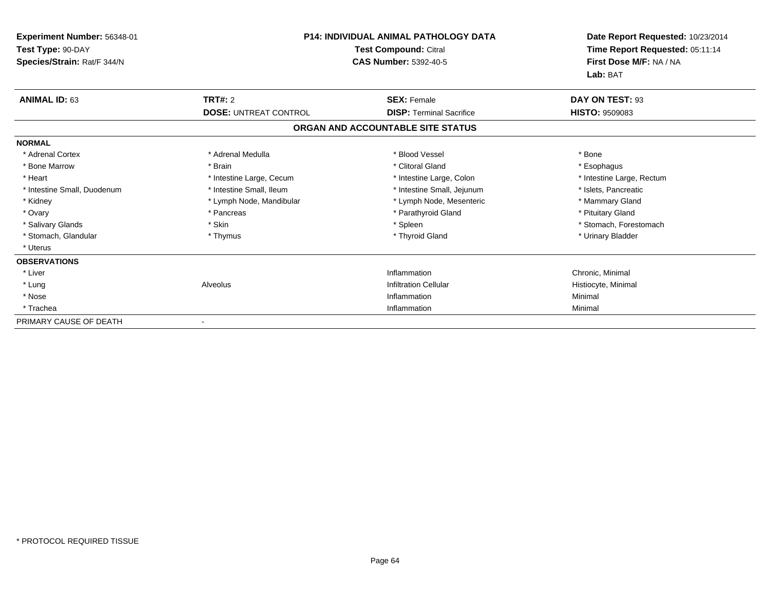**Experiment Number:** 56348-01
**Test Type:** 90-DAY
**Species/Strain:** Rat/F 344/N

**P14: INDIVIDUAL ANIMAL PATHOLOGY DATA**
**Test Compound:** Citral
**CAS Number:** 5392-40-5

**Date Report Requested:** 10/23/2014
**Time Report Requested:** 05:11:14
**First Dose M/F:** NA / NA
**Lab:** BAT

| **ANIMAL ID:** 63 | **TRT#:** 2 | **SEX:** Female | **DAY ON TEST:** 93 |
|---|---|---|---|
| | **DOSE:** UNTREAT CONTROL | **DISP:** Terminal Sacrifice | **HISTO:** 9509083 |

## ORGAN AND ACCOUNTABLE SITE STATUS

| | | | |
|---|---|---|---|
| **NORMAL** | | | |
| * Adrenal Cortex | * Adrenal Medulla | * Blood Vessel | * Bone |
| * Bone Marrow | * Brain | * Clitoral Gland | * Esophagus |
| * Heart | * Intestine Large, Cecum | * Intestine Large, Colon | * Intestine Large, Rectum |
| * Intestine Small, Duodenum | * Intestine Small, Ileum | * Intestine Small, Jejunum | * Islets, Pancreatic |
| * Kidney | * Lymph Node, Mandibular | * Lymph Node, Mesenteric | * Mammary Gland |
| * Ovary | * Pancreas | * Parathyroid Gland | * Pituitary Gland |
| * Salivary Glands | * Skin | * Spleen | * Stomach, Forestomach |
| * Stomach, Glandular | * Thymus | * Thyroid Gland | * Urinary Bladder |
| * Uterus | | | |
| **OBSERVATIONS** | | | |
| * Liver | | Inflammation | Chronic, Minimal |
| * Lung | Alveolus | Infiltration Cellular | Histiocyte, Minimal |
| * Nose | | Inflammation | Minimal |
| * Trachea | | Inflammation | Minimal |
| PRIMARY CAUSE OF DEATH | - | | |

\* PROTOCOL REQUIRED TISSUE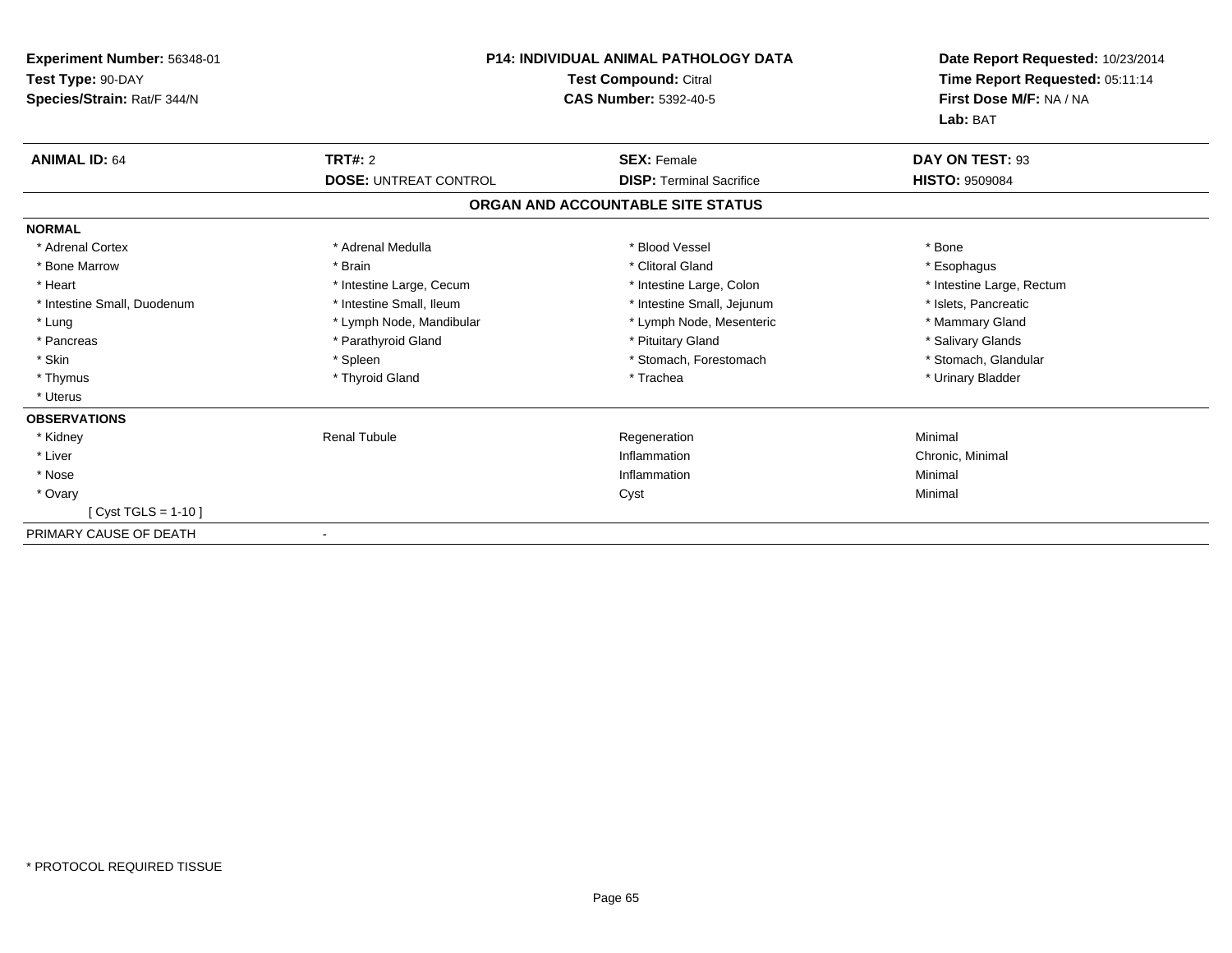**Experiment Number:** 56348-01
**Test Type:** 90-DAY
**Species/Strain:** Rat/F 344/N

**P14: INDIVIDUAL ANIMAL PATHOLOGY DATA**
**Test Compound:** Citral
**CAS Number:** 5392-40-5

**Date Report Requested:** 10/23/2014
**Time Report Requested:** 05:11:14
**First Dose M/F:** NA / NA
**Lab:** BAT

| **ANIMAL ID:** 64 | **TRT#:** 2 | **SEX:** Female | **DAY ON TEST:** 93 |
|---|---|---|---|
| | **DOSE:** UNTREAT CONTROL | **DISP:** Terminal Sacrifice | **HISTO:** 9509084 |

**ORGAN AND ACCOUNTABLE SITE STATUS**

**NORMAL**

| | | | |
|---|---|---|---|
| * Adrenal Cortex | * Adrenal Medulla | * Blood Vessel | * Bone |
| * Bone Marrow | * Brain | * Clitoral Gland | * Esophagus |
| * Heart | * Intestine Large, Cecum | * Intestine Large, Colon | * Intestine Large, Rectum |
| * Intestine Small, Duodenum | * Intestine Small, Ileum | * Intestine Small, Jejunum | * Islets, Pancreatic |
| * Lung | * Lymph Node, Mandibular | * Lymph Node, Mesenteric | * Mammary Gland |
| * Pancreas | * Parathyroid Gland | * Pituitary Gland | * Salivary Glands |
| * Skin | * Spleen | * Stomach, Forestomach | * Stomach, Glandular |
| * Thymus | * Thyroid Gland | * Trachea | * Urinary Bladder |
| * Uterus | | | |

**OBSERVATIONS**

| | | | |
|---|---|---|---|
| * Kidney | Renal Tubule | Regeneration | Minimal |
| * Liver | | Inflammation | Chronic, Minimal |
| * Nose | | Inflammation | Minimal |
| * Ovary | | Cyst | Minimal |
| [ Cyst TGLS = 1-10 ] | | | |

PRIMARY CAUSE OF DEATH -

* PROTOCOL REQUIRED TISSUE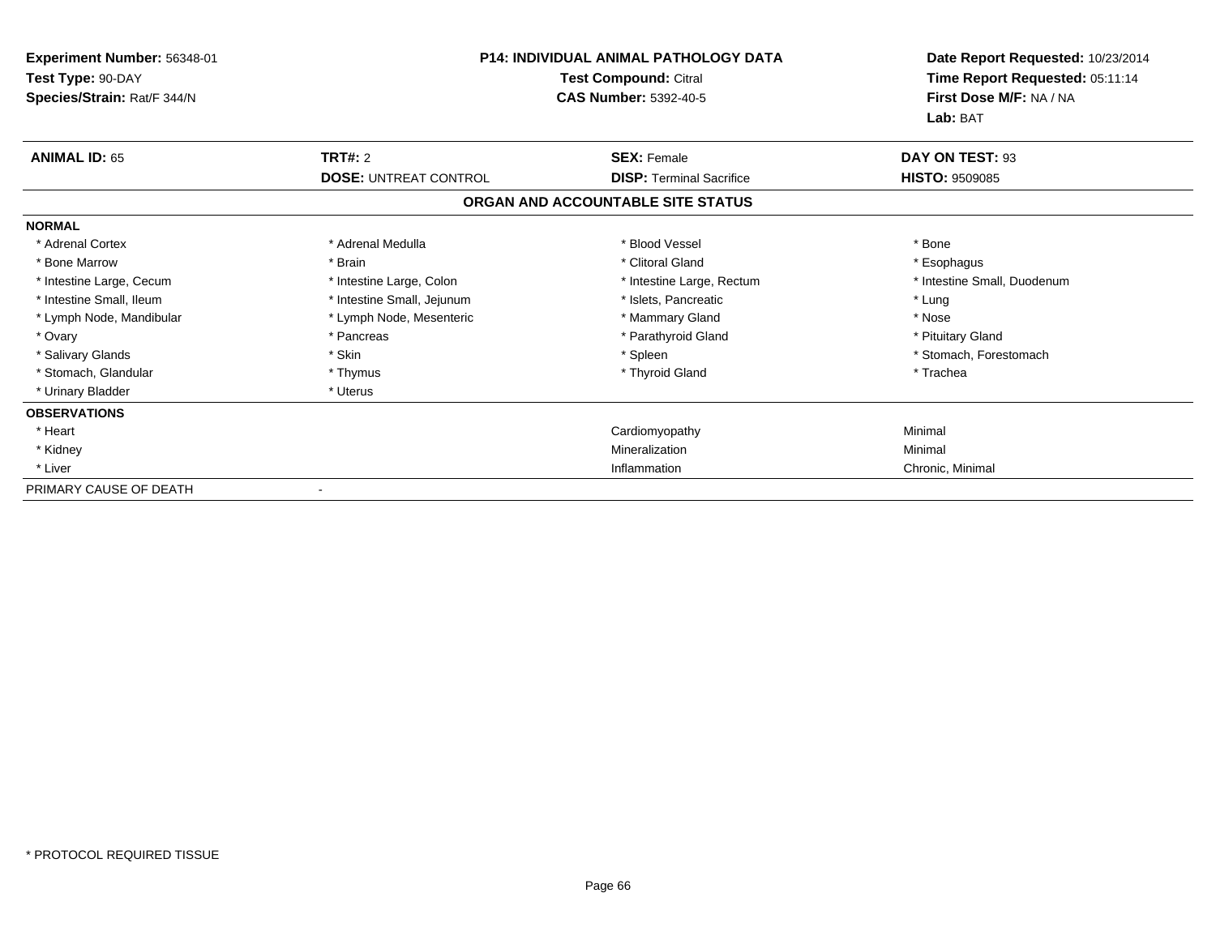| Experiment Number: 56348-01 | P14: INDIVIDUAL ANIMAL PATHOLOGY DATA | Date Report Requested: 10/23/2014 |
|---|---|---|
| Test Type: 90-DAY | Test Compound: Citral | Time Report Requested: 05:11:14 |
| Species/Strain: Rat/F 344/N | CAS Number: 5392-40-5 | First Dose M/F: NA / NA |
| | | Lab: BAT |

| ANIMAL ID: 65 | TRT#: 2 | SEX: Female | DAY ON TEST: 93 |
|---|---|---|---|
| | DOSE: UNTREAT CONTROL | DISP: Terminal Sacrifice | HISTO: 9509085 |

## ORGAN AND ACCOUNTABLE SITE STATUS

| | | | |
|---|---|---|---|
| **NORMAL** | | | |
| * Adrenal Cortex | * Adrenal Medulla | * Blood Vessel | * Bone |
| * Bone Marrow | * Brain | * Clitoral Gland | * Esophagus |
| * Intestine Large, Cecum | * Intestine Large, Colon | * Intestine Large, Rectum | * Intestine Small, Duodenum |
| * Intestine Small, Ileum | * Intestine Small, Jejunum | * Islets, Pancreatic | * Lung |
| * Lymph Node, Mandibular | * Lymph Node, Mesenteric | * Mammary Gland | * Nose |
| * Ovary | * Pancreas | * Parathyroid Gland | * Pituitary Gland |
| * Salivary Glands | * Skin | * Spleen | * Stomach, Forestomach |
| * Stomach, Glandular | * Thymus | * Thyroid Gland | * Trachea |
| * Urinary Bladder | * Uterus | | |
| **OBSERVATIONS** | | | |
| * Heart | | Cardiomyopathy | Minimal |
| * Kidney | | Mineralization | Minimal |
| * Liver | | Inflammation | Chronic, Minimal |
| PRIMARY CAUSE OF DEATH | - | | |

* PROTOCOL REQUIRED TISSUE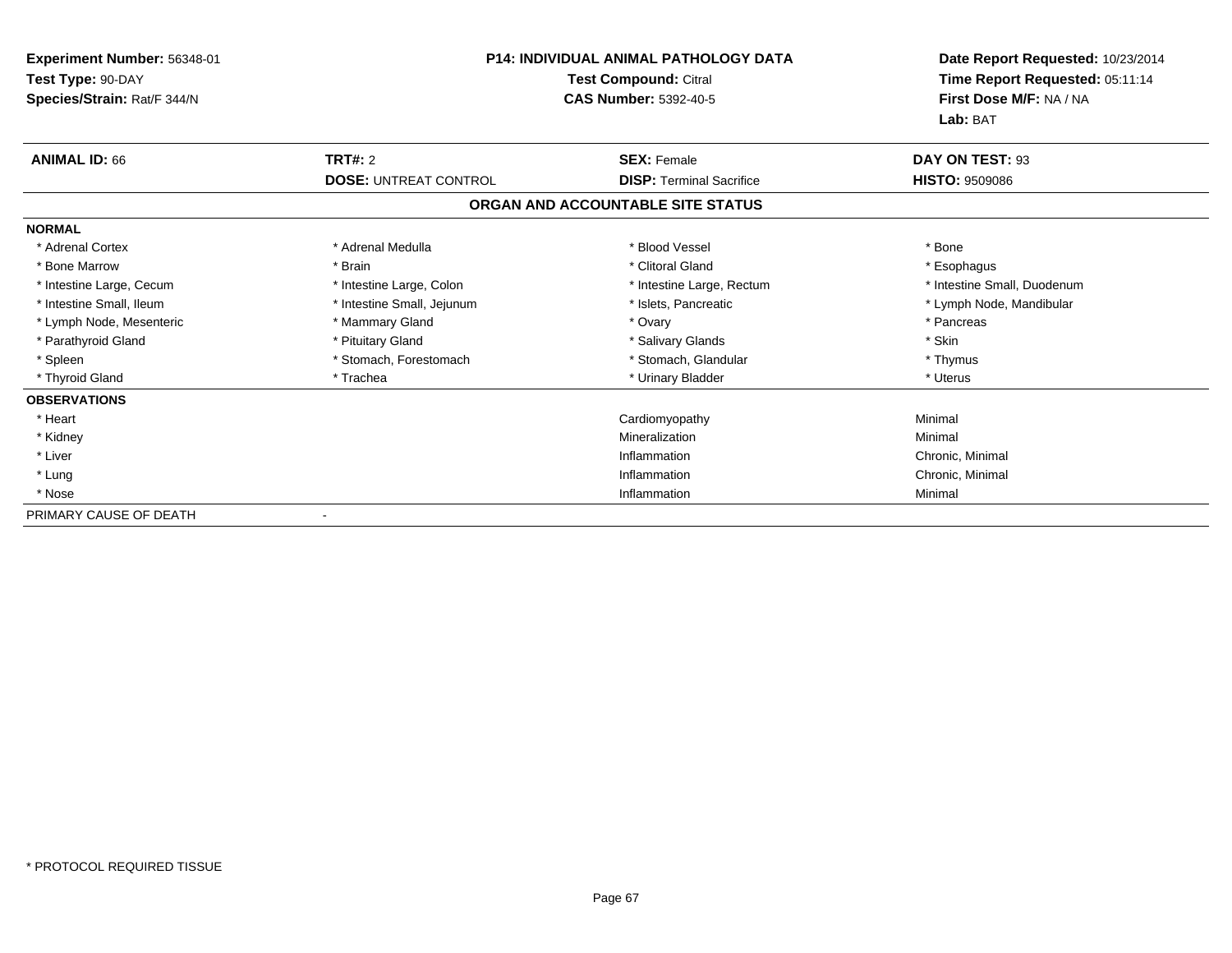**Experiment Number:** 56348-01
**Test Type:** 90-DAY
**Species/Strain:** Rat/F 344/N

**P14: INDIVIDUAL ANIMAL PATHOLOGY DATA**
**Test Compound:** Citral
**CAS Number:** 5392-40-5

**Date Report Requested:** 10/23/2014
**Time Report Requested:** 05:11:14
**First Dose M/F:** NA / NA
**Lab:** BAT

| **ANIMAL ID:** 66 | **TRT#:** 2 | **SEX:** Female | **DAY ON TEST:** 93 |
|---|---|---|---|
| | **DOSE:** UNTREAT CONTROL | **DISP:** Terminal Sacrifice | **HISTO:** 9509086 |

## ORGAN AND ACCOUNTABLE SITE STATUS

**NORMAL**

| | | | |
|---|---|---|---|
| * Adrenal Cortex | * Adrenal Medulla | * Blood Vessel | * Bone |
| * Bone Marrow | * Brain | * Clitoral Gland | * Esophagus |
| * Intestine Large, Cecum | * Intestine Large, Colon | * Intestine Large, Rectum | * Intestine Small, Duodenum |
| * Intestine Small, Ileum | * Intestine Small, Jejunum | * Islets, Pancreatic | * Lymph Node, Mandibular |
| * Lymph Node, Mesenteric | * Mammary Gland | * Ovary | * Pancreas |
| * Parathyroid Gland | * Pituitary Gland | * Salivary Glands | * Skin |
| * Spleen | * Stomach, Forestomach | * Stomach, Glandular | * Thymus |
| * Thyroid Gland | * Trachea | * Urinary Bladder | * Uterus |

**OBSERVATIONS**

| | | |
|---|---|---|
| * Heart | Cardiomyopathy | Minimal |
| * Kidney | Mineralization | Minimal |
| * Liver | Inflammation | Chronic, Minimal |
| * Lung | Inflammation | Chronic, Minimal |
| * Nose | Inflammation | Minimal |

PRIMARY CAUSE OF DEATH -

* PROTOCOL REQUIRED TISSUE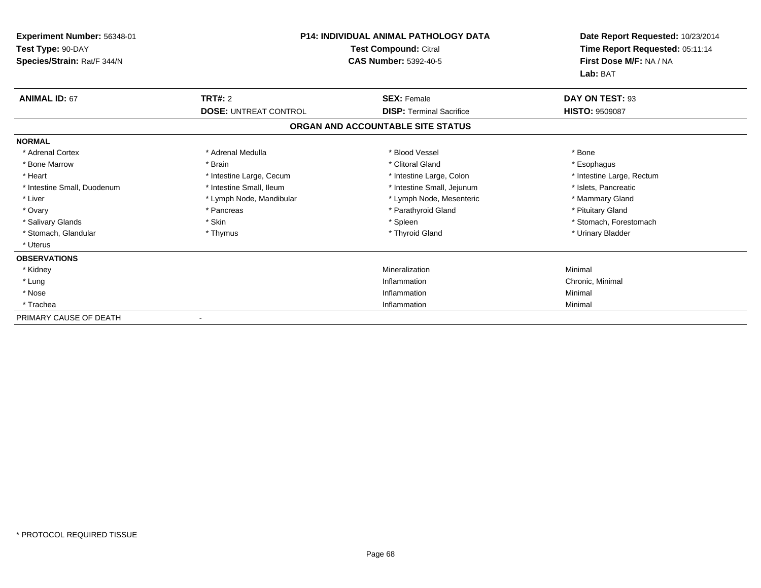**Experiment Number:** 56348-01
**Test Type:** 90-DAY
**Species/Strain:** Rat/F 344/N

**P14: INDIVIDUAL ANIMAL PATHOLOGY DATA**
**Test Compound:** Citral
**CAS Number:** 5392-40-5

**Date Report Requested:** 10/23/2014
**Time Report Requested:** 05:11:14
**First Dose M/F:** NA / NA
**Lab:** BAT

| **ANIMAL ID:** 67 | **TRT#:** 2 | **SEX:** Female | **DAY ON TEST:** 93 |
|---|---|---|---|
| | **DOSE:** UNTREAT CONTROL | **DISP:** Terminal Sacrifice | **HISTO:** 9509087 |

**ORGAN AND ACCOUNTABLE SITE STATUS**

| | | | |
|---|---|---|---|
| **NORMAL** | | | |
| * Adrenal Cortex | * Adrenal Medulla | * Blood Vessel | * Bone |
| * Bone Marrow | * Brain | * Clitoral Gland | * Esophagus |
| * Heart | * Intestine Large, Cecum | * Intestine Large, Colon | * Intestine Large, Rectum |
| * Intestine Small, Duodenum | * Intestine Small, Ileum | * Intestine Small, Jejunum | * Islets, Pancreatic |
| * Liver | * Lymph Node, Mandibular | * Lymph Node, Mesenteric | * Mammary Gland |
| * Ovary | * Pancreas | * Parathyroid Gland | * Pituitary Gland |
| * Salivary Glands | * Skin | * Spleen | * Stomach, Forestomach |
| * Stomach, Glandular | * Thymus | * Thyroid Gland | * Urinary Bladder |
| * Uterus | | | |
| **OBSERVATIONS** | | | |
| * Kidney | | Mineralization | Minimal |
| * Lung | | Inflammation | Chronic, Minimal |
| * Nose | | Inflammation | Minimal |
| * Trachea | | Inflammation | Minimal |
| PRIMARY CAUSE OF DEATH | - | | |

* PROTOCOL REQUIRED TISSUE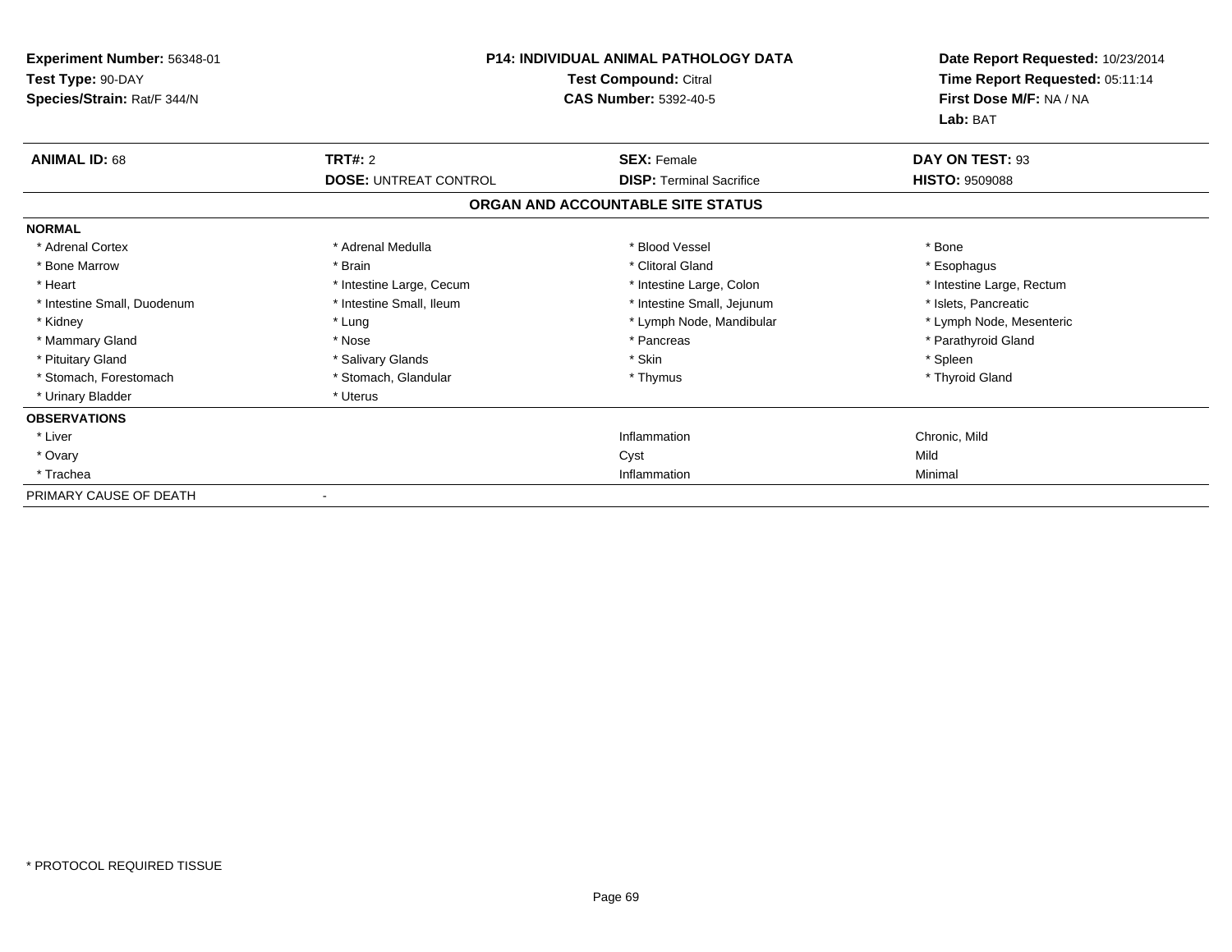**Experiment Number:** 56348-01
**Test Type:** 90-DAY
**Species/Strain:** Rat/F 344/N

**P14: INDIVIDUAL ANIMAL PATHOLOGY DATA**
**Test Compound:** Citral
**CAS Number:** 5392-40-5

**Date Report Requested:** 10/23/2014
**Time Report Requested:** 05:11:14
**First Dose M/F:** NA / NA
**Lab:** BAT

| **ANIMAL ID:** 68 | **TRT#:** 2 | **SEX:** Female | **DAY ON TEST:** 93 |
|---|---|---|---|
| | **DOSE:** UNTREAT CONTROL | **DISP:** Terminal Sacrifice | **HISTO:** 9509088 |

**ORGAN AND ACCOUNTABLE SITE STATUS**

| | | | |
|---|---|---|---|
| **NORMAL** | | | |
| * Adrenal Cortex | * Adrenal Medulla | * Blood Vessel | * Bone |
| * Bone Marrow | * Brain | * Clitoral Gland | * Esophagus |
| * Heart | * Intestine Large, Cecum | * Intestine Large, Colon | * Intestine Large, Rectum |
| * Intestine Small, Duodenum | * Intestine Small, Ileum | * Intestine Small, Jejunum | * Islets, Pancreatic |
| * Kidney | * Lung | * Lymph Node, Mandibular | * Lymph Node, Mesenteric |
| * Mammary Gland | * Nose | * Pancreas | * Parathyroid Gland |
| * Pituitary Gland | * Salivary Glands | * Skin | * Spleen |
| * Stomach, Forestomach | * Stomach, Glandular | * Thymus | * Thyroid Gland |
| * Urinary Bladder | * Uterus | | |
| **OBSERVATIONS** | | | |
| * Liver | | Inflammation | Chronic, Mild |
| * Ovary | | Cyst | Mild |
| * Trachea | | Inflammation | Minimal |
| PRIMARY CAUSE OF DEATH | - | | |

* PROTOCOL REQUIRED TISSUE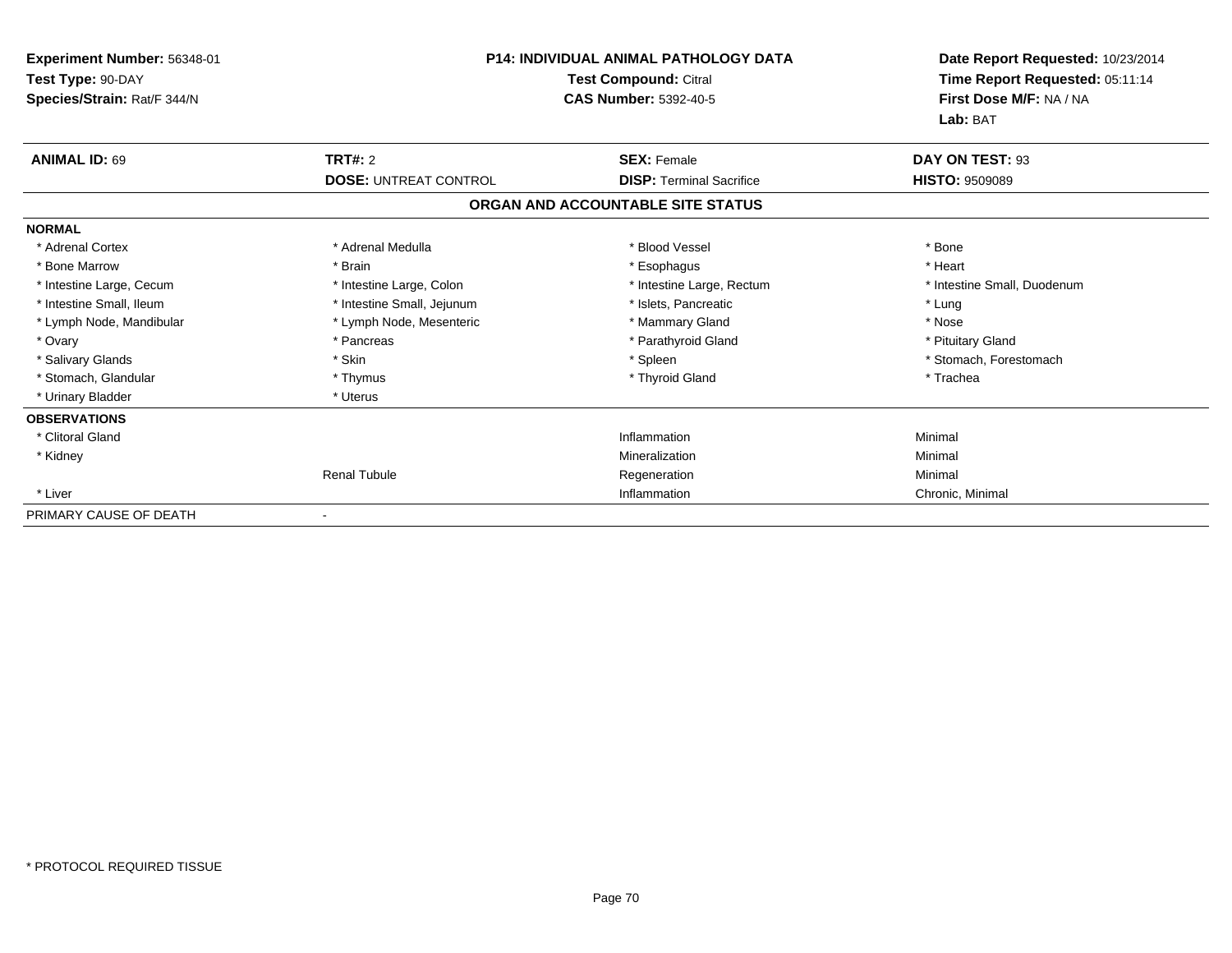**Experiment Number:** 56348-01
**Test Type:** 90-DAY
**Species/Strain:** Rat/F 344/N

**P14: INDIVIDUAL ANIMAL PATHOLOGY DATA**
**Test Compound:** Citral
**CAS Number:** 5392-40-5

**Date Report Requested:** 10/23/2014
**Time Report Requested:** 05:11:14
**First Dose M/F:** NA / NA
**Lab:** BAT

| **ANIMAL ID:** 69 | **TRT#:** 2 | **SEX:** Female | **DAY ON TEST:** 93 |
|---|---|---|---|
| | **DOSE:** UNTREAT CONTROL | **DISP:** Terminal Sacrifice | **HISTO:** 9509089 |

## ORGAN AND ACCOUNTABLE SITE STATUS

| | | | |
|---|---|---|---|
| **NORMAL** | | | |
| * Adrenal Cortex | * Adrenal Medulla | * Blood Vessel | * Bone |
| * Bone Marrow | * Brain | * Esophagus | * Heart |
| * Intestine Large, Cecum | * Intestine Large, Colon | * Intestine Large, Rectum | * Intestine Small, Duodenum |
| * Intestine Small, Ileum | * Intestine Small, Jejunum | * Islets, Pancreatic | * Lung |
| * Lymph Node, Mandibular | * Lymph Node, Mesenteric | * Mammary Gland | * Nose |
| * Ovary | * Pancreas | * Parathyroid Gland | * Pituitary Gland |
| * Salivary Glands | * Skin | * Spleen | * Stomach, Forestomach |
| * Stomach, Glandular | * Thymus | * Thyroid Gland | * Trachea |
| * Urinary Bladder | * Uterus | | |
| **OBSERVATIONS** | | | |
| * Clitoral Gland | | Inflammation | Minimal |
| * Kidney | | Mineralization | Minimal |
| | Renal Tubule | Regeneration | Minimal |
| * Liver | | Inflammation | Chronic, Minimal |
| PRIMARY CAUSE OF DEATH | - | | |

* PROTOCOL REQUIRED TISSUE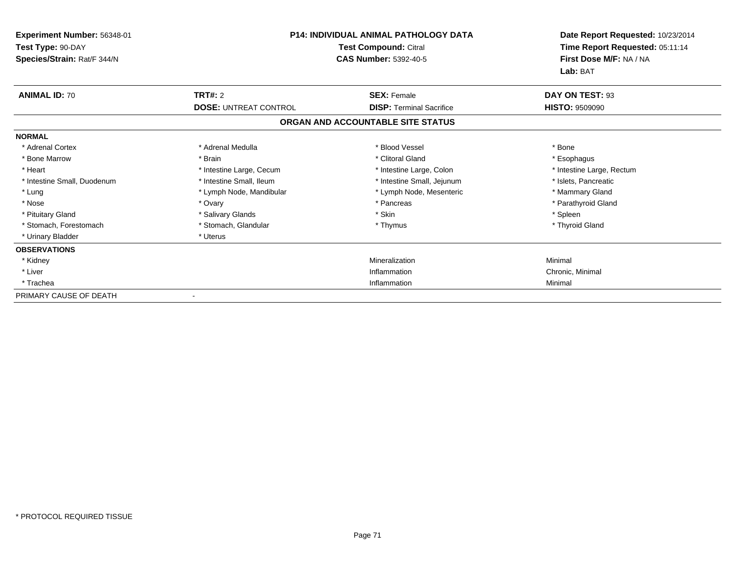**Experiment Number:** 56348-01
**Test Type:** 90-DAY
**Species/Strain:** Rat/F 344/N

**P14: INDIVIDUAL ANIMAL PATHOLOGY DATA**
**Test Compound:** Citral
**CAS Number:** 5392-40-5

**Date Report Requested:** 10/23/2014
**Time Report Requested:** 05:11:14
**First Dose M/F:** NA / NA
**Lab:** BAT

| **ANIMAL ID:** 70 | **TRT#:** 2 | **SEX:** Female | **DAY ON TEST:** 93 |
|---|---|---|---|
| | **DOSE:** UNTREAT CONTROL | **DISP:** Terminal Sacrifice | **HISTO:** 9509090 |

**ORGAN AND ACCOUNTABLE SITE STATUS**

**NORMAL**

| | | | |
|---|---|---|---|
| * Adrenal Cortex | * Adrenal Medulla | * Blood Vessel | * Bone |
| * Bone Marrow | * Brain | * Clitoral Gland | * Esophagus |
| * Heart | * Intestine Large, Cecum | * Intestine Large, Colon | * Intestine Large, Rectum |
| * Intestine Small, Duodenum | * Intestine Small, Ileum | * Intestine Small, Jejunum | * Islets, Pancreatic |
| * Lung | * Lymph Node, Mandibular | * Lymph Node, Mesenteric | * Mammary Gland |
| * Nose | * Ovary | * Pancreas | * Parathyroid Gland |
| * Pituitary Gland | * Salivary Glands | * Skin | * Spleen |
| * Stomach, Forestomach | * Stomach, Glandular | * Thymus | * Thyroid Gland |
| * Urinary Bladder | * Uterus | | |

**OBSERVATIONS**

| | | |
|---|---|---|
| * Kidney | Mineralization | Minimal |
| * Liver | Inflammation | Chronic, Minimal |
| * Trachea | Inflammation | Minimal |

PRIMARY CAUSE OF DEATH -

\* PROTOCOL REQUIRED TISSUE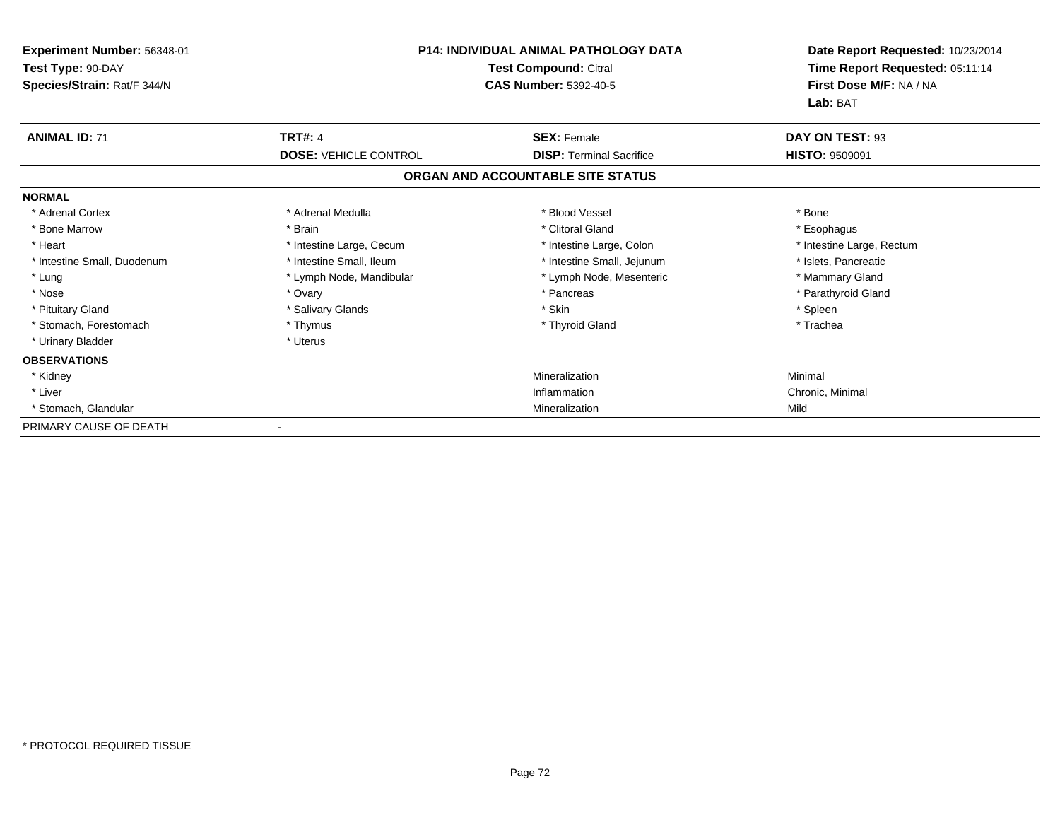**Experiment Number:** 56348-01
**Test Type:** 90-DAY
**Species/Strain:** Rat/F 344/N

**P14: INDIVIDUAL ANIMAL PATHOLOGY DATA**
**Test Compound:** Citral
**CAS Number:** 5392-40-5

**Date Report Requested:** 10/23/2014
**Time Report Requested:** 05:11:14
**First Dose M/F:** NA / NA
**Lab:** BAT

| **ANIMAL ID:** 71 | **TRT#:** 4 | **SEX:** Female | **DAY ON TEST:** 93 |
|---|---|---|---|
| | **DOSE:** VEHICLE CONTROL | **DISP:** Terminal Sacrifice | **HISTO:** 9509091 |

**ORGAN AND ACCOUNTABLE SITE STATUS**

| | | | |
|---|---|---|---|
| **NORMAL** | | | |
| * Adrenal Cortex | * Adrenal Medulla | * Blood Vessel | * Bone |
| * Bone Marrow | * Brain | * Clitoral Gland | * Esophagus |
| * Heart | * Intestine Large, Cecum | * Intestine Large, Colon | * Intestine Large, Rectum |
| * Intestine Small, Duodenum | * Intestine Small, Ileum | * Intestine Small, Jejunum | * Islets, Pancreatic |
| * Lung | * Lymph Node, Mandibular | * Lymph Node, Mesenteric | * Mammary Gland |
| * Nose | * Ovary | * Pancreas | * Parathyroid Gland |
| * Pituitary Gland | * Salivary Glands | * Skin | * Spleen |
| * Stomach, Forestomach | * Thymus | * Thyroid Gland | * Trachea |
| * Urinary Bladder | * Uterus | | |
| **OBSERVATIONS** | | | |
| * Kidney | | Mineralization | Minimal |
| * Liver | | Inflammation | Chronic, Minimal |
| * Stomach, Glandular | | Mineralization | Mild |
| PRIMARY CAUSE OF DEATH | - | | |

* PROTOCOL REQUIRED TISSUE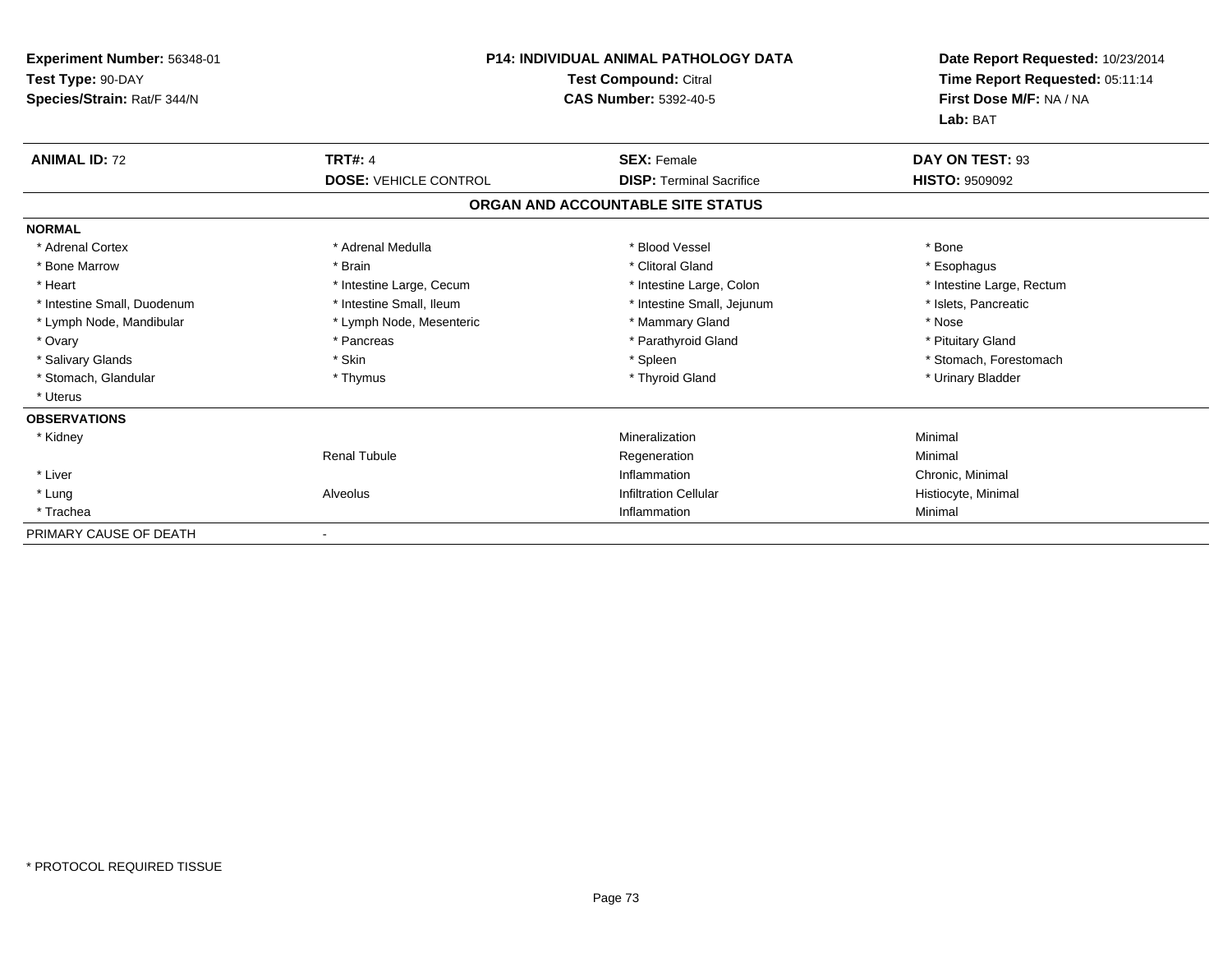**Experiment Number:** 56348-01
**Test Type:** 90-DAY
**Species/Strain:** Rat/F 344/N

**P14: INDIVIDUAL ANIMAL PATHOLOGY DATA**
**Test Compound:** Citral
**CAS Number:** 5392-40-5

**Date Report Requested:** 10/23/2014
**Time Report Requested:** 05:11:14
**First Dose M/F:** NA / NA
**Lab:** BAT

| **ANIMAL ID:** 72 | **TRT#:** 4 | **SEX:** Female | **DAY ON TEST:** 93 |
|---|---|---|---|
| | **DOSE:** VEHICLE CONTROL | **DISP:** Terminal Sacrifice | **HISTO:** 9509092 |

**ORGAN AND ACCOUNTABLE SITE STATUS**

| | | | |
|---|---|---|---|
| **NORMAL** | | | |
| * Adrenal Cortex | * Adrenal Medulla | * Blood Vessel | * Bone |
| * Bone Marrow | * Brain | * Clitoral Gland | * Esophagus |
| * Heart | * Intestine Large, Cecum | * Intestine Large, Colon | * Intestine Large, Rectum |
| * Intestine Small, Duodenum | * Intestine Small, Ileum | * Intestine Small, Jejunum | * Islets, Pancreatic |
| * Lymph Node, Mandibular | * Lymph Node, Mesenteric | * Mammary Gland | * Nose |
| * Ovary | * Pancreas | * Parathyroid Gland | * Pituitary Gland |
| * Salivary Glands | * Skin | * Spleen | * Stomach, Forestomach |
| * Stomach, Glandular | * Thymus | * Thyroid Gland | * Urinary Bladder |
| * Uterus | | | |
| **OBSERVATIONS** | | | |
| * Kidney | | Mineralization | Minimal |
| | Renal Tubule | Regeneration | Minimal |
| * Liver | | Inflammation | Chronic, Minimal |
| * Lung | Alveolus | Infiltration Cellular | Histiocyte, Minimal |
| * Trachea | | Inflammation | Minimal |
| PRIMARY CAUSE OF DEATH | - | | |

* PROTOCOL REQUIRED TISSUE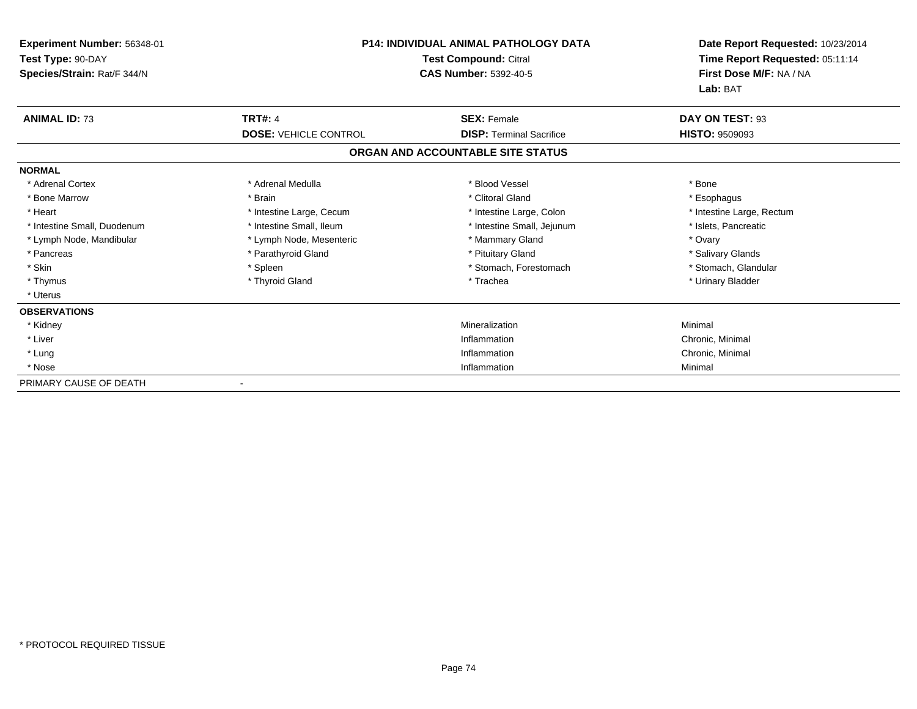**Experiment Number:** 56348-01
**Test Type:** 90-DAY
**Species/Strain:** Rat/F 344/N

**P14: INDIVIDUAL ANIMAL PATHOLOGY DATA**
**Test Compound:** Citral
**CAS Number:** 5392-40-5

**Date Report Requested:** 10/23/2014
**Time Report Requested:** 05:11:14
**First Dose M/F:** NA / NA
**Lab:** BAT

| **ANIMAL ID:** 73 | **TRT#:** 4 | **SEX:** Female | **DAY ON TEST:** 93 |
|---|---|---|---|
| | **DOSE:** VEHICLE CONTROL | **DISP:** Terminal Sacrifice | **HISTO:** 9509093 |

**ORGAN AND ACCOUNTABLE SITE STATUS**

**NORMAL**

| | | | |
|---|---|---|---|
| * Adrenal Cortex | * Adrenal Medulla | * Blood Vessel | * Bone |
| * Bone Marrow | * Brain | * Clitoral Gland | * Esophagus |
| * Heart | * Intestine Large, Cecum | * Intestine Large, Colon | * Intestine Large, Rectum |
| * Intestine Small, Duodenum | * Intestine Small, Ileum | * Intestine Small, Jejunum | * Islets, Pancreatic |
| * Lymph Node, Mandibular | * Lymph Node, Mesenteric | * Mammary Gland | * Ovary |
| * Pancreas | * Parathyroid Gland | * Pituitary Gland | * Salivary Glands |
| * Skin | * Spleen | * Stomach, Forestomach | * Stomach, Glandular |
| * Thymus | * Thyroid Gland | * Trachea | * Urinary Bladder |
| * Uterus | | | |

**OBSERVATIONS**

| | | |
|---|---|---|
| * Kidney | Mineralization | Minimal |
| * Liver | Inflammation | Chronic, Minimal |
| * Lung | Inflammation | Chronic, Minimal |
| * Nose | Inflammation | Minimal |

PRIMARY CAUSE OF DEATH -

* PROTOCOL REQUIRED TISSUE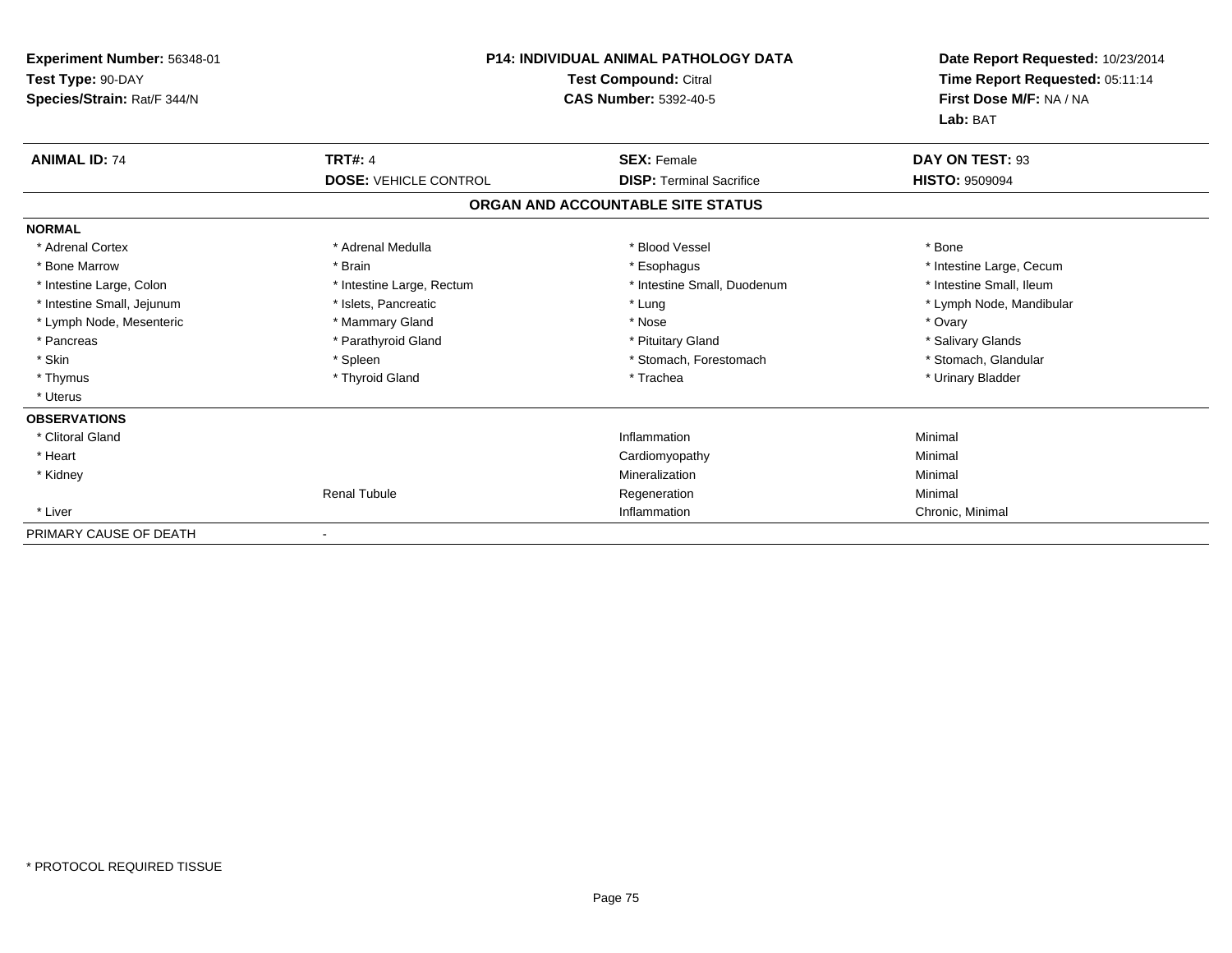**Experiment Number:** 56348-01
**Test Type:** 90-DAY
**Species/Strain:** Rat/F 344/N

**P14: INDIVIDUAL ANIMAL PATHOLOGY DATA**
**Test Compound:** Citral
**CAS Number:** 5392-40-5

**Date Report Requested:** 10/23/2014
**Time Report Requested:** 05:11:14
**First Dose M/F:** NA / NA
**Lab:** BAT

| **ANIMAL ID:** 74 | **TRT#:** 4 | **SEX:** Female | **DAY ON TEST:** 93 |
|---|---|---|---|
| | **DOSE:** VEHICLE CONTROL | **DISP:** Terminal Sacrifice | **HISTO:** 9509094 |

**ORGAN AND ACCOUNTABLE SITE STATUS**

**NORMAL**

| | | | |
|---|---|---|---|
| * Adrenal Cortex | * Adrenal Medulla | * Blood Vessel | * Bone |
| * Bone Marrow | * Brain | * Esophagus | * Intestine Large, Cecum |
| * Intestine Large, Colon | * Intestine Large, Rectum | * Intestine Small, Duodenum | * Intestine Small, Ileum |
| * Intestine Small, Jejunum | * Islets, Pancreatic | * Lung | * Lymph Node, Mandibular |
| * Lymph Node, Mesenteric | * Mammary Gland | * Nose | * Ovary |
| * Pancreas | * Parathyroid Gland | * Pituitary Gland | * Salivary Glands |
| * Skin | * Spleen | * Stomach, Forestomach | * Stomach, Glandular |
| * Thymus | * Thyroid Gland | * Trachea | * Urinary Bladder |
| * Uterus | | | |

**OBSERVATIONS**

| | | | |
|---|---|---|---|
| * Clitoral Gland | | Inflammation | Minimal |
| * Heart | | Cardiomyopathy | Minimal |
| * Kidney | | Mineralization | Minimal |
| | Renal Tubule | Regeneration | Minimal |
| * Liver | | Inflammation | Chronic, Minimal |

PRIMARY CAUSE OF DEATH -

\* PROTOCOL REQUIRED TISSUE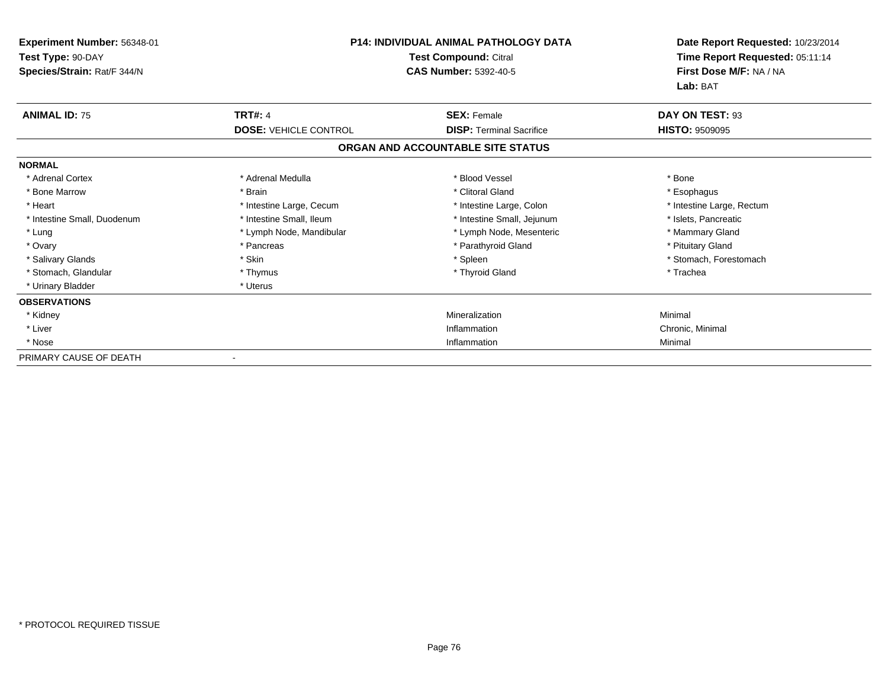**Experiment Number:** 56348-01
**Test Type:** 90-DAY
**Species/Strain:** Rat/F 344/N

**P14: INDIVIDUAL ANIMAL PATHOLOGY DATA**
**Test Compound:** Citral
**CAS Number:** 5392-40-5

**Date Report Requested:** 10/23/2014
**Time Report Requested:** 05:11:14
**First Dose M/F:** NA / NA
**Lab:** BAT

| **ANIMAL ID:** 75 | **TRT#:** 4 | **SEX:** Female | **DAY ON TEST:** 93 |
|---|---|---|---|
| | **DOSE:** VEHICLE CONTROL | **DISP:** Terminal Sacrifice | **HISTO:** 9509095 |

## ORGAN AND ACCOUNTABLE SITE STATUS

| | | | |
|---|---|---|---|
| **NORMAL** | | | |
| * Adrenal Cortex | * Adrenal Medulla | * Blood Vessel | * Bone |
| * Bone Marrow | * Brain | * Clitoral Gland | * Esophagus |
| * Heart | * Intestine Large, Cecum | * Intestine Large, Colon | * Intestine Large, Rectum |
| * Intestine Small, Duodenum | * Intestine Small, Ileum | * Intestine Small, Jejunum | * Islets, Pancreatic |
| * Lung | * Lymph Node, Mandibular | * Lymph Node, Mesenteric | * Mammary Gland |
| * Ovary | * Pancreas | * Parathyroid Gland | * Pituitary Gland |
| * Salivary Glands | * Skin | * Spleen | * Stomach, Forestomach |
| * Stomach, Glandular | * Thymus | * Thyroid Gland | * Trachea |
| * Urinary Bladder | * Uterus | | |
| **OBSERVATIONS** | | | |
| * Kidney | | Mineralization | Minimal |
| * Liver | | Inflammation | Chronic, Minimal |
| * Nose | | Inflammation | Minimal |
| PRIMARY CAUSE OF DEATH | - | | |

* PROTOCOL REQUIRED TISSUE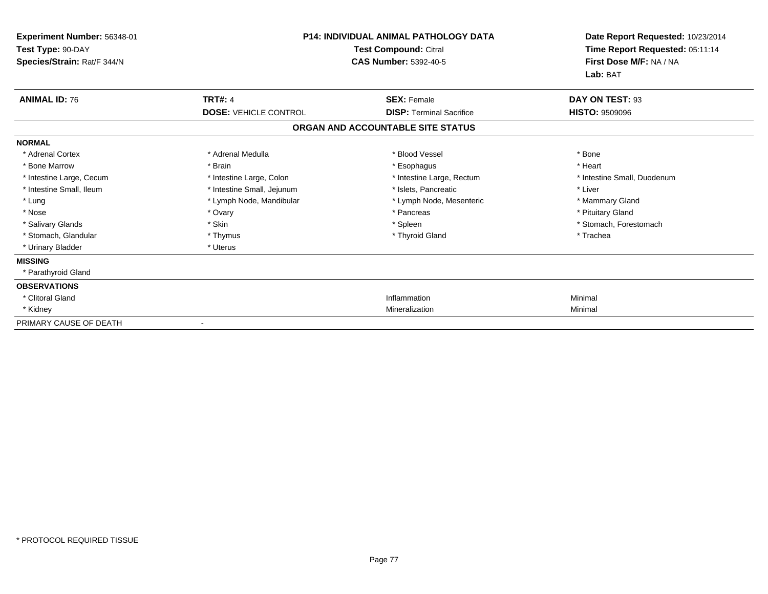**Experiment Number:** 56348-01
**Test Type:** 90-DAY
**Species/Strain:** Rat/F 344/N

**P14: INDIVIDUAL ANIMAL PATHOLOGY DATA**
**Test Compound:** Citral
**CAS Number:** 5392-40-5

**Date Report Requested:** 10/23/2014
**Time Report Requested:** 05:11:14
**First Dose M/F:** NA / NA
**Lab:** BAT

| **ANIMAL ID:** 76 | **TRT#:** 4 | **SEX:** Female | **DAY ON TEST:** 93 |
|---|---|---|---|
| | **DOSE:** VEHICLE CONTROL | **DISP:** Terminal Sacrifice | **HISTO:** 9509096 |

**ORGAN AND ACCOUNTABLE SITE STATUS**

**NORMAL**

| | | | |
|---|---|---|---|
| * Adrenal Cortex | * Adrenal Medulla | * Blood Vessel | * Bone |
| * Bone Marrow | * Brain | * Esophagus | * Heart |
| * Intestine Large, Cecum | * Intestine Large, Colon | * Intestine Large, Rectum | * Intestine Small, Duodenum |
| * Intestine Small, Ileum | * Intestine Small, Jejunum | * Islets, Pancreatic | * Liver |
| * Lung | * Lymph Node, Mandibular | * Lymph Node, Mesenteric | * Mammary Gland |
| * Nose | * Ovary | * Pancreas | * Pituitary Gland |
| * Salivary Glands | * Skin | * Spleen | * Stomach, Forestomach |
| * Stomach, Glandular | * Thymus | * Thyroid Gland | * Trachea |
| * Urinary Bladder | * Uterus | | |

**MISSING**

* Parathyroid Gland

**OBSERVATIONS**

| | | |
|---|---|---|
| * Clitoral Gland | Inflammation | Minimal |
| * Kidney | Mineralization | Minimal |

PRIMARY CAUSE OF DEATH -

* PROTOCOL REQUIRED TISSUE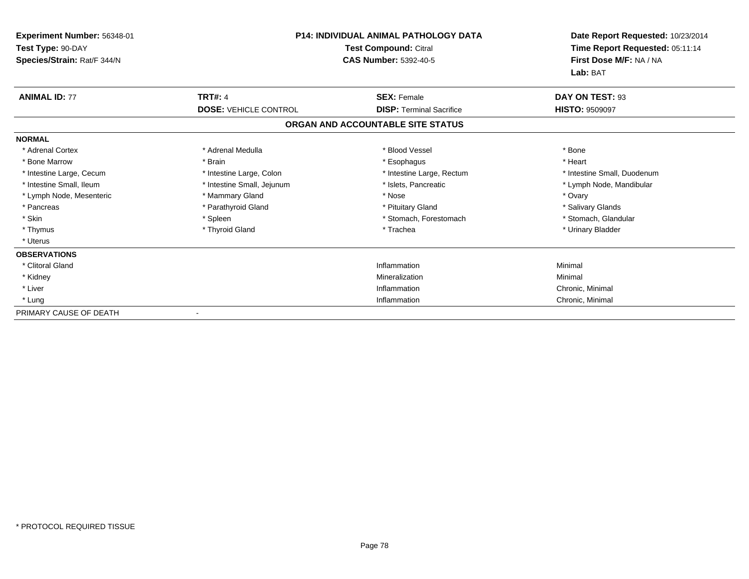**Experiment Number:** 56348-01
**Test Type:** 90-DAY
**Species/Strain:** Rat/F 344/N

**P14: INDIVIDUAL ANIMAL PATHOLOGY DATA**
**Test Compound:** Citral
**CAS Number:** 5392-40-5

**Date Report Requested:** 10/23/2014
**Time Report Requested:** 05:11:14
**First Dose M/F:** NA / NA
**Lab:** BAT

| **ANIMAL ID:** 77 | **TRT#:** 4 | **SEX:** Female | **DAY ON TEST:** 93 |
|---|---|---|---|
| | **DOSE:** VEHICLE CONTROL | **DISP:** Terminal Sacrifice | **HISTO:** 9509097 |

## ORGAN AND ACCOUNTABLE SITE STATUS

**NORMAL**

| | | | |
|---|---|---|---|
| * Adrenal Cortex | * Adrenal Medulla | * Blood Vessel | * Bone |
| * Bone Marrow | * Brain | * Esophagus | * Heart |
| * Intestine Large, Cecum | * Intestine Large, Colon | * Intestine Large, Rectum | * Intestine Small, Duodenum |
| * Intestine Small, Ileum | * Intestine Small, Jejunum | * Islets, Pancreatic | * Lymph Node, Mandibular |
| * Lymph Node, Mesenteric | * Mammary Gland | * Nose | * Ovary |
| * Pancreas | * Parathyroid Gland | * Pituitary Gland | * Salivary Glands |
| * Skin | * Spleen | * Stomach, Forestomach | * Stomach, Glandular |
| * Thymus | * Thyroid Gland | * Trachea | * Urinary Bladder |
| * Uterus | | | |

**OBSERVATIONS**

| | | |
|---|---|---|
| * Clitoral Gland | Inflammation | Minimal |
| * Kidney | Mineralization | Minimal |
| * Liver | Inflammation | Chronic, Minimal |
| * Lung | Inflammation | Chronic, Minimal |

PRIMARY CAUSE OF DEATH -

* PROTOCOL REQUIRED TISSUE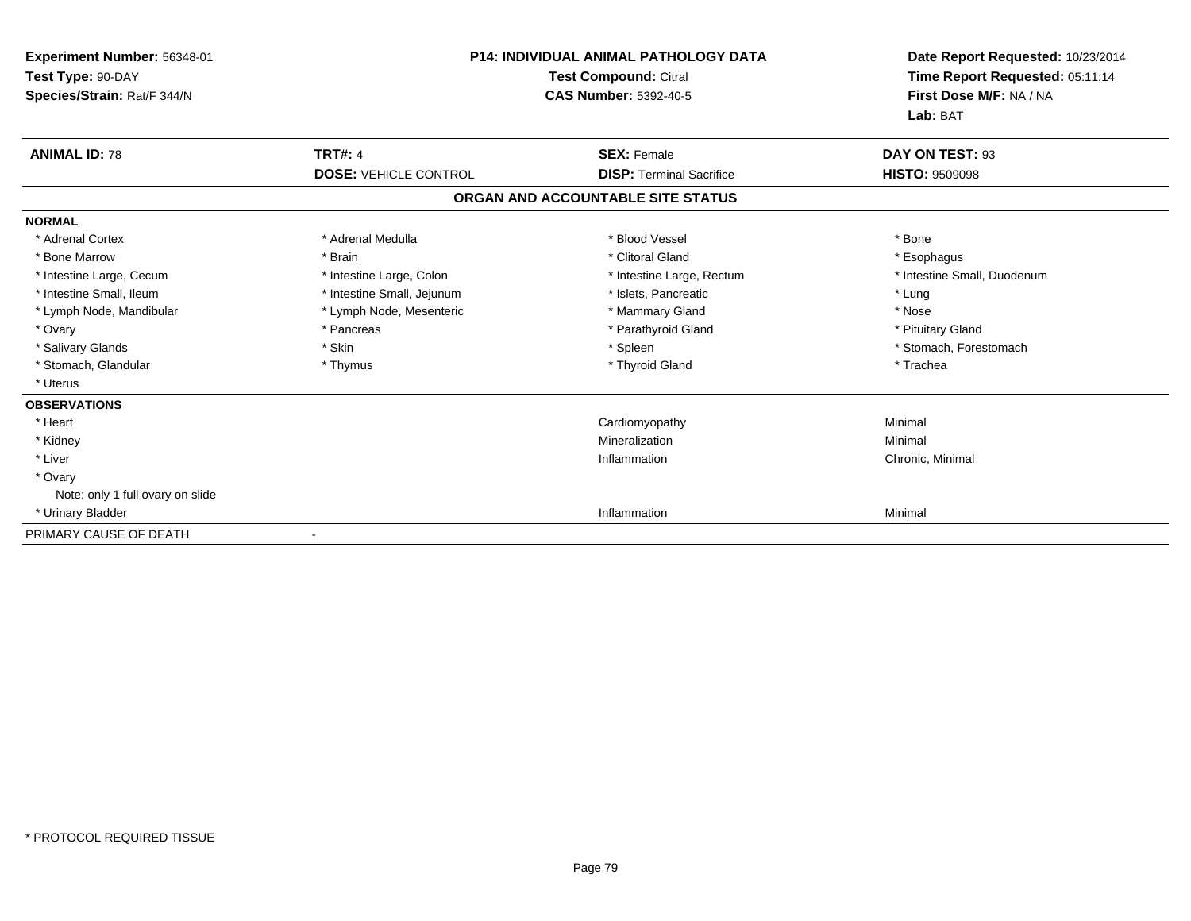**Experiment Number:** 56348-01
**Test Type:** 90-DAY
**Species/Strain:** Rat/F 344/N

**P14: INDIVIDUAL ANIMAL PATHOLOGY DATA**
**Test Compound:** Citral
**CAS Number:** 5392-40-5

**Date Report Requested:** 10/23/2014
**Time Report Requested:** 05:11:14
**First Dose M/F:** NA / NA
**Lab:** BAT

| **ANIMAL ID:** 78 | **TRT#:** 4 | **SEX:** Female | **DAY ON TEST:** 93 |
|---|---|---|---|
| | **DOSE:** VEHICLE CONTROL | **DISP:** Terminal Sacrifice | **HISTO:** 9509098 |

## ORGAN AND ACCOUNTABLE SITE STATUS

**NORMAL**

| | | | |
|---|---|---|---|
| * Adrenal Cortex | * Adrenal Medulla | * Blood Vessel | * Bone |
| * Bone Marrow | * Brain | * Clitoral Gland | * Esophagus |
| * Intestine Large, Cecum | * Intestine Large, Colon | * Intestine Large, Rectum | * Intestine Small, Duodenum |
| * Intestine Small, Ileum | * Intestine Small, Jejunum | * Islets, Pancreatic | * Lung |
| * Lymph Node, Mandibular | * Lymph Node, Mesenteric | * Mammary Gland | * Nose |
| * Ovary | * Pancreas | * Parathyroid Gland | * Pituitary Gland |
| * Salivary Glands | * Skin | * Spleen | * Stomach, Forestomach |
| * Stomach, Glandular | * Thymus | * Thyroid Gland | * Trachea |
| * Uterus | | | |

**OBSERVATIONS**

| | | | |
|---|---|---|---|
| * Heart | | Cardiomyopathy | Minimal |
| * Kidney | | Mineralization | Minimal |
| * Liver | | Inflammation | Chronic, Minimal |
| * Ovary | | | |
| Note: only 1 full ovary on slide | | | |
| * Urinary Bladder | | Inflammation | Minimal |

PRIMARY CAUSE OF DEATH -

\* PROTOCOL REQUIRED TISSUE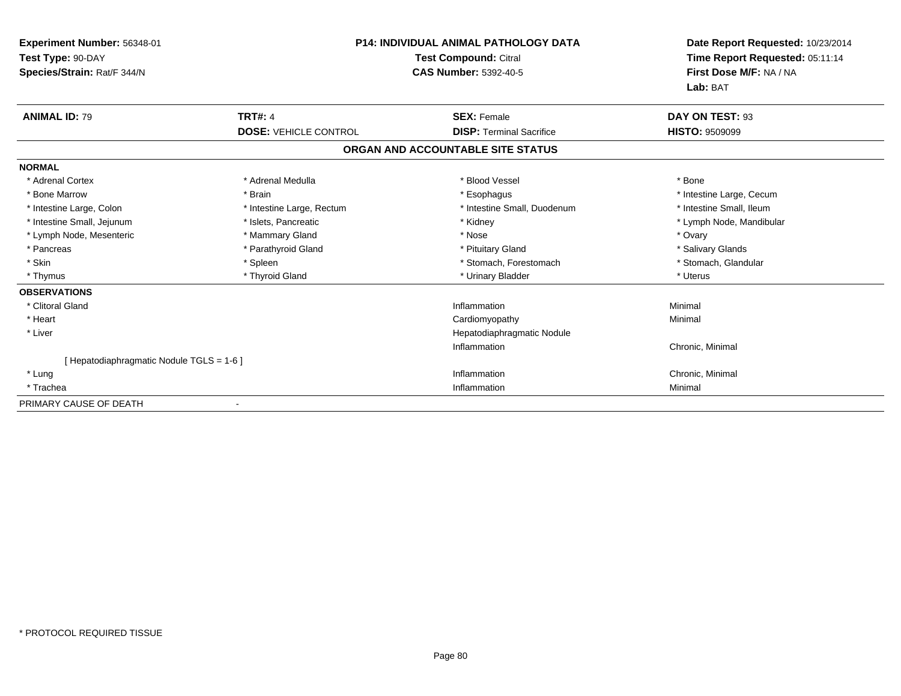**Experiment Number:** 56348-01
**Test Type:** 90-DAY
**Species/Strain:** Rat/F 344/N

**P14: INDIVIDUAL ANIMAL PATHOLOGY DATA**
**Test Compound:** Citral
**CAS Number:** 5392-40-5

**Date Report Requested:** 10/23/2014
**Time Report Requested:** 05:11:14
**First Dose M/F:** NA / NA
**Lab:** BAT

| **ANIMAL ID:** 79 | **TRT#:** 4 | **SEX:** Female | **DAY ON TEST:** 93 |
|---|---|---|---|
| | **DOSE:** VEHICLE CONTROL | **DISP:** Terminal Sacrifice | **HISTO:** 9509099 |

## ORGAN AND ACCOUNTABLE SITE STATUS

**NORMAL**

| | | | |
|---|---|---|---|
| * Adrenal Cortex | * Adrenal Medulla | * Blood Vessel | * Bone |
| * Bone Marrow | * Brain | * Esophagus | * Intestine Large, Cecum |
| * Intestine Large, Colon | * Intestine Large, Rectum | * Intestine Small, Duodenum | * Intestine Small, Ileum |
| * Intestine Small, Jejunum | * Islets, Pancreatic | * Kidney | * Lymph Node, Mandibular |
| * Lymph Node, Mesenteric | * Mammary Gland | * Nose | * Ovary |
| * Pancreas | * Parathyroid Gland | * Pituitary Gland | * Salivary Glands |
| * Skin | * Spleen | * Stomach, Forestomach | * Stomach, Glandular |
| * Thymus | * Thyroid Gland | * Urinary Bladder | * Uterus |

**OBSERVATIONS**

| | | |
|---|---|---|
| * Clitoral Gland | Inflammation | Minimal |
| * Heart | Cardiomyopathy | Minimal |
| * Liver | Hepatodiaphragmatic Nodule | |
| | Inflammation | Chronic, Minimal |
| [ Hepatodiaphragmatic Nodule TGLS = 1-6 ] | | |
| * Lung | Inflammation | Chronic, Minimal |
| * Trachea | Inflammation | Minimal |

PRIMARY CAUSE OF DEATH -

* PROTOCOL REQUIRED TISSUE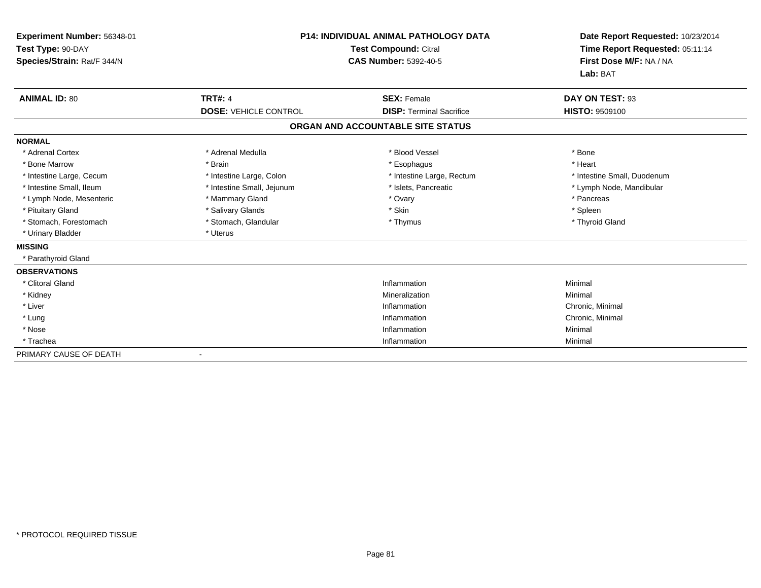**Experiment Number:** 56348-01
**Test Type:** 90-DAY
**Species/Strain:** Rat/F 344/N

**P14: INDIVIDUAL ANIMAL PATHOLOGY DATA**
**Test Compound:** Citral
**CAS Number:** 5392-40-5

**Date Report Requested:** 10/23/2014
**Time Report Requested:** 05:11:14
**First Dose M/F:** NA / NA
**Lab:** BAT

| **ANIMAL ID:** 80 | **TRT#:** 4 | **SEX:** Female | **DAY ON TEST:** 93 |
|---|---|---|---|
| | **DOSE:** VEHICLE CONTROL | **DISP:** Terminal Sacrifice | **HISTO:** 9509100 |

## ORGAN AND ACCOUNTABLE SITE STATUS

**NORMAL**

| | | | |
|---|---|---|---|
| * Adrenal Cortex | * Adrenal Medulla | * Blood Vessel | * Bone |
| * Bone Marrow | * Brain | * Esophagus | * Heart |
| * Intestine Large, Cecum | * Intestine Large, Colon | * Intestine Large, Rectum | * Intestine Small, Duodenum |
| * Intestine Small, Ileum | * Intestine Small, Jejunum | * Islets, Pancreatic | * Lymph Node, Mandibular |
| * Lymph Node, Mesenteric | * Mammary Gland | * Ovary | * Pancreas |
| * Pituitary Gland | * Salivary Glands | * Skin | * Spleen |
| * Stomach, Forestomach | * Stomach, Glandular | * Thymus | * Thyroid Gland |
| * Urinary Bladder | * Uterus | | |

**MISSING**

* Parathyroid Gland

**OBSERVATIONS**

| | | |
|---|---|---|
| * Clitoral Gland | Inflammation | Minimal |
| * Kidney | Mineralization | Minimal |
| * Liver | Inflammation | Chronic, Minimal |
| * Lung | Inflammation | Chronic, Minimal |
| * Nose | Inflammation | Minimal |
| * Trachea | Inflammation | Minimal |

PRIMARY CAUSE OF DEATH -

* PROTOCOL REQUIRED TISSUE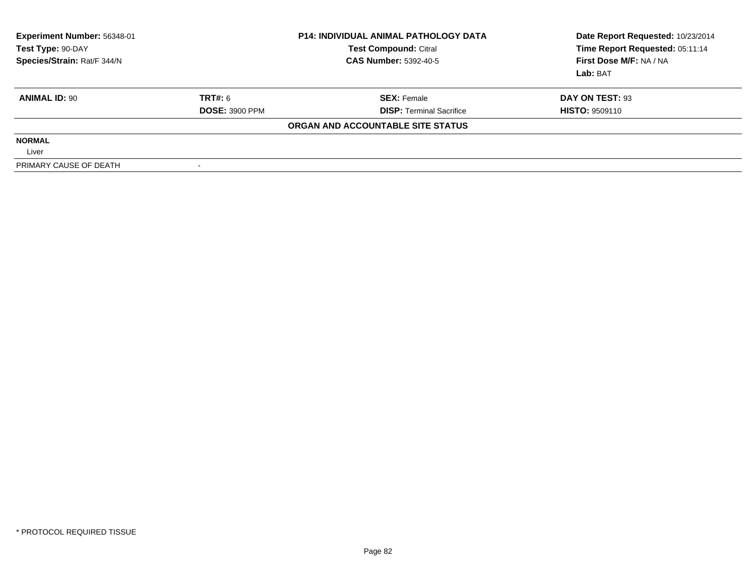| **Experiment Number:** 56348-01 | **P14: INDIVIDUAL ANIMAL PATHOLOGY DATA** | **Date Report Requested:** 10/23/2014 |
|---|---|---|
| **Test Type:** 90-DAY | **Test Compound:** Citral | **Time Report Requested:** 05:11:14 |
| **Species/Strain:** Rat/F 344/N | **CAS Number:** 5392-40-5 | **First Dose M/F:** NA / NA |
| | | **Lab:** BAT |

| **ANIMAL ID:** 90 | **TRT#:** 6 | **SEX:** Female | **DAY ON TEST:** 93 |
|---|---|---|---|
| | **DOSE:** 3900 PPM | **DISP:** Terminal Sacrifice | **HISTO:** 9509110 |
| | | **ORGAN AND ACCOUNTABLE SITE STATUS** | |
| **NORMAL** | | | |
| Liver | | | |
| PRIMARY CAUSE OF DEATH | - | | |

* PROTOCOL REQUIRED TISSUE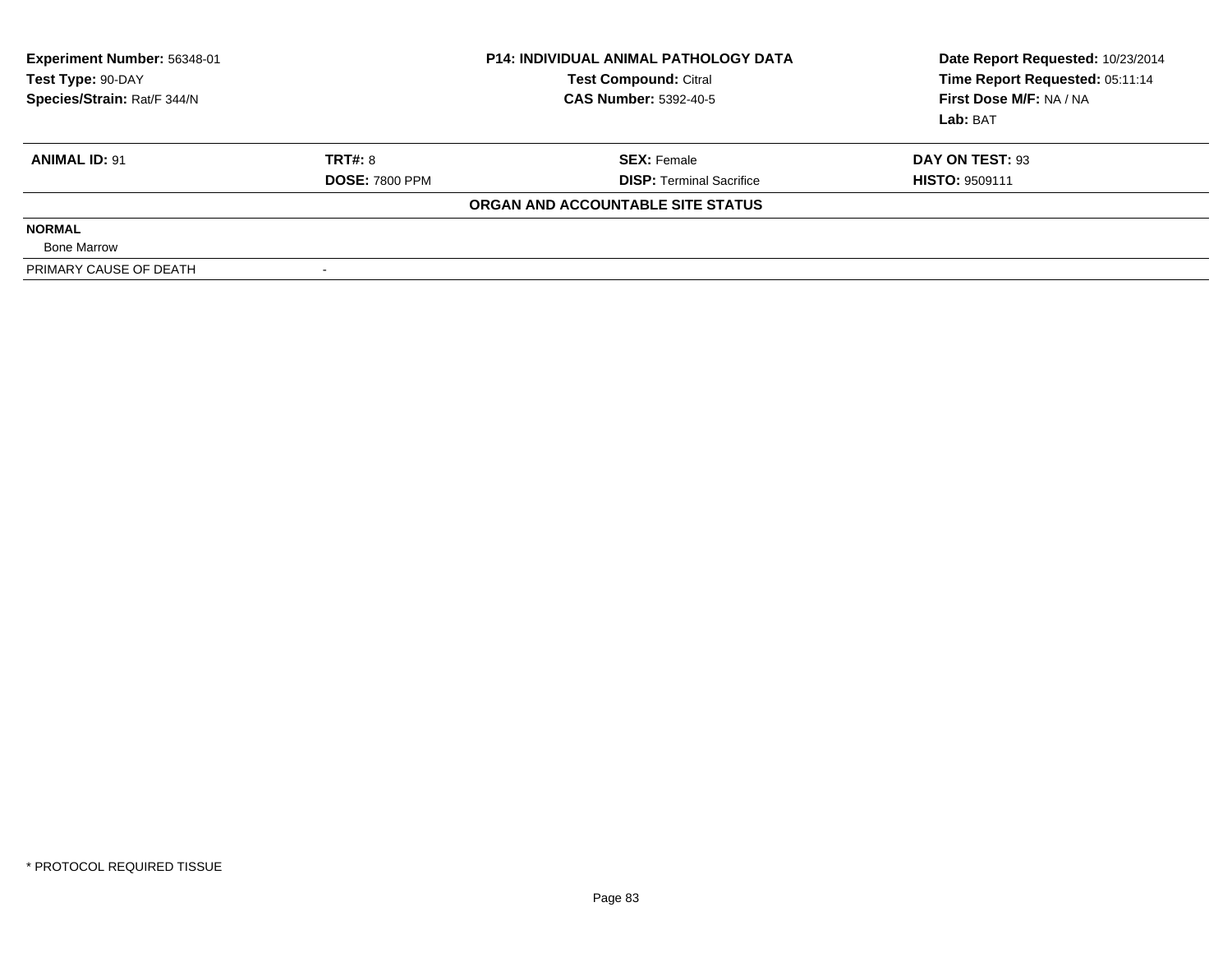| **Experiment Number:** 56348-01 | **P14: INDIVIDUAL ANIMAL PATHOLOGY DATA** | **Date Report Requested:** 10/23/2014 |
|---|---|---|
| **Test Type:** 90-DAY | **Test Compound:** Citral | **Time Report Requested:** 05:11:14 |
| **Species/Strain:** Rat/F 344/N | **CAS Number:** 5392-40-5 | **First Dose M/F:** NA / NA |
| | | **Lab:** BAT |

| **ANIMAL ID:** 91 | **TRT#:** 8 | **SEX:** Female | **DAY ON TEST:** 93 |
|---|---|---|---|
| | **DOSE:** 7800 PPM | **DISP:** Terminal Sacrifice | **HISTO:** 9509111 |

**ORGAN AND ACCOUNTABLE SITE STATUS**

**NORMAL**

Bone Marrow

| PRIMARY CAUSE OF DEATH | - |
|---|---|

\* PROTOCOL REQUIRED TISSUE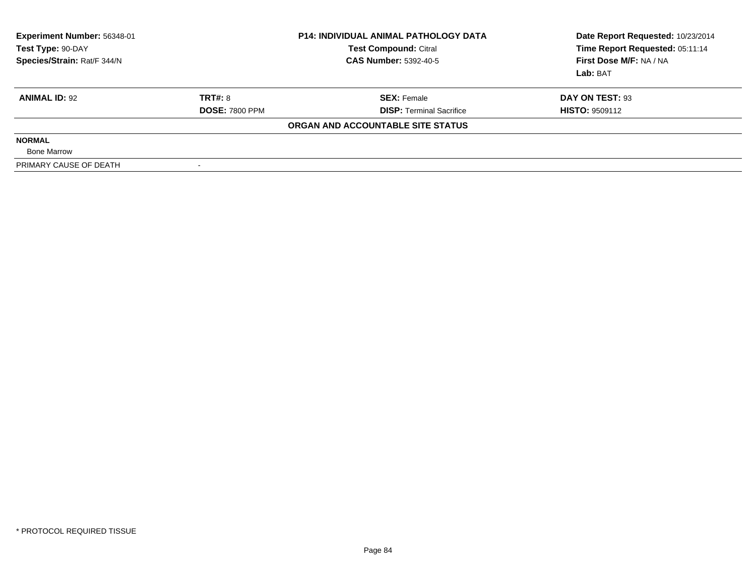| Experiment Number: 56348-01 | P14: INDIVIDUAL ANIMAL PATHOLOGY DATA | Date Report Requested: 10/23/2014 |
|---|---|---|
| Test Type: 90-DAY | Test Compound: Citral | Time Report Requested: 05:11:14 |
| Species/Strain: Rat/F 344/N | CAS Number: 5392-40-5 | First Dose M/F: NA / NA |
| | | Lab: BAT |

| ANIMAL ID: 92 | TRT#: 8 | SEX: Female | DAY ON TEST: 93 |
|---|---|---|---|
| | DOSE: 7800 PPM | DISP: Terminal Sacrifice | HISTO: 9509112 |

**ORGAN AND ACCOUNTABLE SITE STATUS**

**NORMAL**

Bone Marrow

| PRIMARY CAUSE OF DEATH | - |
|---|---|

\* PROTOCOL REQUIRED TISSUE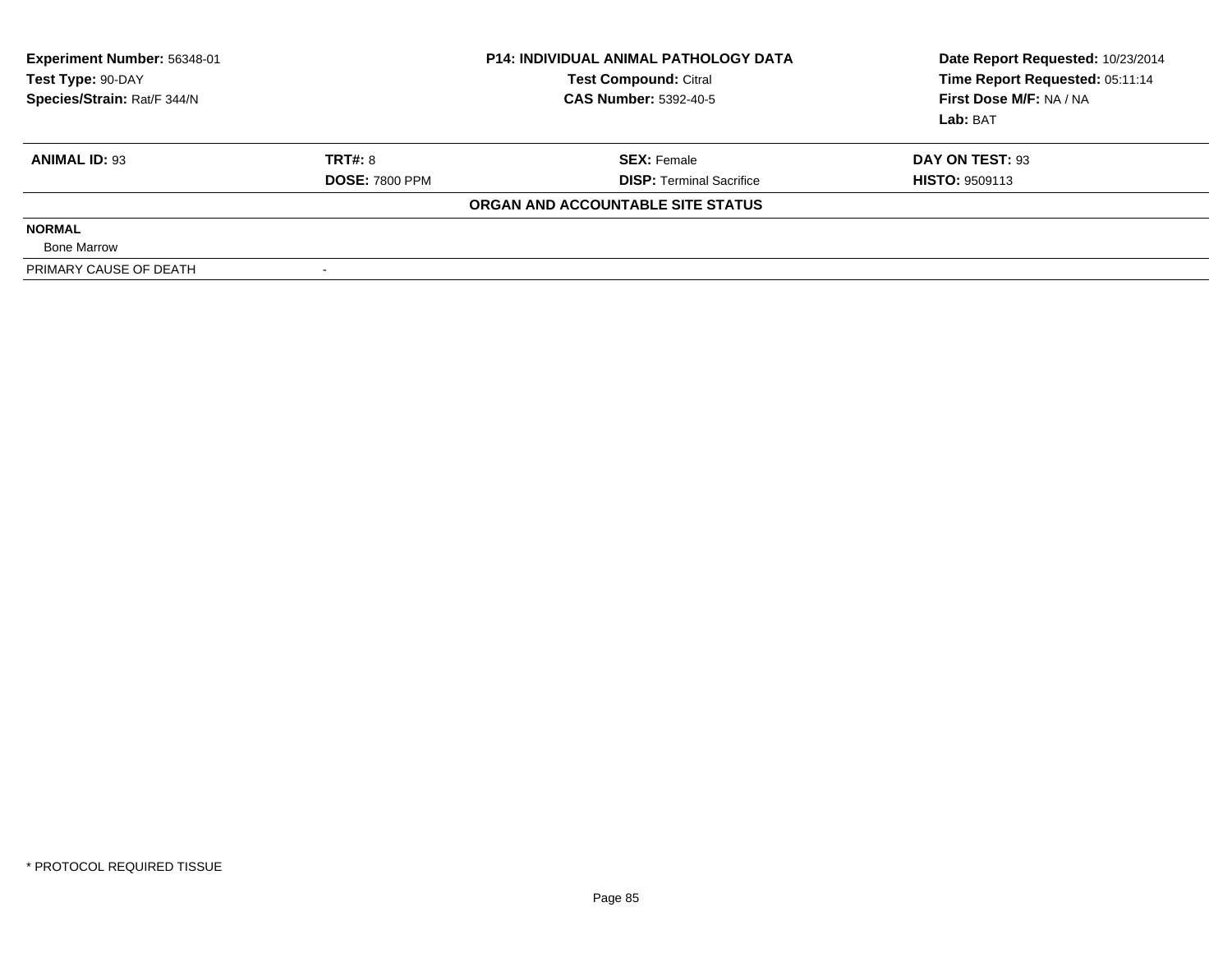| Experiment Number: 56348-01 | P14: INDIVIDUAL ANIMAL PATHOLOGY DATA | Date Report Requested: 10/23/2014 |
|---|---|---|
| Test Type: 90-DAY | Test Compound: Citral | Time Report Requested: 05:11:14 |
| Species/Strain: Rat/F 344/N | CAS Number: 5392-40-5 | First Dose M/F: NA / NA |
| | | Lab: BAT |

| ANIMAL ID: 93 | TRT#: 8 | SEX: Female | DAY ON TEST: 93 |
|---|---|---|---|
| | DOSE: 7800 PPM | DISP: Terminal Sacrifice | HISTO: 9509113 |

**ORGAN AND ACCOUNTABLE SITE STATUS**

**NORMAL**

Bone Marrow

| PRIMARY CAUSE OF DEATH | - |
|---|---|

* PROTOCOL REQUIRED TISSUE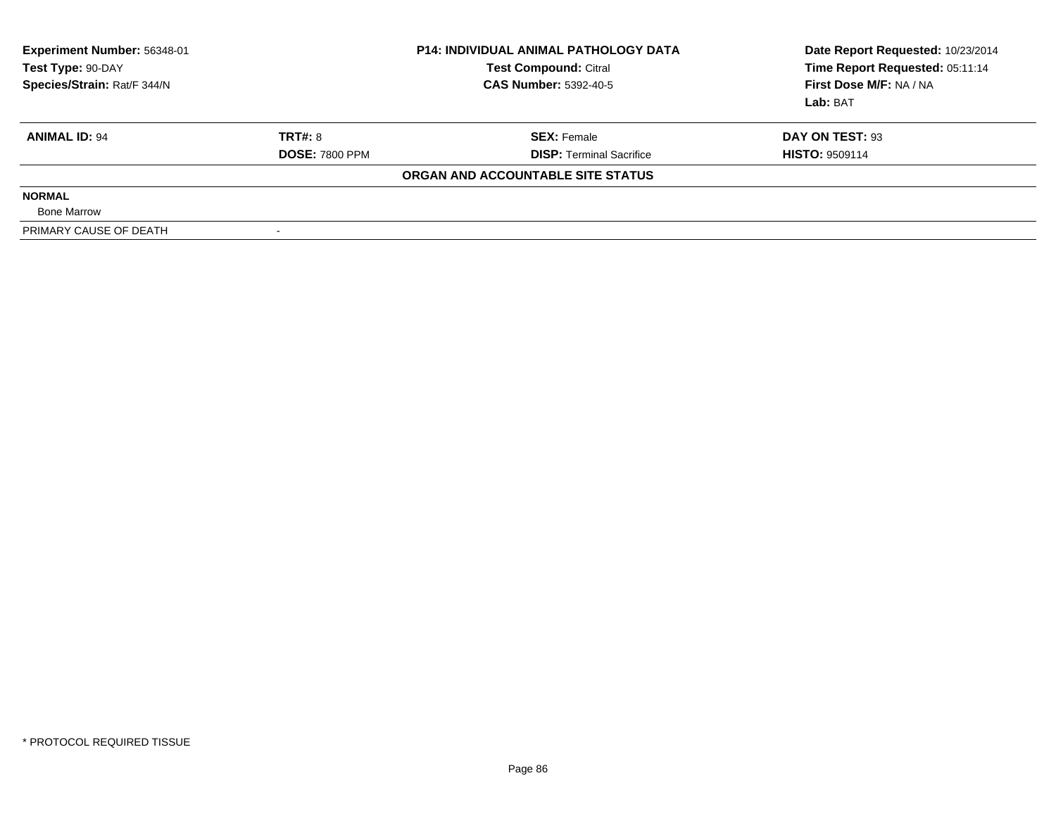| Experiment Number: 56348-01 | P14: INDIVIDUAL ANIMAL PATHOLOGY DATA | Date Report Requested: 10/23/2014 |
|---|---|---|
| Test Type: 90-DAY | Test Compound: Citral | Time Report Requested: 05:11:14 |
| Species/Strain: Rat/F 344/N | CAS Number: 5392-40-5 | First Dose M/F: NA / NA |
| | | Lab: BAT |

| ANIMAL ID: 94 | TRT#: 8 | SEX: Female | DAY ON TEST: 93 |
|---|---|---|---|
| | DOSE: 7800 PPM | DISP: Terminal Sacrifice | HISTO: 9509114 |

**ORGAN AND ACCOUNTABLE SITE STATUS**

| | |
|---|---|
| **NORMAL** | |
| Bone Marrow | |
| PRIMARY CAUSE OF DEATH | - |

\* PROTOCOL REQUIRED TISSUE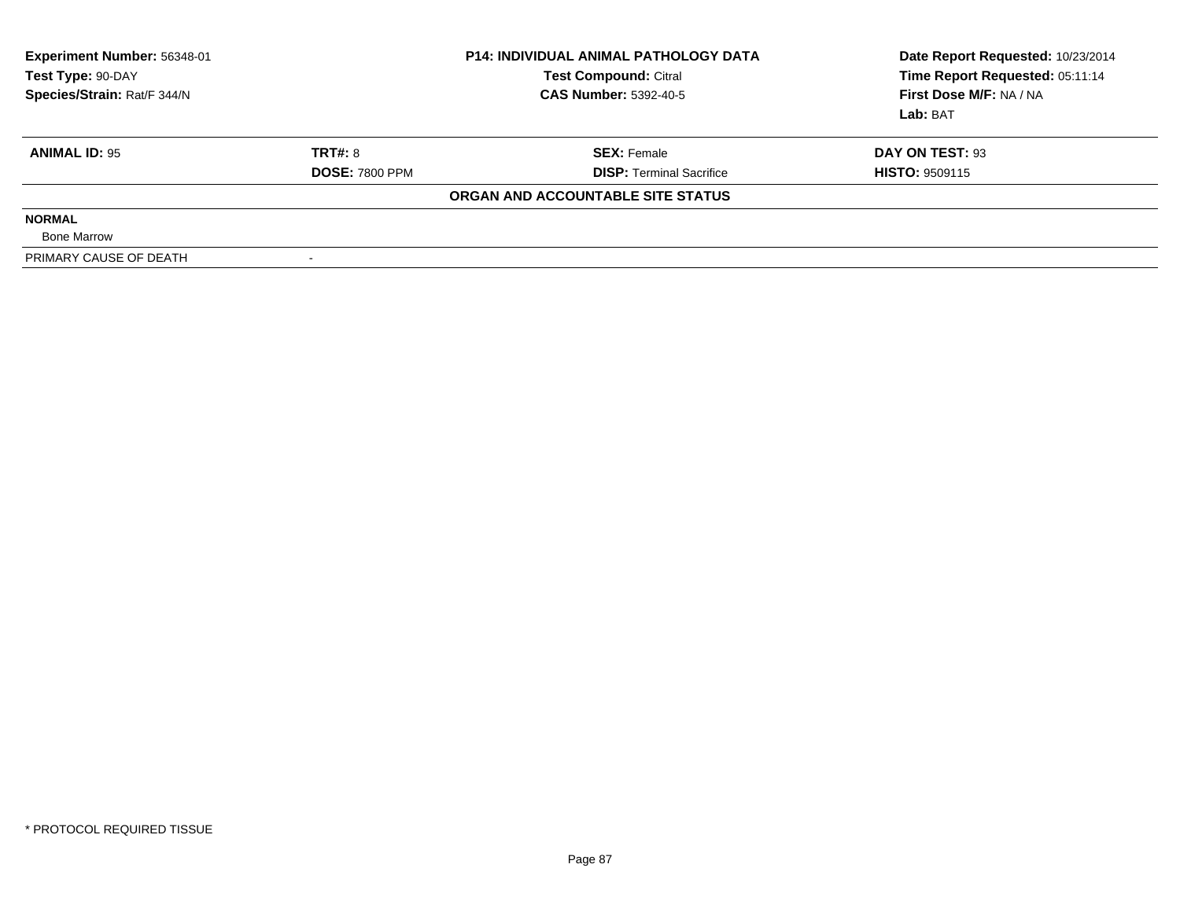**Experiment Number:** 56348-01
**Test Type:** 90-DAY
**Species/Strain:** Rat/F 344/N

**P14: INDIVIDUAL ANIMAL PATHOLOGY DATA**
**Test Compound:** Citral
**CAS Number:** 5392-40-5

**Date Report Requested:** 10/23/2014
**Time Report Requested:** 05:11:14
**First Dose M/F:** NA / NA
**Lab:** BAT

| **ANIMAL ID:** 95 | **TRT#:** 8 | **SEX:** Female | **DAY ON TEST:** 93 |
|---|---|---|---|
| | **DOSE:** 7800 PPM | **DISP:** Terminal Sacrifice | **HISTO:** 9509115 |

**ORGAN AND ACCOUNTABLE SITE STATUS**

| | |
|---|---|
| **NORMAL** | |
| Bone Marrow | |
| PRIMARY CAUSE OF DEATH | - |

\* PROTOCOL REQUIRED TISSUE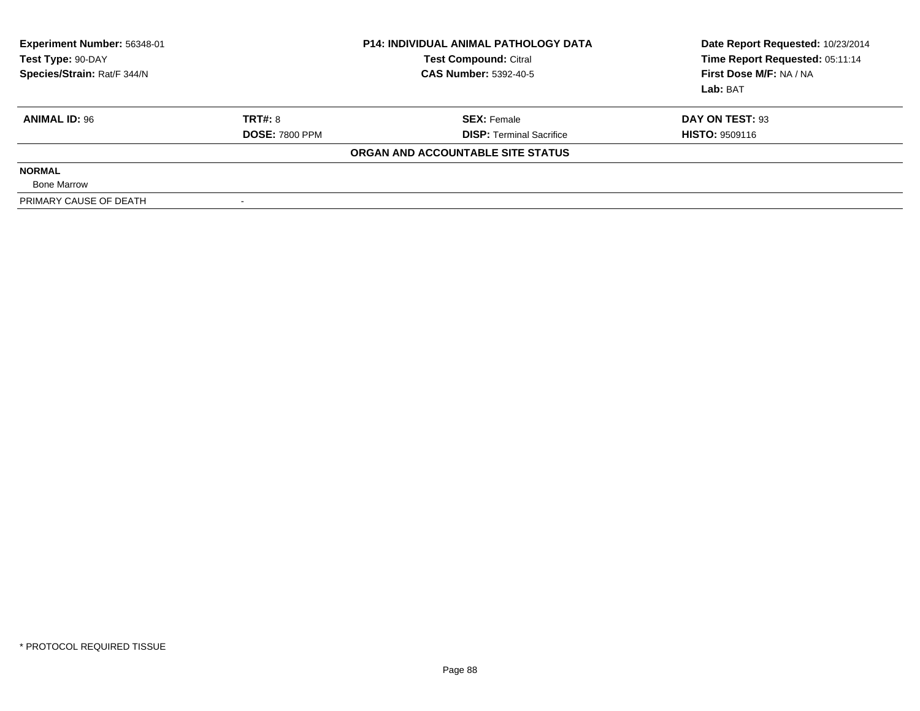| Experiment Number: 56348-01 | P14: INDIVIDUAL ANIMAL PATHOLOGY DATA | Date Report Requested: 10/23/2014 |
|---|---|---|
| Test Type: 90-DAY | Test Compound: Citral | Time Report Requested: 05:11:14 |
| Species/Strain: Rat/F 344/N | CAS Number: 5392-40-5 | First Dose M/F: NA / NA |
| | | Lab: BAT |

| ANIMAL ID: 96 | TRT#: 8 | SEX: Female | DAY ON TEST: 93 |
|---|---|---|---|
| | DOSE: 7800 PPM | DISP: Terminal Sacrifice | HISTO: 9509116 |

**ORGAN AND ACCOUNTABLE SITE STATUS**

**NORMAL**

Bone Marrow

| PRIMARY CAUSE OF DEATH | - |
|---|---|

* PROTOCOL REQUIRED TISSUE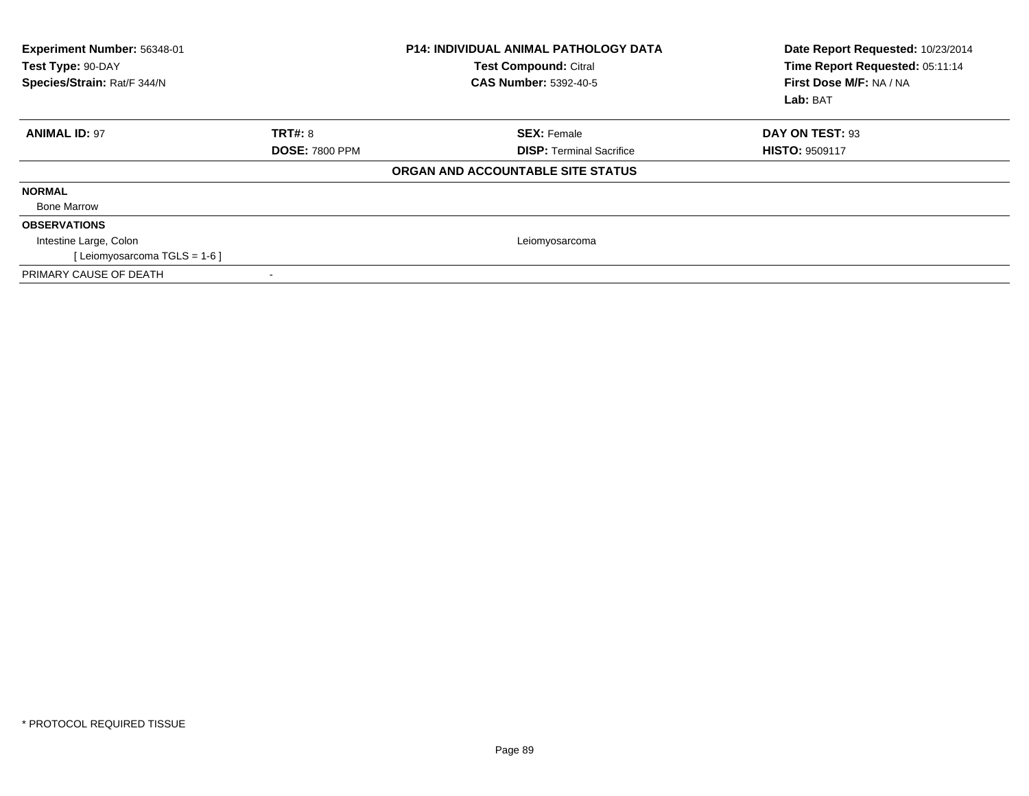| **Experiment Number:** 56348-01 | **P14: INDIVIDUAL ANIMAL PATHOLOGY DATA** | **Date Report Requested:** 10/23/2014 |
|---|---|---|
| **Test Type:** 90-DAY | **Test Compound:** Citral | **Time Report Requested:** 05:11:14 |
| **Species/Strain:** Rat/F 344/N | **CAS Number:** 5392-40-5 | **First Dose M/F:** NA / NA |
| | | **Lab:** BAT |

| **ANIMAL ID:** 97 | **TRT#:** 8 | **SEX:** Female | **DAY ON TEST:** 93 |
|---|---|---|---|
| | **DOSE:** 7800 PPM | **DISP:** Terminal Sacrifice | **HISTO:** 9509117 |

**ORGAN AND ACCOUNTABLE SITE STATUS**

| | | | |
|---|---|---|---|
| **NORMAL** | | | |
| Bone Marrow | | | |
| **OBSERVATIONS** | | | |
| Intestine Large, Colon | | Leiomyosarcoma | |
| [ Leiomyosarcoma TGLS = 1-6 ] | | | |
| PRIMARY CAUSE OF DEATH | - | | |

\* PROTOCOL REQUIRED TISSUE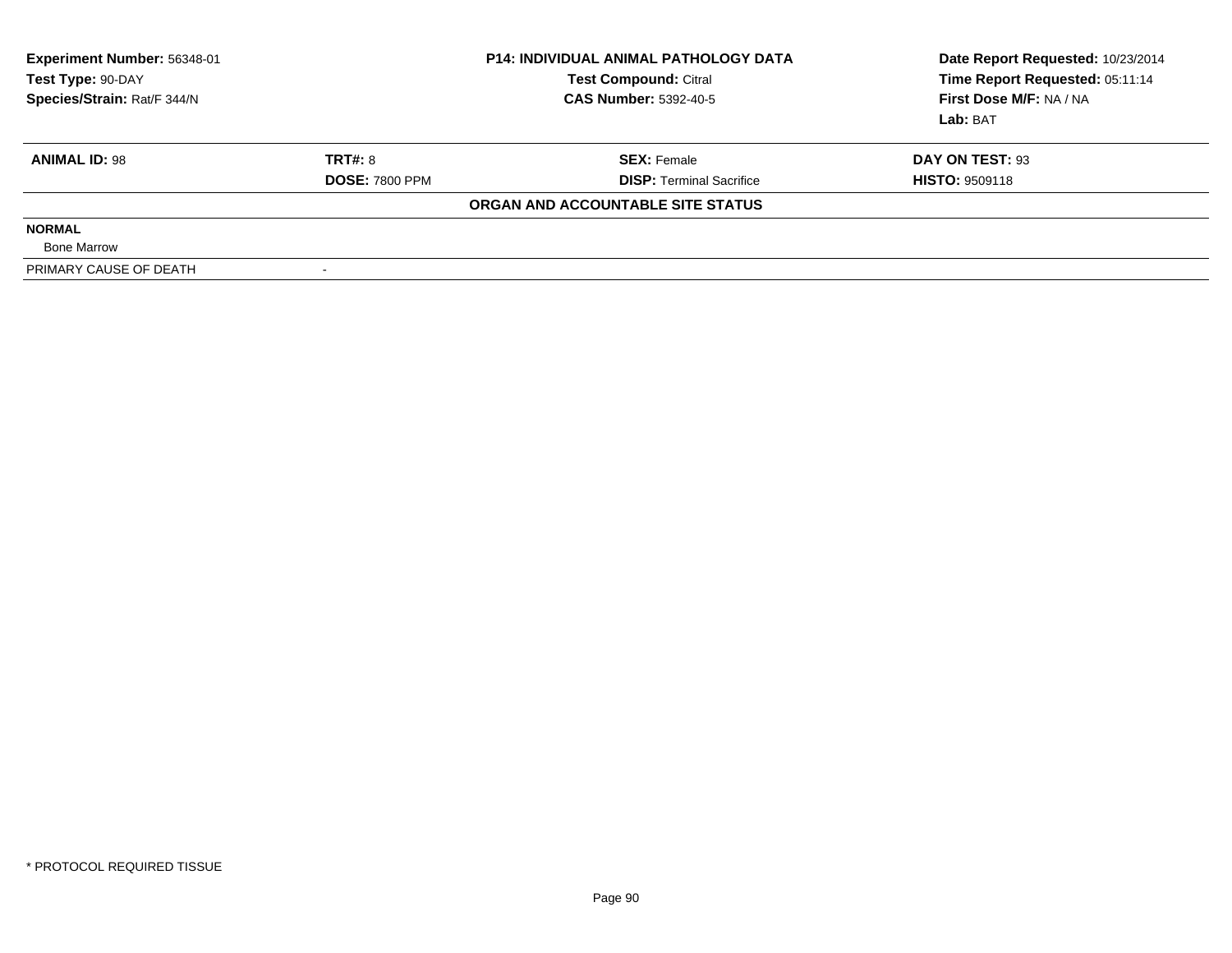**Experiment Number:** 56348-01
**Test Type:** 90-DAY
**Species/Strain:** Rat/F 344/N

**P14: INDIVIDUAL ANIMAL PATHOLOGY DATA**
**Test Compound:** Citral
**CAS Number:** 5392-40-5

**Date Report Requested:** 10/23/2014
**Time Report Requested:** 05:11:14
**First Dose M/F:** NA / NA
**Lab:** BAT

| **ANIMAL ID:** 98 | **TRT#:** 8 | **SEX:** Female | **DAY ON TEST:** 93 |
|---|---|---|---|
| | **DOSE:** 7800 PPM | **DISP:** Terminal Sacrifice | **HISTO:** 9509118 |

**ORGAN AND ACCOUNTABLE SITE STATUS**

**NORMAL**

Bone Marrow

| PRIMARY CAUSE OF DEATH | - |
|---|---|

* PROTOCOL REQUIRED TISSUE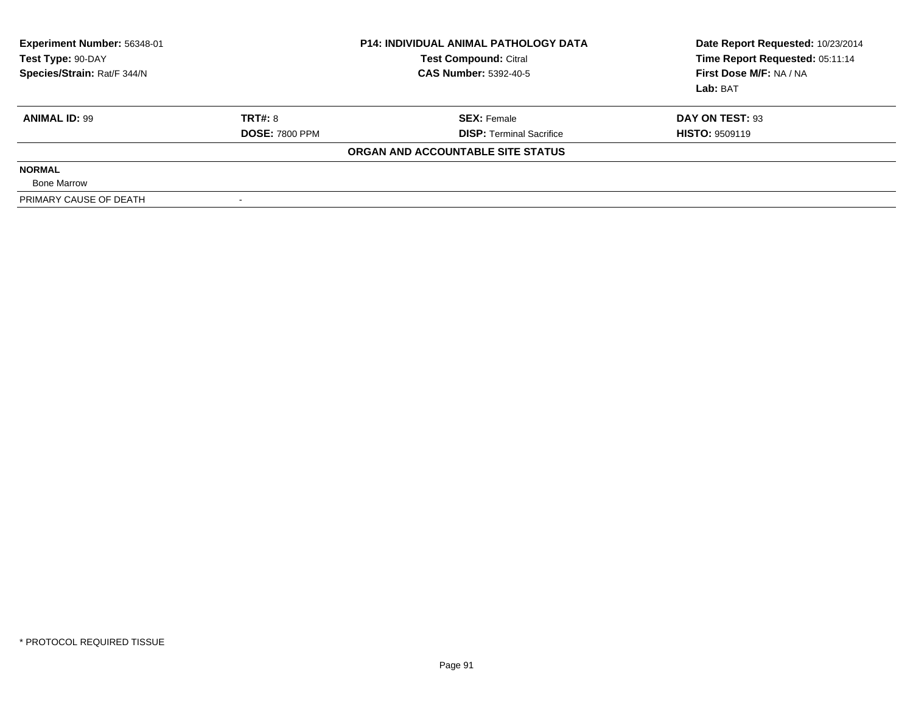| Experiment Number: 56348-01 | P14: INDIVIDUAL ANIMAL PATHOLOGY DATA | Date Report Requested: 10/23/2014 |
|---|---|---|
| Test Type: 90-DAY | Test Compound: Citral | Time Report Requested: 05:11:14 |
| Species/Strain: Rat/F 344/N | CAS Number: 5392-40-5 | First Dose M/F: NA / NA |
| | | Lab: BAT |

| ANIMAL ID: 99 | TRT#: 8 | SEX: Female | DAY ON TEST: 93 |
|---|---|---|---|
| | DOSE: 7800 PPM | DISP: Terminal Sacrifice | HISTO: 9509119 |

**ORGAN AND ACCOUNTABLE SITE STATUS**

**NORMAL**

Bone Marrow

| PRIMARY CAUSE OF DEATH | - |
|---|---|

* PROTOCOL REQUIRED TISSUE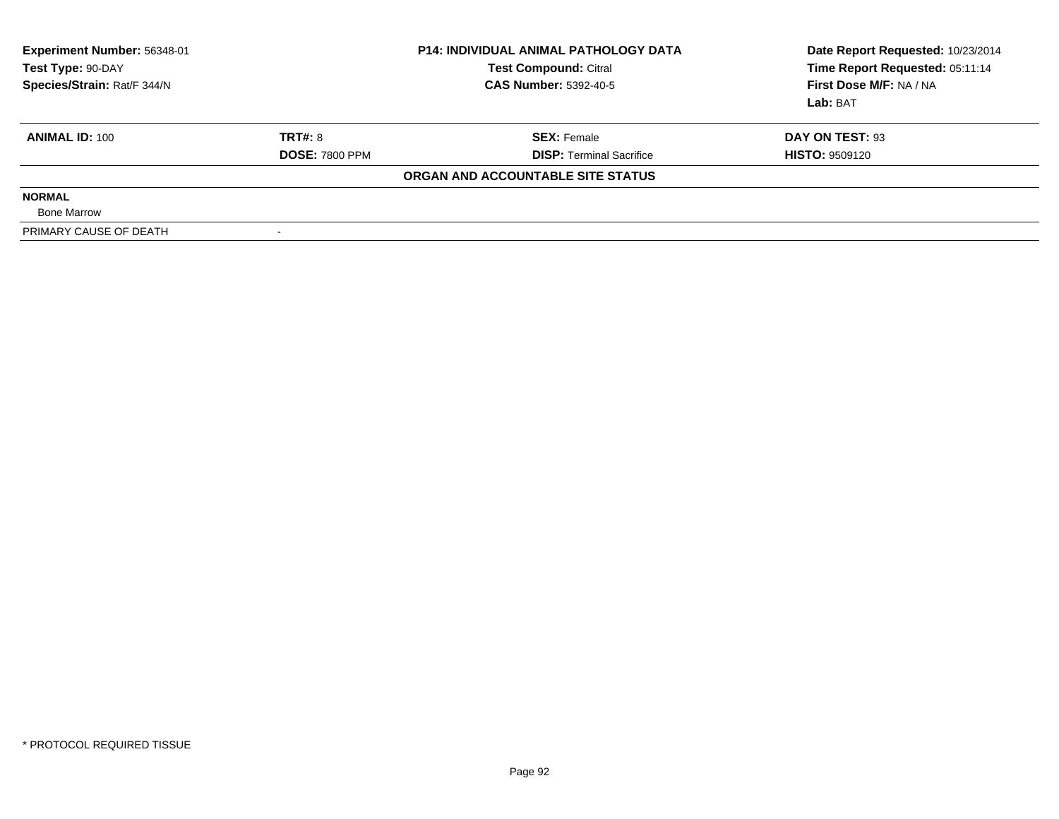| Experiment Number: 56348-01 | P14: INDIVIDUAL ANIMAL PATHOLOGY DATA | Date Report Requested: 10/23/2014 |
|---|---|---|
| Test Type: 90-DAY | Test Compound: Citral | Time Report Requested: 05:11:14 |
| Species/Strain: Rat/F 344/N | CAS Number: 5392-40-5 | First Dose M/F: NA / NA |
| | | Lab: BAT |

| ANIMAL ID: 100 | TRT#: 8 | SEX: Female | DAY ON TEST: 93 |
|---|---|---|---|
| | DOSE: 7800 PPM | DISP: Terminal Sacrifice | HISTO: 9509120 |

**ORGAN AND ACCOUNTABLE SITE STATUS**

| | |
|---|---|
| **NORMAL** | |
| Bone Marrow | |
| PRIMARY CAUSE OF DEATH | - |

* PROTOCOL REQUIRED TISSUE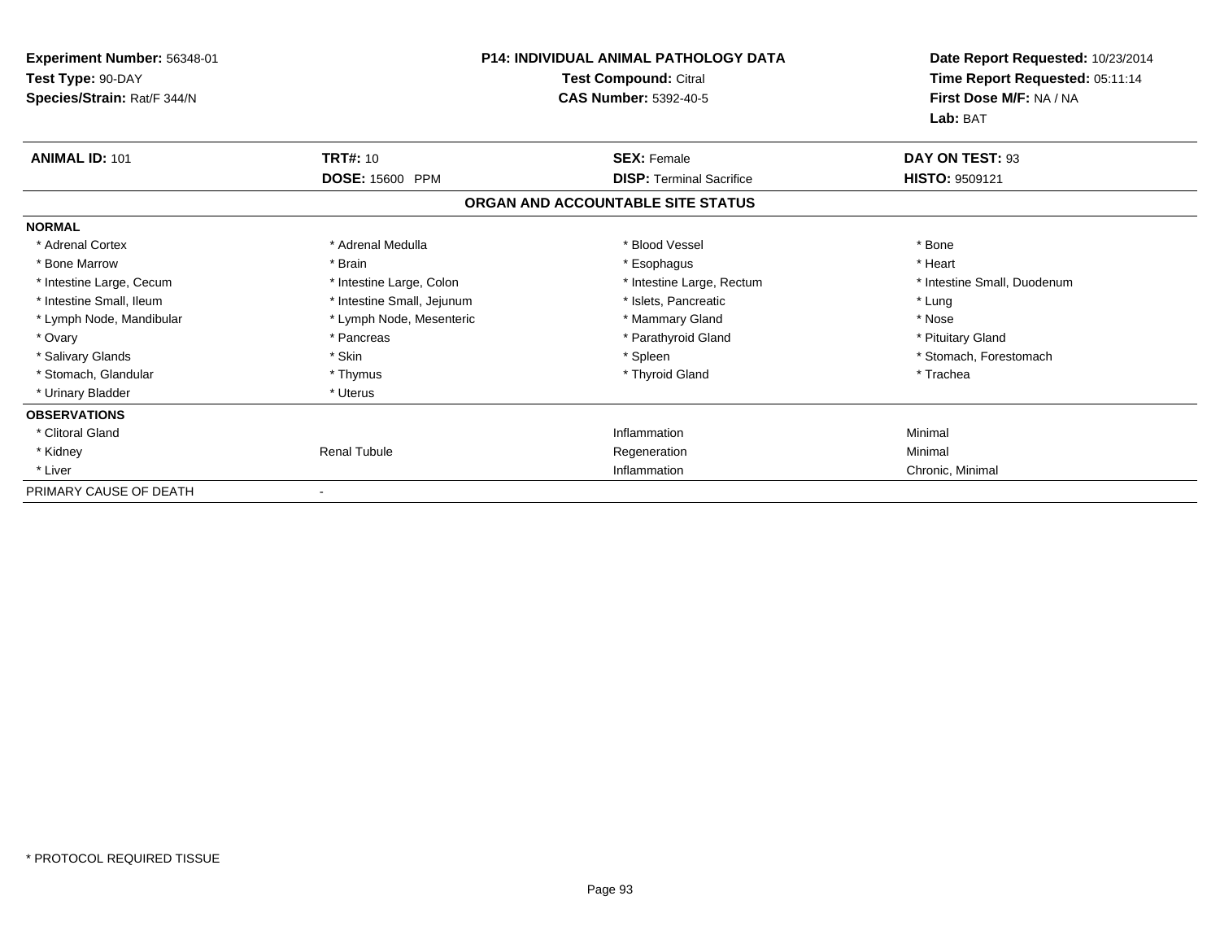**Experiment Number:** 56348-01
**Test Type:** 90-DAY
**Species/Strain:** Rat/F 344/N

**P14: INDIVIDUAL ANIMAL PATHOLOGY DATA**
**Test Compound:** Citral
**CAS Number:** 5392-40-5

**Date Report Requested:** 10/23/2014
**Time Report Requested:** 05:11:14
**First Dose M/F:** NA / NA
**Lab:** BAT

| **ANIMAL ID:** 101 | **TRT#:** 10 | **SEX:** Female | **DAY ON TEST:** 93 |
|---|---|---|---|
| | **DOSE:** 15600 PPM | **DISP:** Terminal Sacrifice | **HISTO:** 9509121 |

## ORGAN AND ACCOUNTABLE SITE STATUS

| **NORMAL** | | | |
|---|---|---|---|
| * Adrenal Cortex | * Adrenal Medulla | * Blood Vessel | * Bone |
| * Bone Marrow | * Brain | * Esophagus | * Heart |
| * Intestine Large, Cecum | * Intestine Large, Colon | * Intestine Large, Rectum | * Intestine Small, Duodenum |
| * Intestine Small, Ileum | * Intestine Small, Jejunum | * Islets, Pancreatic | * Lung |
| * Lymph Node, Mandibular | * Lymph Node, Mesenteric | * Mammary Gland | * Nose |
| * Ovary | * Pancreas | * Parathyroid Gland | * Pituitary Gland |
| * Salivary Glands | * Skin | * Spleen | * Stomach, Forestomach |
| * Stomach, Glandular | * Thymus | * Thyroid Gland | * Trachea |
| * Urinary Bladder | * Uterus | | |
| **OBSERVATIONS** | | | |
| * Clitoral Gland | | Inflammation | Minimal |
| * Kidney | Renal Tubule | Regeneration | Minimal |
| * Liver | | Inflammation | Chronic, Minimal |
| PRIMARY CAUSE OF DEATH | - | | |

* PROTOCOL REQUIRED TISSUE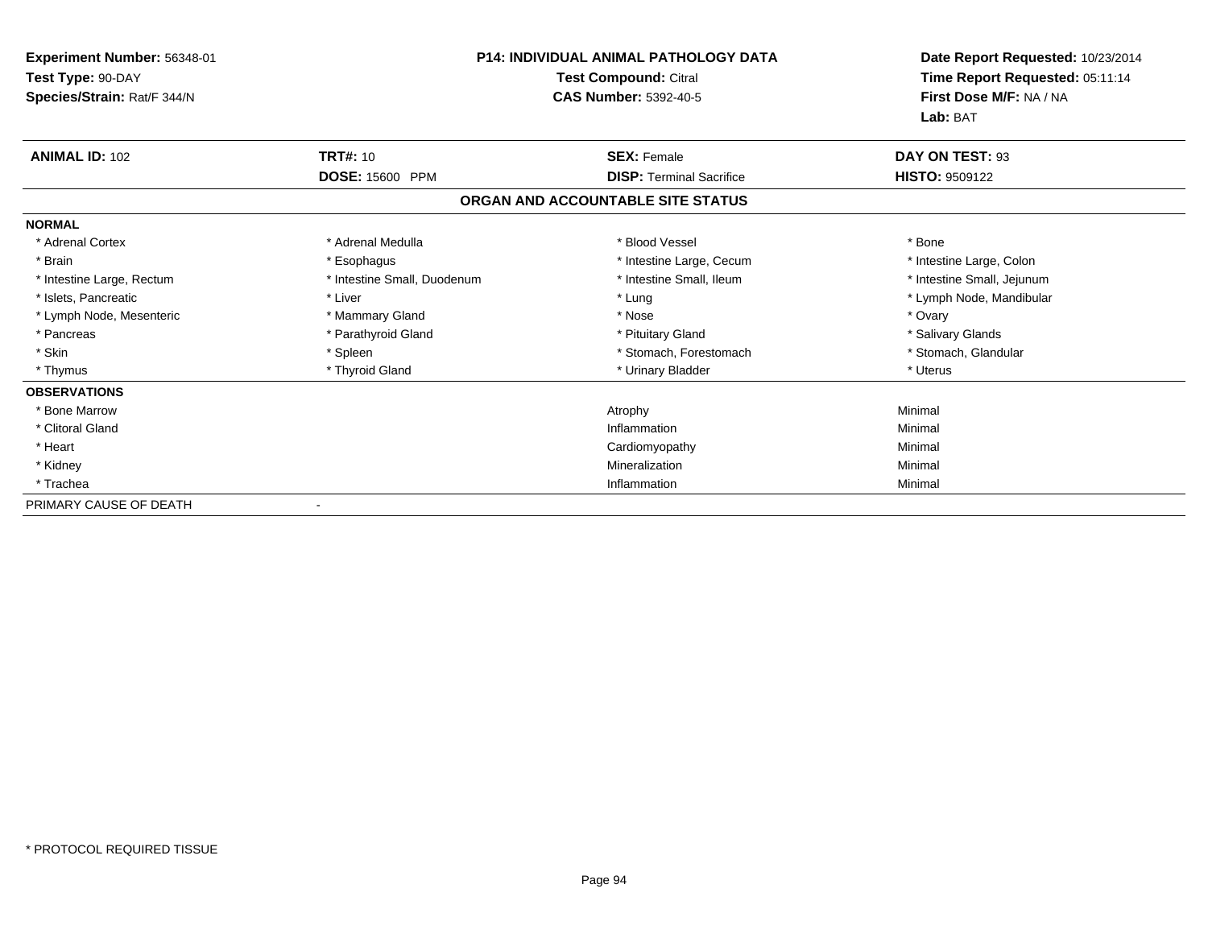**Experiment Number:** 56348-01
**Test Type:** 90-DAY
**Species/Strain:** Rat/F 344/N

**P14: INDIVIDUAL ANIMAL PATHOLOGY DATA**
**Test Compound:** Citral
**CAS Number:** 5392-40-5

**Date Report Requested:** 10/23/2014
**Time Report Requested:** 05:11:14
**First Dose M/F:** NA / NA
**Lab:** BAT

| **ANIMAL ID:** 102 | **TRT#:** 10 | **SEX:** Female | **DAY ON TEST:** 93 |
|---|---|---|---|
| | **DOSE:** 15600 PPM | **DISP:** Terminal Sacrifice | **HISTO:** 9509122 |

**ORGAN AND ACCOUNTABLE SITE STATUS**

**NORMAL**

| | | | |
|---|---|---|---|
| * Adrenal Cortex | * Adrenal Medulla | * Blood Vessel | * Bone |
| * Brain | * Esophagus | * Intestine Large, Cecum | * Intestine Large, Colon |
| * Intestine Large, Rectum | * Intestine Small, Duodenum | * Intestine Small, Ileum | * Intestine Small, Jejunum |
| * Islets, Pancreatic | * Liver | * Lung | * Lymph Node, Mandibular |
| * Lymph Node, Mesenteric | * Mammary Gland | * Nose | * Ovary |
| * Pancreas | * Parathyroid Gland | * Pituitary Gland | * Salivary Glands |
| * Skin | * Spleen | * Stomach, Forestomach | * Stomach, Glandular |
| * Thymus | * Thyroid Gland | * Urinary Bladder | * Uterus |

**OBSERVATIONS**

| | | |
|---|---|---|
| * Bone Marrow | Atrophy | Minimal |
| * Clitoral Gland | Inflammation | Minimal |
| * Heart | Cardiomyopathy | Minimal |
| * Kidney | Mineralization | Minimal |
| * Trachea | Inflammation | Minimal |

PRIMARY CAUSE OF DEATH -

* PROTOCOL REQUIRED TISSUE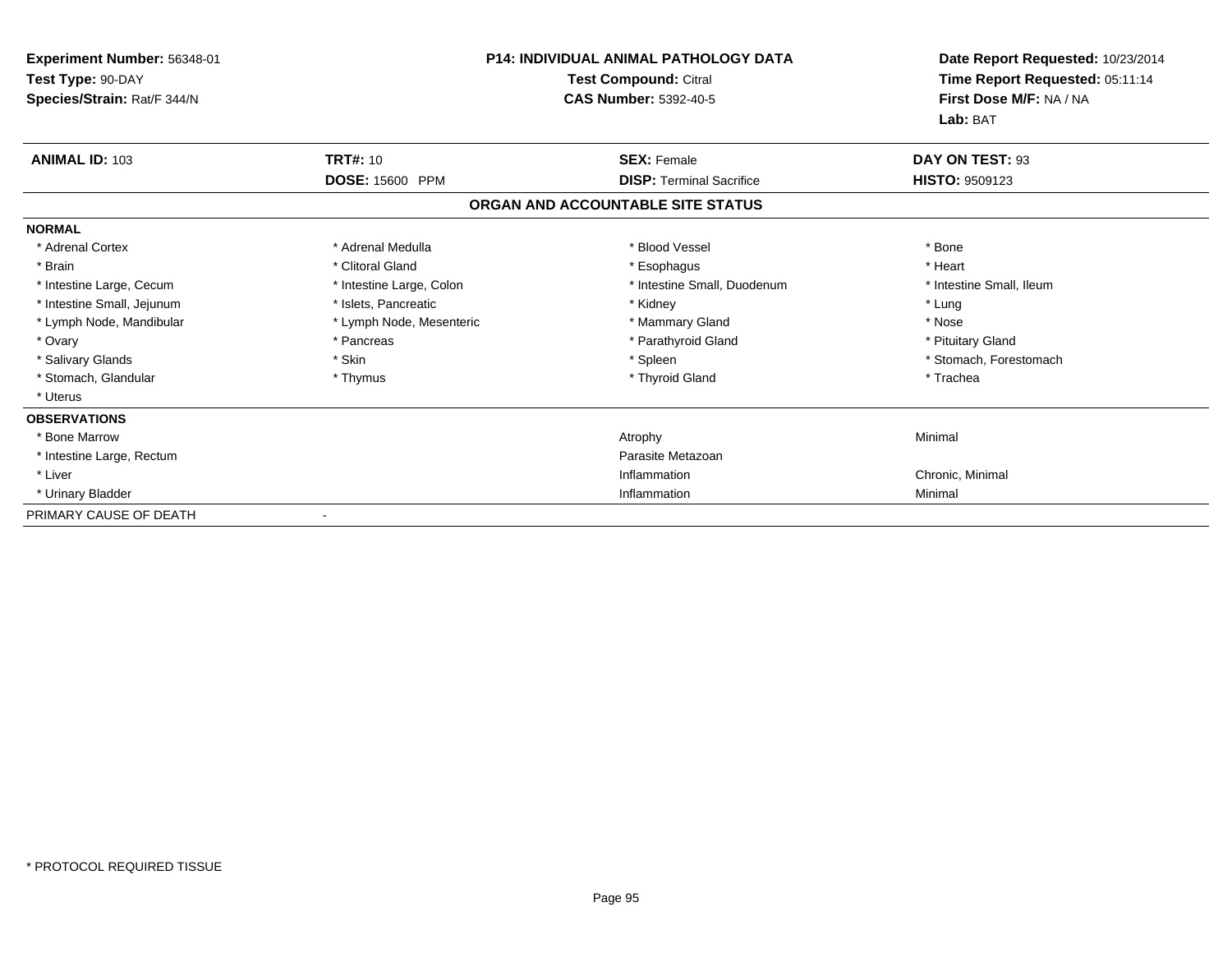**Experiment Number:** 56348-01
**Test Type:** 90-DAY
**Species/Strain:** Rat/F 344/N

**P14: INDIVIDUAL ANIMAL PATHOLOGY DATA**
**Test Compound:** Citral
**CAS Number:** 5392-40-5

**Date Report Requested:** 10/23/2014
**Time Report Requested:** 05:11:14
**First Dose M/F:** NA / NA
**Lab:** BAT

| **ANIMAL ID:** 103 | **TRT#:** 10 | **SEX:** Female | **DAY ON TEST:** 93 |
|---|---|---|---|
| | **DOSE:** 15600 PPM | **DISP:** Terminal Sacrifice | **HISTO:** 9509123 |

## ORGAN AND ACCOUNTABLE SITE STATUS

**NORMAL**

| | | | |
|---|---|---|---|
| * Adrenal Cortex | * Adrenal Medulla | * Blood Vessel | * Bone |
| * Brain | * Clitoral Gland | * Esophagus | * Heart |
| * Intestine Large, Cecum | * Intestine Large, Colon | * Intestine Small, Duodenum | * Intestine Small, Ileum |
| * Intestine Small, Jejunum | * Islets, Pancreatic | * Kidney | * Lung |
| * Lymph Node, Mandibular | * Lymph Node, Mesenteric | * Mammary Gland | * Nose |
| * Ovary | * Pancreas | * Parathyroid Gland | * Pituitary Gland |
| * Salivary Glands | * Skin | * Spleen | * Stomach, Forestomach |
| * Stomach, Glandular | * Thymus | * Thyroid Gland | * Trachea |
| * Uterus | | | |

**OBSERVATIONS**

| | | |
|---|---|---|
| * Bone Marrow | Atrophy | Minimal |
| * Intestine Large, Rectum | Parasite Metazoan | |
| * Liver | Inflammation | Chronic, Minimal |
| * Urinary Bladder | Inflammation | Minimal |

PRIMARY CAUSE OF DEATH -

* PROTOCOL REQUIRED TISSUE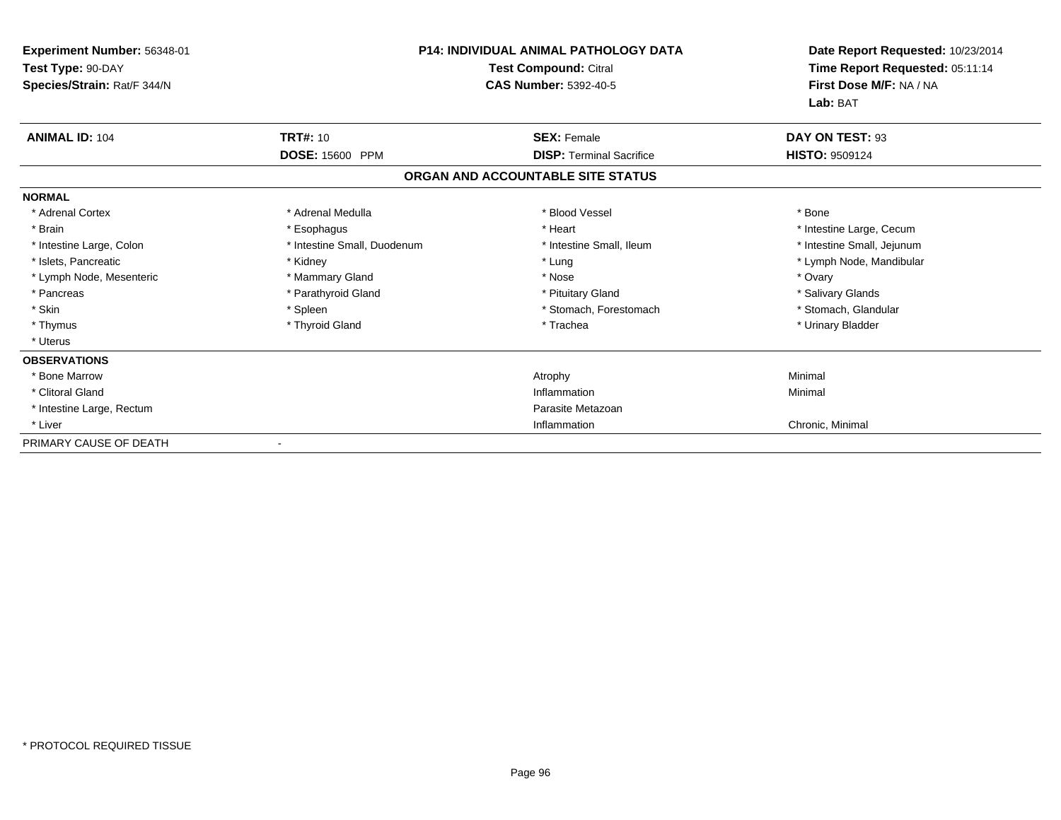**Experiment Number:** 56348-01
**Test Type:** 90-DAY
**Species/Strain:** Rat/F 344/N

**P14: INDIVIDUAL ANIMAL PATHOLOGY DATA**
**Test Compound:** Citral
**CAS Number:** 5392-40-5

**Date Report Requested:** 10/23/2014
**Time Report Requested:** 05:11:14
**First Dose M/F:** NA / NA
**Lab:** BAT

| **ANIMAL ID:** 104 | **TRT#:** 10 | **SEX:** Female | **DAY ON TEST:** 93 |
|---|---|---|---|
| | **DOSE:** 15600 PPM | **DISP:** Terminal Sacrifice | **HISTO:** 9509124 |

## ORGAN AND ACCOUNTABLE SITE STATUS

**NORMAL**

| | | | |
|---|---|---|---|
| * Adrenal Cortex | * Adrenal Medulla | * Blood Vessel | * Bone |
| * Brain | * Esophagus | * Heart | * Intestine Large, Cecum |
| * Intestine Large, Colon | * Intestine Small, Duodenum | * Intestine Small, Ileum | * Intestine Small, Jejunum |
| * Islets, Pancreatic | * Kidney | * Lung | * Lymph Node, Mandibular |
| * Lymph Node, Mesenteric | * Mammary Gland | * Nose | * Ovary |
| * Pancreas | * Parathyroid Gland | * Pituitary Gland | * Salivary Glands |
| * Skin | * Spleen | * Stomach, Forestomach | * Stomach, Glandular |
| * Thymus | * Thyroid Gland | * Trachea | * Urinary Bladder |
| * Uterus | | | |

**OBSERVATIONS**

| | | |
|---|---|---|
| * Bone Marrow | Atrophy | Minimal |
| * Clitoral Gland | Inflammation | Minimal |
| * Intestine Large, Rectum | Parasite Metazoan | |
| * Liver | Inflammation | Chronic, Minimal |

PRIMARY CAUSE OF DEATH -

* PROTOCOL REQUIRED TISSUE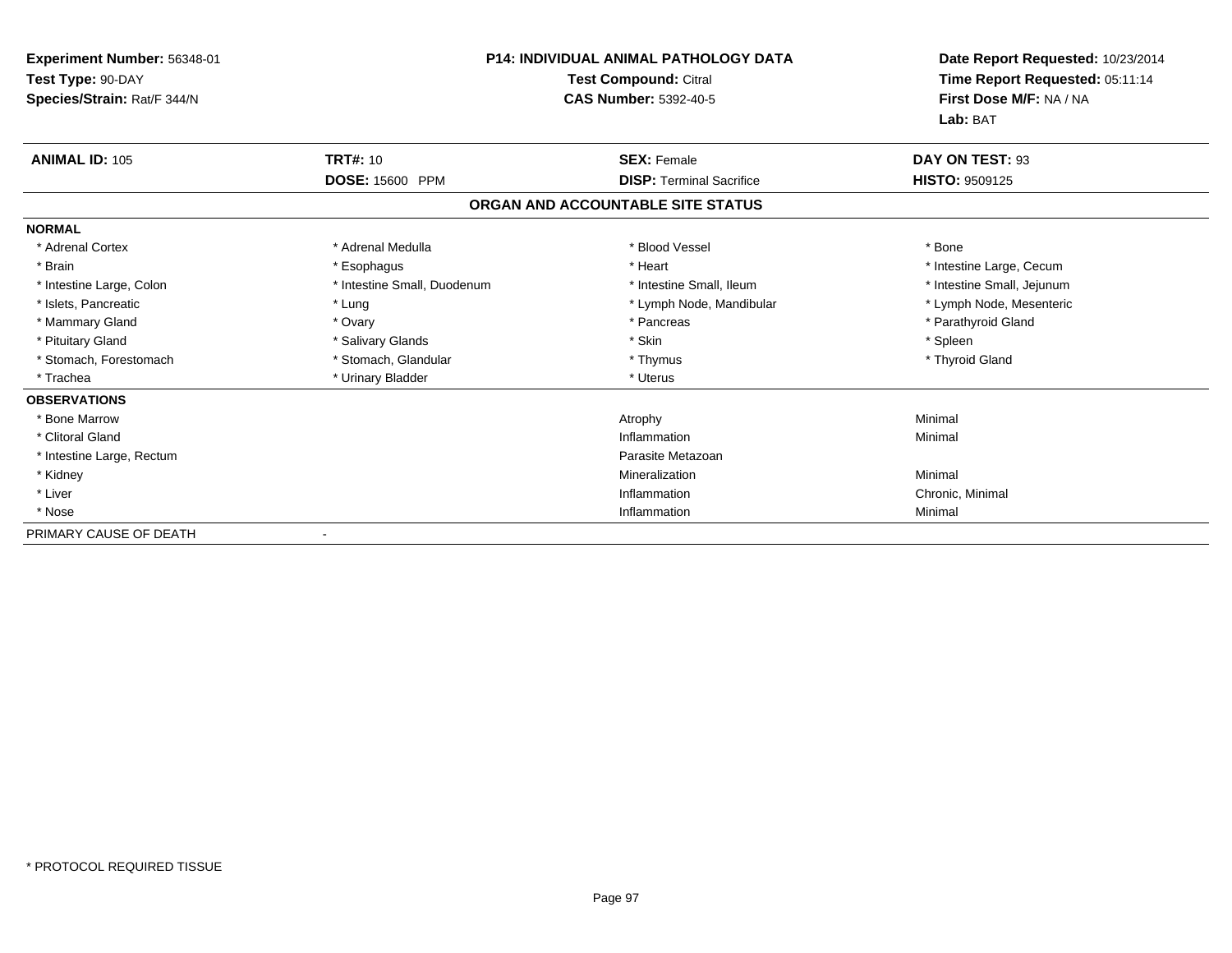**Experiment Number:** 56348-01
**Test Type:** 90-DAY
**Species/Strain:** Rat/F 344/N

**P14: INDIVIDUAL ANIMAL PATHOLOGY DATA**
**Test Compound:** Citral
**CAS Number:** 5392-40-5

**Date Report Requested:** 10/23/2014
**Time Report Requested:** 05:11:14
**First Dose M/F:** NA / NA
**Lab:** BAT

| **ANIMAL ID:** 105 | **TRT#:** 10 | **SEX:** Female | **DAY ON TEST:** 93 |
|---|---|---|---|
| | **DOSE:** 15600 PPM | **DISP:** Terminal Sacrifice | **HISTO:** 9509125 |

## ORGAN AND ACCOUNTABLE SITE STATUS

**NORMAL**

| | | | |
|---|---|---|---|
| * Adrenal Cortex | * Adrenal Medulla | * Blood Vessel | * Bone |
| * Brain | * Esophagus | * Heart | * Intestine Large, Cecum |
| * Intestine Large, Colon | * Intestine Small, Duodenum | * Intestine Small, Ileum | * Intestine Small, Jejunum |
| * Islets, Pancreatic | * Lung | * Lymph Node, Mandibular | * Lymph Node, Mesenteric |
| * Mammary Gland | * Ovary | * Pancreas | * Parathyroid Gland |
| * Pituitary Gland | * Salivary Glands | * Skin | * Spleen |
| * Stomach, Forestomach | * Stomach, Glandular | * Thymus | * Thyroid Gland |
| * Trachea | * Urinary Bladder | * Uterus | |

**OBSERVATIONS**

| | | |
|---|---|---|
| * Bone Marrow | Atrophy | Minimal |
| * Clitoral Gland | Inflammation | Minimal |
| * Intestine Large, Rectum | Parasite Metazoan | |
| * Kidney | Mineralization | Minimal |
| * Liver | Inflammation | Chronic, Minimal |
| * Nose | Inflammation | Minimal |

PRIMARY CAUSE OF DEATH -

\* PROTOCOL REQUIRED TISSUE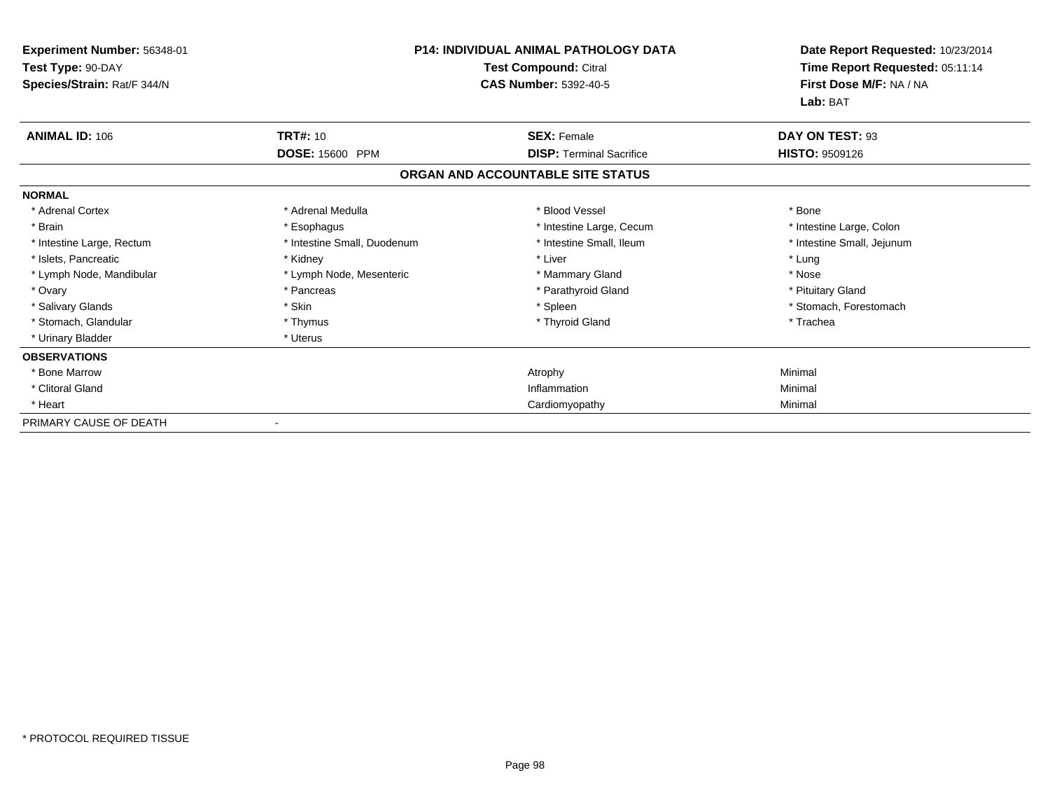**Experiment Number:** 56348-01
**Test Type:** 90-DAY
**Species/Strain:** Rat/F 344/N

**P14: INDIVIDUAL ANIMAL PATHOLOGY DATA**
**Test Compound:** Citral
**CAS Number:** 5392-40-5

**Date Report Requested:** 10/23/2014
**Time Report Requested:** 05:11:14
**First Dose M/F:** NA / NA
**Lab:** BAT

| **ANIMAL ID:** 106 | **TRT#:** 10 | **SEX:** Female | **DAY ON TEST:** 93 |
|---|---|---|---|
| | **DOSE:** 15600 PPM | **DISP:** Terminal Sacrifice | **HISTO:** 9509126 |

## ORGAN AND ACCOUNTABLE SITE STATUS

**NORMAL**

| | | | |
|---|---|---|---|
| * Adrenal Cortex | * Adrenal Medulla | * Blood Vessel | * Bone |
| * Brain | * Esophagus | * Intestine Large, Cecum | * Intestine Large, Colon |
| * Intestine Large, Rectum | * Intestine Small, Duodenum | * Intestine Small, Ileum | * Intestine Small, Jejunum |
| * Islets, Pancreatic | * Kidney | * Liver | * Lung |
| * Lymph Node, Mandibular | * Lymph Node, Mesenteric | * Mammary Gland | * Nose |
| * Ovary | * Pancreas | * Parathyroid Gland | * Pituitary Gland |
| * Salivary Glands | * Skin | * Spleen | * Stomach, Forestomach |
| * Stomach, Glandular | * Thymus | * Thyroid Gland | * Trachea |
| * Urinary Bladder | * Uterus | | |

**OBSERVATIONS**

| | | |
|---|---|---|
| * Bone Marrow | Atrophy | Minimal |
| * Clitoral Gland | Inflammation | Minimal |
| * Heart | Cardiomyopathy | Minimal |

PRIMARY CAUSE OF DEATH -

* PROTOCOL REQUIRED TISSUE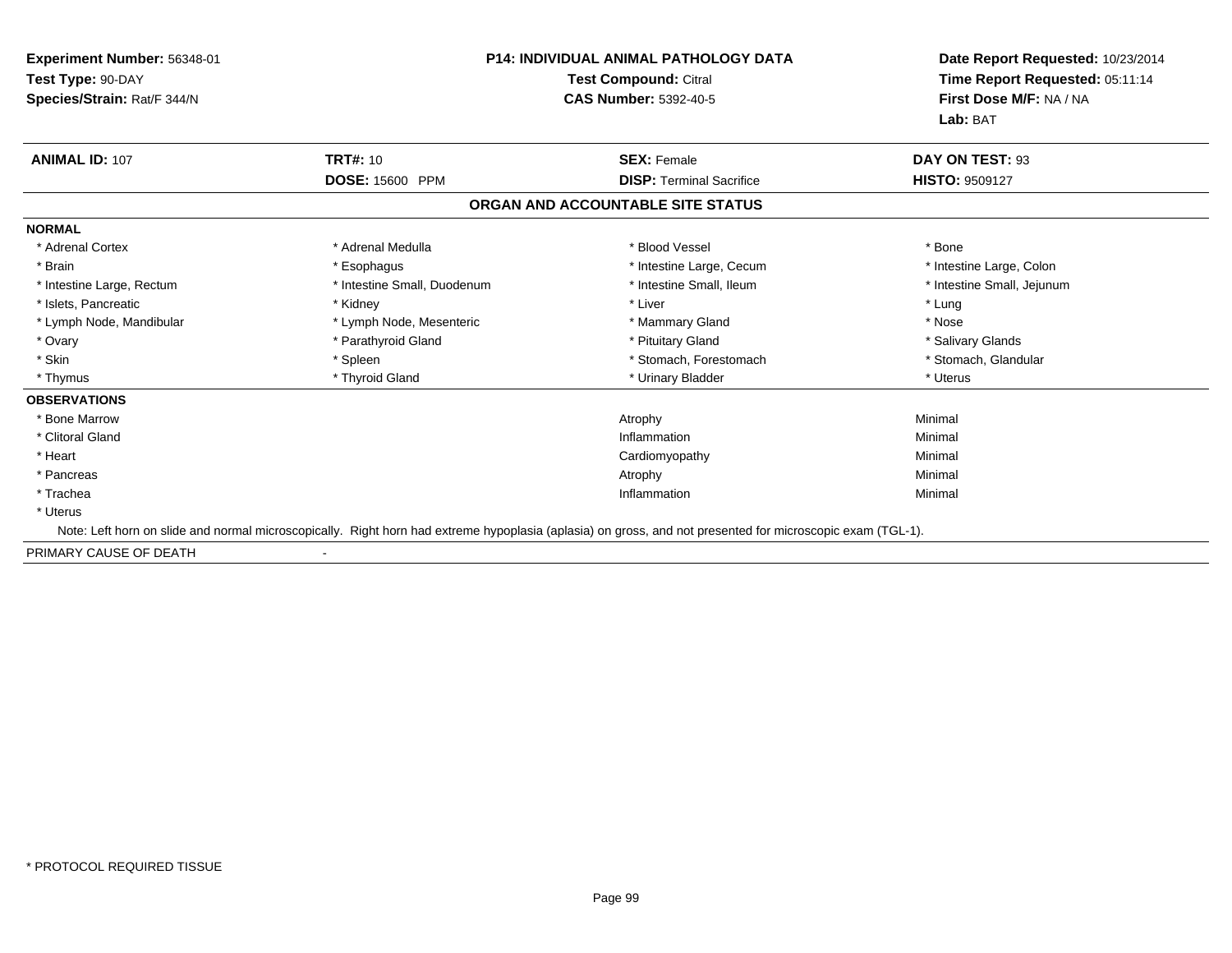**Experiment Number:** 56348-01
**Test Type:** 90-DAY
**Species/Strain:** Rat/F 344/N

**P14: INDIVIDUAL ANIMAL PATHOLOGY DATA**
**Test Compound:** Citral
**CAS Number:** 5392-40-5

**Date Report Requested:** 10/23/2014
**Time Report Requested:** 05:11:14
**First Dose M/F:** NA / NA
**Lab:** BAT

| **ANIMAL ID:** 107 | **TRT#:** 10 | **SEX:** Female | **DAY ON TEST:** 93 |
|---|---|---|---|
| | **DOSE:** 15600 PPM | **DISP:** Terminal Sacrifice | **HISTO:** 9509127 |

## ORGAN AND ACCOUNTABLE SITE STATUS

**NORMAL**

| | | | |
|---|---|---|---|
| * Adrenal Cortex | * Adrenal Medulla | * Blood Vessel | * Bone |
| * Brain | * Esophagus | * Intestine Large, Cecum | * Intestine Large, Colon |
| * Intestine Large, Rectum | * Intestine Small, Duodenum | * Intestine Small, Ileum | * Intestine Small, Jejunum |
| * Islets, Pancreatic | * Kidney | * Liver | * Lung |
| * Lymph Node, Mandibular | * Lymph Node, Mesenteric | * Mammary Gland | * Nose |
| * Ovary | * Parathyroid Gland | * Pituitary Gland | * Salivary Glands |
| * Skin | * Spleen | * Stomach, Forestomach | * Stomach, Glandular |
| * Thymus | * Thyroid Gland | * Urinary Bladder | * Uterus |

**OBSERVATIONS**

| | | |
|---|---|---|
| * Bone Marrow | Atrophy | Minimal |
| * Clitoral Gland | Inflammation | Minimal |
| * Heart | Cardiomyopathy | Minimal |
| * Pancreas | Atrophy | Minimal |
| * Trachea | Inflammation | Minimal |
| * Uterus | | |

Note: Left horn on slide and normal microscopically. Right horn had extreme hypoplasia (aplasia) on gross, and not presented for microscopic exam (TGL-1).

PRIMARY CAUSE OF DEATH -

* PROTOCOL REQUIRED TISSUE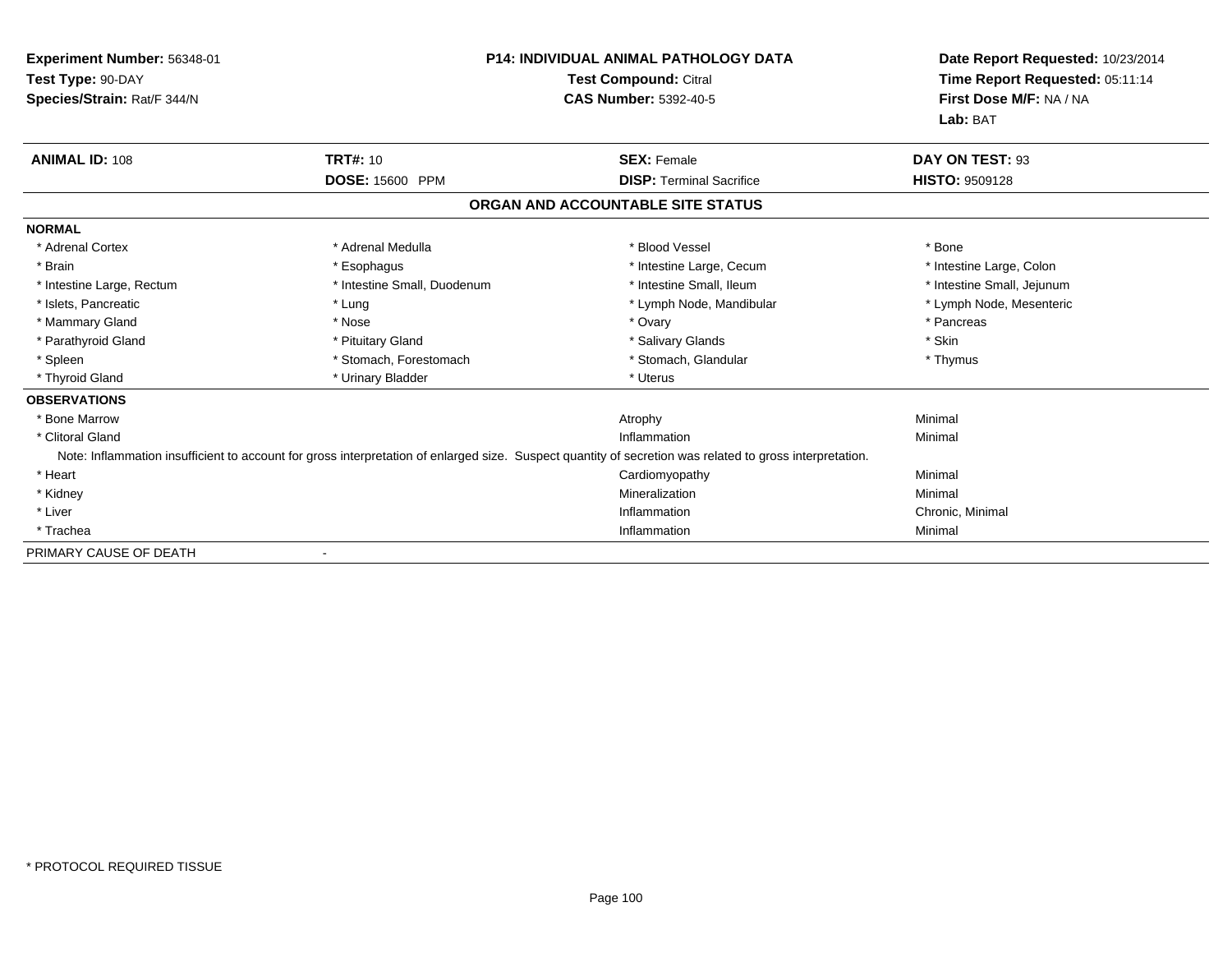**Experiment Number:** 56348-01
**Test Type:** 90-DAY
**Species/Strain:** Rat/F 344/N

**P14: INDIVIDUAL ANIMAL PATHOLOGY DATA**
**Test Compound:** Citral
**CAS Number:** 5392-40-5

**Date Report Requested:** 10/23/2014
**Time Report Requested:** 05:11:14
**First Dose M/F:** NA / NA
**Lab:** BAT

| **ANIMAL ID:** 108 | **TRT#:** 10 | **SEX:** Female | **DAY ON TEST:** 93 |
|---|---|---|---|
| | **DOSE:** 15600 PPM | **DISP:** Terminal Sacrifice | **HISTO:** 9509128 |

## ORGAN AND ACCOUNTABLE SITE STATUS

**NORMAL**

| | | | |
|---|---|---|---|
| * Adrenal Cortex | * Adrenal Medulla | * Blood Vessel | * Bone |
| * Brain | * Esophagus | * Intestine Large, Cecum | * Intestine Large, Colon |
| * Intestine Large, Rectum | * Intestine Small, Duodenum | * Intestine Small, Ileum | * Intestine Small, Jejunum |
| * Islets, Pancreatic | * Lung | * Lymph Node, Mandibular | * Lymph Node, Mesenteric |
| * Mammary Gland | * Nose | * Ovary | * Pancreas |
| * Parathyroid Gland | * Pituitary Gland | * Salivary Glands | * Skin |
| * Spleen | * Stomach, Forestomach | * Stomach, Glandular | * Thymus |
| * Thyroid Gland | * Urinary Bladder | * Uterus | |

**OBSERVATIONS**

| | | |
|---|---|---|
| * Bone Marrow | Atrophy | Minimal |
| * Clitoral Gland | Inflammation | Minimal |

Note: Inflammation insufficient to account for gross interpretation of enlarged size. Suspect quantity of secretion was related to gross interpretation.

| | | |
|---|---|---|
| * Heart | Cardiomyopathy | Minimal |
| * Kidney | Mineralization | Minimal |
| * Liver | Inflammation | Chronic, Minimal |
| * Trachea | Inflammation | Minimal |

PRIMARY CAUSE OF DEATH -

* PROTOCOL REQUIRED TISSUE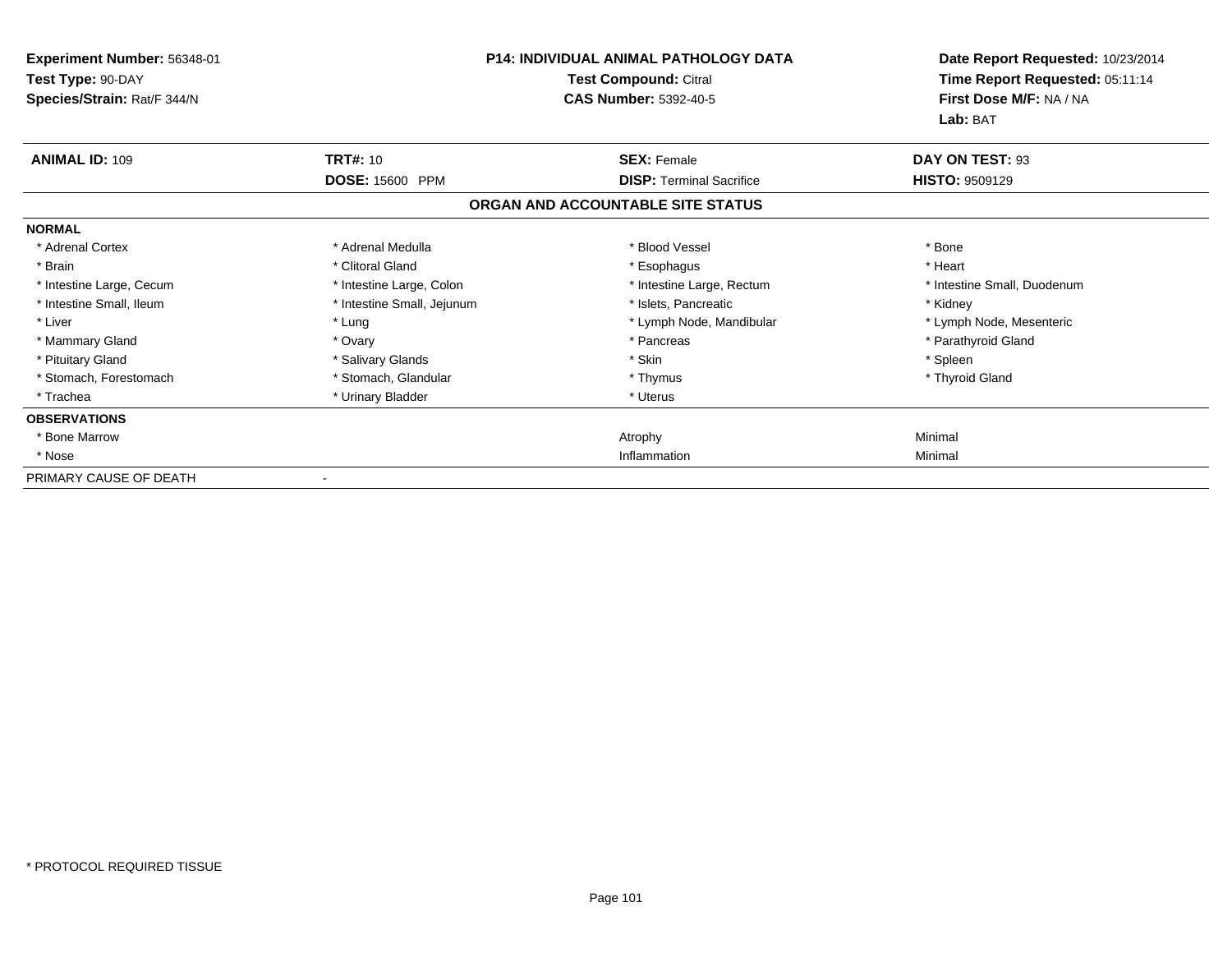**Experiment Number:** 56348-01
**Test Type:** 90-DAY
**Species/Strain:** Rat/F 344/N

**P14: INDIVIDUAL ANIMAL PATHOLOGY DATA**
**Test Compound:** Citral
**CAS Number:** 5392-40-5

**Date Report Requested:** 10/23/2014
**Time Report Requested:** 05:11:14
**First Dose M/F:** NA / NA
**Lab:** BAT

| **ANIMAL ID:** 109 | **TRT#:** 10 | **SEX:** Female | **DAY ON TEST:** 93 |
|---|---|---|---|
| | **DOSE:** 15600 PPM | **DISP:** Terminal Sacrifice | **HISTO:** 9509129 |

## ORGAN AND ACCOUNTABLE SITE STATUS

| | | | |
|---|---|---|---|
| **NORMAL** | | | |
| * Adrenal Cortex | * Adrenal Medulla | * Blood Vessel | * Bone |
| * Brain | * Clitoral Gland | * Esophagus | * Heart |
| * Intestine Large, Cecum | * Intestine Large, Colon | * Intestine Large, Rectum | * Intestine Small, Duodenum |
| * Intestine Small, Ileum | * Intestine Small, Jejunum | * Islets, Pancreatic | * Kidney |
| * Liver | * Lung | * Lymph Node, Mandibular | * Lymph Node, Mesenteric |
| * Mammary Gland | * Ovary | * Pancreas | * Parathyroid Gland |
| * Pituitary Gland | * Salivary Glands | * Skin | * Spleen |
| * Stomach, Forestomach | * Stomach, Glandular | * Thymus | * Thyroid Gland |
| * Trachea | * Urinary Bladder | * Uterus | |
| **OBSERVATIONS** | | | |
| * Bone Marrow | | Atrophy | Minimal |
| * Nose | | Inflammation | Minimal |
| PRIMARY CAUSE OF DEATH | - | | |

* PROTOCOL REQUIRED TISSUE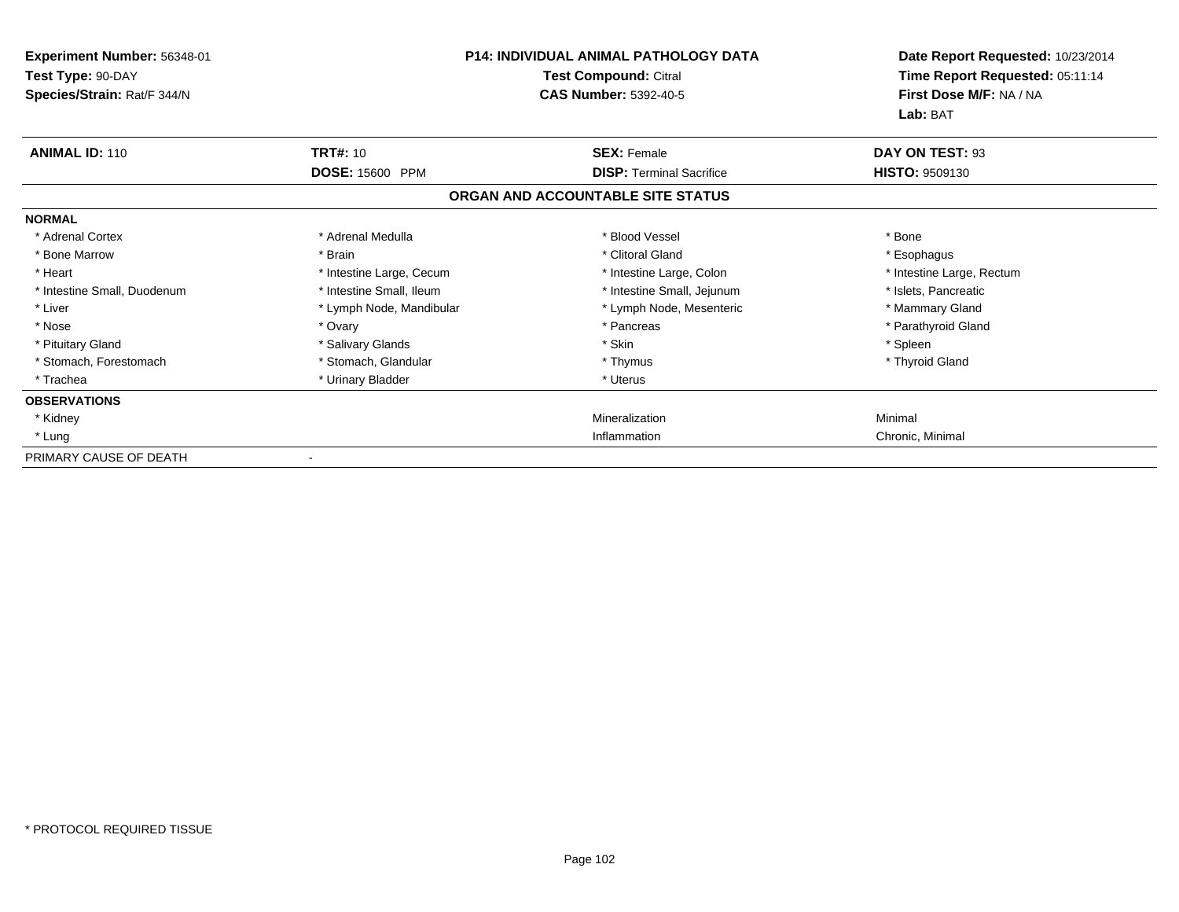**Experiment Number:** 56348-01
**Test Type:** 90-DAY
**Species/Strain:** Rat/F 344/N

**P14: INDIVIDUAL ANIMAL PATHOLOGY DATA**
**Test Compound:** Citral
**CAS Number:** 5392-40-5

**Date Report Requested:** 10/23/2014
**Time Report Requested:** 05:11:14
**First Dose M/F:** NA / NA
**Lab:** BAT

| **ANIMAL ID:** 110 | **TRT#:** 10 | **SEX:** Female | **DAY ON TEST:** 93 |
|---|---|---|---|
| | **DOSE:** 15600 PPM | **DISP:** Terminal Sacrifice | **HISTO:** 9509130 |

**ORGAN AND ACCOUNTABLE SITE STATUS**

**NORMAL**

| | | | |
|---|---|---|---|
| * Adrenal Cortex | * Adrenal Medulla | * Blood Vessel | * Bone |
| * Bone Marrow | * Brain | * Clitoral Gland | * Esophagus |
| * Heart | * Intestine Large, Cecum | * Intestine Large, Colon | * Intestine Large, Rectum |
| * Intestine Small, Duodenum | * Intestine Small, Ileum | * Intestine Small, Jejunum | * Islets, Pancreatic |
| * Liver | * Lymph Node, Mandibular | * Lymph Node, Mesenteric | * Mammary Gland |
| * Nose | * Ovary | * Pancreas | * Parathyroid Gland |
| * Pituitary Gland | * Salivary Glands | * Skin | * Spleen |
| * Stomach, Forestomach | * Stomach, Glandular | * Thymus | * Thyroid Gland |
| * Trachea | * Urinary Bladder | * Uterus | |

**OBSERVATIONS**

| | | |
|---|---|---|
| * Kidney | Mineralization | Minimal |
| * Lung | Inflammation | Chronic, Minimal |

PRIMARY CAUSE OF DEATH -

* PROTOCOL REQUIRED TISSUE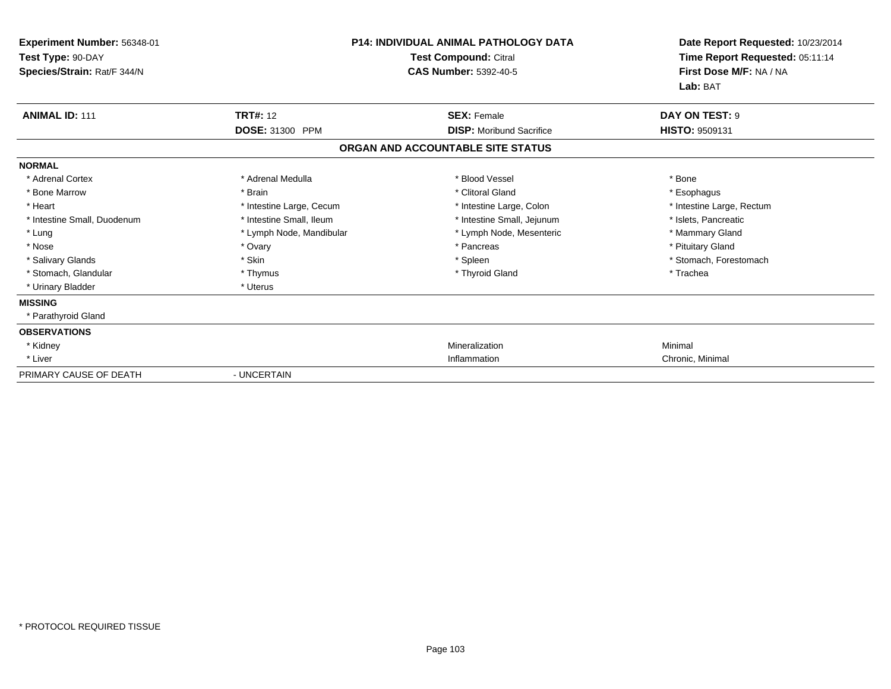**Experiment Number:** 56348-01
**Test Type:** 90-DAY
**Species/Strain:** Rat/F 344/N

**P14: INDIVIDUAL ANIMAL PATHOLOGY DATA**
**Test Compound:** Citral
**CAS Number:** 5392-40-5

**Date Report Requested:** 10/23/2014
**Time Report Requested:** 05:11:14
**First Dose M/F:** NA / NA
**Lab:** BAT

| **ANIMAL ID:** 111 | **TRT#:** 12 | **SEX:** Female | **DAY ON TEST:** 9 |
|---|---|---|---|
| | **DOSE:** 31300 PPM | **DISP:** Moribund Sacrifice | **HISTO:** 9509131 |

**ORGAN AND ACCOUNTABLE SITE STATUS**

**NORMAL**

| | | | |
|---|---|---|---|
| * Adrenal Cortex | * Adrenal Medulla | * Blood Vessel | * Bone |
| * Bone Marrow | * Brain | * Clitoral Gland | * Esophagus |
| * Heart | * Intestine Large, Cecum | * Intestine Large, Colon | * Intestine Large, Rectum |
| * Intestine Small, Duodenum | * Intestine Small, Ileum | * Intestine Small, Jejunum | * Islets, Pancreatic |
| * Lung | * Lymph Node, Mandibular | * Lymph Node, Mesenteric | * Mammary Gland |
| * Nose | * Ovary | * Pancreas | * Pituitary Gland |
| * Salivary Glands | * Skin | * Spleen | * Stomach, Forestomach |
| * Stomach, Glandular | * Thymus | * Thyroid Gland | * Trachea |
| * Urinary Bladder | * Uterus | | |

**MISSING**

* Parathyroid Gland

**OBSERVATIONS**

| | | | |
|---|---|---|---|
| * Kidney | | Mineralization | Minimal |
| * Liver | | Inflammation | Chronic, Minimal |

PRIMARY CAUSE OF DEATH - UNCERTAIN

* PROTOCOL REQUIRED TISSUE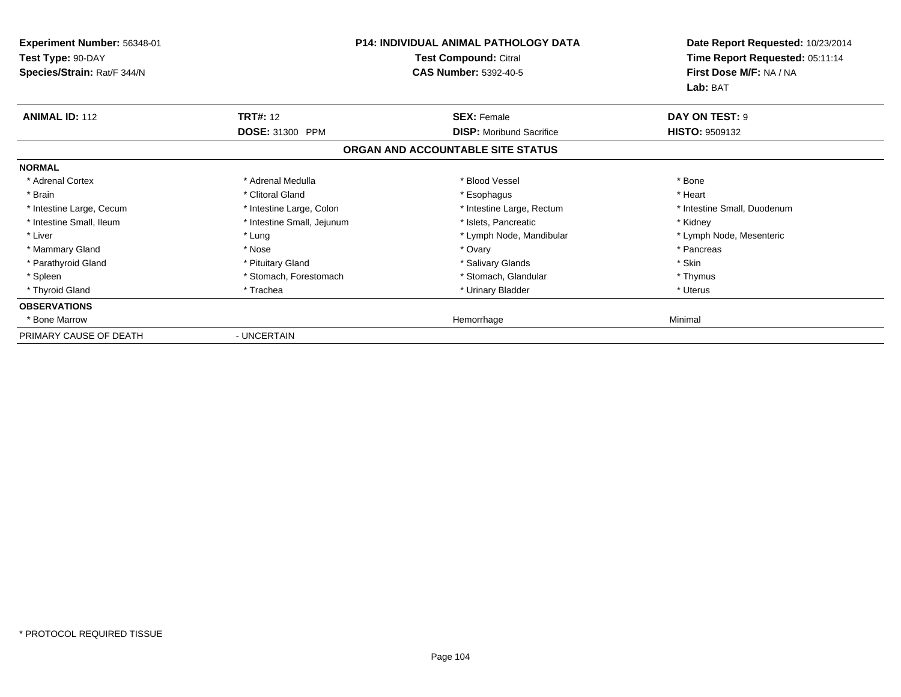**Experiment Number:** 56348-01
**Test Type:** 90-DAY
**Species/Strain:** Rat/F 344/N

**P14: INDIVIDUAL ANIMAL PATHOLOGY DATA**
**Test Compound:** Citral
**CAS Number:** 5392-40-5

**Date Report Requested:** 10/23/2014
**Time Report Requested:** 05:11:14
**First Dose M/F:** NA / NA
**Lab:** BAT

| **ANIMAL ID:** 112 | **TRT#:** 12 | **SEX:** Female | **DAY ON TEST:** 9 |
|---|---|---|---|
| | **DOSE:** 31300 PPM | **DISP:** Moribund Sacrifice | **HISTO:** 9509132 |

**ORGAN AND ACCOUNTABLE SITE STATUS**

| | | | |
|---|---|---|---|
| **NORMAL** | | | |
| * Adrenal Cortex | * Adrenal Medulla | * Blood Vessel | * Bone |
| * Brain | * Clitoral Gland | * Esophagus | * Heart |
| * Intestine Large, Cecum | * Intestine Large, Colon | * Intestine Large, Rectum | * Intestine Small, Duodenum |
| * Intestine Small, Ileum | * Intestine Small, Jejunum | * Islets, Pancreatic | * Kidney |
| * Liver | * Lung | * Lymph Node, Mandibular | * Lymph Node, Mesenteric |
| * Mammary Gland | * Nose | * Ovary | * Pancreas |
| * Parathyroid Gland | * Pituitary Gland | * Salivary Glands | * Skin |
| * Spleen | * Stomach, Forestomach | * Stomach, Glandular | * Thymus |
| * Thyroid Gland | * Trachea | * Urinary Bladder | * Uterus |
| **OBSERVATIONS** | | | |
| * Bone Marrow | | Hemorrhage | Minimal |
| PRIMARY CAUSE OF DEATH | - UNCERTAIN | | |

* PROTOCOL REQUIRED TISSUE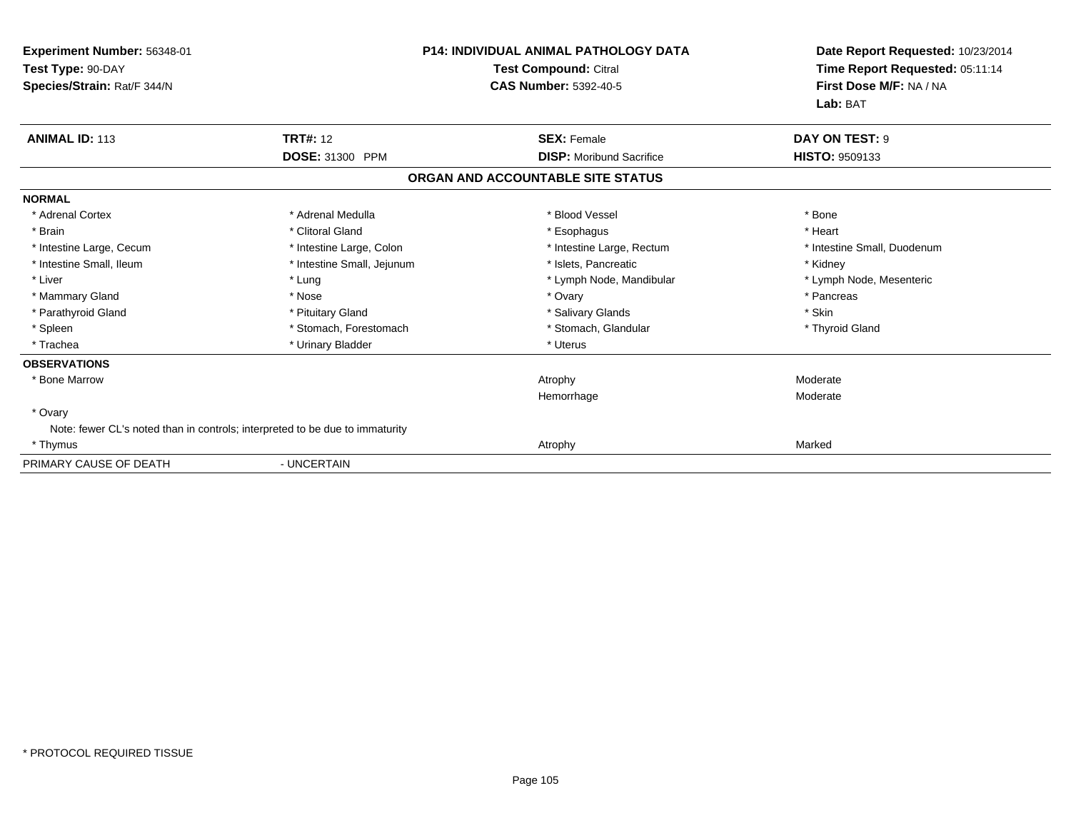**Experiment Number:** 56348-01
**Test Type:** 90-DAY
**Species/Strain:** Rat/F 344/N

**P14: INDIVIDUAL ANIMAL PATHOLOGY DATA**
**Test Compound:** Citral
**CAS Number:** 5392-40-5

**Date Report Requested:** 10/23/2014
**Time Report Requested:** 05:11:14
**First Dose M/F:** NA / NA
**Lab:** BAT

| **ANIMAL ID:** 113 | **TRT#:** 12 | **SEX:** Female | **DAY ON TEST:** 9 |
|---|---|---|---|
| | **DOSE:** 31300 PPM | **DISP:** Moribund Sacrifice | **HISTO:** 9509133 |

**ORGAN AND ACCOUNTABLE SITE STATUS**

**NORMAL**

| | | | |
|---|---|---|---|
| * Adrenal Cortex | * Adrenal Medulla | * Blood Vessel | * Bone |
| * Brain | * Clitoral Gland | * Esophagus | * Heart |
| * Intestine Large, Cecum | * Intestine Large, Colon | * Intestine Large, Rectum | * Intestine Small, Duodenum |
| * Intestine Small, Ileum | * Intestine Small, Jejunum | * Islets, Pancreatic | * Kidney |
| * Liver | * Lung | * Lymph Node, Mandibular | * Lymph Node, Mesenteric |
| * Mammary Gland | * Nose | * Ovary | * Pancreas |
| * Parathyroid Gland | * Pituitary Gland | * Salivary Glands | * Skin |
| * Spleen | * Stomach, Forestomach | * Stomach, Glandular | * Thyroid Gland |
| * Trachea | * Urinary Bladder | * Uterus | |

**OBSERVATIONS**

| | | |
|---|---|---|
| * Bone Marrow | Atrophy | Moderate |
| | Hemorrhage | Moderate |
| * Ovary | | |
| Note: fewer CL's noted than in controls; interpreted to be due to immaturity | | |
| * Thymus | Atrophy | Marked |

PRIMARY CAUSE OF DEATH - UNCERTAIN

* PROTOCOL REQUIRED TISSUE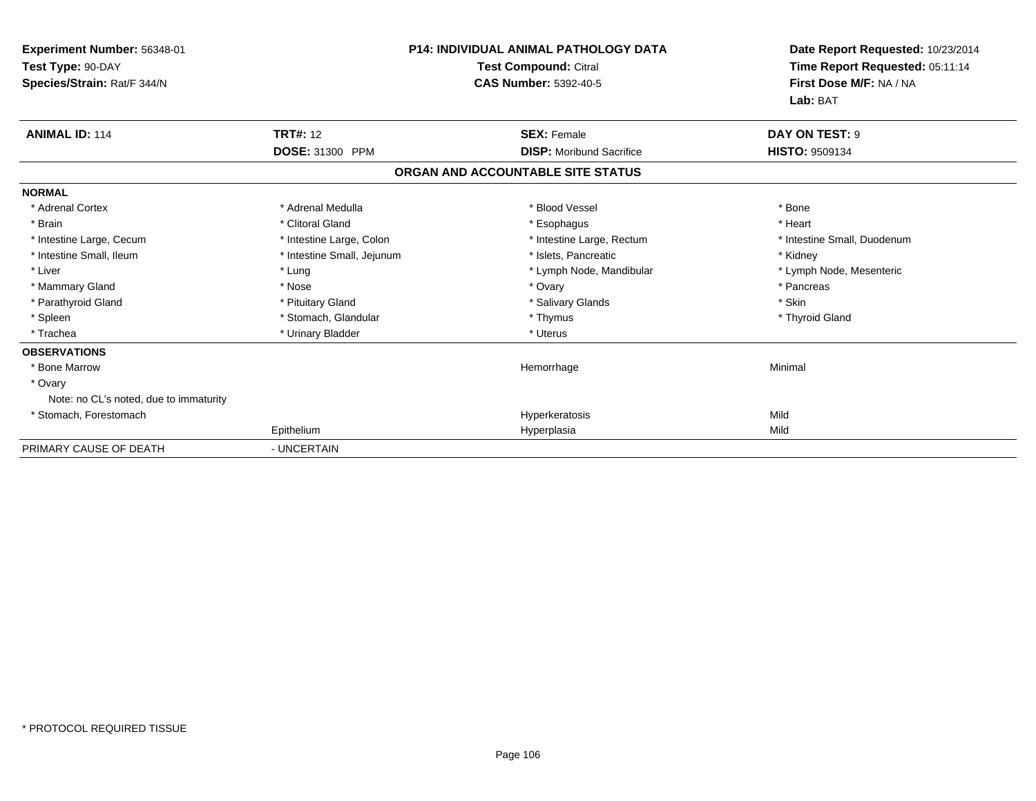**Experiment Number:** 56348-01
**Test Type:** 90-DAY
**Species/Strain:** Rat/F 344/N

**P14: INDIVIDUAL ANIMAL PATHOLOGY DATA**
**Test Compound:** Citral
**CAS Number:** 5392-40-5

**Date Report Requested:** 10/23/2014
**Time Report Requested:** 05:11:14
**First Dose M/F:** NA / NA
**Lab:** BAT

| **ANIMAL ID:** 114 | **TRT#:** 12 | **SEX:** Female | **DAY ON TEST:** 9 |
|---|---|---|---|
| | **DOSE:** 31300 PPM | **DISP:** Moribund Sacrifice | **HISTO:** 9509134 |

## ORGAN AND ACCOUNTABLE SITE STATUS

**NORMAL**

| | | | |
|---|---|---|---|
| * Adrenal Cortex | * Adrenal Medulla | * Blood Vessel | * Bone |
| * Brain | * Clitoral Gland | * Esophagus | * Heart |
| * Intestine Large, Cecum | * Intestine Large, Colon | * Intestine Large, Rectum | * Intestine Small, Duodenum |
| * Intestine Small, Ileum | * Intestine Small, Jejunum | * Islets, Pancreatic | * Kidney |
| * Liver | * Lung | * Lymph Node, Mandibular | * Lymph Node, Mesenteric |
| * Mammary Gland | * Nose | * Ovary | * Pancreas |
| * Parathyroid Gland | * Pituitary Gland | * Salivary Glands | * Skin |
| * Spleen | * Stomach, Glandular | * Thymus | * Thyroid Gland |
| * Trachea | * Urinary Bladder | * Uterus | |

**OBSERVATIONS**

| | | | |
|---|---|---|---|
| * Bone Marrow | | Hemorrhage | Minimal |
| * Ovary | | | |
| Note: no CL's noted, due to immaturity | | | |
| * Stomach, Forestomach | | Hyperkeratosis | Mild |
| | Epithelium | Hyperplasia | Mild |

PRIMARY CAUSE OF DEATH - UNCERTAIN

* PROTOCOL REQUIRED TISSUE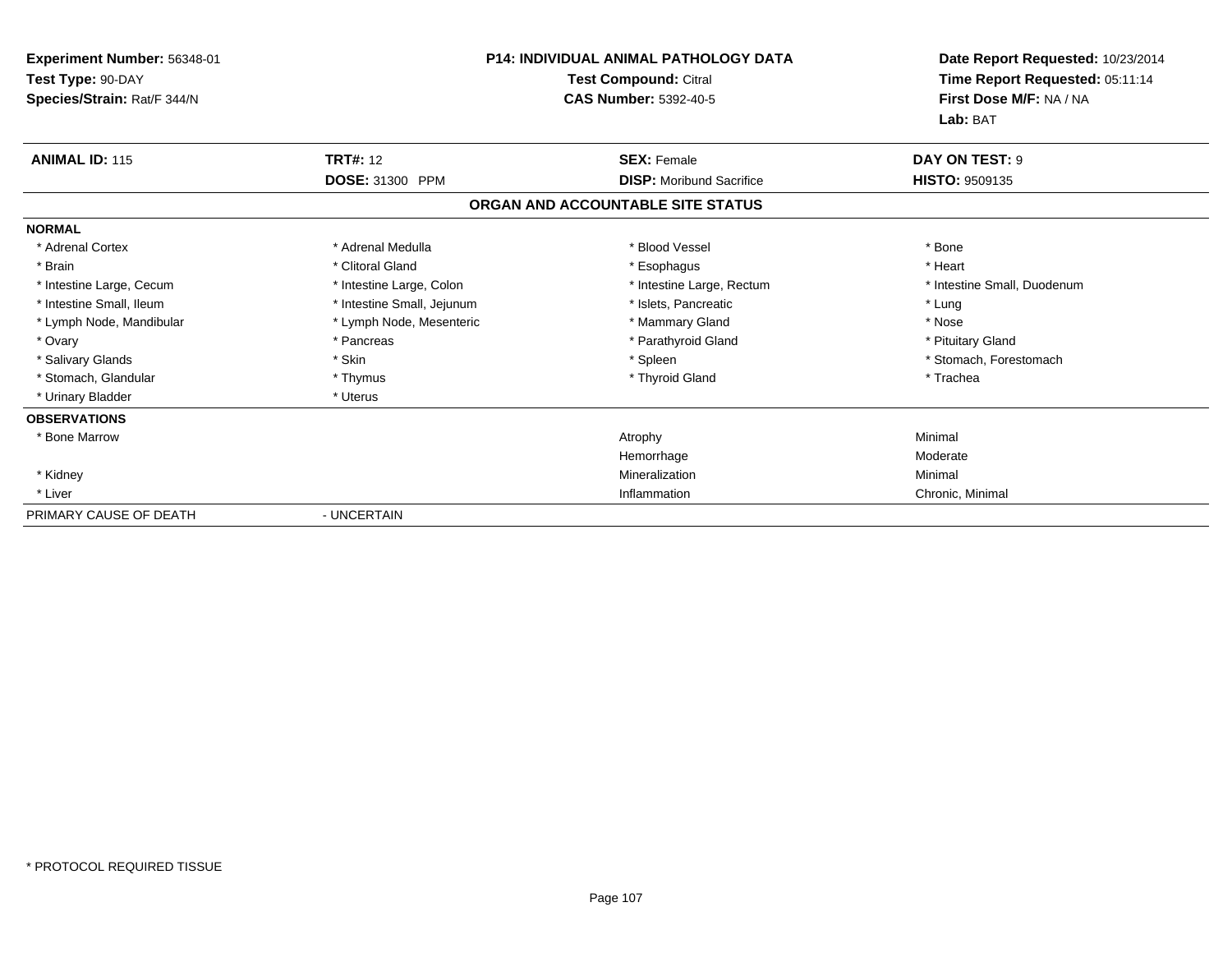**Experiment Number:** 56348-01
**Test Type:** 90-DAY
**Species/Strain:** Rat/F 344/N

**P14: INDIVIDUAL ANIMAL PATHOLOGY DATA**
**Test Compound:** Citral
**CAS Number:** 5392-40-5

**Date Report Requested:** 10/23/2014
**Time Report Requested:** 05:11:14
**First Dose M/F:** NA / NA
**Lab:** BAT

| **ANIMAL ID:** 115 | **TRT#:** 12 | **SEX:** Female | **DAY ON TEST:** 9 |
|---|---|---|---|
| | **DOSE:** 31300 PPM | **DISP:** Moribund Sacrifice | **HISTO:** 9509135 |

## ORGAN AND ACCOUNTABLE SITE STATUS

**NORMAL**

| | | | |
|---|---|---|---|
| * Adrenal Cortex | * Adrenal Medulla | * Blood Vessel | * Bone |
| * Brain | * Clitoral Gland | * Esophagus | * Heart |
| * Intestine Large, Cecum | * Intestine Large, Colon | * Intestine Large, Rectum | * Intestine Small, Duodenum |
| * Intestine Small, Ileum | * Intestine Small, Jejunum | * Islets, Pancreatic | * Lung |
| * Lymph Node, Mandibular | * Lymph Node, Mesenteric | * Mammary Gland | * Nose |
| * Ovary | * Pancreas | * Parathyroid Gland | * Pituitary Gland |
| * Salivary Glands | * Skin | * Spleen | * Stomach, Forestomach |
| * Stomach, Glandular | * Thymus | * Thyroid Gland | * Trachea |
| * Urinary Bladder | * Uterus | | |

**OBSERVATIONS**

| | | | |
|---|---|---|---|
| * Bone Marrow | | Atrophy | Minimal |
| | | Hemorrhage | Moderate |
| * Kidney | | Mineralization | Minimal |
| * Liver | | Inflammation | Chronic, Minimal |

PRIMARY CAUSE OF DEATH - UNCERTAIN

\* PROTOCOL REQUIRED TISSUE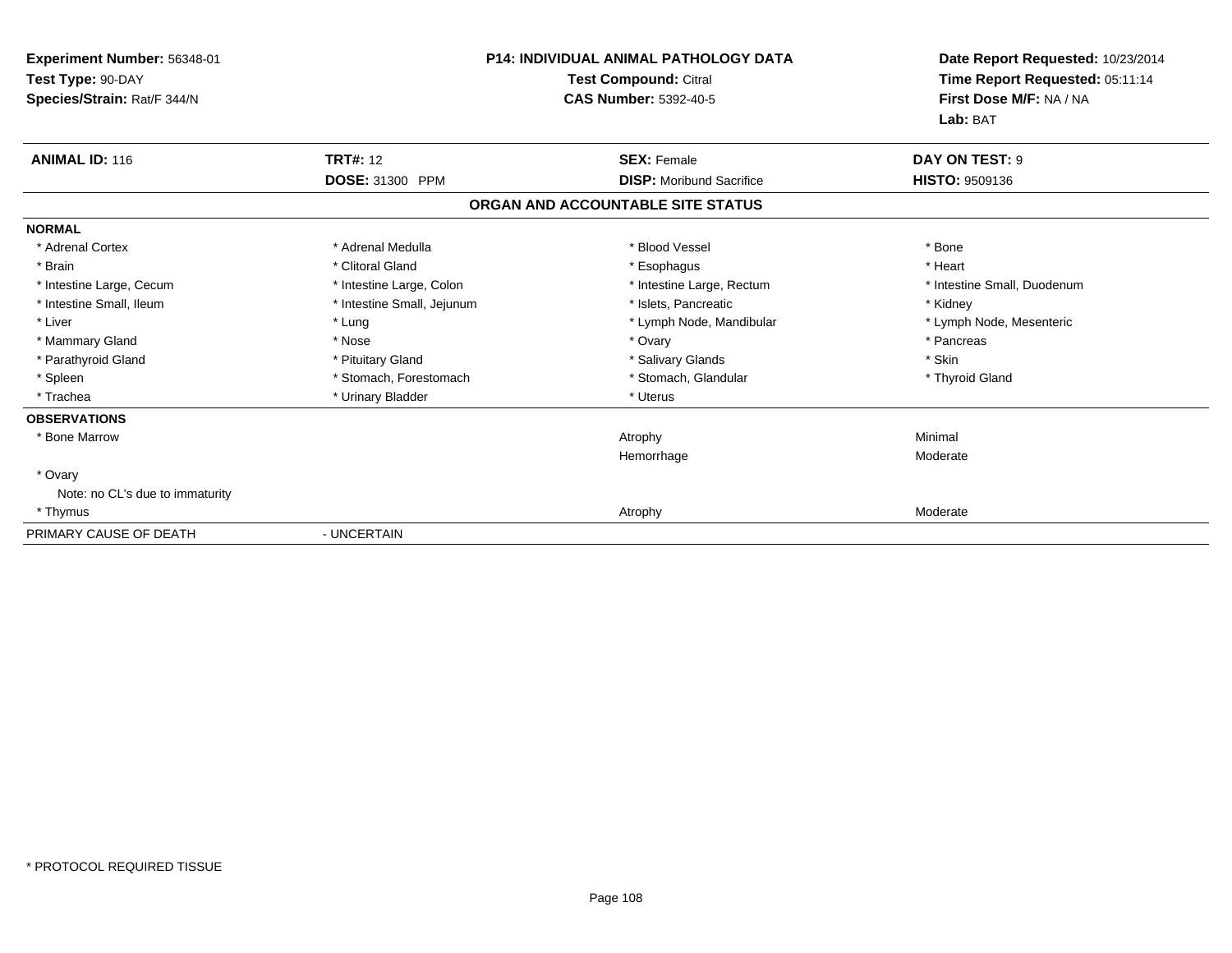**Experiment Number:** 56348-01
**Test Type:** 90-DAY
**Species/Strain:** Rat/F 344/N

**P14: INDIVIDUAL ANIMAL PATHOLOGY DATA**
**Test Compound:** Citral
**CAS Number:** 5392-40-5

**Date Report Requested:** 10/23/2014
**Time Report Requested:** 05:11:14
**First Dose M/F:** NA / NA
**Lab:** BAT

| **ANIMAL ID:** 116 | **TRT#:** 12 | **SEX:** Female | **DAY ON TEST:** 9 |
|---|---|---|---|
| | **DOSE:** 31300 PPM | **DISP:** Moribund Sacrifice | **HISTO:** 9509136 |

**ORGAN AND ACCOUNTABLE SITE STATUS**

**NORMAL**

| | | | |
|---|---|---|---|
| * Adrenal Cortex | * Adrenal Medulla | * Blood Vessel | * Bone |
| * Brain | * Clitoral Gland | * Esophagus | * Heart |
| * Intestine Large, Cecum | * Intestine Large, Colon | * Intestine Large, Rectum | * Intestine Small, Duodenum |
| * Intestine Small, Ileum | * Intestine Small, Jejunum | * Islets, Pancreatic | * Kidney |
| * Liver | * Lung | * Lymph Node, Mandibular | * Lymph Node, Mesenteric |
| * Mammary Gland | * Nose | * Ovary | * Pancreas |
| * Parathyroid Gland | * Pituitary Gland | * Salivary Glands | * Skin |
| * Spleen | * Stomach, Forestomach | * Stomach, Glandular | * Thyroid Gland |
| * Trachea | * Urinary Bladder | * Uterus | |

**OBSERVATIONS**

| | | |
|---|---|---|
| * Bone Marrow | Atrophy | Minimal |
| | Hemorrhage | Moderate |
| * Ovary | | |
| Note: no CL's due to immaturity | | |
| * Thymus | Atrophy | Moderate |

PRIMARY CAUSE OF DEATH - UNCERTAIN

* PROTOCOL REQUIRED TISSUE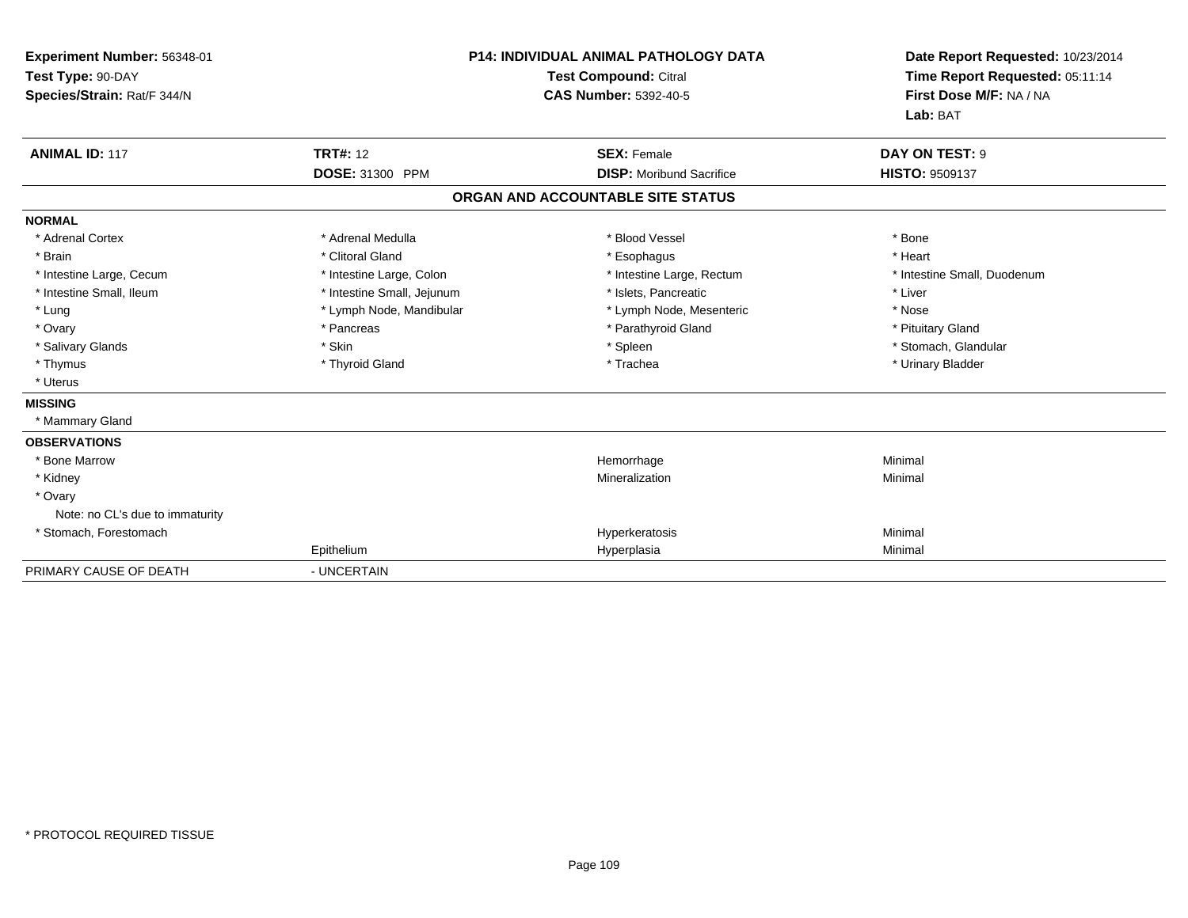**Experiment Number:** 56348-01
**Test Type:** 90-DAY
**Species/Strain:** Rat/F 344/N

**P14: INDIVIDUAL ANIMAL PATHOLOGY DATA**
**Test Compound:** Citral
**CAS Number:** 5392-40-5

**Date Report Requested:** 10/23/2014
**Time Report Requested:** 05:11:14
**First Dose M/F:** NA / NA
**Lab:** BAT

| **ANIMAL ID:** 117 | **TRT#:** 12 | **SEX:** Female | **DAY ON TEST:** 9 |
|---|---|---|---|
| | **DOSE:** 31300 PPM | **DISP:** Moribund Sacrifice | **HISTO:** 9509137 |

## ORGAN AND ACCOUNTABLE SITE STATUS

**NORMAL**

| | | | |
|---|---|---|---|
| * Adrenal Cortex | * Adrenal Medulla | * Blood Vessel | * Bone |
| * Brain | * Clitoral Gland | * Esophagus | * Heart |
| * Intestine Large, Cecum | * Intestine Large, Colon | * Intestine Large, Rectum | * Intestine Small, Duodenum |
| * Intestine Small, Ileum | * Intestine Small, Jejunum | * Islets, Pancreatic | * Liver |
| * Lung | * Lymph Node, Mandibular | * Lymph Node, Mesenteric | * Nose |
| * Ovary | * Pancreas | * Parathyroid Gland | * Pituitary Gland |
| * Salivary Glands | * Skin | * Spleen | * Stomach, Glandular |
| * Thymus | * Thyroid Gland | * Trachea | * Urinary Bladder |
| * Uterus | | | |

**MISSING**

* Mammary Gland

**OBSERVATIONS**

| | | | |
|---|---|---|---|
| * Bone Marrow | | Hemorrhage | Minimal |
| * Kidney | | Mineralization | Minimal |
| * Ovary | | | |
| Note: no CL's due to immaturity | | | |
| * Stomach, Forestomach | | Hyperkeratosis | Minimal |
| | Epithelium | Hyperplasia | Minimal |

PRIMARY CAUSE OF DEATH - UNCERTAIN

* PROTOCOL REQUIRED TISSUE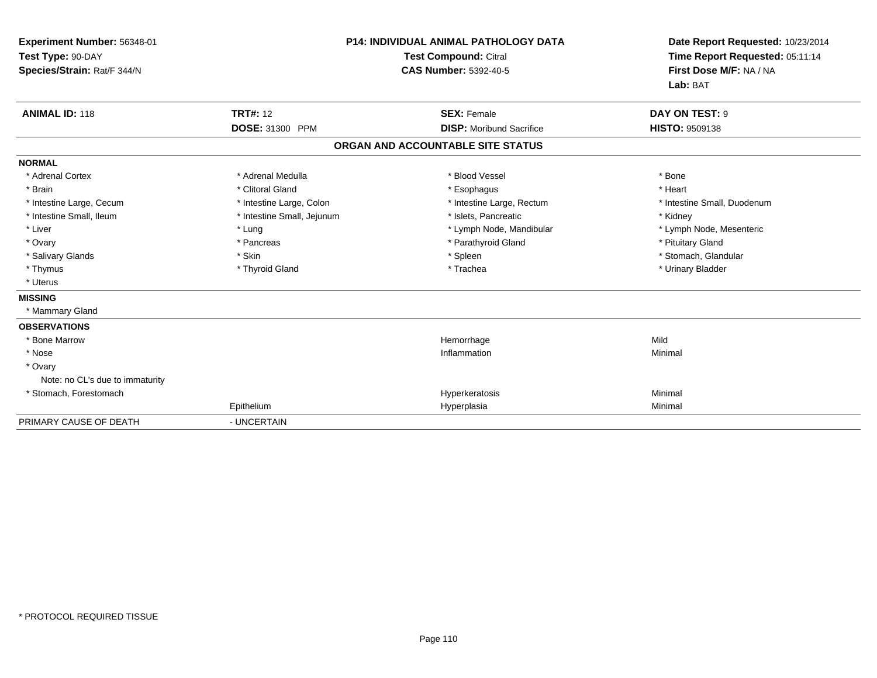**Experiment Number:** 56348-01
**Test Type:** 90-DAY
**Species/Strain:** Rat/F 344/N

**P14: INDIVIDUAL ANIMAL PATHOLOGY DATA**
**Test Compound:** Citral
**CAS Number:** 5392-40-5

**Date Report Requested:** 10/23/2014
**Time Report Requested:** 05:11:14
**First Dose M/F:** NA / NA
**Lab:** BAT

| **ANIMAL ID:** 118 | **TRT#:** 12 | **SEX:** Female | **DAY ON TEST:** 9 |
|---|---|---|---|
| | **DOSE:** 31300 PPM | **DISP:** Moribund Sacrifice | **HISTO:** 9509138 |

## ORGAN AND ACCOUNTABLE SITE STATUS

**NORMAL**

| | | | |
|---|---|---|---|
| * Adrenal Cortex | * Adrenal Medulla | * Blood Vessel | * Bone |
| * Brain | * Clitoral Gland | * Esophagus | * Heart |
| * Intestine Large, Cecum | * Intestine Large, Colon | * Intestine Large, Rectum | * Intestine Small, Duodenum |
| * Intestine Small, Ileum | * Intestine Small, Jejunum | * Islets, Pancreatic | * Kidney |
| * Liver | * Lung | * Lymph Node, Mandibular | * Lymph Node, Mesenteric |
| * Ovary | * Pancreas | * Parathyroid Gland | * Pituitary Gland |
| * Salivary Glands | * Skin | * Spleen | * Stomach, Glandular |
| * Thymus | * Thyroid Gland | * Trachea | * Urinary Bladder |
| * Uterus | | | |

**MISSING**

* Mammary Gland

**OBSERVATIONS**

| | | | |
|---|---|---|---|
| * Bone Marrow | | Hemorrhage | Mild |
| * Nose | | Inflammation | Minimal |
| * Ovary | | | |
| Note: no CL's due to immaturity | | | |
| * Stomach, Forestomach | | Hyperkeratosis | Minimal |
| | Epithelium | Hyperplasia | Minimal |

PRIMARY CAUSE OF DEATH - UNCERTAIN

* PROTOCOL REQUIRED TISSUE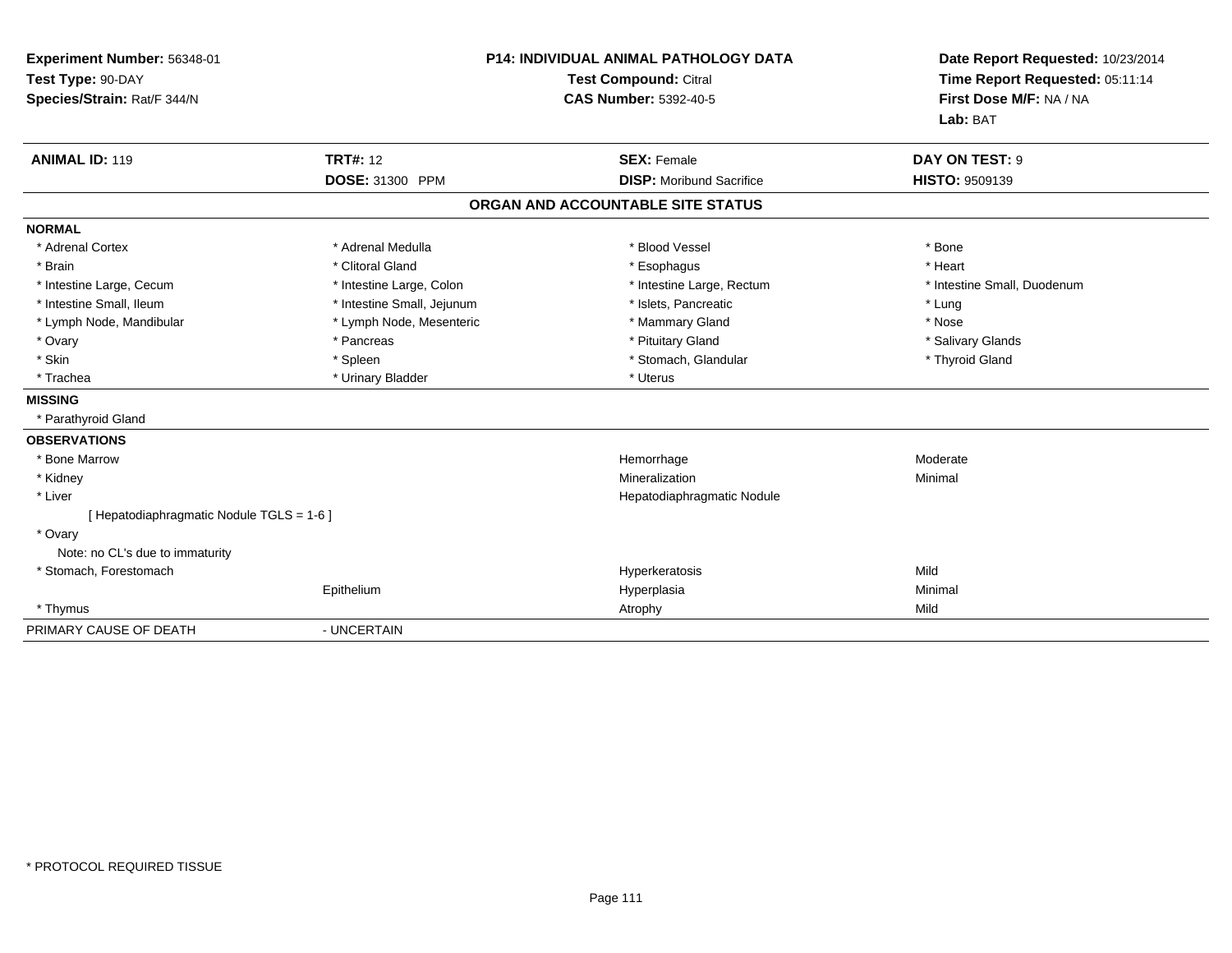**Experiment Number:** 56348-01
**Test Type:** 90-DAY
**Species/Strain:** Rat/F 344/N

**P14: INDIVIDUAL ANIMAL PATHOLOGY DATA**
**Test Compound:** Citral
**CAS Number:** 5392-40-5

**Date Report Requested:** 10/23/2014
**Time Report Requested:** 05:11:14
**First Dose M/F:** NA / NA
**Lab:** BAT

| **ANIMAL ID:** 119 | **TRT#:** 12 | **SEX:** Female | **DAY ON TEST:** 9 |
|---|---|---|---|
| | **DOSE:** 31300 PPM | **DISP:** Moribund Sacrifice | **HISTO:** 9509139 |

## ORGAN AND ACCOUNTABLE SITE STATUS

**NORMAL**

| | | | |
|---|---|---|---|
| * Adrenal Cortex | * Adrenal Medulla | * Blood Vessel | * Bone |
| * Brain | * Clitoral Gland | * Esophagus | * Heart |
| * Intestine Large, Cecum | * Intestine Large, Colon | * Intestine Large, Rectum | * Intestine Small, Duodenum |
| * Intestine Small, Ileum | * Intestine Small, Jejunum | * Islets, Pancreatic | * Lung |
| * Lymph Node, Mandibular | * Lymph Node, Mesenteric | * Mammary Gland | * Nose |
| * Ovary | * Pancreas | * Pituitary Gland | * Salivary Glands |
| * Skin | * Spleen | * Stomach, Glandular | * Thyroid Gland |
| * Trachea | * Urinary Bladder | * Uterus | |

**MISSING**

* Parathyroid Gland

**OBSERVATIONS**

| | | | |
|---|---|---|---|
| * Bone Marrow | | Hemorrhage | Moderate |
| * Kidney | | Mineralization | Minimal |
| * Liver | | Hepatodiaphragmatic Nodule | |
| [ Hepatodiaphragmatic Nodule TGLS = 1-6 ] | | | |
| * Ovary | | | |
| Note: no CL's due to immaturity | | | |
| * Stomach, Forestomach | | Hyperkeratosis | Mild |
| | Epithelium | Hyperplasia | Minimal |
| * Thymus | | Atrophy | Mild |

PRIMARY CAUSE OF DEATH - UNCERTAIN

\* PROTOCOL REQUIRED TISSUE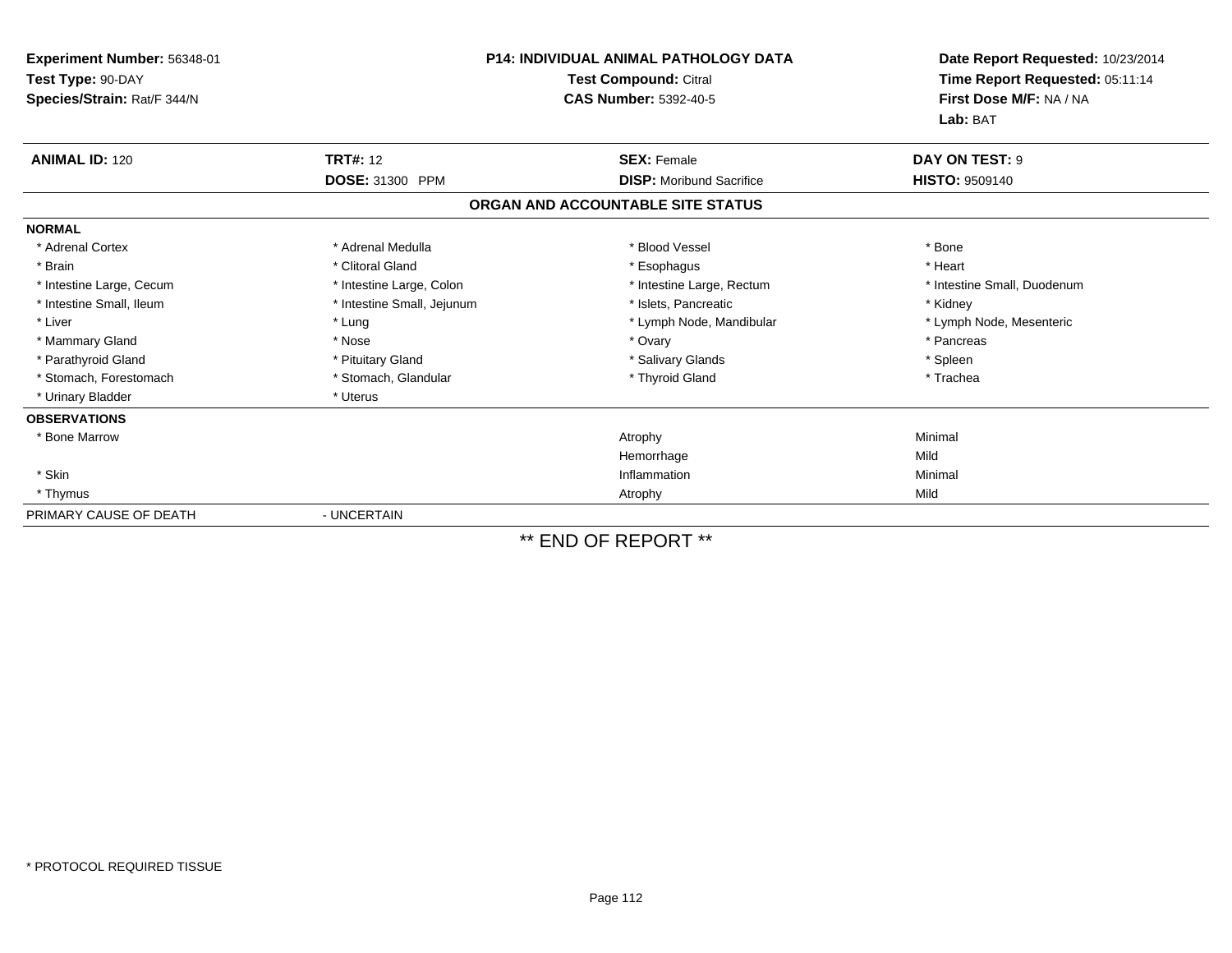**Experiment Number:** 56348-01
**Test Type:** 90-DAY
**Species/Strain:** Rat/F 344/N

**P14: INDIVIDUAL ANIMAL PATHOLOGY DATA**
**Test Compound:** Citral
**CAS Number:** 5392-40-5

**Date Report Requested:** 10/23/2014
**Time Report Requested:** 05:11:14
**First Dose M/F:** NA / NA
**Lab:** BAT

| **ANIMAL ID:** 120 | **TRT#:** 12 | **SEX:** Female | **DAY ON TEST:** 9 |
|---|---|---|---|
| | **DOSE:** 31300 PPM | **DISP:** Moribund Sacrifice | **HISTO:** 9509140 |

**ORGAN AND ACCOUNTABLE SITE STATUS**

**NORMAL**

| | | | |
|---|---|---|---|
| * Adrenal Cortex | * Adrenal Medulla | * Blood Vessel | * Bone |
| * Brain | * Clitoral Gland | * Esophagus | * Heart |
| * Intestine Large, Cecum | * Intestine Large, Colon | * Intestine Large, Rectum | * Intestine Small, Duodenum |
| * Intestine Small, Ileum | * Intestine Small, Jejunum | * Islets, Pancreatic | * Kidney |
| * Liver | * Lung | * Lymph Node, Mandibular | * Lymph Node, Mesenteric |
| * Mammary Gland | * Nose | * Ovary | * Pancreas |
| * Parathyroid Gland | * Pituitary Gland | * Salivary Glands | * Spleen |
| * Stomach, Forestomach | * Stomach, Glandular | * Thyroid Gland | * Trachea |
| * Urinary Bladder | * Uterus | | |

**OBSERVATIONS**

| | | |
|---|---|---|
| * Bone Marrow | Atrophy | Minimal |
| | Hemorrhage | Mild |
| * Skin | Inflammation | Minimal |
| * Thymus | Atrophy | Mild |

PRIMARY CAUSE OF DEATH - UNCERTAIN

** END OF REPORT **

* PROTOCOL REQUIRED TISSUE